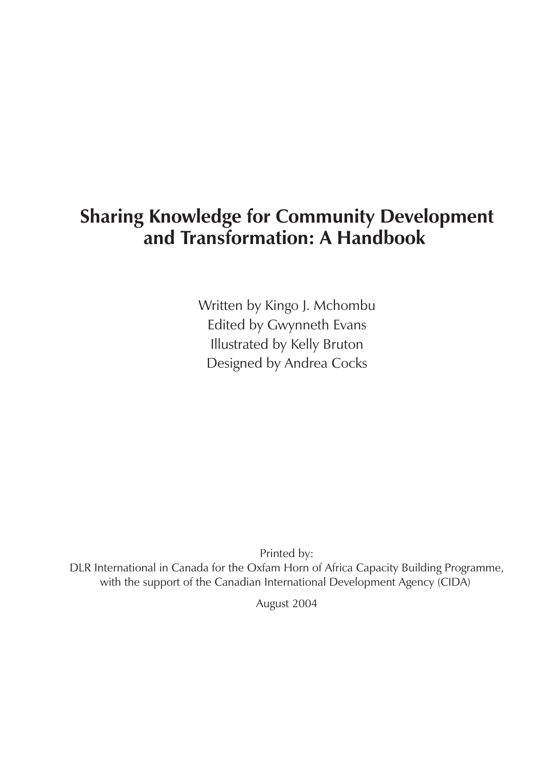# Sharing Knowledge for Community Development and Transformation: A Handbook

Written by Kingo J. Mchombu
Edited by Gwynneth Evans
Illustrated by Kelly Bruton
Designed by Andrea Cocks

Printed by:
DLR International in Canada for the Oxfam Horn of Africa Capacity Building Programme, with the support of the Canadian International Development Agency (CIDA)

August 2004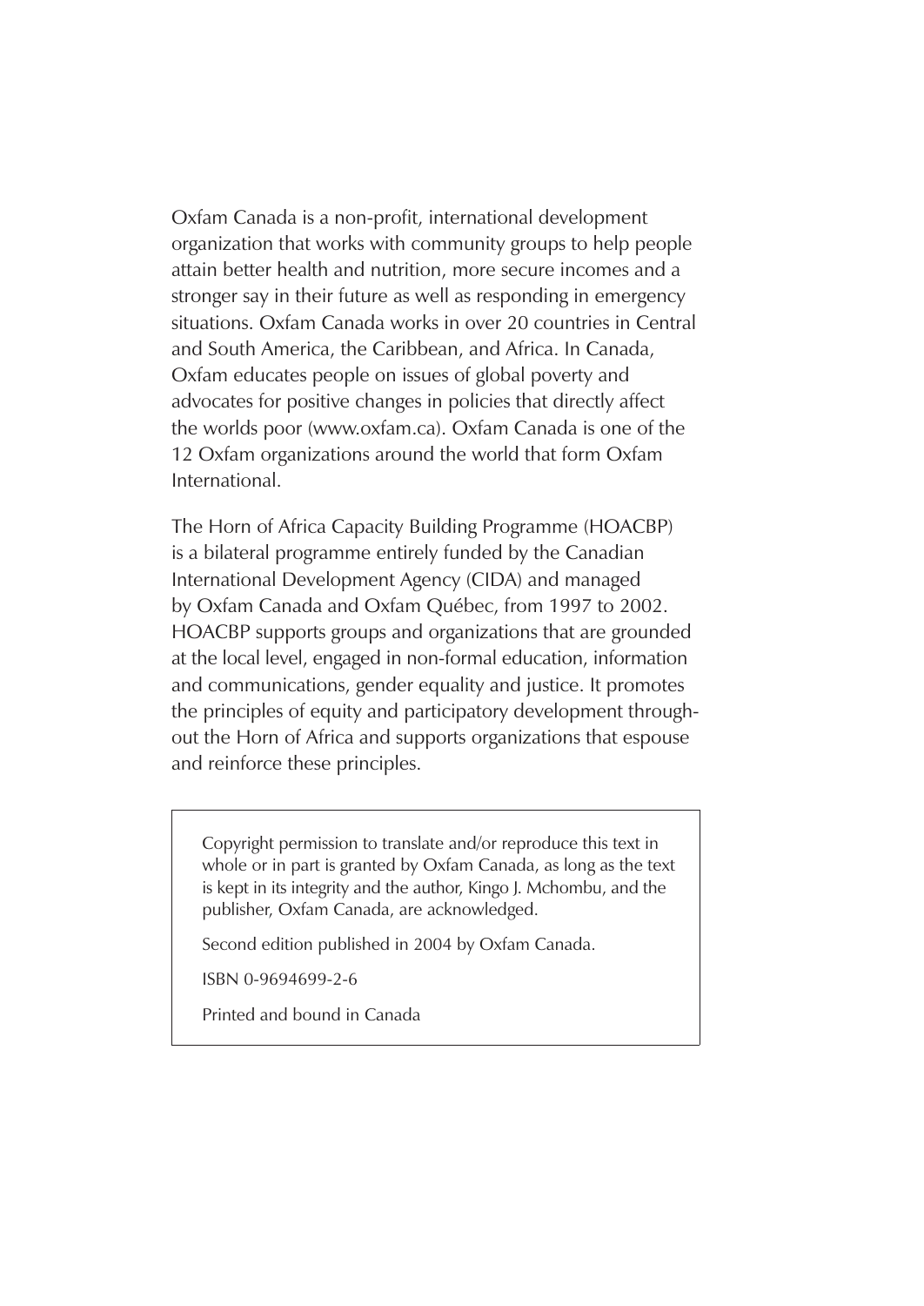Oxfam Canada is a non-profit, international development organization that works with community groups to help people attain better health and nutrition, more secure incomes and a stronger say in their future as well as responding in emergency situations. Oxfam Canada works in over 20 countries in Central and South America, the Caribbean, and Africa. In Canada, Oxfam educates people on issues of global poverty and advocates for positive changes in policies that directly affect the worlds poor (www.oxfam.ca). Oxfam Canada is one of the 12 Oxfam organizations around the world that form Oxfam International.

The Horn of Africa Capacity Building Programme (HOACBP) is a bilateral programme entirely funded by the Canadian International Development Agency (CIDA) and managed by Oxfam Canada and Oxfam Québec, from 1997 to 2002. HOACBP supports groups and organizations that are grounded at the local level, engaged in non-formal education, information and communications, gender equality and justice. It promotes the principles of equity and participatory development throughout the Horn of Africa and supports organizations that espouse and reinforce these principles.

Copyright permission to translate and/or reproduce this text in whole or in part is granted by Oxfam Canada, as long as the text is kept in its integrity and the author, Kingo J. Mchombu, and the publisher, Oxfam Canada, are acknowledged.

Second edition published in 2004 by Oxfam Canada.

ISBN 0-9694699-2-6

Printed and bound in Canada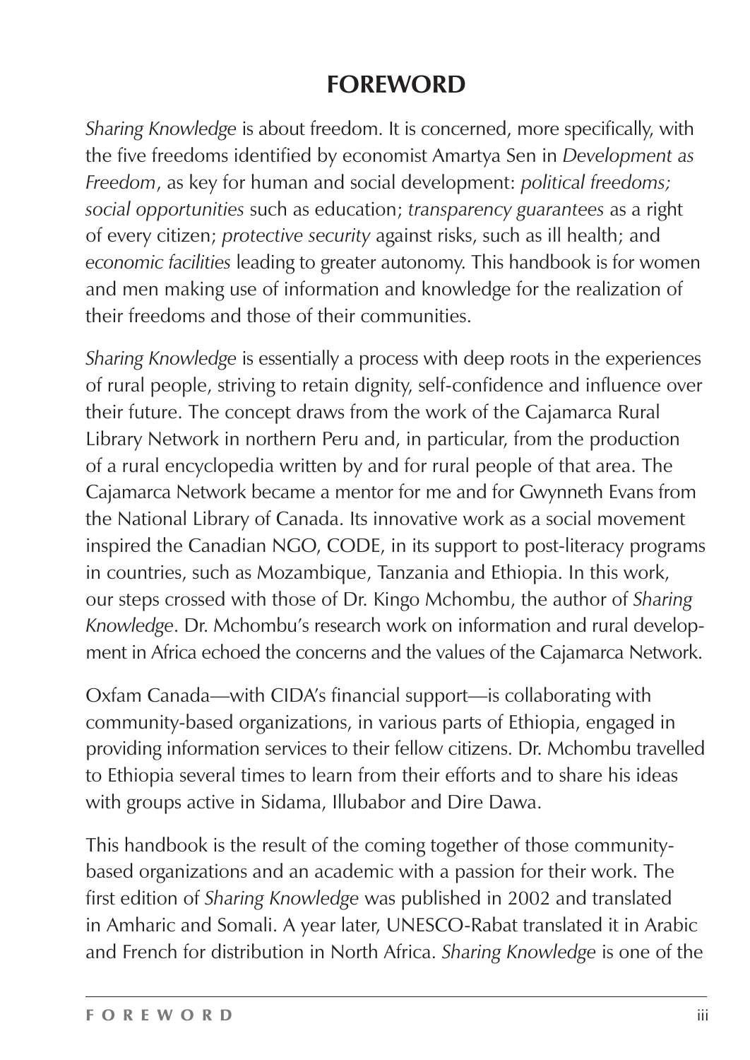# FOREWORD

*Sharing Knowledge* is about freedom. It is concerned, more specifically, with the five freedoms identified by economist Amartya Sen in *Development as Freedom*, as key for human and social development: *political freedoms; social opportunities* such as education; *transparency guarantees* as a right of every citizen; *protective security* against risks, such as ill health; and *economic facilities* leading to greater autonomy. This handbook is for women and men making use of information and knowledge for the realization of their freedoms and those of their communities.

*Sharing Knowledge* is essentially a process with deep roots in the experiences of rural people, striving to retain dignity, self-confidence and influence over their future. The concept draws from the work of the Cajamarca Rural Library Network in northern Peru and, in particular, from the production of a rural encyclopedia written by and for rural people of that area. The Cajamarca Network became a mentor for me and for Gwynneth Evans from the National Library of Canada. Its innovative work as a social movement inspired the Canadian NGO, CODE, in its support to post-literacy programs in countries, such as Mozambique, Tanzania and Ethiopia. In this work, our steps crossed with those of Dr. Kingo Mchombu, the author of *Sharing Knowledge*. Dr. Mchombu's research work on information and rural development in Africa echoed the concerns and the values of the Cajamarca Network.

Oxfam Canada—with CIDA's financial support—is collaborating with community-based organizations, in various parts of Ethiopia, engaged in providing information services to their fellow citizens. Dr. Mchombu travelled to Ethiopia several times to learn from their efforts and to share his ideas with groups active in Sidama, Illubabor and Dire Dawa.

This handbook is the result of the coming together of those community-based organizations and an academic with a passion for their work. The first edition of *Sharing Knowledge* was published in 2002 and translated in Amharic and Somali. A year later, UNESCO-Rabat translated it in Arabic and French for distribution in North Africa. *Sharing Knowledge* is one of the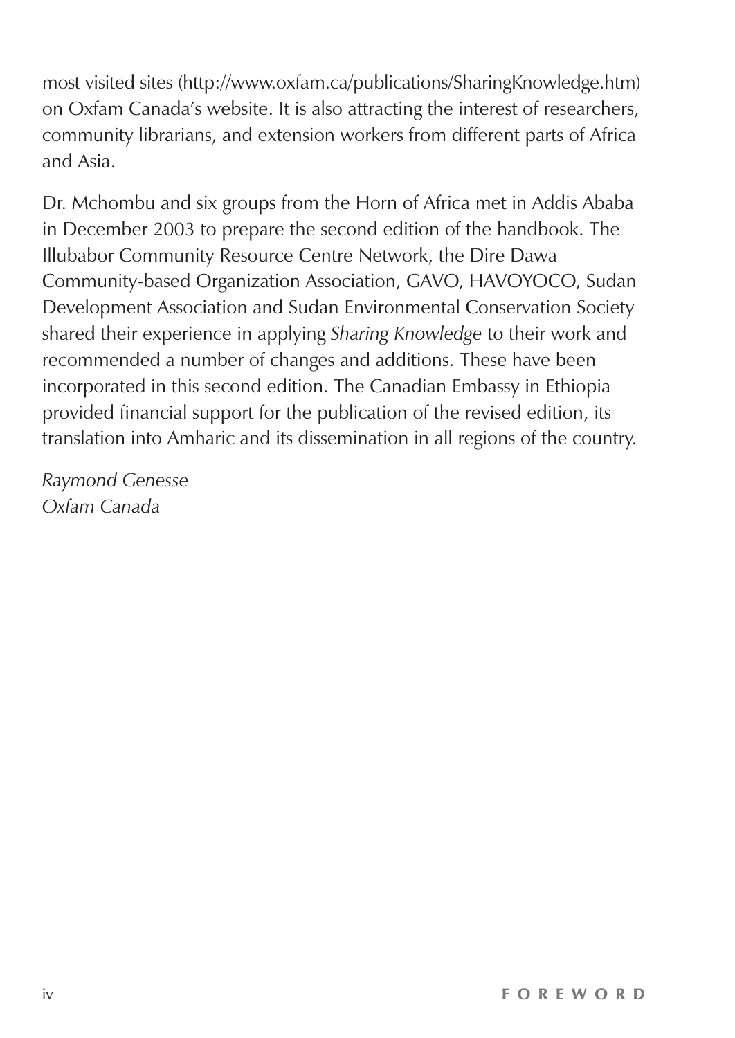most visited sites (http://www.oxfam.ca/publications/SharingKnowledge.htm) on Oxfam Canada's website. It is also attracting the interest of researchers, community librarians, and extension workers from different parts of Africa and Asia.

Dr. Mchombu and six groups from the Horn of Africa met in Addis Ababa in December 2003 to prepare the second edition of the handbook. The Illubabor Community Resource Centre Network, the Dire Dawa Community-based Organization Association, GAVO, HAVOYOCO, Sudan Development Association and Sudan Environmental Conservation Society shared their experience in applying *Sharing Knowledge* to their work and recommended a number of changes and additions. These have been incorporated in this second edition. The Canadian Embassy in Ethiopia provided financial support for the publication of the revised edition, its translation into Amharic and its dissemination in all regions of the country.

*Raymond Genesse*
*Oxfam Canada*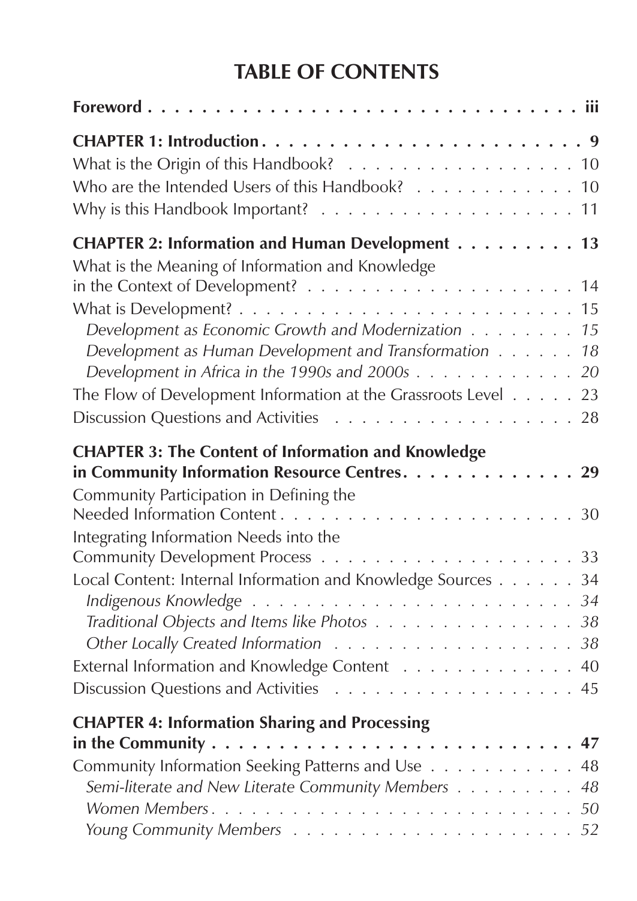# TABLE OF CONTENTS

| | |
|---|---|
| **Foreword** | **iii** |
| **CHAPTER 1: Introduction** | **9** |
| What is the Origin of this Handbook? | 10 |
| Who are the Intended Users of this Handbook? | 10 |
| Why is this Handbook Important? | 11 |
| **CHAPTER 2: Information and Human Development** | **13** |
| What is the Meaning of Information and Knowledge in the Context of Development? | 14 |
| What is Development? | 15 |
| *Development as Economic Growth and Modernization* | *15* |
| *Development as Human Development and Transformation* | *18* |
| *Development in Africa in the 1990s and 2000s* | *20* |
| The Flow of Development Information at the Grassroots Level | 23 |
| Discussion Questions and Activities | 28 |
| **CHAPTER 3: The Content of Information and Knowledge in Community Information Resource Centres** | **29** |
| Community Participation in Defining the Needed Information Content | 30 |
| Integrating Information Needs into the Community Development Process | 33 |
| Local Content: Internal Information and Knowledge Sources | 34 |
| *Indigenous Knowledge* | *34* |
| *Traditional Objects and Items like Photos* | *38* |
| *Other Locally Created Information* | *38* |
| External Information and Knowledge Content | 40 |
| Discussion Questions and Activities | 45 |
| **CHAPTER 4: Information Sharing and Processing in the Community** | **47** |
| Community Information Seeking Patterns and Use | 48 |
| *Semi-literate and New Literate Community Members* | *48* |
| *Women Members* | *50* |
| *Young Community Members* | *52* |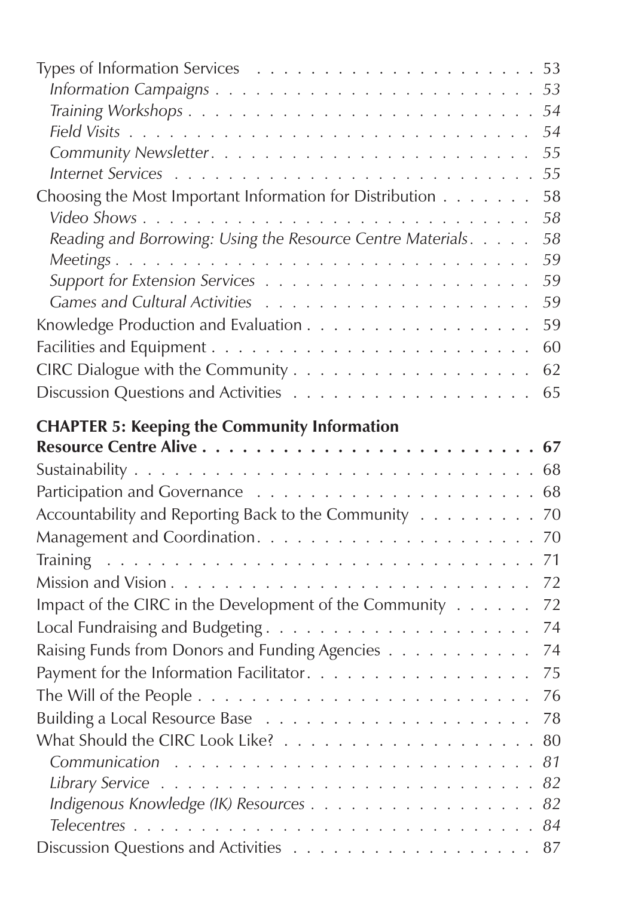Types of Information Services . . . . . . . . . . . . . . . . . . . . . 53
*Information Campaigns . . . . . . . . . . . . . . . . . . . . . . . . . 53*
*Training Workshops . . . . . . . . . . . . . . . . . . . . . . . . . . 54*
*Field Visits . . . . . . . . . . . . . . . . . . . . . . . . . . . . . 54*
*Community Newsletter . . . . . . . . . . . . . . . . . . . . . . . . 55*
*Internet Services . . . . . . . . . . . . . . . . . . . . . . . . . . 55*
Choosing the Most Important Information for Distribution . . . . . . . 58
*Video Shows . . . . . . . . . . . . . . . . . . . . . . . . . . . . . 58*
*Reading and Borrowing: Using the Resource Centre Materials . . . . . 58*
*Meetings . . . . . . . . . . . . . . . . . . . . . . . . . . . . . . . 59*
*Support for Extension Services . . . . . . . . . . . . . . . . . . . . 59*
*Games and Cultural Activities . . . . . . . . . . . . . . . . . . . . 59*
Knowledge Production and Evaluation . . . . . . . . . . . . . . . . . 59
Facilities and Equipment . . . . . . . . . . . . . . . . . . . . . . . 60
CIRC Dialogue with the Community . . . . . . . . . . . . . . . . . . 62
Discussion Questions and Activities . . . . . . . . . . . . . . . . . . 65

**CHAPTER 5: Keeping the Community Information Resource Centre Alive . . . . . . . . . . . . . . . . . . . . . . . . 67**
Sustainability . . . . . . . . . . . . . . . . . . . . . . . . . . . . . 68
Participation and Governance . . . . . . . . . . . . . . . . . . . . . 68
Accountability and Reporting Back to the Community . . . . . . . . . 70
Management and Coordination . . . . . . . . . . . . . . . . . . . . . 70
Training . . . . . . . . . . . . . . . . . . . . . . . . . . . . . . . . 71
Mission and Vision . . . . . . . . . . . . . . . . . . . . . . . . . . . 72
Impact of the CIRC in the Development of the Community . . . . . . 72
Local Fundraising and Budgeting . . . . . . . . . . . . . . . . . . . . 74
Raising Funds from Donors and Funding Agencies . . . . . . . . . . . 74
Payment for the Information Facilitator . . . . . . . . . . . . . . . . 75
The Will of the People . . . . . . . . . . . . . . . . . . . . . . . . . 76
Building a Local Resource Base . . . . . . . . . . . . . . . . . . . . 78
What Should the CIRC Look Like? . . . . . . . . . . . . . . . . . . . 80
*Communication . . . . . . . . . . . . . . . . . . . . . . . . . . . . 81*
*Library Service . . . . . . . . . . . . . . . . . . . . . . . . . . . . 82*
*Indigenous Knowledge (IK) Resources . . . . . . . . . . . . . . . . . 82*
*Telecentres . . . . . . . . . . . . . . . . . . . . . . . . . . . . . . 84*
Discussion Questions and Activities . . . . . . . . . . . . . . . . . . 87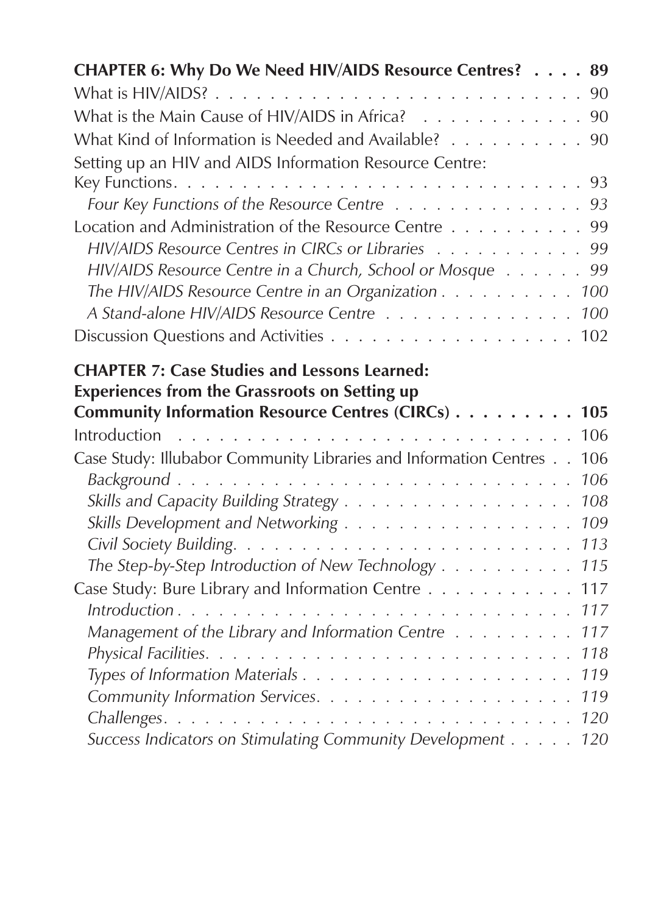**CHAPTER 6: Why Do We Need HIV/AIDS Resource Centres? . . . . 89**

What is HIV/AIDS? . . . . . . . . . . . . . . . . . . . . . . . . . . . 90

What is the Main Cause of HIV/AIDS in Africa? . . . . . . . . . . . . 90

What Kind of Information is Needed and Available? . . . . . . . . . . 90

Setting up an HIV and AIDS Information Resource Centre: Key Functions. . . . . . . . . . . . . . . . . . . . . . . . . . . . . . 93

*Four Key Functions of the Resource Centre . . . . . . . . . . . . . 93*

Location and Administration of the Resource Centre . . . . . . . . . . 99

*HIV/AIDS Resource Centres in CIRCs or Libraries . . . . . . . . . . . 99*

*HIV/AIDS Resource Centre in a Church, School or Mosque . . . . . . 99*

*The HIV/AIDS Resource Centre in an Organization . . . . . . . . . . 100*

*A Stand-alone HIV/AIDS Resource Centre . . . . . . . . . . . . . . 100*

Discussion Questions and Activities . . . . . . . . . . . . . . . . . . 102

**CHAPTER 7: Case Studies and Lessons Learned: Experiences from the Grassroots on Setting up Community Information Resource Centres (CIRCs) . . . . . . . . . 105**

Introduction . . . . . . . . . . . . . . . . . . . . . . . . . . . . . 106

Case Study: Illubabor Community Libraries and Information Centres . . 106

*Background . . . . . . . . . . . . . . . . . . . . . . . . . . . . 106*

*Skills and Capacity Building Strategy . . . . . . . . . . . . . . . . 108*

*Skills Development and Networking . . . . . . . . . . . . . . . . . 109*

*Civil Society Building. . . . . . . . . . . . . . . . . . . . . . . . 113*

*The Step-by-Step Introduction of New Technology . . . . . . . . . . 115*

Case Study: Bure Library and Information Centre . . . . . . . . . . . 117

*Introduction . . . . . . . . . . . . . . . . . . . . . . . . . . . . 117*

*Management of the Library and Information Centre . . . . . . . . . 117*

*Physical Facilities. . . . . . . . . . . . . . . . . . . . . . . . . . 118*

*Types of Information Materials . . . . . . . . . . . . . . . . . . . 119*

*Community Information Services. . . . . . . . . . . . . . . . . . . 119*

*Challenges. . . . . . . . . . . . . . . . . . . . . . . . . . . . . . 120*

*Success Indicators on Stimulating Community Development . . . . . 120*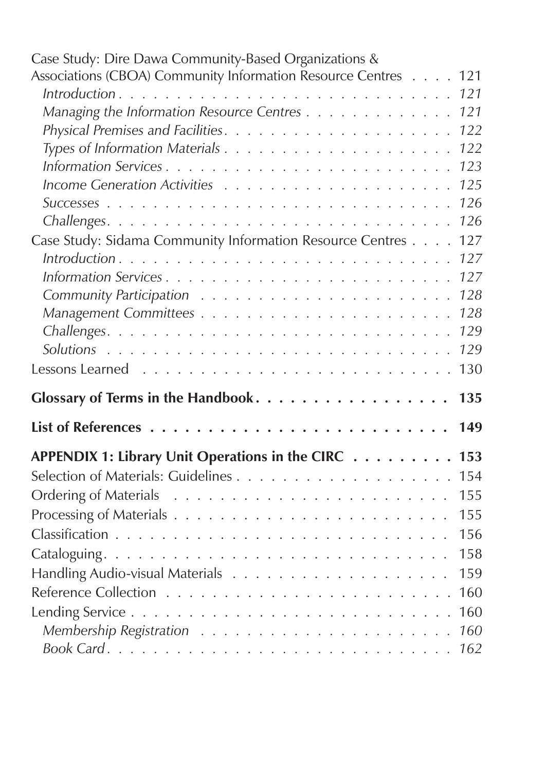Case Study: Dire Dawa Community-Based Organizations & Associations (CBOA) Community Information Resource Centres . . . . 121

*Introduction* . . . . . . . . . . . . . . . . . . . . . . . . . . . . . 121

*Managing the Information Resource Centres* . . . . . . . . . . . . . 121

*Physical Premises and Facilities* . . . . . . . . . . . . . . . . . . . 122

*Types of Information Materials* . . . . . . . . . . . . . . . . . . . 122

*Information Services* . . . . . . . . . . . . . . . . . . . . . . . . . 123

*Income Generation Activities* . . . . . . . . . . . . . . . . . . . . 125

*Successes* . . . . . . . . . . . . . . . . . . . . . . . . . . . . . . 126

*Challenges* . . . . . . . . . . . . . . . . . . . . . . . . . . . . . . 126

Case Study: Sidama Community Information Resource Centres . . . . 127

*Introduction* . . . . . . . . . . . . . . . . . . . . . . . . . . . . . 127

*Information Services* . . . . . . . . . . . . . . . . . . . . . . . . . 127

*Community Participation* . . . . . . . . . . . . . . . . . . . . . . 128

*Management Committees* . . . . . . . . . . . . . . . . . . . . . . 128

*Challenges* . . . . . . . . . . . . . . . . . . . . . . . . . . . . . . 129

*Solutions* . . . . . . . . . . . . . . . . . . . . . . . . . . . . . . . 129

Lessons Learned . . . . . . . . . . . . . . . . . . . . . . . . . . . . 130

**Glossary of Terms in the Handbook . . . . . . . . . . . . . . . . . 135**

**List of References . . . . . . . . . . . . . . . . . . . . . . . . . . 149**

**APPENDIX 1: Library Unit Operations in the CIRC . . . . . . . . . 153**

Selection of Materials: Guidelines . . . . . . . . . . . . . . . . . . . 154

Ordering of Materials . . . . . . . . . . . . . . . . . . . . . . . . . 155

Processing of Materials . . . . . . . . . . . . . . . . . . . . . . . . 155

Classification . . . . . . . . . . . . . . . . . . . . . . . . . . . . . . 156

Cataloguing . . . . . . . . . . . . . . . . . . . . . . . . . . . . . . 158

Handling Audio-visual Materials . . . . . . . . . . . . . . . . . . . . 159

Reference Collection . . . . . . . . . . . . . . . . . . . . . . . . . . 160

Lending Service . . . . . . . . . . . . . . . . . . . . . . . . . . . . . 160

*Membership Registration* . . . . . . . . . . . . . . . . . . . . . . 160

*Book Card* . . . . . . . . . . . . . . . . . . . . . . . . . . . . . . 162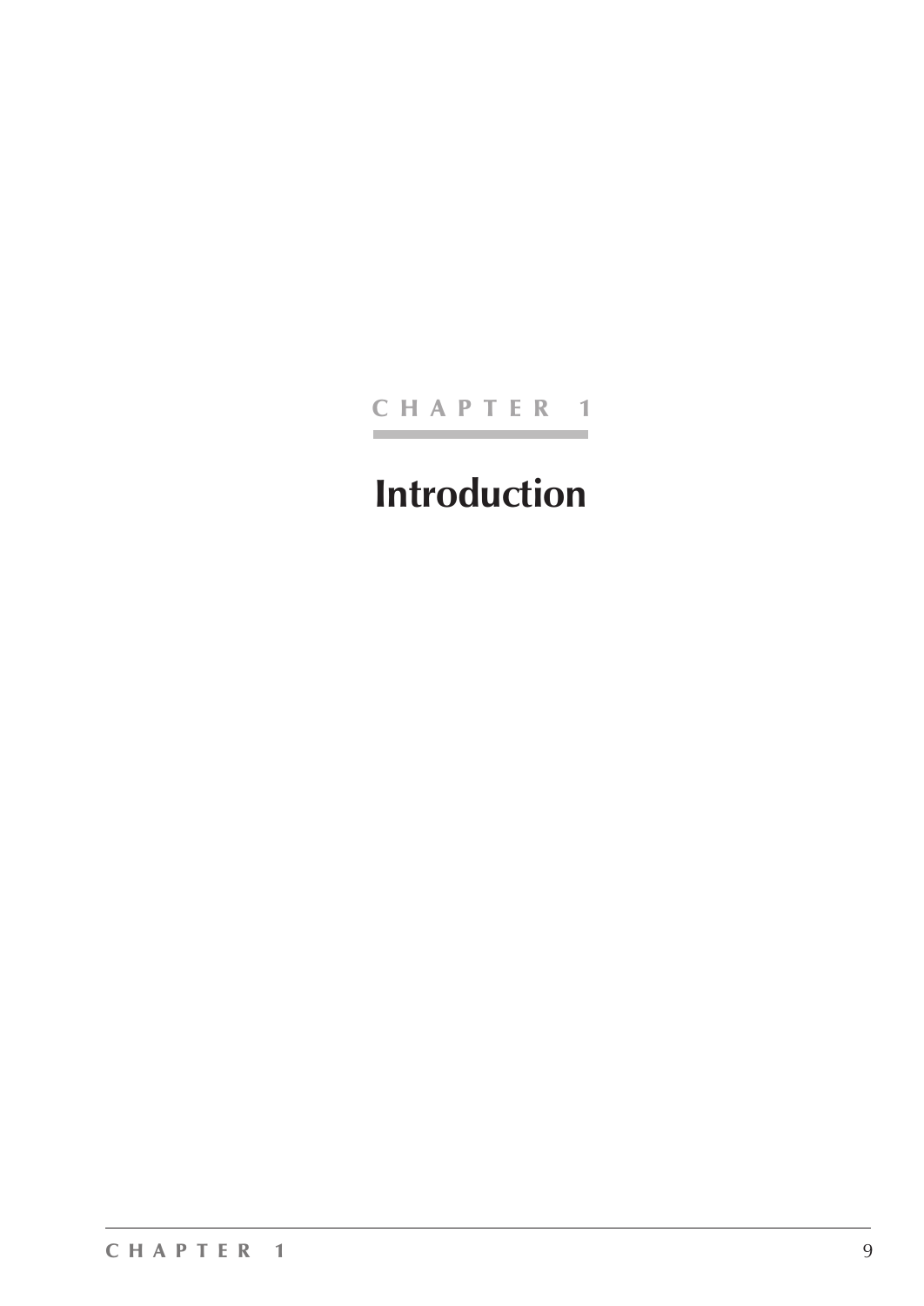CHAPTER 1

# Introduction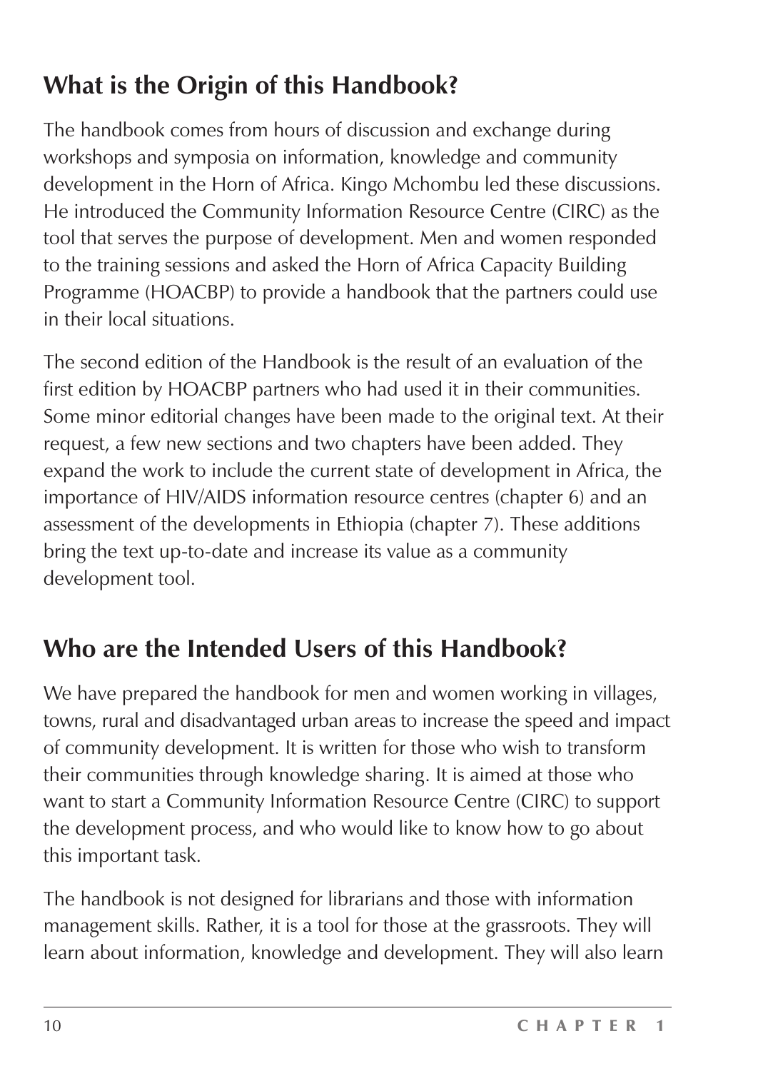## What is the Origin of this Handbook?

The handbook comes from hours of discussion and exchange during workshops and symposia on information, knowledge and community development in the Horn of Africa. Kingo Mchombu led these discussions. He introduced the Community Information Resource Centre (CIRC) as the tool that serves the purpose of development. Men and women responded to the training sessions and asked the Horn of Africa Capacity Building Programme (HOACBP) to provide a handbook that the partners could use in their local situations.

The second edition of the Handbook is the result of an evaluation of the first edition by HOACBP partners who had used it in their communities. Some minor editorial changes have been made to the original text. At their request, a few new sections and two chapters have been added. They expand the work to include the current state of development in Africa, the importance of HIV/AIDS information resource centres (chapter 6) and an assessment of the developments in Ethiopia (chapter 7). These additions bring the text up-to-date and increase its value as a community development tool.

## Who are the Intended Users of this Handbook?

We have prepared the handbook for men and women working in villages, towns, rural and disadvantaged urban areas to increase the speed and impact of community development. It is written for those who wish to transform their communities through knowledge sharing. It is aimed at those who want to start a Community Information Resource Centre (CIRC) to support the development process, and who would like to know how to go about this important task.

The handbook is not designed for librarians and those with information management skills. Rather, it is a tool for those at the grassroots. They will learn about information, knowledge and development. They will also learn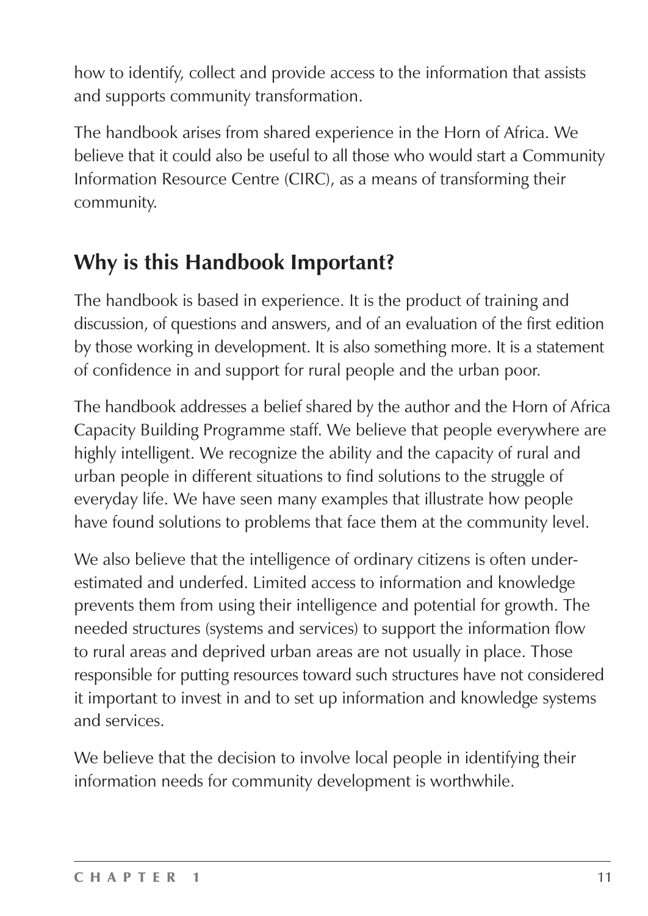how to identify, collect and provide access to the information that assists and supports community transformation.

The handbook arises from shared experience in the Horn of Africa. We believe that it could also be useful to all those who would start a Community Information Resource Centre (CIRC), as a means of transforming their community.

## Why is this Handbook Important?

The handbook is based in experience. It is the product of training and discussion, of questions and answers, and of an evaluation of the first edition by those working in development. It is also something more. It is a statement of confidence in and support for rural people and the urban poor.

The handbook addresses a belief shared by the author and the Horn of Africa Capacity Building Programme staff. We believe that people everywhere are highly intelligent. We recognize the ability and the capacity of rural and urban people in different situations to find solutions to the struggle of everyday life. We have seen many examples that illustrate how people have found solutions to problems that face them at the community level.

We also believe that the intelligence of ordinary citizens is often under-estimated and underfed. Limited access to information and knowledge prevents them from using their intelligence and potential for growth. The needed structures (systems and services) to support the information flow to rural areas and deprived urban areas are not usually in place. Those responsible for putting resources toward such structures have not considered it important to invest in and to set up information and knowledge systems and services.

We believe that the decision to involve local people in identifying their information needs for community development is worthwhile.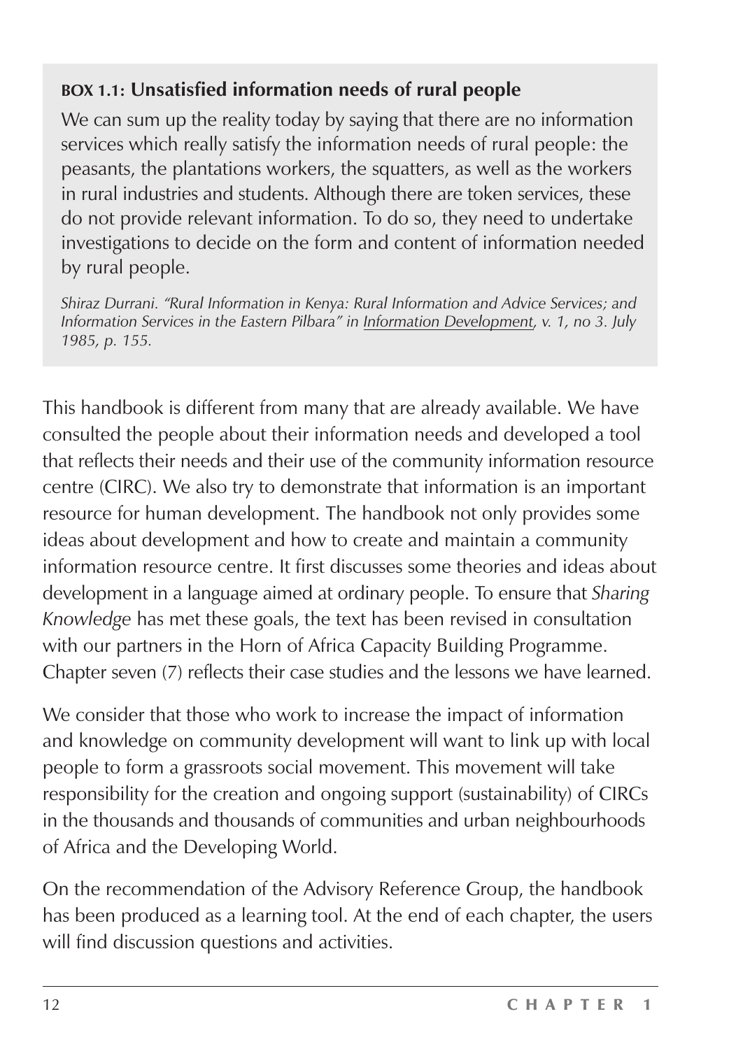**BOX 1.1: Unsatisfied information needs of rural people**

We can sum up the reality today by saying that there are no information services which really satisfy the information needs of rural people: the peasants, the plantations workers, the squatters, as well as the workers in rural industries and students. Although there are token services, these do not provide relevant information. To do so, they need to undertake investigations to decide on the form and content of information needed by rural people.

*Shiraz Durrani. "Rural Information in Kenya: Rural Information and Advice Services; and Information Services in the Eastern Pilbara" in Information Development, v. 1, no 3. July 1985, p. 155.*

This handbook is different from many that are already available. We have consulted the people about their information needs and developed a tool that reflects their needs and their use of the community information resource centre (CIRC). We also try to demonstrate that information is an important resource for human development. The handbook not only provides some ideas about development and how to create and maintain a community information resource centre. It first discusses some theories and ideas about development in a language aimed at ordinary people. To ensure that *Sharing Knowledge* has met these goals, the text has been revised in consultation with our partners in the Horn of Africa Capacity Building Programme. Chapter seven (7) reflects their case studies and the lessons we have learned.

We consider that those who work to increase the impact of information and knowledge on community development will want to link up with local people to form a grassroots social movement. This movement will take responsibility for the creation and ongoing support (sustainability) of CIRCs in the thousands and thousands of communities and urban neighbourhoods of Africa and the Developing World.

On the recommendation of the Advisory Reference Group, the handbook has been produced as a learning tool. At the end of each chapter, the users will find discussion questions and activities.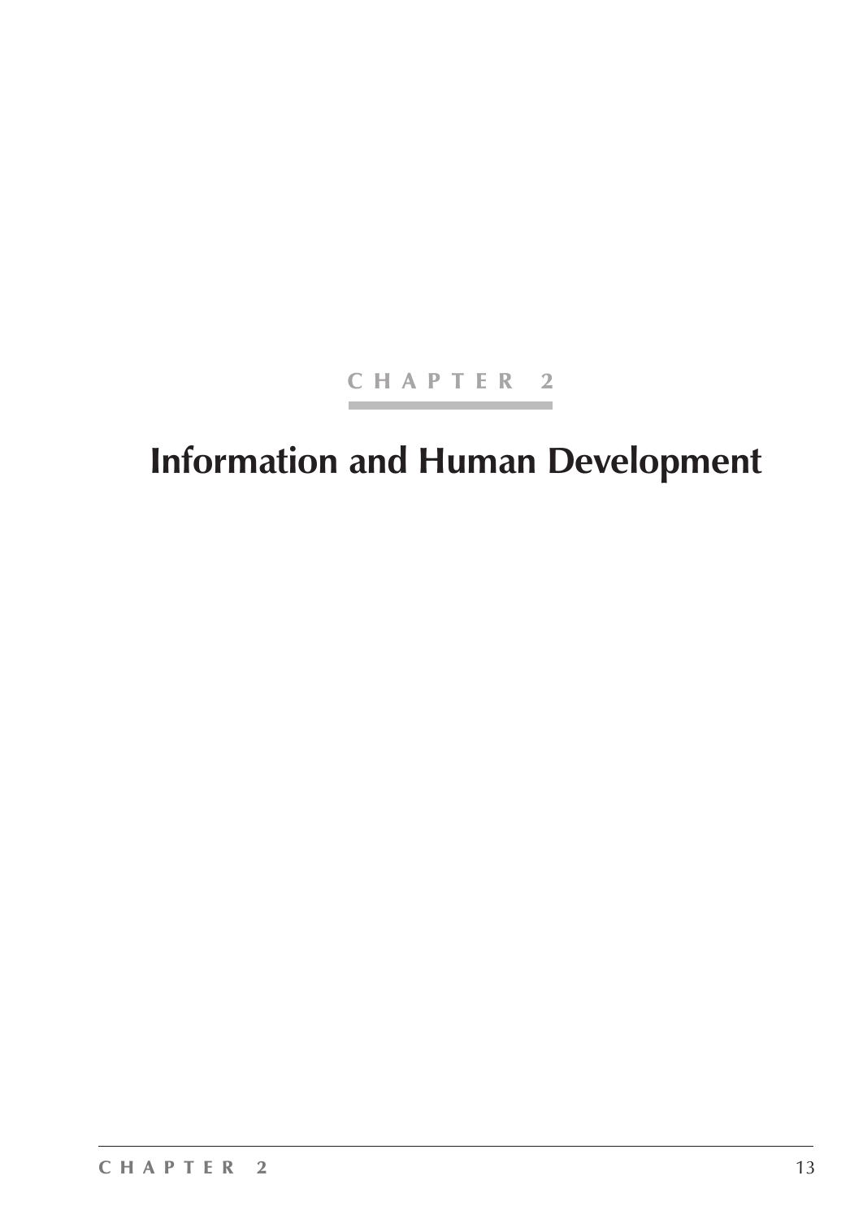CHAPTER 2

# Information and Human Development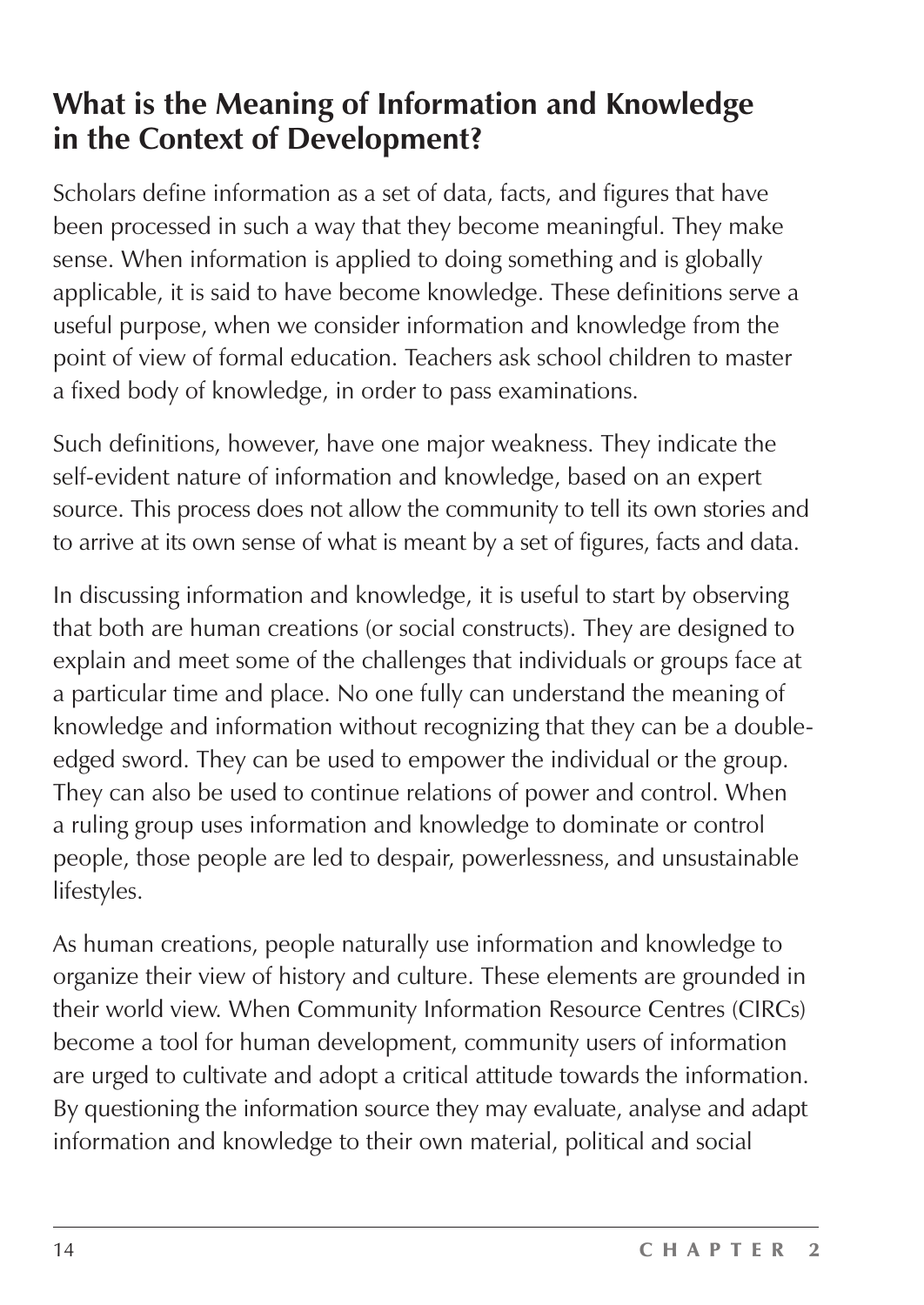## What is the Meaning of Information and Knowledge in the Context of Development?

Scholars define information as a set of data, facts, and figures that have been processed in such a way that they become meaningful. They make sense. When information is applied to doing something and is globally applicable, it is said to have become knowledge. These definitions serve a useful purpose, when we consider information and knowledge from the point of view of formal education. Teachers ask school children to master a fixed body of knowledge, in order to pass examinations.

Such definitions, however, have one major weakness. They indicate the self-evident nature of information and knowledge, based on an expert source. This process does not allow the community to tell its own stories and to arrive at its own sense of what is meant by a set of figures, facts and data.

In discussing information and knowledge, it is useful to start by observing that both are human creations (or social constructs). They are designed to explain and meet some of the challenges that individuals or groups face at a particular time and place. No one fully can understand the meaning of knowledge and information without recognizing that they can be a double-edged sword. They can be used to empower the individual or the group. They can also be used to continue relations of power and control. When a ruling group uses information and knowledge to dominate or control people, those people are led to despair, powerlessness, and unsustainable lifestyles.

As human creations, people naturally use information and knowledge to organize their view of history and culture. These elements are grounded in their world view. When Community Information Resource Centres (CIRCs) become a tool for human development, community users of information are urged to cultivate and adopt a critical attitude towards the information. By questioning the information source they may evaluate, analyse and adapt information and knowledge to their own material, political and social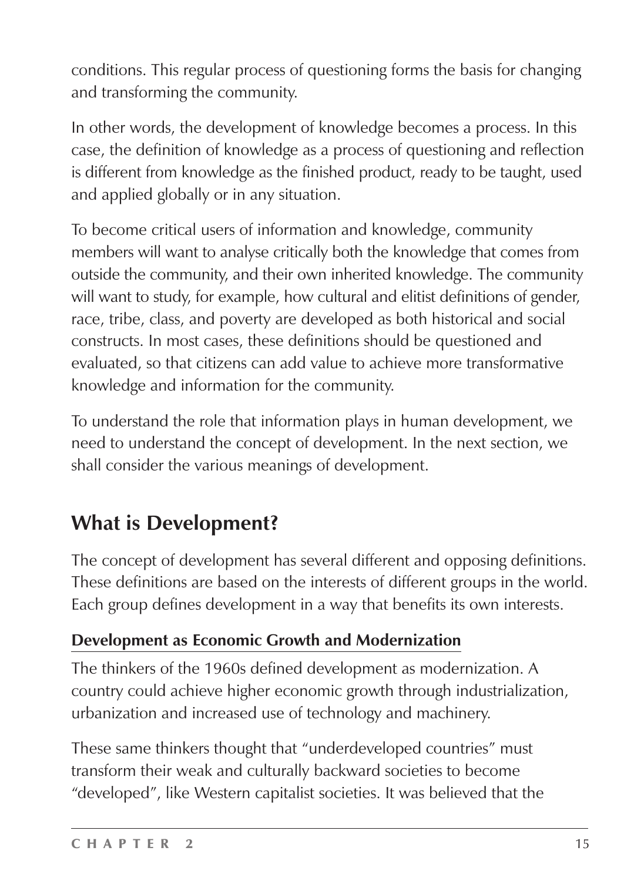conditions. This regular process of questioning forms the basis for changing and transforming the community.

In other words, the development of knowledge becomes a process. In this case, the definition of knowledge as a process of questioning and reflection is different from knowledge as the finished product, ready to be taught, used and applied globally or in any situation.

To become critical users of information and knowledge, community members will want to analyse critically both the knowledge that comes from outside the community, and their own inherited knowledge. The community will want to study, for example, how cultural and elitist definitions of gender, race, tribe, class, and poverty are developed as both historical and social constructs. In most cases, these definitions should be questioned and evaluated, so that citizens can add value to achieve more transformative knowledge and information for the community.

To understand the role that information plays in human development, we need to understand the concept of development. In the next section, we shall consider the various meanings of development.

## What is Development?

The concept of development has several different and opposing definitions. These definitions are based on the interests of different groups in the world. Each group defines development in a way that benefits its own interests.

### Development as Economic Growth and Modernization

The thinkers of the 1960s defined development as modernization. A country could achieve higher economic growth through industrialization, urbanization and increased use of technology and machinery.

These same thinkers thought that “underdeveloped countries” must transform their weak and culturally backward societies to become “developed”, like Western capitalist societies. It was believed that the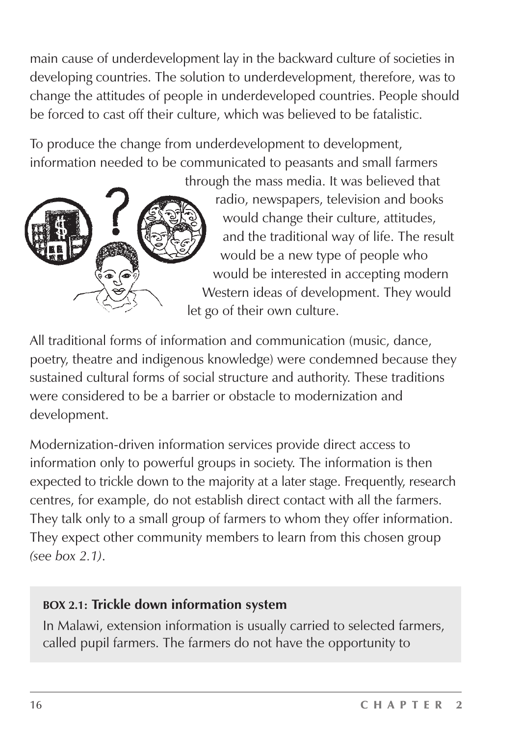main cause of underdevelopment lay in the backward culture of societies in developing countries. The solution to underdevelopment, therefore, was to change the attitudes of people in underdeveloped countries. People should be forced to cast off their culture, which was believed to be fatalistic.

To produce the change from underdevelopment to development, information needed to be communicated to peasants and small farmers through the mass media. It was believed that radio, newspapers, television and books would change their culture, attitudes, and the traditional way of life. The result would be a new type of people who would be interested in accepting modern Western ideas of development. They would let go of their own culture.

All traditional forms of information and communication (music, dance, poetry, theatre and indigenous knowledge) were condemned because they sustained cultural forms of social structure and authority. These traditions were considered to be a barrier or obstacle to modernization and development.

Modernization-driven information services provide direct access to information only to powerful groups in society. The information is then expected to trickle down to the majority at a later stage. Frequently, research centres, for example, do not establish direct contact with all the farmers. They talk only to a small group of farmers to whom they offer information. They expect other community members to learn from this chosen group *(see box 2.1)*.

**BOX 2.1: Trickle down information system**

In Malawi, extension information is usually carried to selected farmers, called pupil farmers. The farmers do not have the opportunity to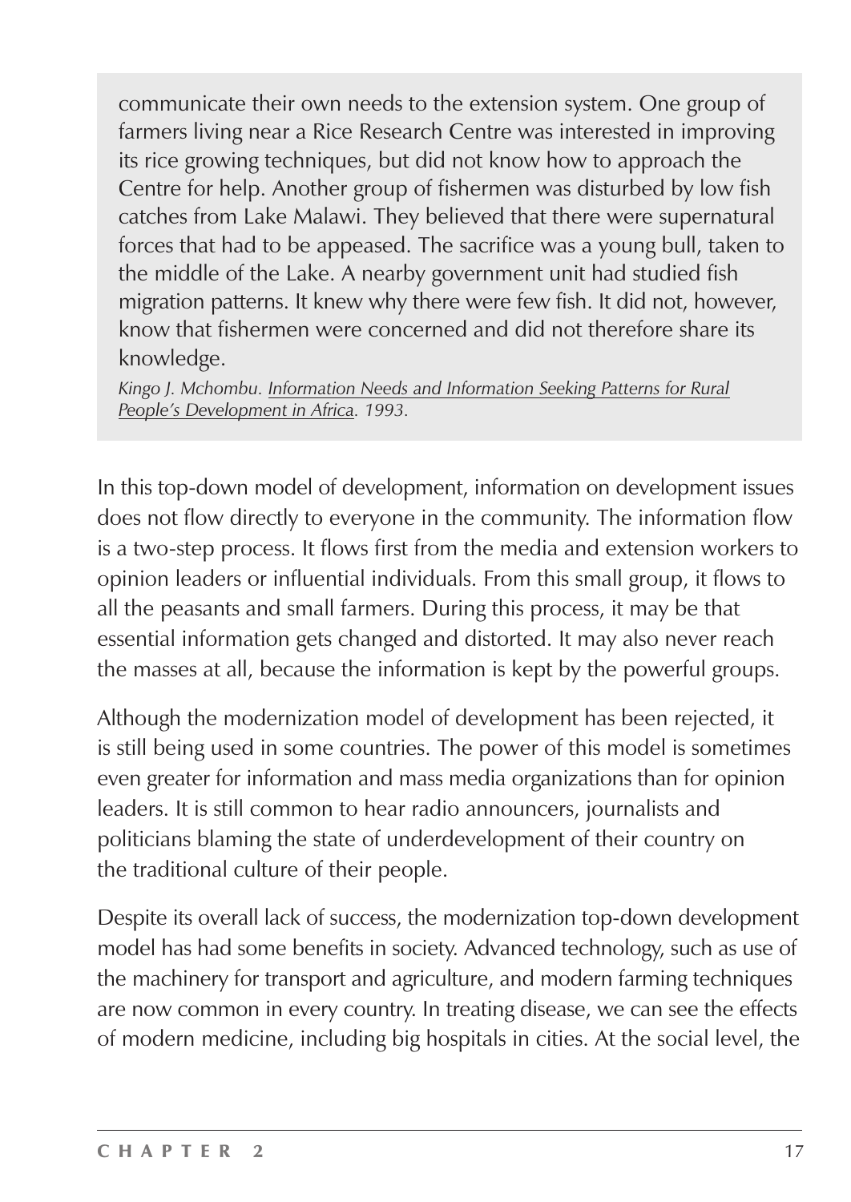> communicate their own needs to the extension system. One group of farmers living near a Rice Research Centre was interested in improving its rice growing techniques, but did not know how to approach the Centre for help. Another group of fishermen was disturbed by low fish catches from Lake Malawi. They believed that there were supernatural forces that had to be appeased. The sacrifice was a young bull, taken to the middle of the Lake. A nearby government unit had studied fish migration patterns. It knew why there were few fish. It did not, however, know that fishermen were concerned and did not therefore share its knowledge.
>
> *Kingo J. Mchombu. Information Needs and Information Seeking Patterns for Rural People's Development in Africa. 1993.*

In this top-down model of development, information on development issues does not flow directly to everyone in the community. The information flow is a two-step process. It flows first from the media and extension workers to opinion leaders or influential individuals. From this small group, it flows to all the peasants and small farmers. During this process, it may be that essential information gets changed and distorted. It may also never reach the masses at all, because the information is kept by the powerful groups.

Although the modernization model of development has been rejected, it is still being used in some countries. The power of this model is sometimes even greater for information and mass media organizations than for opinion leaders. It is still common to hear radio announcers, journalists and politicians blaming the state of underdevelopment of their country on the traditional culture of their people.

Despite its overall lack of success, the modernization top-down development model has had some benefits in society. Advanced technology, such as use of the machinery for transport and agriculture, and modern farming techniques are now common in every country. In treating disease, we can see the effects of modern medicine, including big hospitals in cities. At the social level, the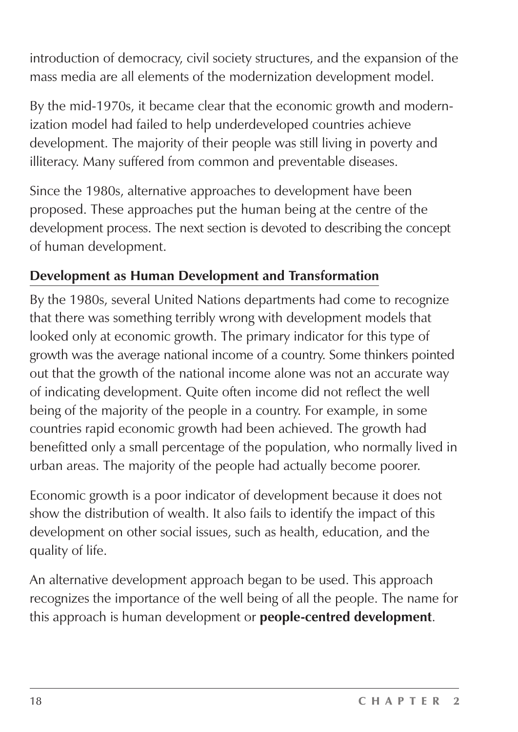introduction of democracy, civil society structures, and the expansion of the mass media are all elements of the modernization development model.

By the mid-1970s, it became clear that the economic growth and modernization model had failed to help underdeveloped countries achieve development. The majority of their people was still living in poverty and illiteracy. Many suffered from common and preventable diseases.

Since the 1980s, alternative approaches to development have been proposed. These approaches put the human being at the centre of the development process. The next section is devoted to describing the concept of human development.

## Development as Human Development and Transformation

By the 1980s, several United Nations departments had come to recognize that there was something terribly wrong with development models that looked only at economic growth. The primary indicator for this type of growth was the average national income of a country. Some thinkers pointed out that the growth of the national income alone was not an accurate way of indicating development. Quite often income did not reflect the well being of the majority of the people in a country. For example, in some countries rapid economic growth had been achieved. The growth had benefitted only a small percentage of the population, who normally lived in urban areas. The majority of the people had actually become poorer.

Economic growth is a poor indicator of development because it does not show the distribution of wealth. It also fails to identify the impact of this development on other social issues, such as health, education, and the quality of life.

An alternative development approach began to be used. This approach recognizes the importance of the well being of all the people. The name for this approach is human development or **people-centred development**.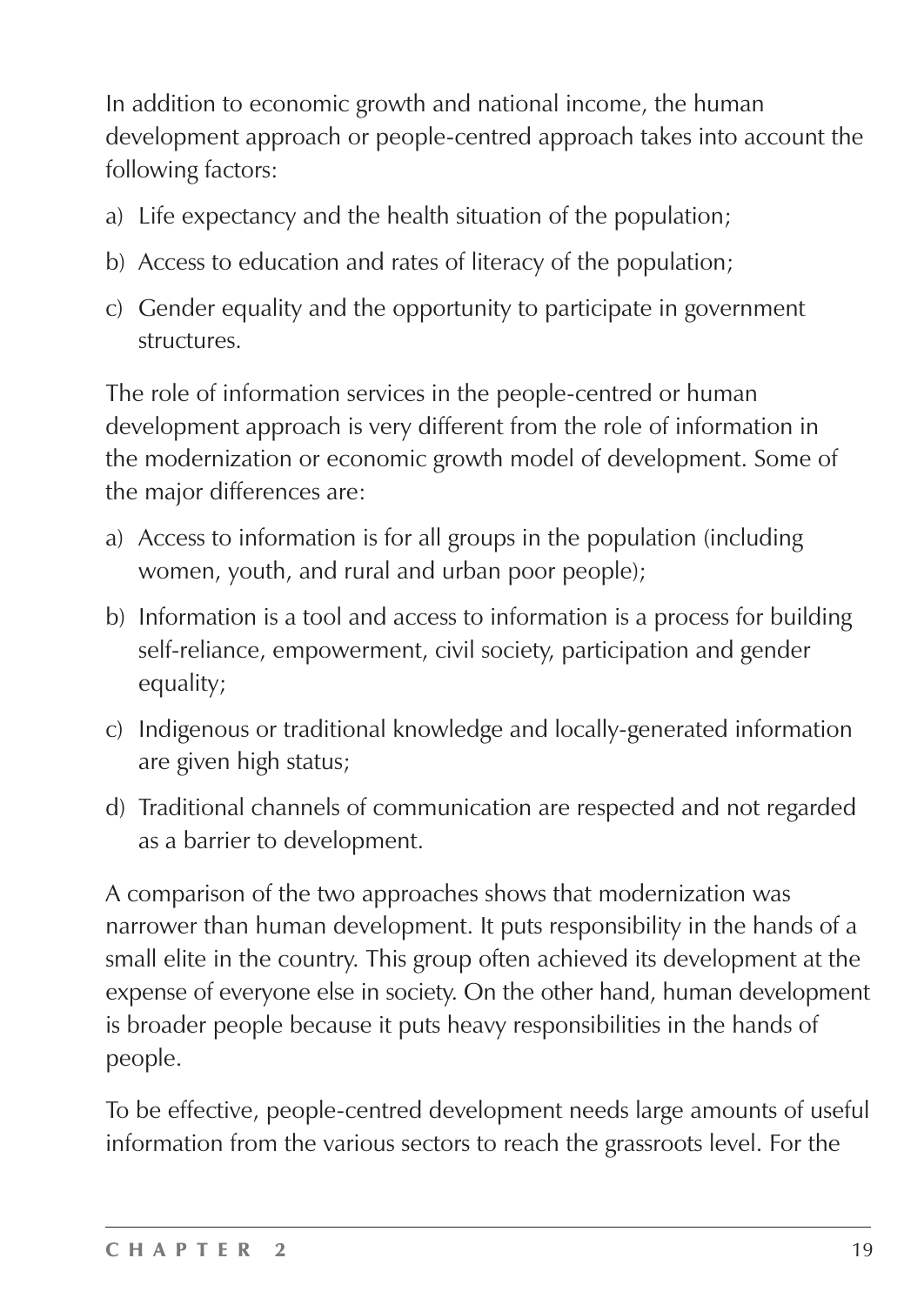In addition to economic growth and national income, the human development approach or people-centred approach takes into account the following factors:

a) Life expectancy and the health situation of the population;

b) Access to education and rates of literacy of the population;

c) Gender equality and the opportunity to participate in government structures.

The role of information services in the people-centred or human development approach is very different from the role of information in the modernization or economic growth model of development. Some of the major differences are:

a) Access to information is for all groups in the population (including women, youth, and rural and urban poor people);

b) Information is a tool and access to information is a process for building self-reliance, empowerment, civil society, participation and gender equality;

c) Indigenous or traditional knowledge and locally-generated information are given high status;

d) Traditional channels of communication are respected and not regarded as a barrier to development.

A comparison of the two approaches shows that modernization was narrower than human development. It puts responsibility in the hands of a small elite in the country. This group often achieved its development at the expense of everyone else in society. On the other hand, human development is broader people because it puts heavy responsibilities in the hands of people.

To be effective, people-centred development needs large amounts of useful information from the various sectors to reach the grassroots level. For the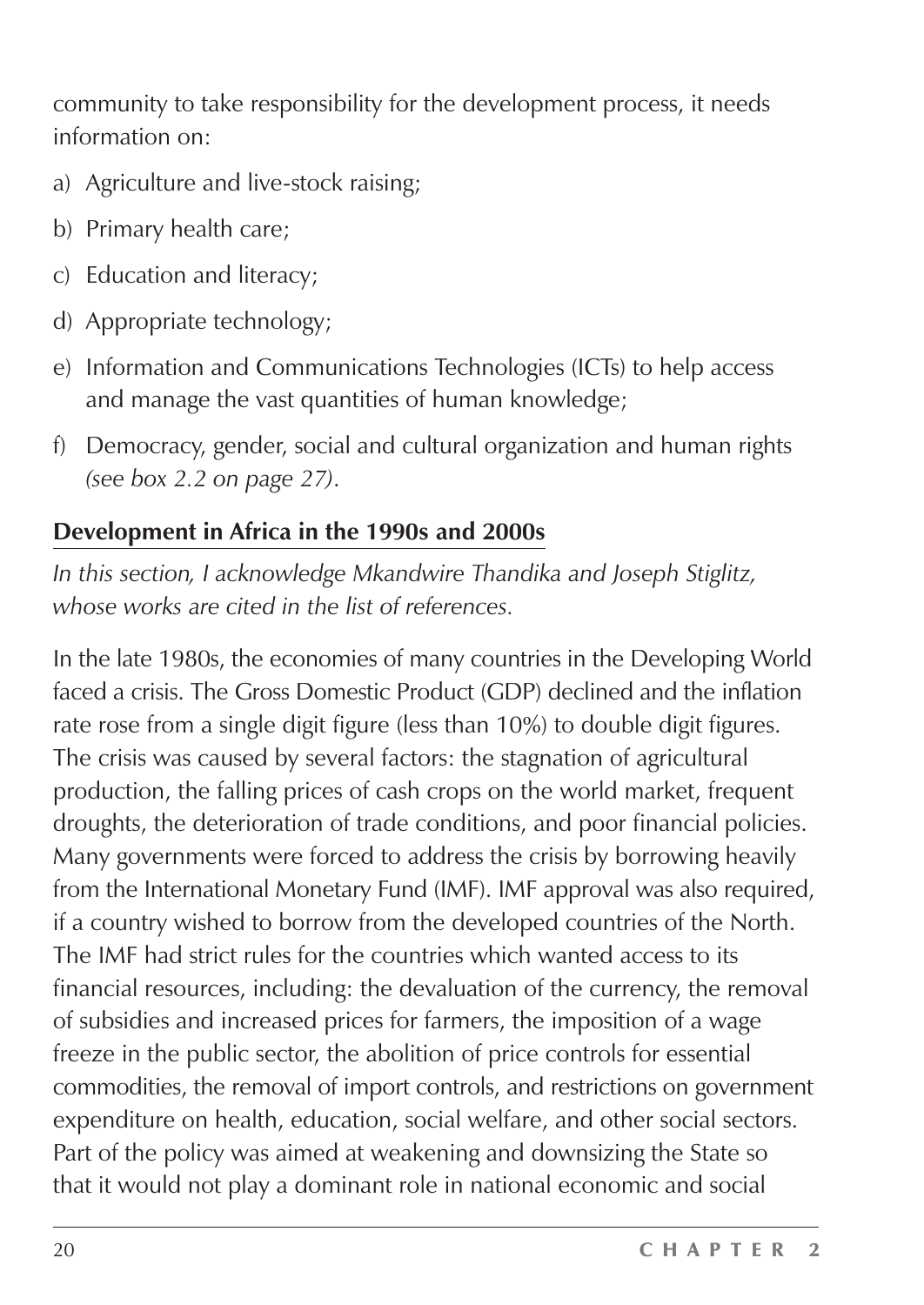community to take responsibility for the development process, it needs information on:

a) Agriculture and live-stock raising;

b) Primary health care;

c) Education and literacy;

d) Appropriate technology;

e) Information and Communications Technologies (ICTs) to help access and manage the vast quantities of human knowledge;

f) Democracy, gender, social and cultural organization and human rights *(see box 2.2 on page 27)*.

## Development in Africa in the 1990s and 2000s

*In this section, I acknowledge Mkandwire Thandika and Joseph Stiglitz, whose works are cited in the list of references.*

In the late 1980s, the economies of many countries in the Developing World faced a crisis. The Gross Domestic Product (GDP) declined and the inflation rate rose from a single digit figure (less than 10%) to double digit figures. The crisis was caused by several factors: the stagnation of agricultural production, the falling prices of cash crops on the world market, frequent droughts, the deterioration of trade conditions, and poor financial policies. Many governments were forced to address the crisis by borrowing heavily from the International Monetary Fund (IMF). IMF approval was also required, if a country wished to borrow from the developed countries of the North. The IMF had strict rules for the countries which wanted access to its financial resources, including: the devaluation of the currency, the removal of subsidies and increased prices for farmers, the imposition of a wage freeze in the public sector, the abolition of price controls for essential commodities, the removal of import controls, and restrictions on government expenditure on health, education, social welfare, and other social sectors. Part of the policy was aimed at weakening and downsizing the State so that it would not play a dominant role in national economic and social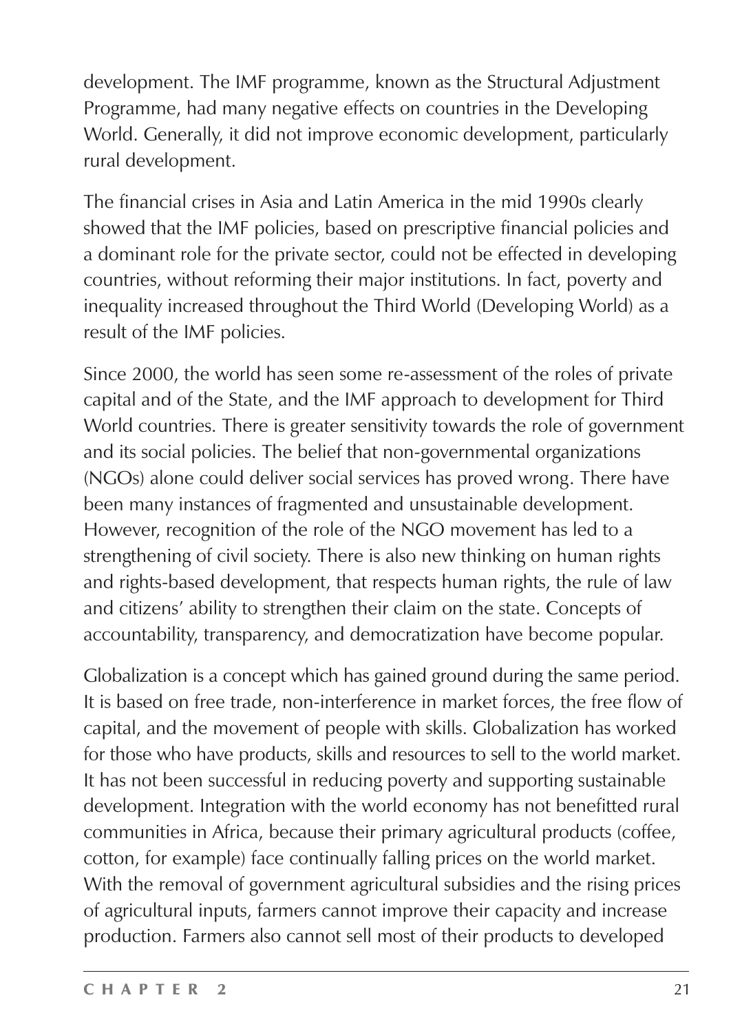development. The IMF programme, known as the Structural Adjustment Programme, had many negative effects on countries in the Developing World. Generally, it did not improve economic development, particularly rural development.

The financial crises in Asia and Latin America in the mid 1990s clearly showed that the IMF policies, based on prescriptive financial policies and a dominant role for the private sector, could not be effected in developing countries, without reforming their major institutions. In fact, poverty and inequality increased throughout the Third World (Developing World) as a result of the IMF policies.

Since 2000, the world has seen some re-assessment of the roles of private capital and of the State, and the IMF approach to development for Third World countries. There is greater sensitivity towards the role of government and its social policies. The belief that non-governmental organizations (NGOs) alone could deliver social services has proved wrong. There have been many instances of fragmented and unsustainable development. However, recognition of the role of the NGO movement has led to a strengthening of civil society. There is also new thinking on human rights and rights-based development, that respects human rights, the rule of law and citizens' ability to strengthen their claim on the state. Concepts of accountability, transparency, and democratization have become popular.

Globalization is a concept which has gained ground during the same period. It is based on free trade, non-interference in market forces, the free flow of capital, and the movement of people with skills. Globalization has worked for those who have products, skills and resources to sell to the world market. It has not been successful in reducing poverty and supporting sustainable development. Integration with the world economy has not benefitted rural communities in Africa, because their primary agricultural products (coffee, cotton, for example) face continually falling prices on the world market. With the removal of government agricultural subsidies and the rising prices of agricultural inputs, farmers cannot improve their capacity and increase production. Farmers also cannot sell most of their products to developed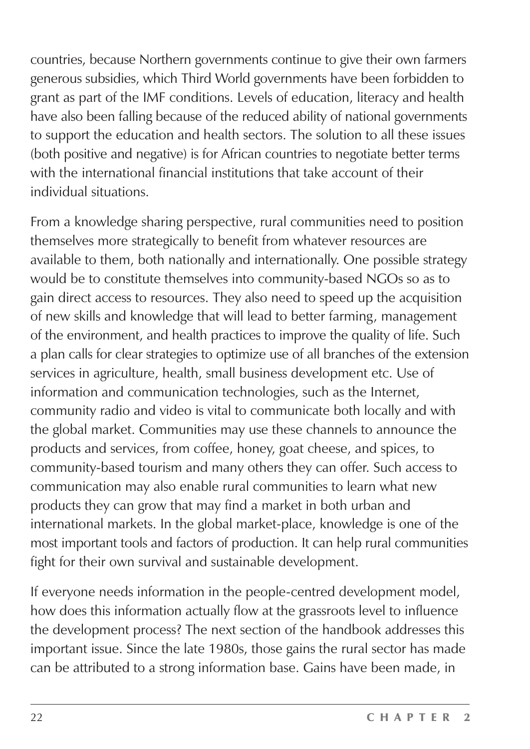countries, because Northern governments continue to give their own farmers generous subsidies, which Third World governments have been forbidden to grant as part of the IMF conditions. Levels of education, literacy and health have also been falling because of the reduced ability of national governments to support the education and health sectors. The solution to all these issues (both positive and negative) is for African countries to negotiate better terms with the international financial institutions that take account of their individual situations.

From a knowledge sharing perspective, rural communities need to position themselves more strategically to benefit from whatever resources are available to them, both nationally and internationally. One possible strategy would be to constitute themselves into community-based NGOs so as to gain direct access to resources. They also need to speed up the acquisition of new skills and knowledge that will lead to better farming, management of the environment, and health practices to improve the quality of life. Such a plan calls for clear strategies to optimize use of all branches of the extension services in agriculture, health, small business development etc. Use of information and communication technologies, such as the Internet, community radio and video is vital to communicate both locally and with the global market. Communities may use these channels to announce the products and services, from coffee, honey, goat cheese, and spices, to community-based tourism and many others they can offer. Such access to communication may also enable rural communities to learn what new products they can grow that may find a market in both urban and international markets. In the global market-place, knowledge is one of the most important tools and factors of production. It can help rural communities fight for their own survival and sustainable development.

If everyone needs information in the people-centred development model, how does this information actually flow at the grassroots level to influence the development process? The next section of the handbook addresses this important issue. Since the late 1980s, those gains the rural sector has made can be attributed to a strong information base. Gains have been made, in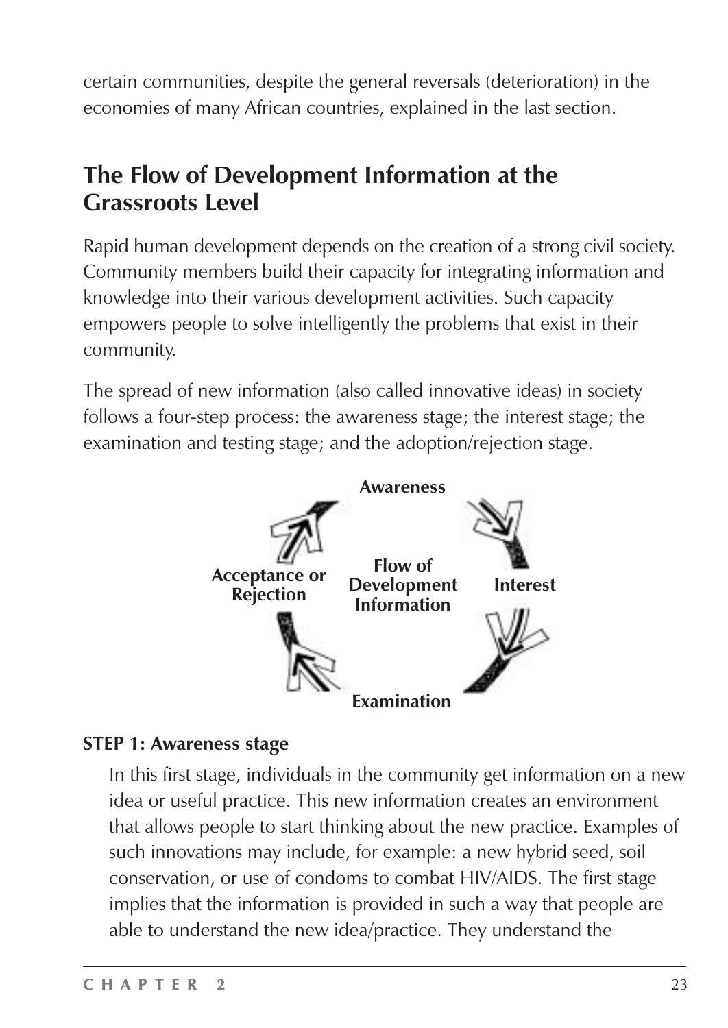certain communities, despite the general reversals (deterioration) in the economies of many African countries, explained in the last section.

## The Flow of Development Information at the Grassroots Level

Rapid human development depends on the creation of a strong civil society. Community members build their capacity for integrating information and knowledge into their various development activities. Such capacity empowers people to solve intelligently the problems that exist in their community.

The spread of new information (also called innovative ideas) in society follows a four-step process: the awareness stage; the interest stage; the examination and testing stage; and the adoption/rejection stage.

**Awareness**

**Acceptance or Rejection** | **Flow of Development Information** | **Interest**

**Examination**

**STEP 1: Awareness stage**

In this first stage, individuals in the community get information on a new idea or useful practice. This new information creates an environment that allows people to start thinking about the new practice. Examples of such innovations may include, for example: a new hybrid seed, soil conservation, or use of condoms to combat HIV/AIDS. The first stage implies that the information is provided in such a way that people are able to understand the new idea/practice. They understand the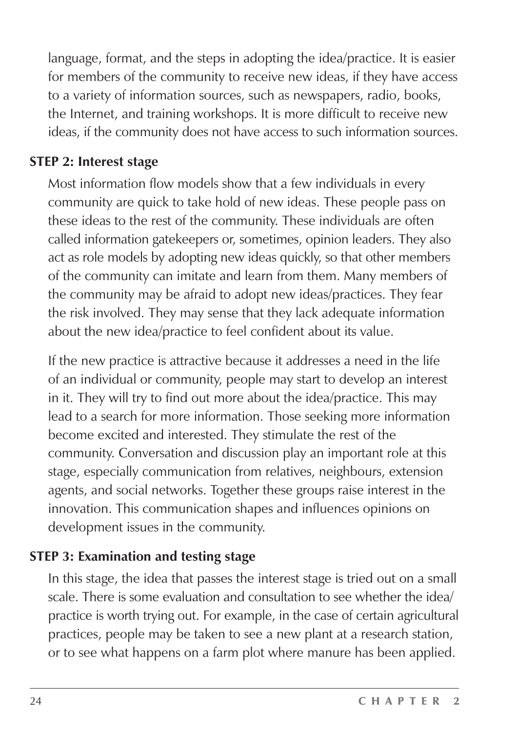language, format, and the steps in adopting the idea/practice. It is easier for members of the community to receive new ideas, if they have access to a variety of information sources, such as newspapers, radio, books, the Internet, and training workshops. It is more difficult to receive new ideas, if the community does not have access to such information sources.

**STEP 2: Interest stage**

Most information flow models show that a few individuals in every community are quick to take hold of new ideas. These people pass on these ideas to the rest of the community. These individuals are often called information gatekeepers or, sometimes, opinion leaders. They also act as role models by adopting new ideas quickly, so that other members of the community can imitate and learn from them. Many members of the community may be afraid to adopt new ideas/practices. They fear the risk involved. They may sense that they lack adequate information about the new idea/practice to feel confident about its value.

If the new practice is attractive because it addresses a need in the life of an individual or community, people may start to develop an interest in it. They will try to find out more about the idea/practice. This may lead to a search for more information. Those seeking more information become excited and interested. They stimulate the rest of the community. Conversation and discussion play an important role at this stage, especially communication from relatives, neighbours, extension agents, and social networks. Together these groups raise interest in the innovation. This communication shapes and influences opinions on development issues in the community.

**STEP 3: Examination and testing stage**

In this stage, the idea that passes the interest stage is tried out on a small scale. There is some evaluation and consultation to see whether the idea/practice is worth trying out. For example, in the case of certain agricultural practices, people may be taken to see a new plant at a research station, or to see what happens on a farm plot where manure has been applied.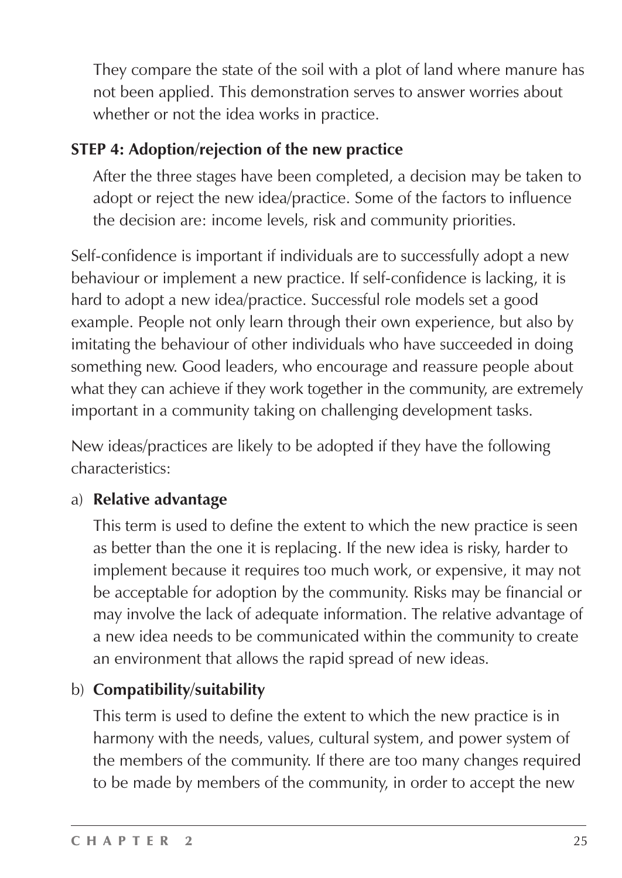They compare the state of the soil with a plot of land where manure has not been applied. This demonstration serves to answer worries about whether or not the idea works in practice.

**STEP 4: Adoption/rejection of the new practice**

After the three stages have been completed, a decision may be taken to adopt or reject the new idea/practice. Some of the factors to influence the decision are: income levels, risk and community priorities.

Self-confidence is important if individuals are to successfully adopt a new behaviour or implement a new practice. If self-confidence is lacking, it is hard to adopt a new idea/practice. Successful role models set a good example. People not only learn through their own experience, but also by imitating the behaviour of other individuals who have succeeded in doing something new. Good leaders, who encourage and reassure people about what they can achieve if they work together in the community, are extremely important in a community taking on challenging development tasks.

New ideas/practices are likely to be adopted if they have the following characteristics:

a) **Relative advantage**

This term is used to define the extent to which the new practice is seen as better than the one it is replacing. If the new idea is risky, harder to implement because it requires too much work, or expensive, it may not be acceptable for adoption by the community. Risks may be financial or may involve the lack of adequate information. The relative advantage of a new idea needs to be communicated within the community to create an environment that allows the rapid spread of new ideas.

b) **Compatibility/suitability**

This term is used to define the extent to which the new practice is in harmony with the needs, values, cultural system, and power system of the members of the community. If there are too many changes required to be made by members of the community, in order to accept the new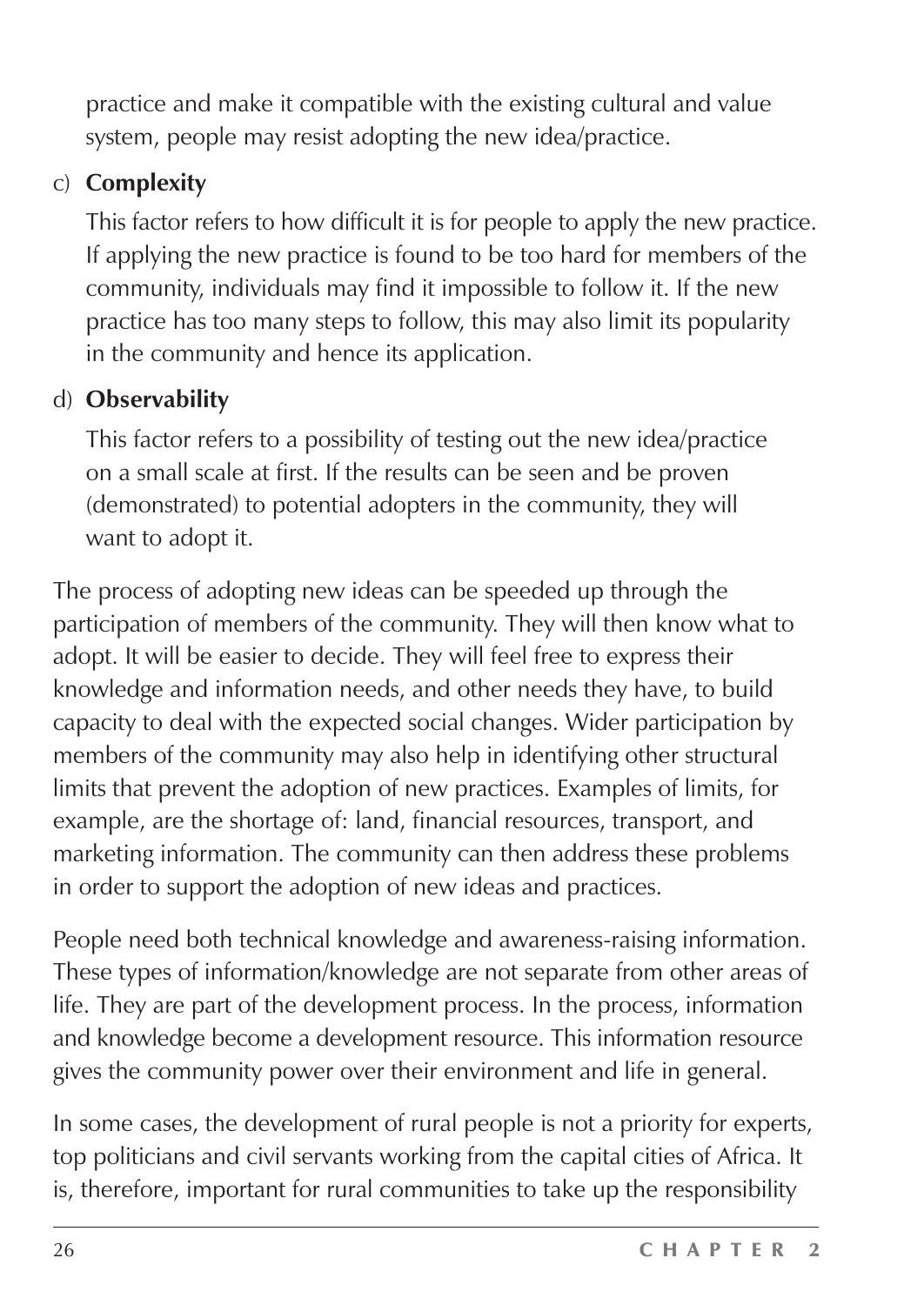practice and make it compatible with the existing cultural and value system, people may resist adopting the new idea/practice.

c) **Complexity**

This factor refers to how difficult it is for people to apply the new practice. If applying the new practice is found to be too hard for members of the community, individuals may find it impossible to follow it. If the new practice has too many steps to follow, this may also limit its popularity in the community and hence its application.

d) **Observability**

This factor refers to a possibility of testing out the new idea/practice on a small scale at first. If the results can be seen and be proven (demonstrated) to potential adopters in the community, they will want to adopt it.

The process of adopting new ideas can be speeded up through the participation of members of the community. They will then know what to adopt. It will be easier to decide. They will feel free to express their knowledge and information needs, and other needs they have, to build capacity to deal with the expected social changes. Wider participation by members of the community may also help in identifying other structural limits that prevent the adoption of new practices. Examples of limits, for example, are the shortage of: land, financial resources, transport, and marketing information. The community can then address these problems in order to support the adoption of new ideas and practices.

People need both technical knowledge and awareness-raising information. These types of information/knowledge are not separate from other areas of life. They are part of the development process. In the process, information and knowledge become a development resource. This information resource gives the community power over their environment and life in general.

In some cases, the development of rural people is not a priority for experts, top politicians and civil servants working from the capital cities of Africa. It is, therefore, important for rural communities to take up the responsibility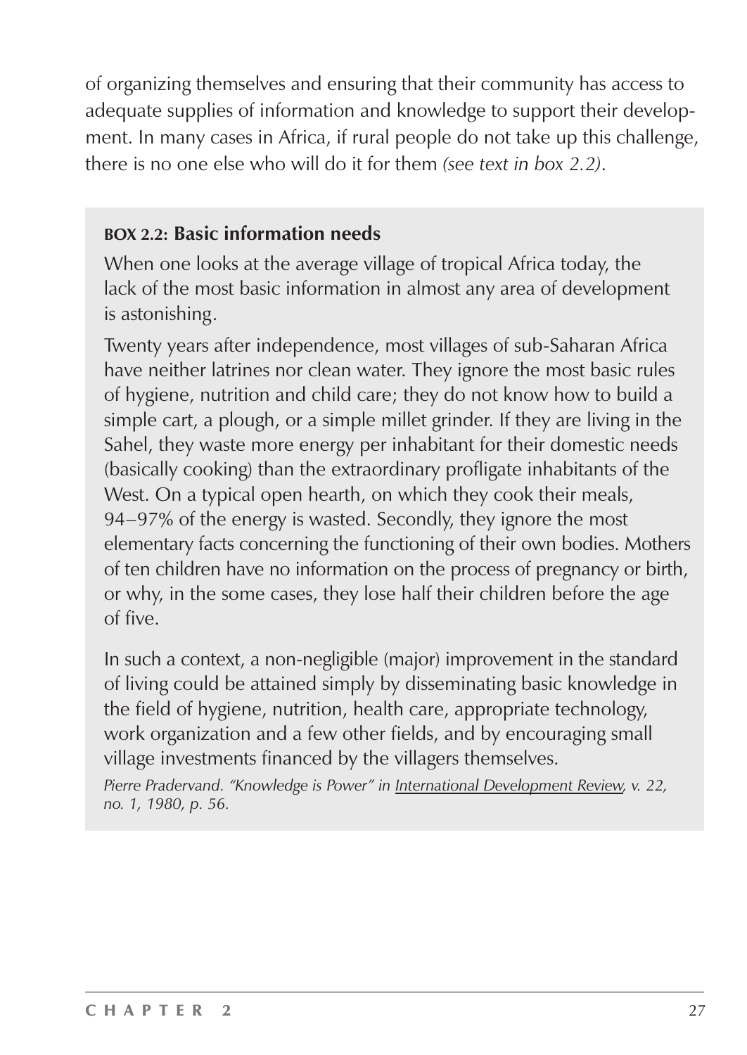of organizing themselves and ensuring that their community has access to adequate supplies of information and knowledge to support their development. In many cases in Africa, if rural people do not take up this challenge, there is no one else who will do it for them *(see text in box 2.2)*.

### BOX 2.2: Basic information needs

When one looks at the average village of tropical Africa today, the lack of the most basic information in almost any area of development is astonishing.

Twenty years after independence, most villages of sub-Saharan Africa have neither latrines nor clean water. They ignore the most basic rules of hygiene, nutrition and child care; they do not know how to build a simple cart, a plough, or a simple millet grinder. If they are living in the Sahel, they waste more energy per inhabitant for their domestic needs (basically cooking) than the extraordinary profligate inhabitants of the West. On a typical open hearth, on which they cook their meals, 94–97% of the energy is wasted. Secondly, they ignore the most elementary facts concerning the functioning of their own bodies. Mothers of ten children have no information on the process of pregnancy or birth, or why, in the some cases, they lose half their children before the age of five.

In such a context, a non-negligible (major) improvement in the standard of living could be attained simply by disseminating basic knowledge in the field of hygiene, nutrition, health care, appropriate technology, work organization and a few other fields, and by encouraging small village investments financed by the villagers themselves.

*Pierre Pradervand. "Knowledge is Power" in International Development Review, v. 22, no. 1, 1980, p. 56.*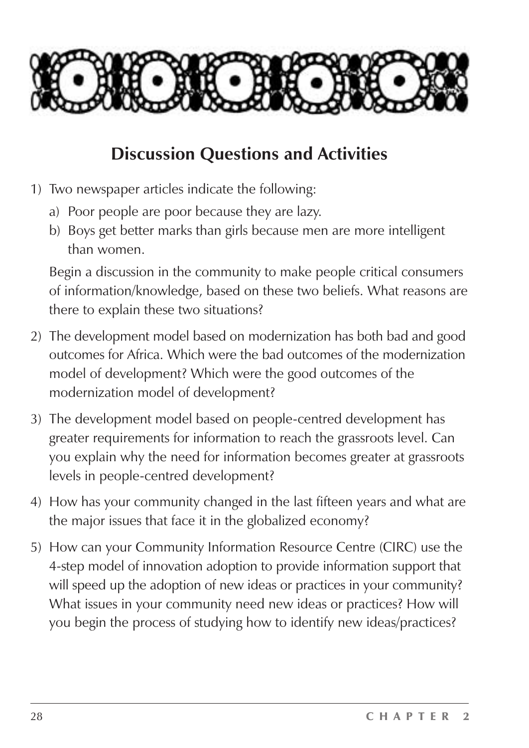## Discussion Questions and Activities

1) Two newspaper articles indicate the following:
   a) Poor people are poor because they are lazy.
   b) Boys get better marks than girls because men are more intelligent than women.

   Begin a discussion in the community to make people critical consumers of information/knowledge, based on these two beliefs. What reasons are there to explain these two situations?

2) The development model based on modernization has both bad and good outcomes for Africa. Which were the bad outcomes of the modernization model of development? Which were the good outcomes of the modernization model of development?

3) The development model based on people-centred development has greater requirements for information to reach the grassroots level. Can you explain why the need for information becomes greater at grassroots levels in people-centred development?

4) How has your community changed in the last fifteen years and what are the major issues that face it in the globalized economy?

5) How can your Community Information Resource Centre (CIRC) use the 4-step model of innovation adoption to provide information support that will speed up the adoption of new ideas or practices in your community? What issues in your community need new ideas or practices? How will you begin the process of studying how to identify new ideas/practices?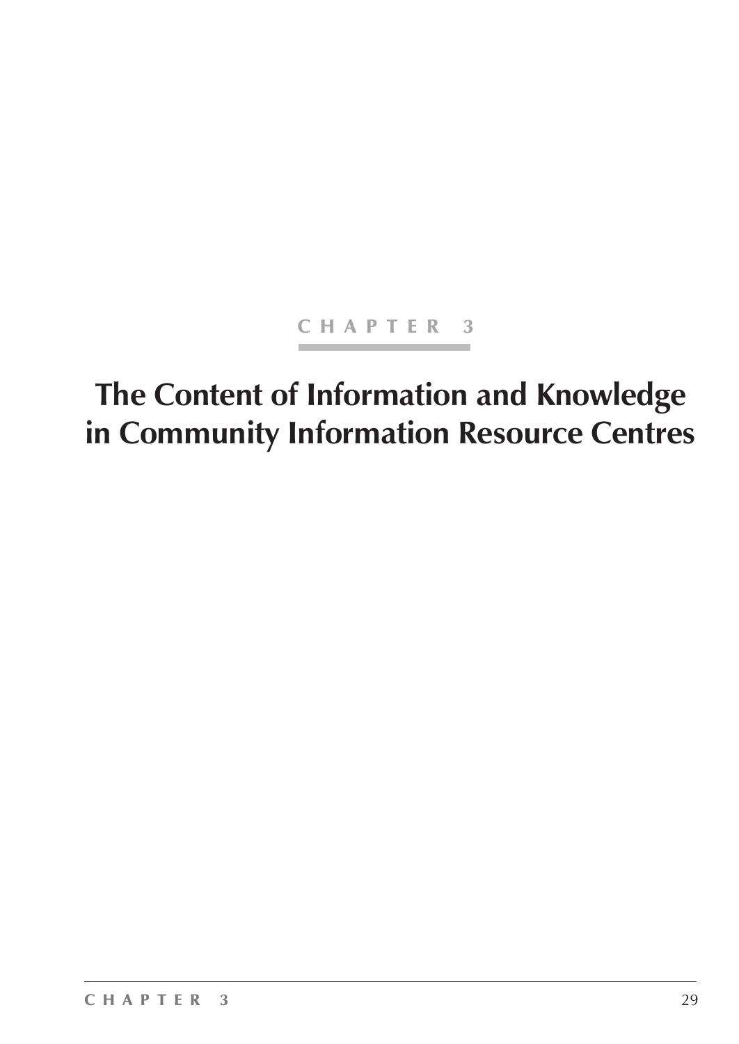CHAPTER 3

# The Content of Information and Knowledge in Community Information Resource Centres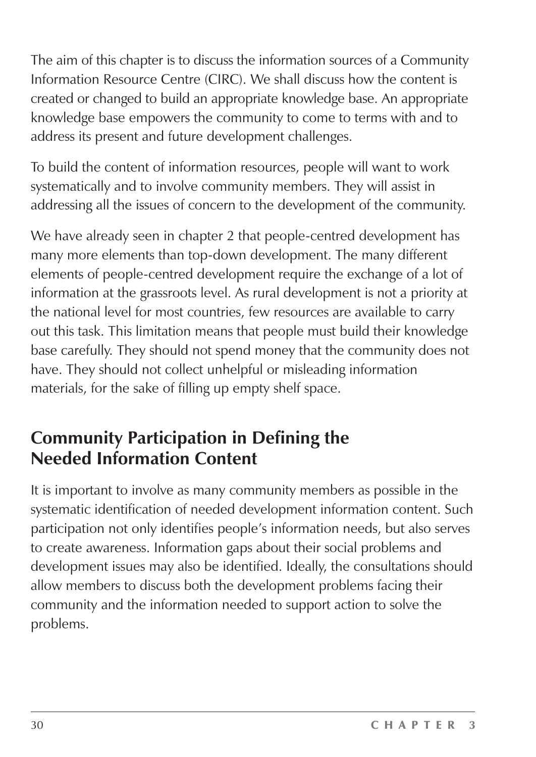The aim of this chapter is to discuss the information sources of a Community Information Resource Centre (CIRC). We shall discuss how the content is created or changed to build an appropriate knowledge base. An appropriate knowledge base empowers the community to come to terms with and to address its present and future development challenges.

To build the content of information resources, people will want to work systematically and to involve community members. They will assist in addressing all the issues of concern to the development of the community.

We have already seen in chapter 2 that people-centred development has many more elements than top-down development. The many different elements of people-centred development require the exchange of a lot of information at the grassroots level. As rural development is not a priority at the national level for most countries, few resources are available to carry out this task. This limitation means that people must build their knowledge base carefully. They should not spend money that the community does not have. They should not collect unhelpful or misleading information materials, for the sake of filling up empty shelf space.

## Community Participation in Defining the Needed Information Content

It is important to involve as many community members as possible in the systematic identification of needed development information content. Such participation not only identifies people's information needs, but also serves to create awareness. Information gaps about their social problems and development issues may also be identified. Ideally, the consultations should allow members to discuss both the development problems facing their community and the information needed to support action to solve the problems.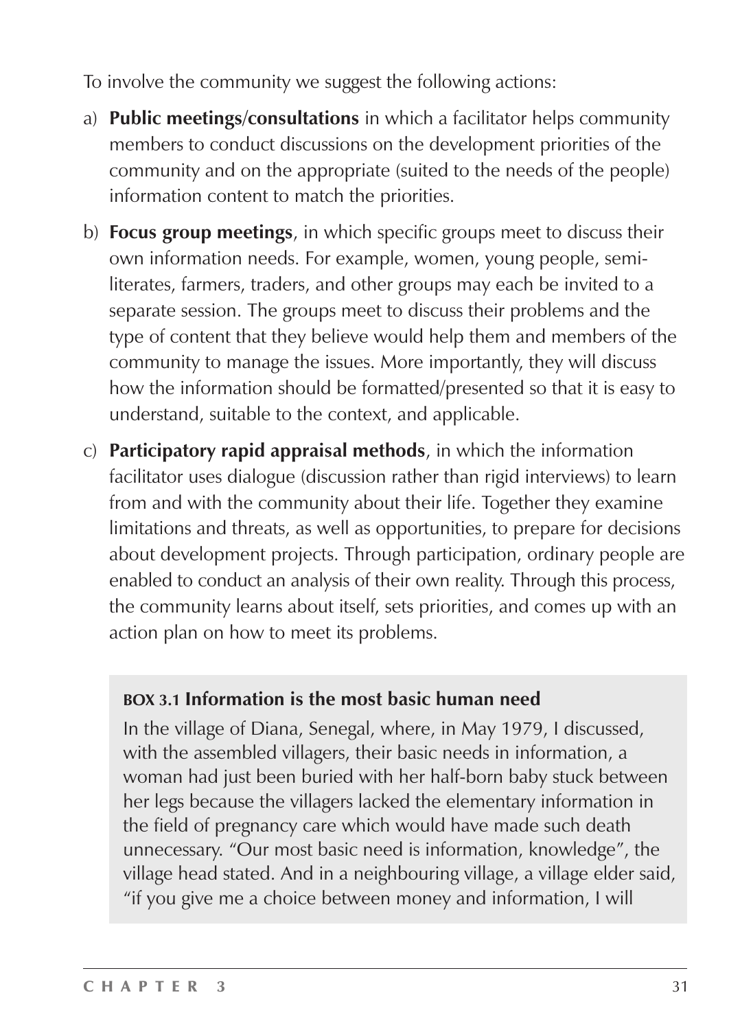To involve the community we suggest the following actions:

a) **Public meetings/consultations** in which a facilitator helps community members to conduct discussions on the development priorities of the community and on the appropriate (suited to the needs of the people) information content to match the priorities.

b) **Focus group meetings**, in which specific groups meet to discuss their own information needs. For example, women, young people, semi-literates, farmers, traders, and other groups may each be invited to a separate session. The groups meet to discuss their problems and the type of content that they believe would help them and members of the community to manage the issues. More importantly, they will discuss how the information should be formatted/presented so that it is easy to understand, suitable to the context, and applicable.

c) **Participatory rapid appraisal methods**, in which the information facilitator uses dialogue (discussion rather than rigid interviews) to learn from and with the community about their life. Together they examine limitations and threats, as well as opportunities, to prepare for decisions about development projects. Through participation, ordinary people are enabled to conduct an analysis of their own reality. Through this process, the community learns about itself, sets priorities, and comes up with an action plan on how to meet its problems.

> **BOX 3.1 Information is the most basic human need**
>
> In the village of Diana, Senegal, where, in May 1979, I discussed, with the assembled villagers, their basic needs in information, a woman had just been buried with her half-born baby stuck between her legs because the villagers lacked the elementary information in the field of pregnancy care which would have made such death unnecessary. "Our most basic need is information, knowledge", the village head stated. And in a neighbouring village, a village elder said, "if you give me a choice between money and information, I will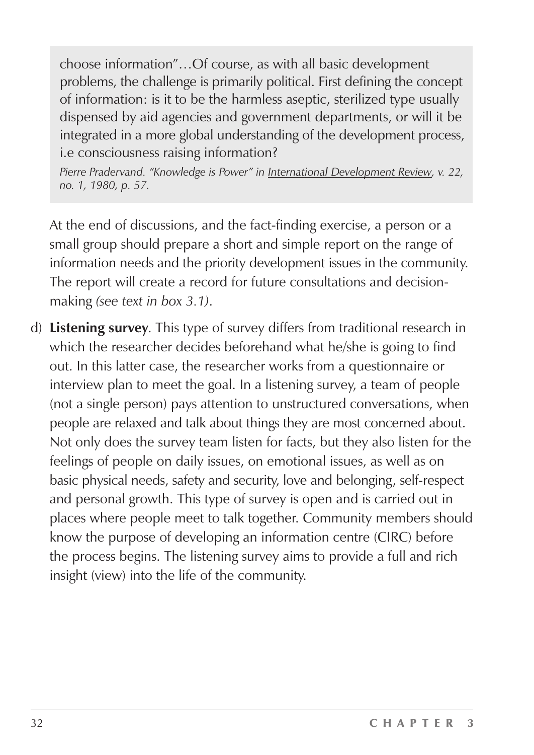> choose information"…Of course, as with all basic development problems, the challenge is primarily political. First defining the concept of information: is it to be the harmless aseptic, sterilized type usually dispensed by aid agencies and government departments, or will it be integrated in a more global understanding of the development process, i.e consciousness raising information?
>
> *Pierre Pradervand. "Knowledge is Power" in International Development Review, v. 22, no. 1, 1980, p. 57.*

At the end of discussions, and the fact-finding exercise, a person or a small group should prepare a short and simple report on the range of information needs and the priority development issues in the community. The report will create a record for future consultations and decision-making *(see text in box 3.1)*.

d) **Listening survey**. This type of survey differs from traditional research in which the researcher decides beforehand what he/she is going to find out. In this latter case, the researcher works from a questionnaire or interview plan to meet the goal. In a listening survey, a team of people (not a single person) pays attention to unstructured conversations, when people are relaxed and talk about things they are most concerned about. Not only does the survey team listen for facts, but they also listen for the feelings of people on daily issues, on emotional issues, as well as on basic physical needs, safety and security, love and belonging, self-respect and personal growth. This type of survey is open and is carried out in places where people meet to talk together. Community members should know the purpose of developing an information centre (CIRC) before the process begins. The listening survey aims to provide a full and rich insight (view) into the life of the community.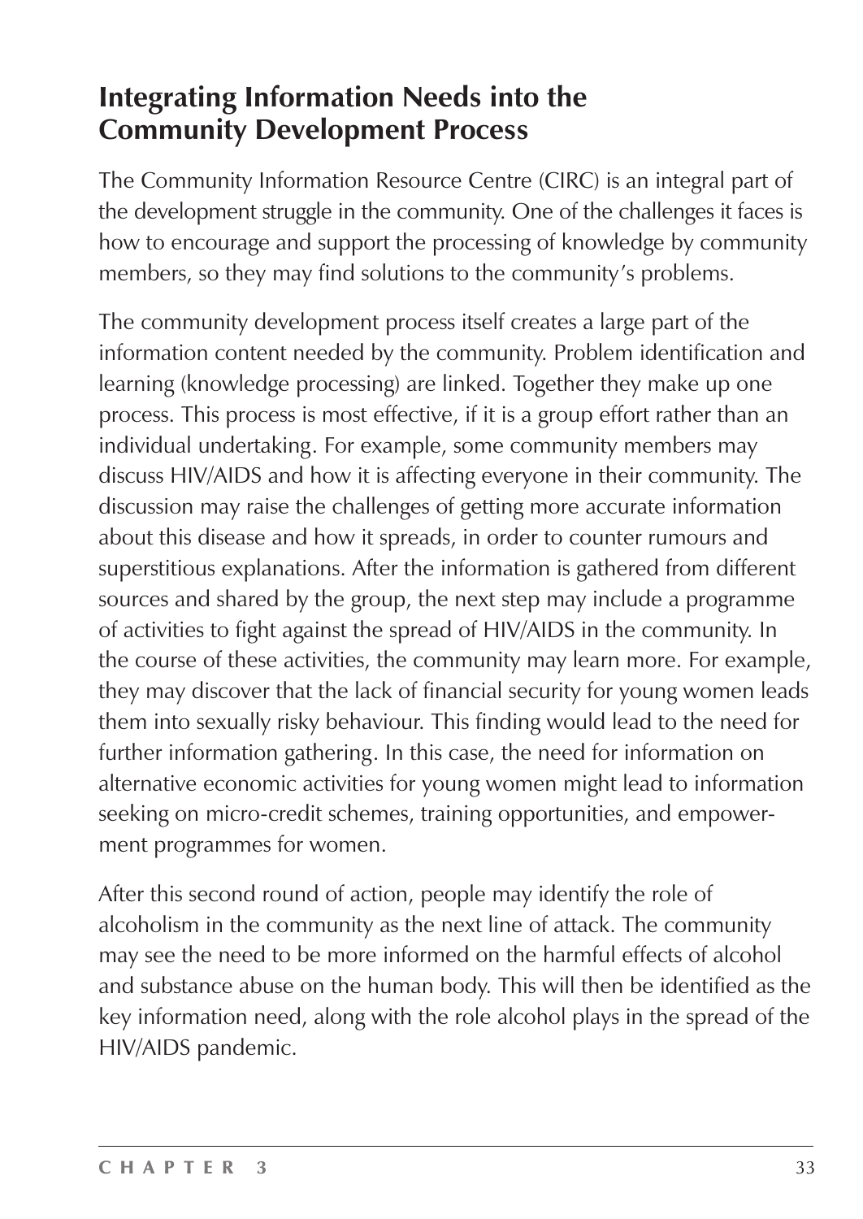## Integrating Information Needs into the Community Development Process

The Community Information Resource Centre (CIRC) is an integral part of the development struggle in the community. One of the challenges it faces is how to encourage and support the processing of knowledge by community members, so they may find solutions to the community's problems.

The community development process itself creates a large part of the information content needed by the community. Problem identification and learning (knowledge processing) are linked. Together they make up one process. This process is most effective, if it is a group effort rather than an individual undertaking. For example, some community members may discuss HIV/AIDS and how it is affecting everyone in their community. The discussion may raise the challenges of getting more accurate information about this disease and how it spreads, in order to counter rumours and superstitious explanations. After the information is gathered from different sources and shared by the group, the next step may include a programme of activities to fight against the spread of HIV/AIDS in the community. In the course of these activities, the community may learn more. For example, they may discover that the lack of financial security for young women leads them into sexually risky behaviour. This finding would lead to the need for further information gathering. In this case, the need for information on alternative economic activities for young women might lead to information seeking on micro-credit schemes, training opportunities, and empowerment programmes for women.

After this second round of action, people may identify the role of alcoholism in the community as the next line of attack. The community may see the need to be more informed on the harmful effects of alcohol and substance abuse on the human body. This will then be identified as the key information need, along with the role alcohol plays in the spread of the HIV/AIDS pandemic.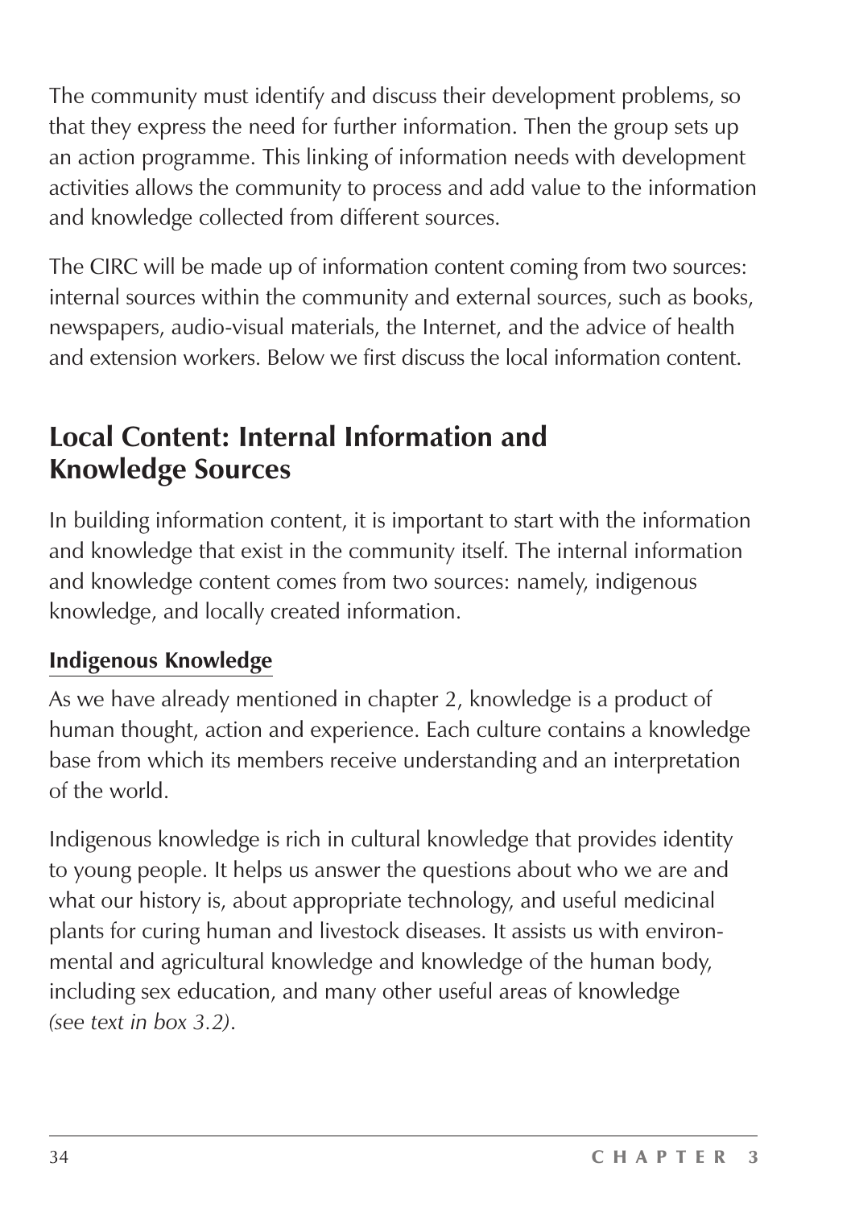The community must identify and discuss their development problems, so that they express the need for further information. Then the group sets up an action programme. This linking of information needs with development activities allows the community to process and add value to the information and knowledge collected from different sources.

The CIRC will be made up of information content coming from two sources: internal sources within the community and external sources, such as books, newspapers, audio-visual materials, the Internet, and the advice of health and extension workers. Below we first discuss the local information content.

## Local Content: Internal Information and Knowledge Sources

In building information content, it is important to start with the information and knowledge that exist in the community itself. The internal information and knowledge content comes from two sources: namely, indigenous knowledge, and locally created information.

### Indigenous Knowledge

As we have already mentioned in chapter 2, knowledge is a product of human thought, action and experience. Each culture contains a knowledge base from which its members receive understanding and an interpretation of the world.

Indigenous knowledge is rich in cultural knowledge that provides identity to young people. It helps us answer the questions about who we are and what our history is, about appropriate technology, and useful medicinal plants for curing human and livestock diseases. It assists us with environmental and agricultural knowledge and knowledge of the human body, including sex education, and many other useful areas of knowledge *(see text in box 3.2)*.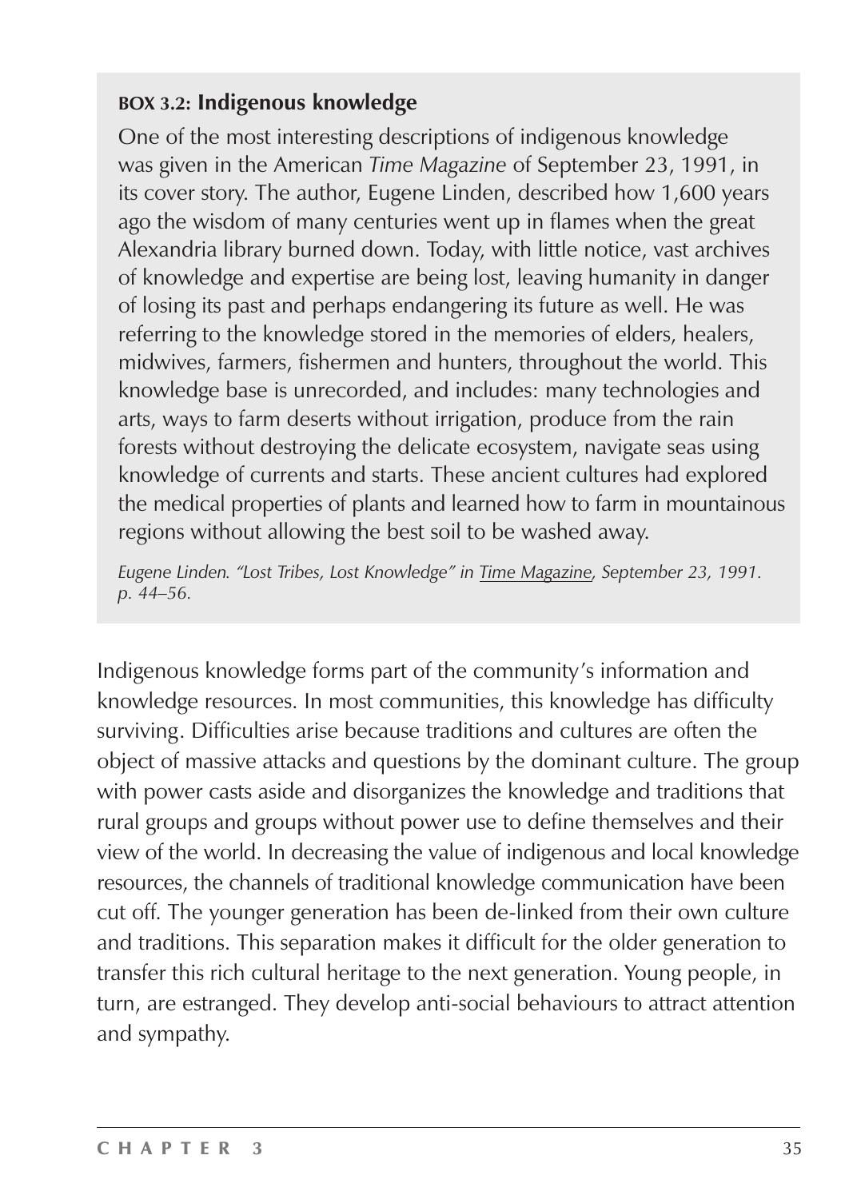**BOX 3.2: Indigenous knowledge**

One of the most interesting descriptions of indigenous knowledge was given in the American *Time Magazine* of September 23, 1991, in its cover story. The author, Eugene Linden, described how 1,600 years ago the wisdom of many centuries went up in flames when the great Alexandria library burned down. Today, with little notice, vast archives of knowledge and expertise are being lost, leaving humanity in danger of losing its past and perhaps endangering its future as well. He was referring to the knowledge stored in the memories of elders, healers, midwives, farmers, fishermen and hunters, throughout the world. This knowledge base is unrecorded, and includes: many technologies and arts, ways to farm deserts without irrigation, produce from the rain forests without destroying the delicate ecosystem, navigate seas using knowledge of currents and starts. These ancient cultures had explored the medical properties of plants and learned how to farm in mountainous regions without allowing the best soil to be washed away.

*Eugene Linden. "Lost Tribes, Lost Knowledge" in Time Magazine, September 23, 1991. p. 44–56.*

Indigenous knowledge forms part of the community's information and knowledge resources. In most communities, this knowledge has difficulty surviving. Difficulties arise because traditions and cultures are often the object of massive attacks and questions by the dominant culture. The group with power casts aside and disorganizes the knowledge and traditions that rural groups and groups without power use to define themselves and their view of the world. In decreasing the value of indigenous and local knowledge resources, the channels of traditional knowledge communication have been cut off. The younger generation has been de-linked from their own culture and traditions. This separation makes it difficult for the older generation to transfer this rich cultural heritage to the next generation. Young people, in turn, are estranged. They develop anti-social behaviours to attract attention and sympathy.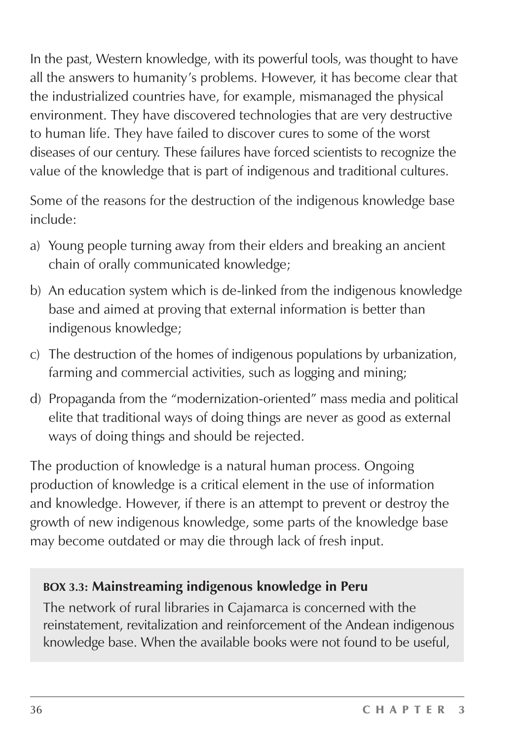In the past, Western knowledge, with its powerful tools, was thought to have all the answers to humanity's problems. However, it has become clear that the industrialized countries have, for example, mismanaged the physical environment. They have discovered technologies that are very destructive to human life. They have failed to discover cures to some of the worst diseases of our century. These failures have forced scientists to recognize the value of the knowledge that is part of indigenous and traditional cultures.

Some of the reasons for the destruction of the indigenous knowledge base include:

a) Young people turning away from their elders and breaking an ancient chain of orally communicated knowledge;

b) An education system which is de-linked from the indigenous knowledge base and aimed at proving that external information is better than indigenous knowledge;

c) The destruction of the homes of indigenous populations by urbanization, farming and commercial activities, such as logging and mining;

d) Propaganda from the "modernization-oriented" mass media and political elite that traditional ways of doing things are never as good as external ways of doing things and should be rejected.

The production of knowledge is a natural human process. Ongoing production of knowledge is a critical element in the use of information and knowledge. However, if there is an attempt to prevent or destroy the growth of new indigenous knowledge, some parts of the knowledge base may become outdated or may die through lack of fresh input.

**BOX 3.3: Mainstreaming indigenous knowledge in Peru**

The network of rural libraries in Cajamarca is concerned with the reinstatement, revitalization and reinforcement of the Andean indigenous knowledge base. When the available books were not found to be useful,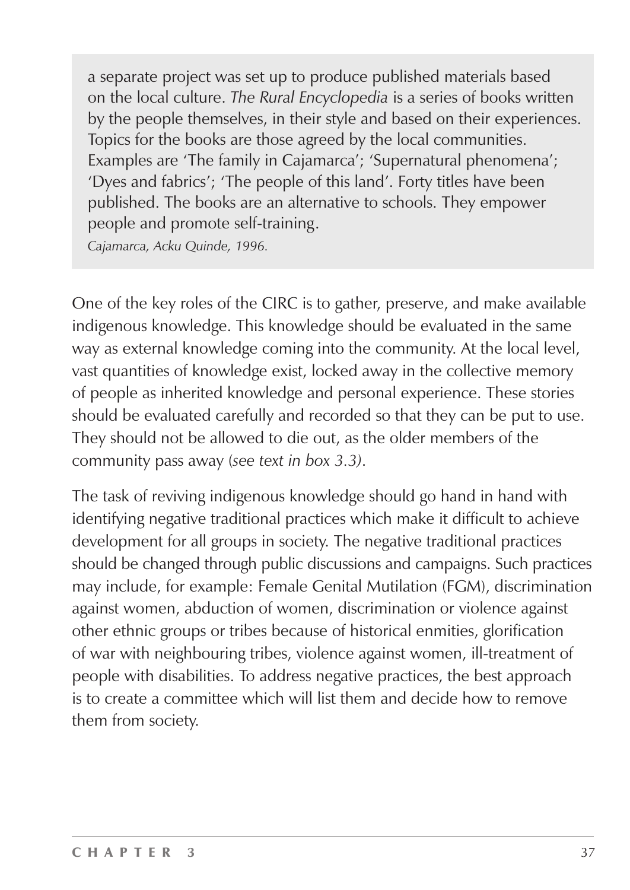a separate project was set up to produce published materials based on the local culture. *The Rural Encyclopedia* is a series of books written by the people themselves, in their style and based on their experiences. Topics for the books are those agreed by the local communities. Examples are 'The family in Cajamarca'; 'Supernatural phenomena'; 'Dyes and fabrics'; 'The people of this land'. Forty titles have been published. The books are an alternative to schools. They empower people and promote self-training.

*Cajamarca, Acku Quinde, 1996.*

One of the key roles of the CIRC is to gather, preserve, and make available indigenous knowledge. This knowledge should be evaluated in the same way as external knowledge coming into the community. At the local level, vast quantities of knowledge exist, locked away in the collective memory of people as inherited knowledge and personal experience. These stories should be evaluated carefully and recorded so that they can be put to use. They should not be allowed to die out, as the older members of the community pass away (*see text in box 3.3)*.

The task of reviving indigenous knowledge should go hand in hand with identifying negative traditional practices which make it difficult to achieve development for all groups in society. The negative traditional practices should be changed through public discussions and campaigns. Such practices may include, for example: Female Genital Mutilation (FGM), discrimination against women, abduction of women, discrimination or violence against other ethnic groups or tribes because of historical enmities, glorification of war with neighbouring tribes, violence against women, ill-treatment of people with disabilities. To address negative practices, the best approach is to create a committee which will list them and decide how to remove them from society.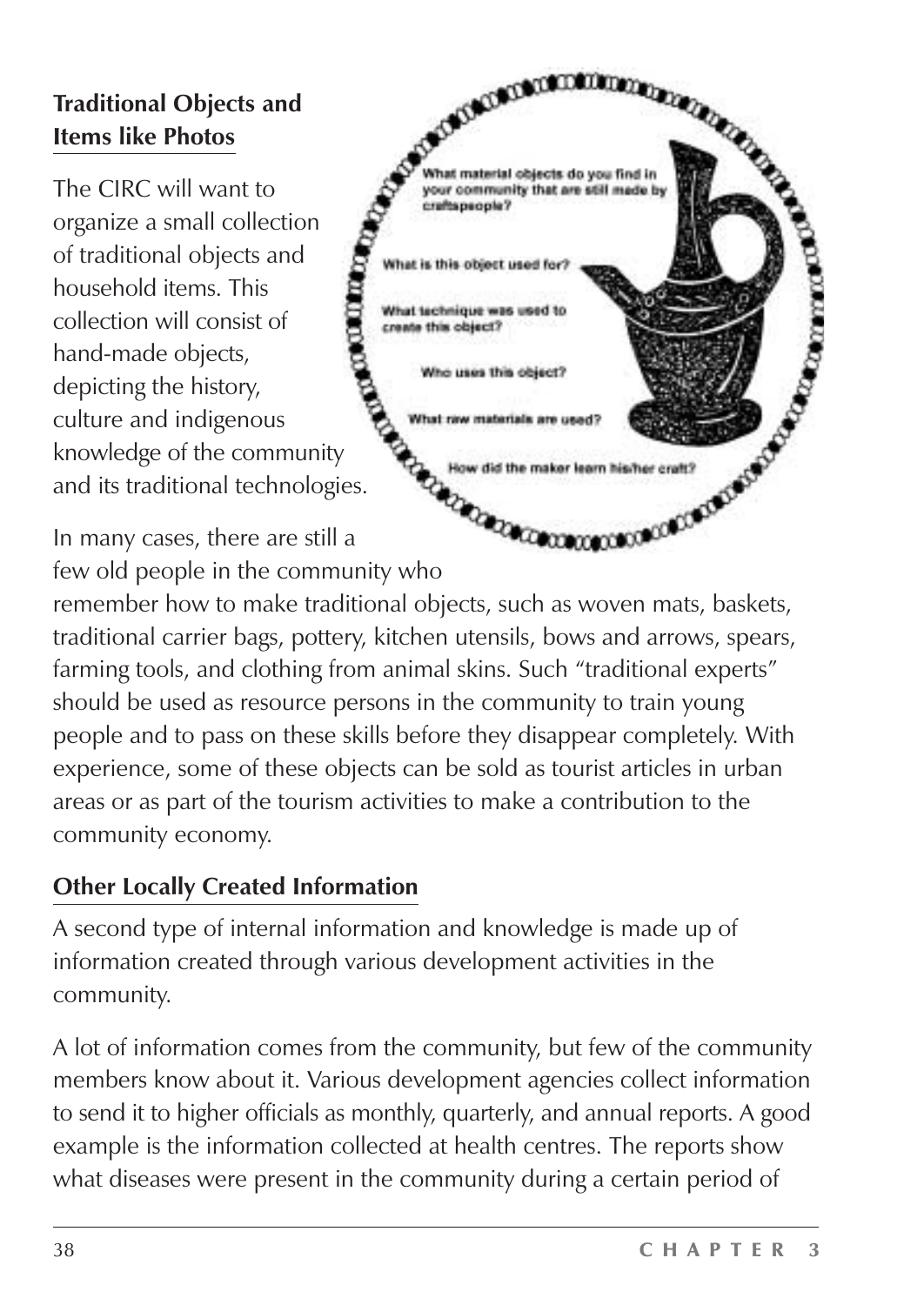## Traditional Objects and Items like Photos

The CIRC will want to organize a small collection of traditional objects and household items. This collection will consist of hand-made objects, depicting the history, culture and indigenous knowledge of the community and its traditional technologies.

In many cases, there are still a few old people in the community who remember how to make traditional objects, such as woven mats, baskets, traditional carrier bags, pottery, kitchen utensils, bows and arrows, spears, farming tools, and clothing from animal skins. Such "traditional experts" should be used as resource persons in the community to train young people and to pass on these skills before they disappear completely. With experience, some of these objects can be sold as tourist articles in urban areas or as part of the tourism activities to make a contribution to the community economy.

## Other Locally Created Information

A second type of internal information and knowledge is made up of information created through various development activities in the community.

A lot of information comes from the community, but few of the community members know about it. Various development agencies collect information to send it to higher officials as monthly, quarterly, and annual reports. A good example is the information collected at health centres. The reports show what diseases were present in the community during a certain period of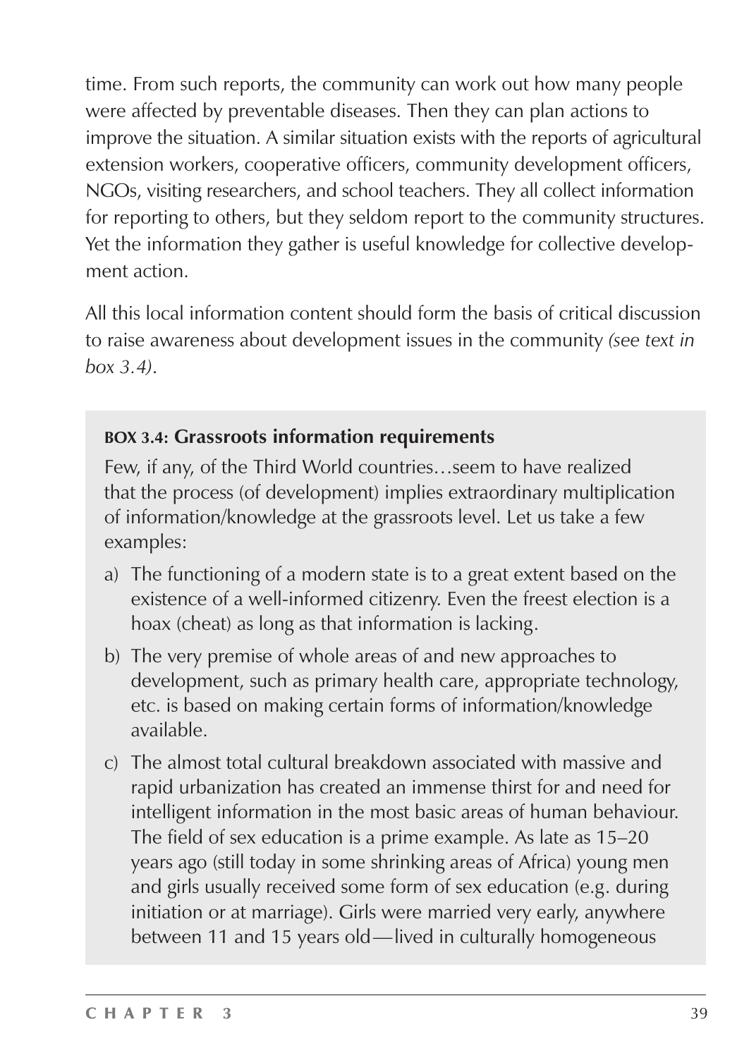time. From such reports, the community can work out how many people were affected by preventable diseases. Then they can plan actions to improve the situation. A similar situation exists with the reports of agricultural extension workers, cooperative officers, community development officers, NGOs, visiting researchers, and school teachers. They all collect information for reporting to others, but they seldom report to the community structures. Yet the information they gather is useful knowledge for collective development action.

All this local information content should form the basis of critical discussion to raise awareness about development issues in the community *(see text in box 3.4)*.

**BOX 3.4: Grassroots information requirements**

Few, if any, of the Third World countries…seem to have realized that the process (of development) implies extraordinary multiplication of information/knowledge at the grassroots level. Let us take a few examples:

a) The functioning of a modern state is to a great extent based on the existence of a well-informed citizenry. Even the freest election is a hoax (cheat) as long as that information is lacking.

b) The very premise of whole areas of and new approaches to development, such as primary health care, appropriate technology, etc. is based on making certain forms of information/knowledge available.

c) The almost total cultural breakdown associated with massive and rapid urbanization has created an immense thirst for and need for intelligent information in the most basic areas of human behaviour. The field of sex education is a prime example. As late as 15–20 years ago (still today in some shrinking areas of Africa) young men and girls usually received some form of sex education (e.g. during initiation or at marriage). Girls were married very early, anywhere between 11 and 15 years old—lived in culturally homogeneous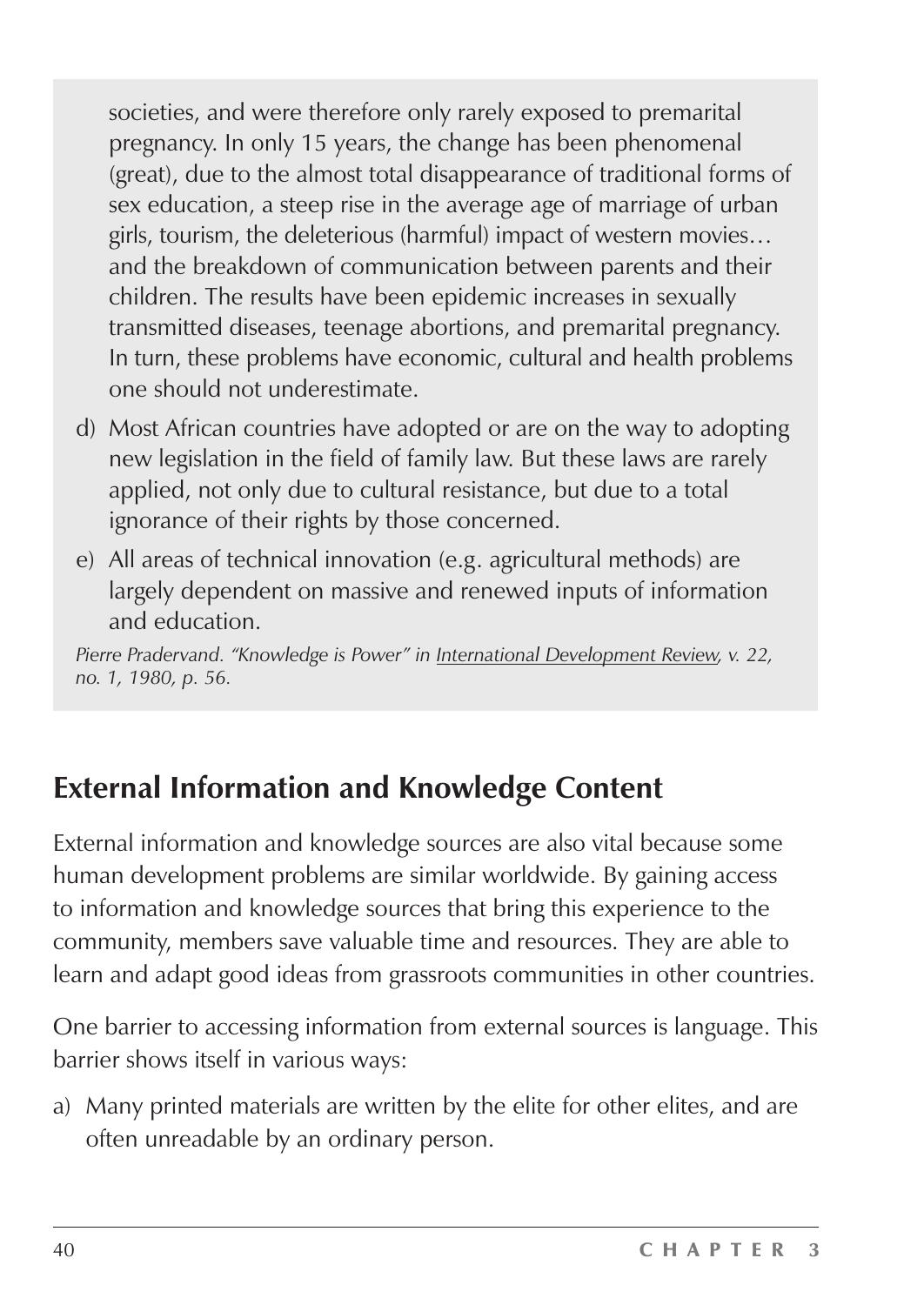societies, and were therefore only rarely exposed to premarital pregnancy. In only 15 years, the change has been phenomenal (great), due to the almost total disappearance of traditional forms of sex education, a steep rise in the average age of marriage of urban girls, tourism, the deleterious (harmful) impact of western movies… and the breakdown of communication between parents and their children. The results have been epidemic increases in sexually transmitted diseases, teenage abortions, and premarital pregnancy. In turn, these problems have economic, cultural and health problems one should not underestimate.

d) Most African countries have adopted or are on the way to adopting new legislation in the field of family law. But these laws are rarely applied, not only due to cultural resistance, but due to a total ignorance of their rights by those concerned.

e) All areas of technical innovation (e.g. agricultural methods) are largely dependent on massive and renewed inputs of information and education.

*Pierre Pradervand. "Knowledge is Power" in International Development Review, v. 22, no. 1, 1980, p. 56.*

## External Information and Knowledge Content

External information and knowledge sources are also vital because some human development problems are similar worldwide. By gaining access to information and knowledge sources that bring this experience to the community, members save valuable time and resources. They are able to learn and adapt good ideas from grassroots communities in other countries.

One barrier to accessing information from external sources is language. This barrier shows itself in various ways:

a) Many printed materials are written by the elite for other elites, and are often unreadable by an ordinary person.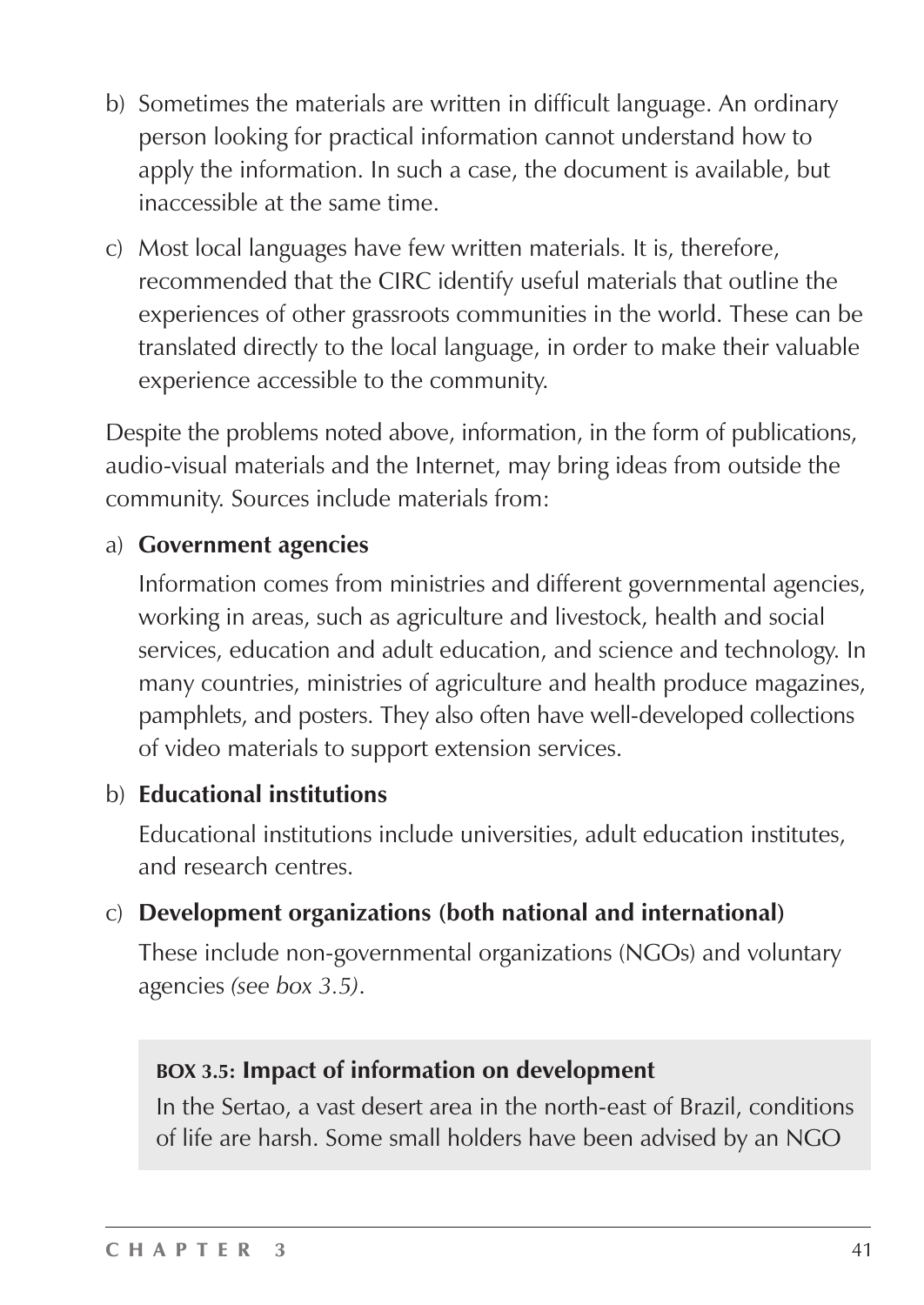b) Sometimes the materials are written in difficult language. An ordinary person looking for practical information cannot understand how to apply the information. In such a case, the document is available, but inaccessible at the same time.

c) Most local languages have few written materials. It is, therefore, recommended that the CIRC identify useful materials that outline the experiences of other grassroots communities in the world. These can be translated directly to the local language, in order to make their valuable experience accessible to the community.

Despite the problems noted above, information, in the form of publications, audio-visual materials and the Internet, may bring ideas from outside the community. Sources include materials from:

a) **Government agencies**

   Information comes from ministries and different governmental agencies, working in areas, such as agriculture and livestock, health and social services, education and adult education, and science and technology. In many countries, ministries of agriculture and health produce magazines, pamphlets, and posters. They also often have well-developed collections of video materials to support extension services.

b) **Educational institutions**

   Educational institutions include universities, adult education institutes, and research centres.

c) **Development organizations (both national and international)**

   These include non-governmental organizations (NGOs) and voluntary agencies *(see box 3.5)*.

> **BOX 3.5: Impact of information on development**
>
> In the Sertao, a vast desert area in the north-east of Brazil, conditions of life are harsh. Some small holders have been advised by an NGO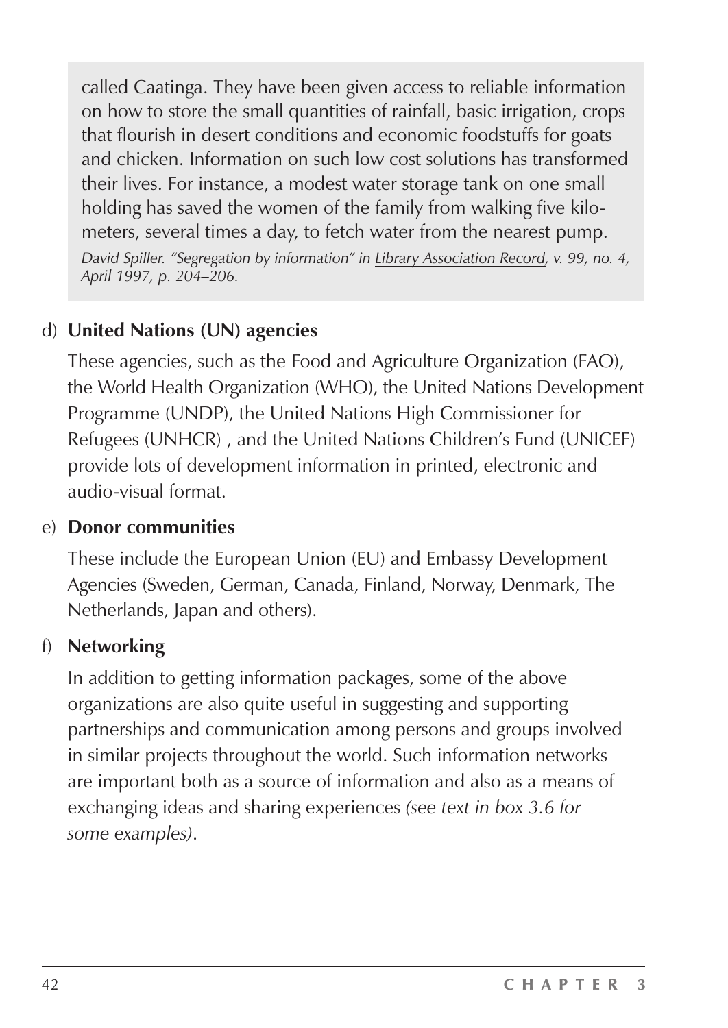> called Caatinga. They have been given access to reliable information on how to store the small quantities of rainfall, basic irrigation, crops that flourish in desert conditions and economic foodstuffs for goats and chicken. Information on such low cost solutions has transformed their lives. For instance, a modest water storage tank on one small holding has saved the women of the family from walking five kilometers, several times a day, to fetch water from the nearest pump.
>
> *David Spiller. "Segregation by information" in Library Association Record, v. 99, no. 4, April 1997, p. 204–206.*

d) **United Nations (UN) agencies**

These agencies, such as the Food and Agriculture Organization (FAO), the World Health Organization (WHO), the United Nations Development Programme (UNDP), the United Nations High Commissioner for Refugees (UNHCR) , and the United Nations Children's Fund (UNICEF) provide lots of development information in printed, electronic and audio-visual format.

e) **Donor communities**

These include the European Union (EU) and Embassy Development Agencies (Sweden, German, Canada, Finland, Norway, Denmark, The Netherlands, Japan and others).

f) **Networking**

In addition to getting information packages, some of the above organizations are also quite useful in suggesting and supporting partnerships and communication among persons and groups involved in similar projects throughout the world. Such information networks are important both as a source of information and also as a means of exchanging ideas and sharing experiences *(see text in box 3.6 for some examples)*.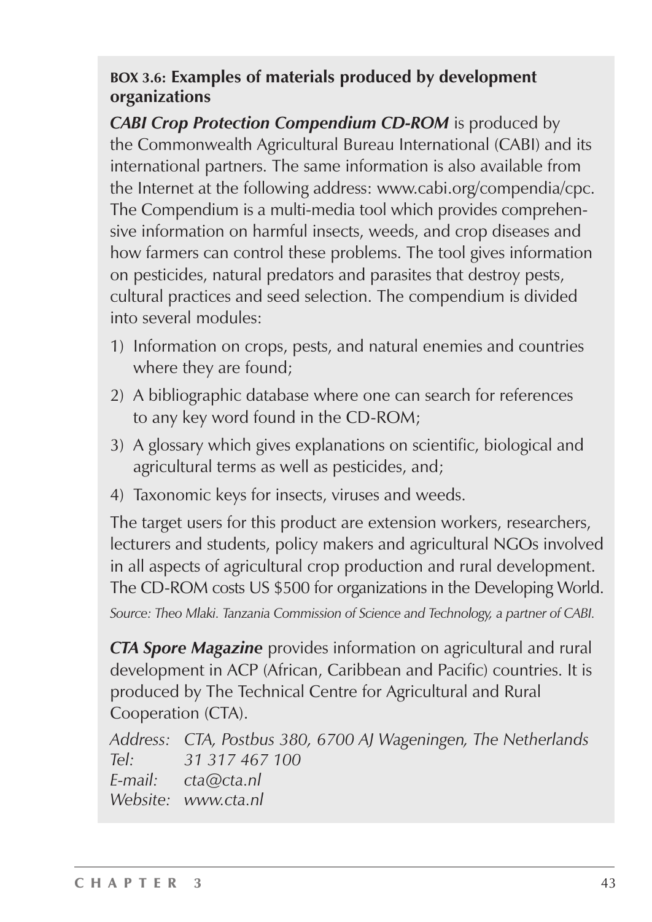**BOX 3.6: Examples of materials produced by development organizations**

***CABI Crop Protection Compendium CD-ROM*** is produced by the Commonwealth Agricultural Bureau International (CABI) and its international partners. The same information is also available from the Internet at the following address: www.cabi.org/compendia/cpc. The Compendium is a multi-media tool which provides comprehensive information on harmful insects, weeds, and crop diseases and how farmers can control these problems. The tool gives information on pesticides, natural predators and parasites that destroy pests, cultural practices and seed selection. The compendium is divided into several modules:

1) Information on crops, pests, and natural enemies and countries where they are found;
2) A bibliographic database where one can search for references to any key word found in the CD-ROM;
3) A glossary which gives explanations on scientific, biological and agricultural terms as well as pesticides, and;
4) Taxonomic keys for insects, viruses and weeds.

The target users for this product are extension workers, researchers, lecturers and students, policy makers and agricultural NGOs involved in all aspects of agricultural crop production and rural development. The CD-ROM costs US $500 for organizations in the Developing World.

*Source: Theo Mlaki. Tanzania Commission of Science and Technology, a partner of CABI.*

***CTA Spore Magazine*** provides information on agricultural and rural development in ACP (African, Caribbean and Pacific) countries. It is produced by The Technical Centre for Agricultural and Rural Cooperation (CTA).

*Address: CTA, Postbus 380, 6700 AJ Wageningen, The Netherlands*
*Tel: 31 317 467 100*
*E-mail: cta@cta.nl*
*Website: www.cta.nl*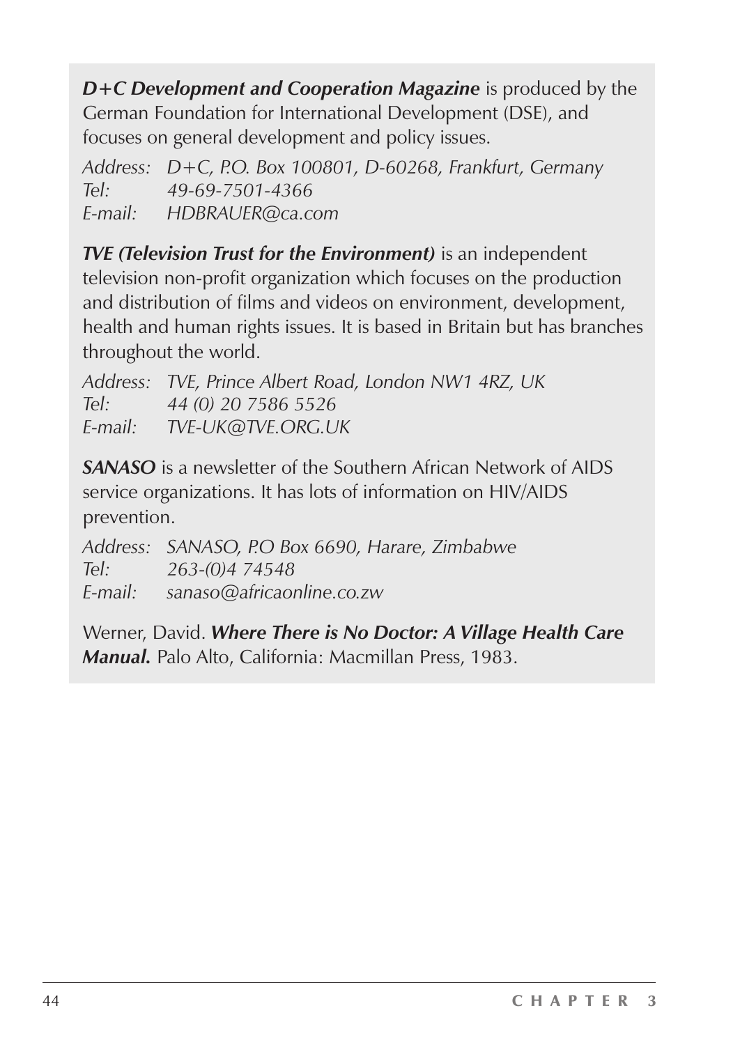***D+C Development and Cooperation Magazine*** is produced by the German Foundation for International Development (DSE), and focuses on general development and policy issues.

*Address:* *D+C, P.O. Box 100801, D-60268, Frankfurt, Germany*
*Tel:* *49-69-7501-4366*
*E-mail:* *HDBRAUER@ca.com*

***TVE (Television Trust for the Environment)*** is an independent television non-profit organization which focuses on the production and distribution of films and videos on environment, development, health and human rights issues. It is based in Britain but has branches throughout the world.

*Address:* *TVE, Prince Albert Road, London NW1 4RZ, UK*
*Tel:* *44 (0) 20 7586 5526*
*E-mail:* *TVE-UK@TVE.ORG.UK*

***SANASO*** is a newsletter of the Southern African Network of AIDS service organizations. It has lots of information on HIV/AIDS prevention.

*Address:* *SANASO, P.O Box 6690, Harare, Zimbabwe*
*Tel:* *263-(0)4 74548*
*E-mail:* *sanaso@africaonline.co.zw*

Werner, David. ***Where There is No Doctor: A Village Health Care Manual.*** Palo Alto, California: Macmillan Press, 1983.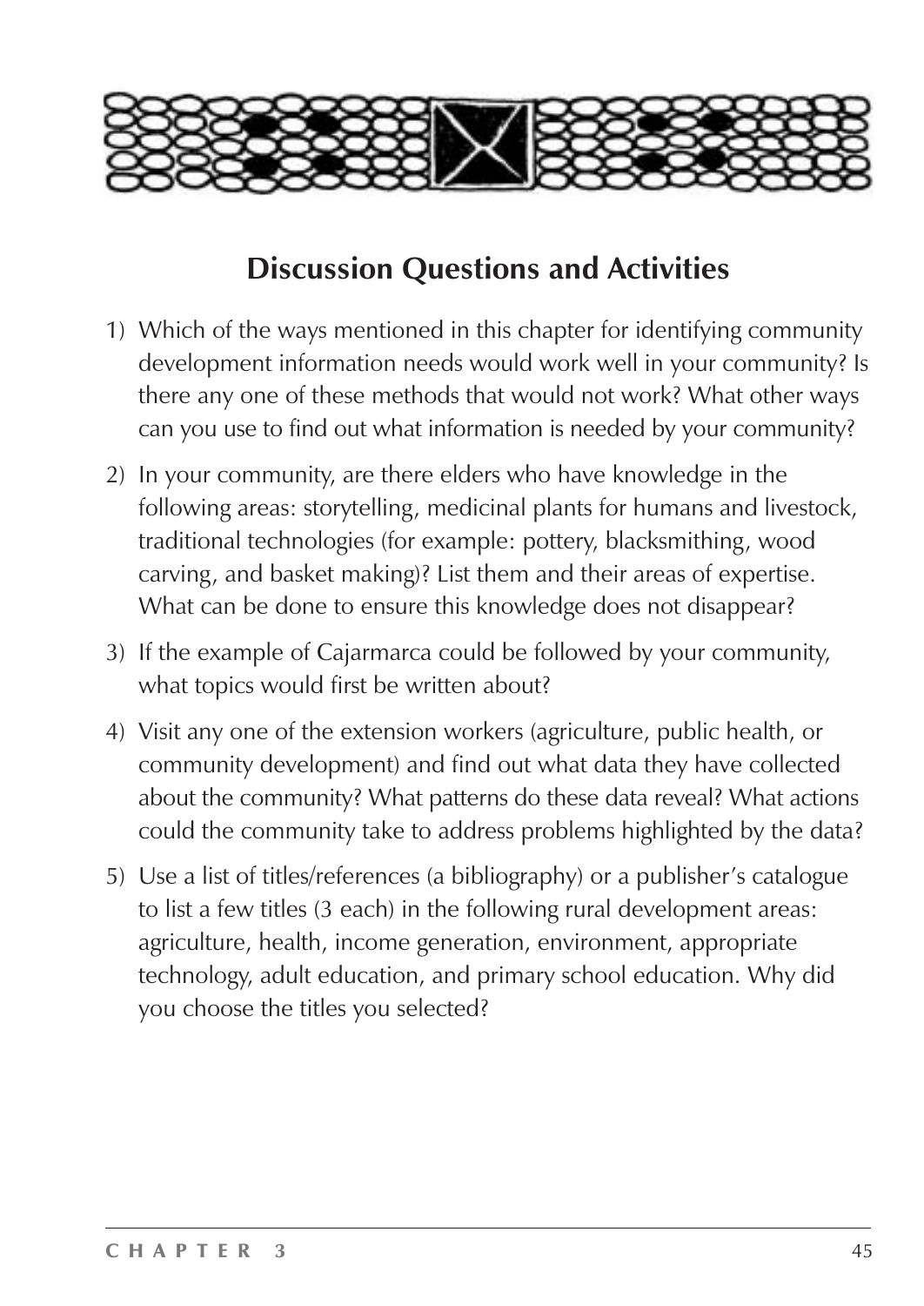## Discussion Questions and Activities

1) Which of the ways mentioned in this chapter for identifying community development information needs would work well in your community? Is there any one of these methods that would not work? What other ways can you use to find out what information is needed by your community?

2) In your community, are there elders who have knowledge in the following areas: storytelling, medicinal plants for humans and livestock, traditional technologies (for example: pottery, blacksmithing, wood carving, and basket making)? List them and their areas of expertise. What can be done to ensure this knowledge does not disappear?

3) If the example of Cajarmarca could be followed by your community, what topics would first be written about?

4) Visit any one of the extension workers (agriculture, public health, or community development) and find out what data they have collected about the community? What patterns do these data reveal? What actions could the community take to address problems highlighted by the data?

5) Use a list of titles/references (a bibliography) or a publisher's catalogue to list a few titles (3 each) in the following rural development areas: agriculture, health, income generation, environment, appropriate technology, adult education, and primary school education. Why did you choose the titles you selected?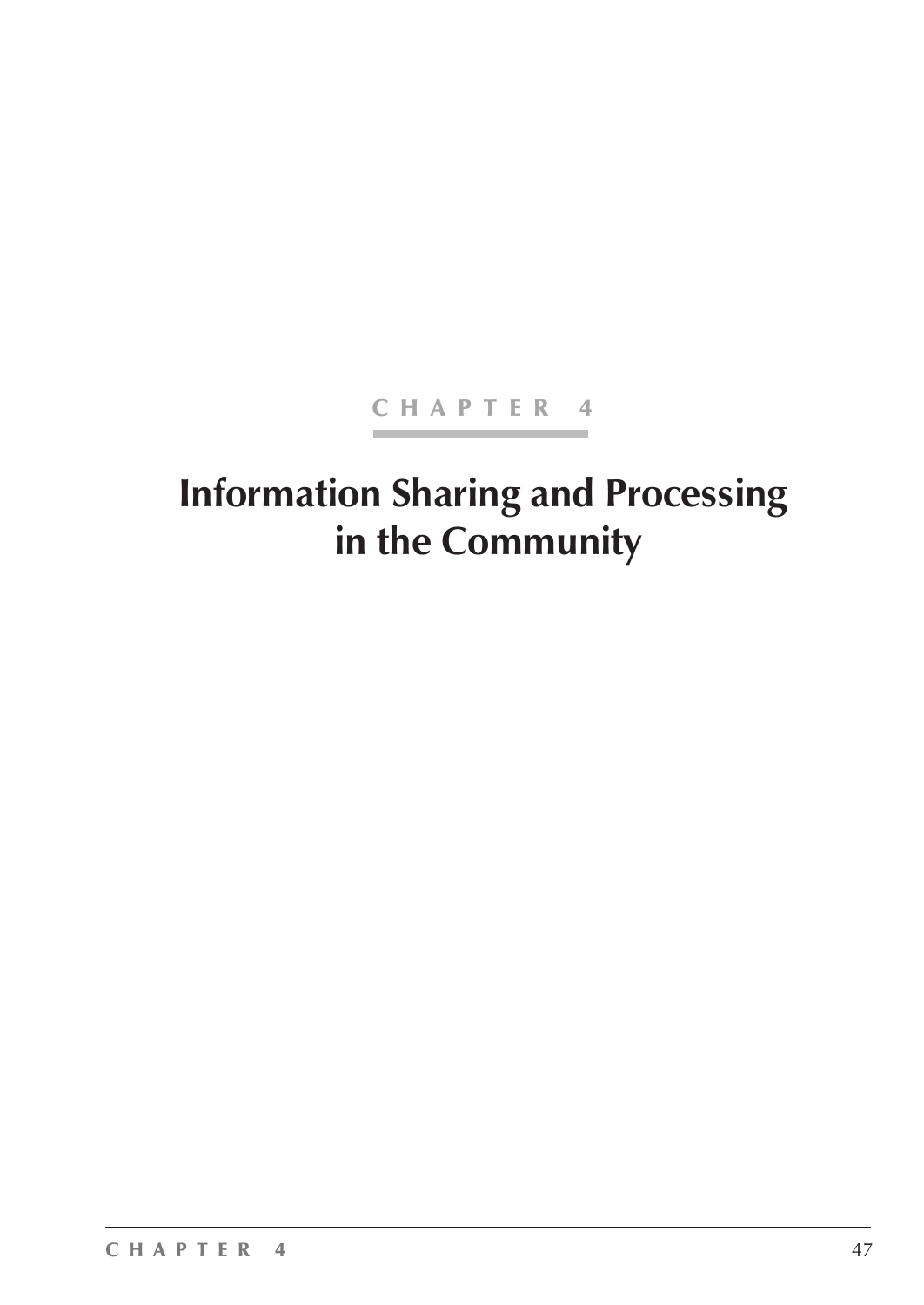CHAPTER 4

# Information Sharing and Processing in the Community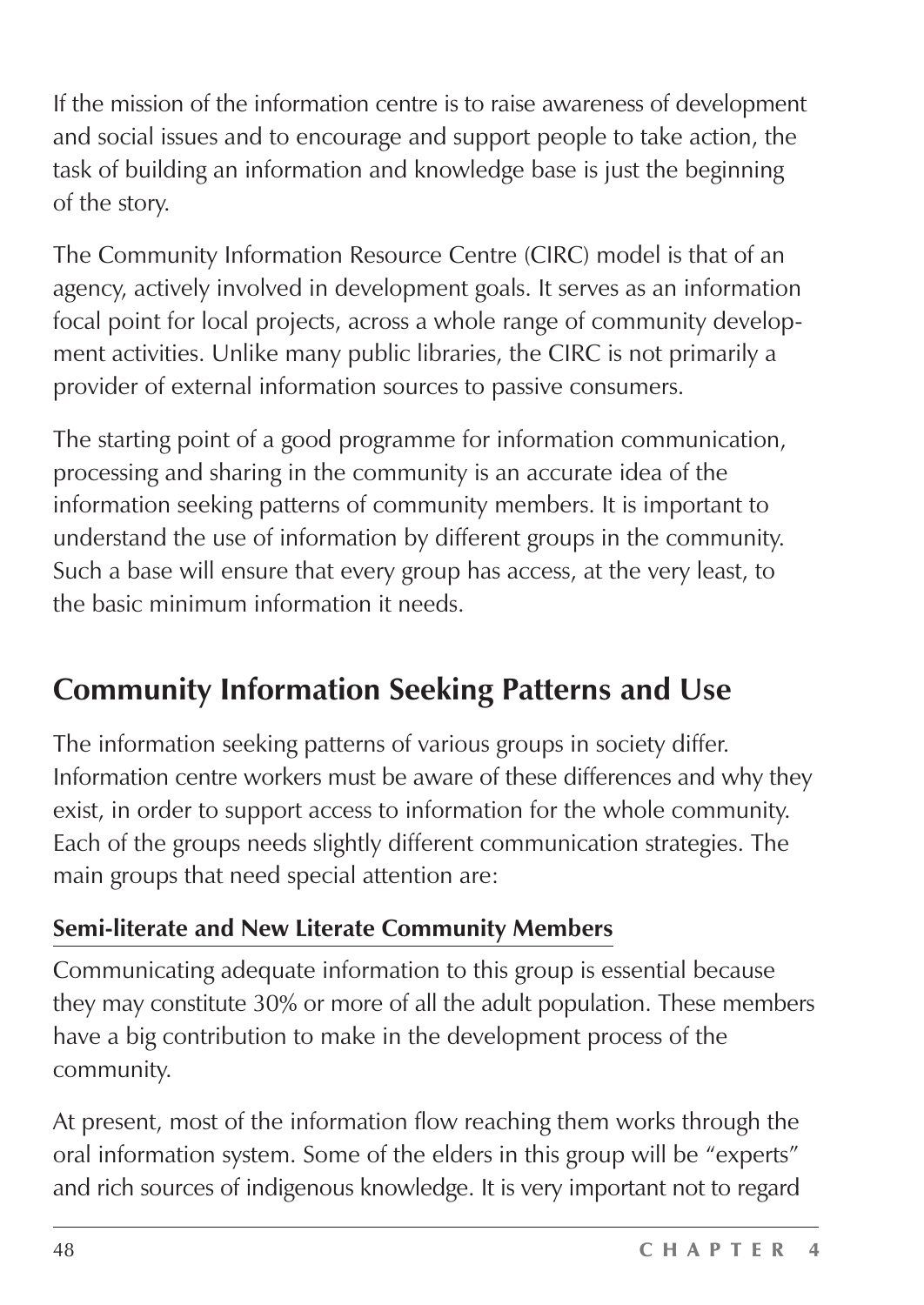If the mission of the information centre is to raise awareness of development and social issues and to encourage and support people to take action, the task of building an information and knowledge base is just the beginning of the story.

The Community Information Resource Centre (CIRC) model is that of an agency, actively involved in development goals. It serves as an information focal point for local projects, across a whole range of community development activities. Unlike many public libraries, the CIRC is not primarily a provider of external information sources to passive consumers.

The starting point of a good programme for information communication, processing and sharing in the community is an accurate idea of the information seeking patterns of community members. It is important to understand the use of information by different groups in the community. Such a base will ensure that every group has access, at the very least, to the basic minimum information it needs.

## Community Information Seeking Patterns and Use

The information seeking patterns of various groups in society differ. Information centre workers must be aware of these differences and why they exist, in order to support access to information for the whole community. Each of the groups needs slightly different communication strategies. The main groups that need special attention are:

### Semi-literate and New Literate Community Members

Communicating adequate information to this group is essential because they may constitute 30% or more of all the adult population. These members have a big contribution to make in the development process of the community.

At present, most of the information flow reaching them works through the oral information system. Some of the elders in this group will be "experts" and rich sources of indigenous knowledge. It is very important not to regard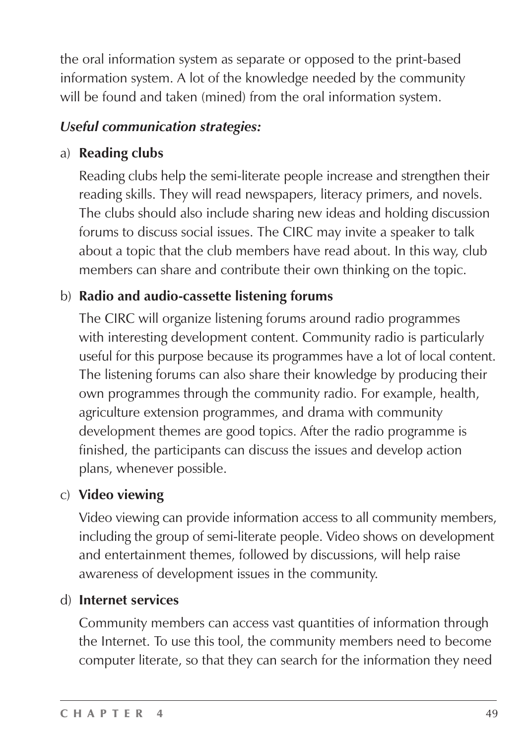the oral information system as separate or opposed to the print-based information system. A lot of the knowledge needed by the community will be found and taken (mined) from the oral information system.

***Useful communication strategies:***

a) **Reading clubs**

Reading clubs help the semi-literate people increase and strengthen their reading skills. They will read newspapers, literacy primers, and novels. The clubs should also include sharing new ideas and holding discussion forums to discuss social issues. The CIRC may invite a speaker to talk about a topic that the club members have read about. In this way, club members can share and contribute their own thinking on the topic.

b) **Radio and audio-cassette listening forums**

The CIRC will organize listening forums around radio programmes with interesting development content. Community radio is particularly useful for this purpose because its programmes have a lot of local content. The listening forums can also share their knowledge by producing their own programmes through the community radio. For example, health, agriculture extension programmes, and drama with community development themes are good topics. After the radio programme is finished, the participants can discuss the issues and develop action plans, whenever possible.

c) **Video viewing**

Video viewing can provide information access to all community members, including the group of semi-literate people. Video shows on development and entertainment themes, followed by discussions, will help raise awareness of development issues in the community.

d) **Internet services**

Community members can access vast quantities of information through the Internet. To use this tool, the community members need to become computer literate, so that they can search for the information they need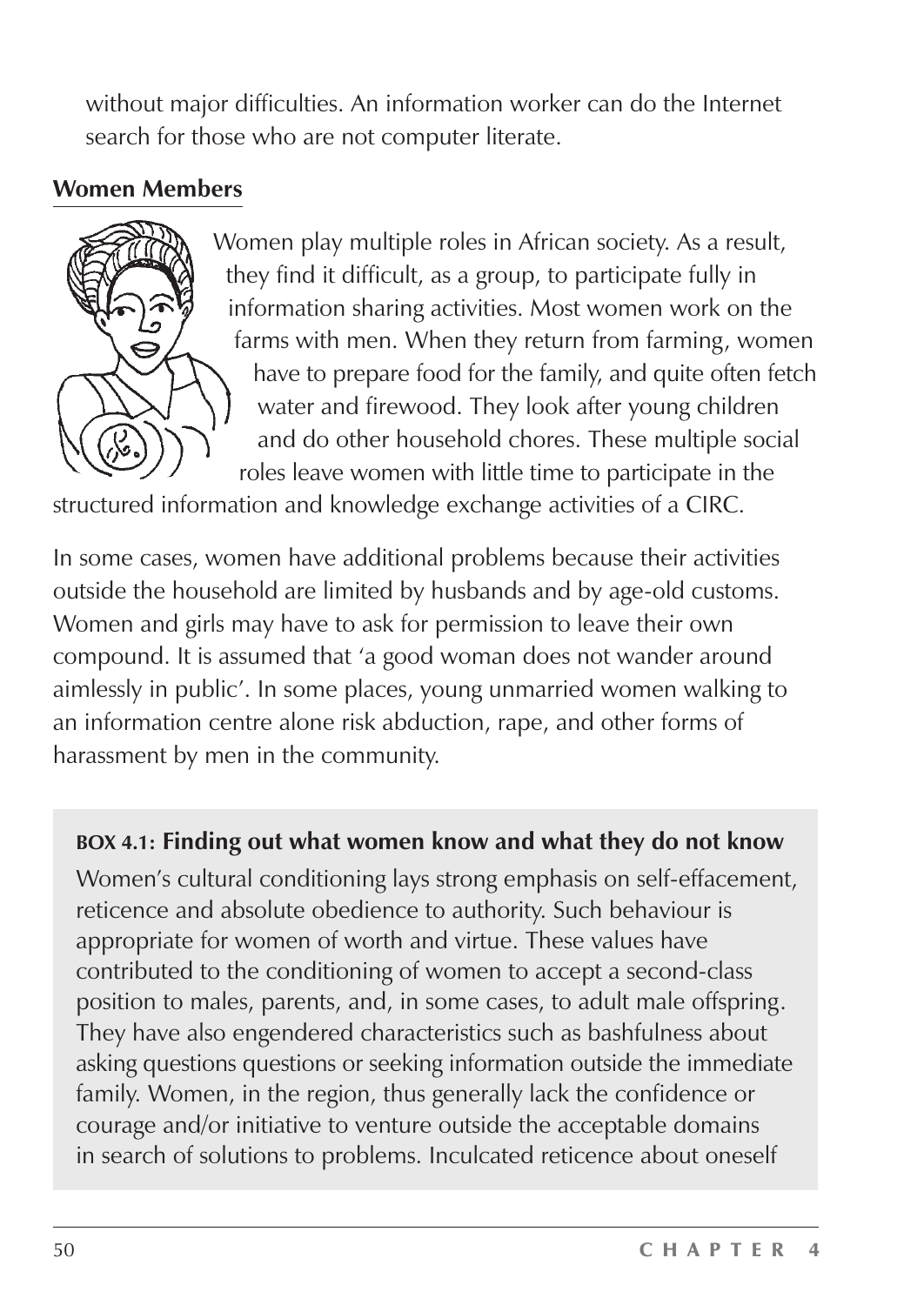without major difficulties. An information worker can do the Internet search for those who are not computer literate.

## Women Members

Women play multiple roles in African society. As a result, they find it difficult, as a group, to participate fully in information sharing activities. Most women work on the farms with men. When they return from farming, women have to prepare food for the family, and quite often fetch water and firewood. They look after young children and do other household chores. These multiple social roles leave women with little time to participate in the structured information and knowledge exchange activities of a CIRC.

In some cases, women have additional problems because their activities outside the household are limited by husbands and by age-old customs. Women and girls may have to ask for permission to leave their own compound. It is assumed that 'a good woman does not wander around aimlessly in public'. In some places, young unmarried women walking to an information centre alone risk abduction, rape, and other forms of harassment by men in the community.

**BOX 4.1: Finding out what women know and what they do not know**

Women's cultural conditioning lays strong emphasis on self-effacement, reticence and absolute obedience to authority. Such behaviour is appropriate for women of worth and virtue. These values have contributed to the conditioning of women to accept a second-class position to males, parents, and, in some cases, to adult male offspring. They have also engendered characteristics such as bashfulness about asking questions questions or seeking information outside the immediate family. Women, in the region, thus generally lack the confidence or courage and/or initiative to venture outside the acceptable domains in search of solutions to problems. Inculcated reticence about oneself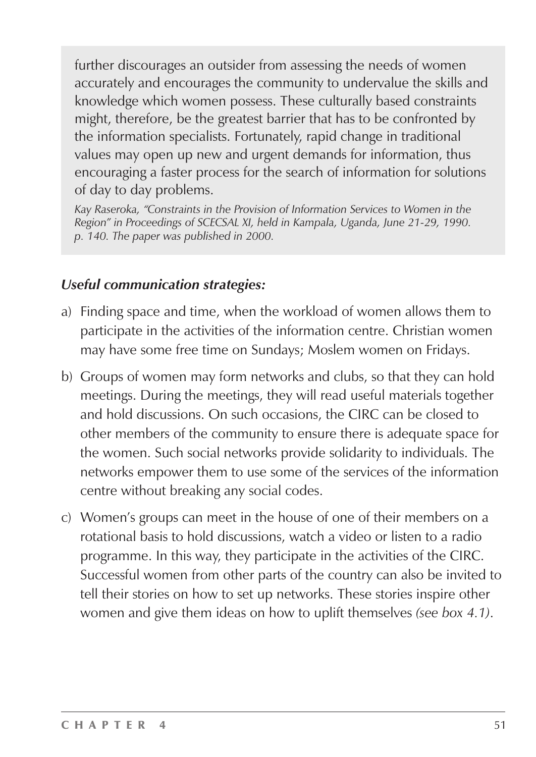> further discourages an outsider from assessing the needs of women accurately and encourages the community to undervalue the skills and knowledge which women possess. These culturally based constraints might, therefore, be the greatest barrier that has to be confronted by the information specialists. Fortunately, rapid change in traditional values may open up new and urgent demands for information, thus encouraging a faster process for the search of information for solutions of day to day problems.
>
> *Kay Raseroka, "Constraints in the Provision of Information Services to Women in the Region" in Proceedings of SCECSAL XI, held in Kampala, Uganda, June 21-29, 1990. p. 140. The paper was published in 2000.*

***Useful communication strategies:***

a) Finding space and time, when the workload of women allows them to participate in the activities of the information centre. Christian women may have some free time on Sundays; Moslem women on Fridays.

b) Groups of women may form networks and clubs, so that they can hold meetings. During the meetings, they will read useful materials together and hold discussions. On such occasions, the CIRC can be closed to other members of the community to ensure there is adequate space for the women. Such social networks provide solidarity to individuals. The networks empower them to use some of the services of the information centre without breaking any social codes.

c) Women's groups can meet in the house of one of their members on a rotational basis to hold discussions, watch a video or listen to a radio programme. In this way, they participate in the activities of the CIRC. Successful women from other parts of the country can also be invited to tell their stories on how to set up networks. These stories inspire other women and give them ideas on how to uplift themselves *(see box 4.1)*.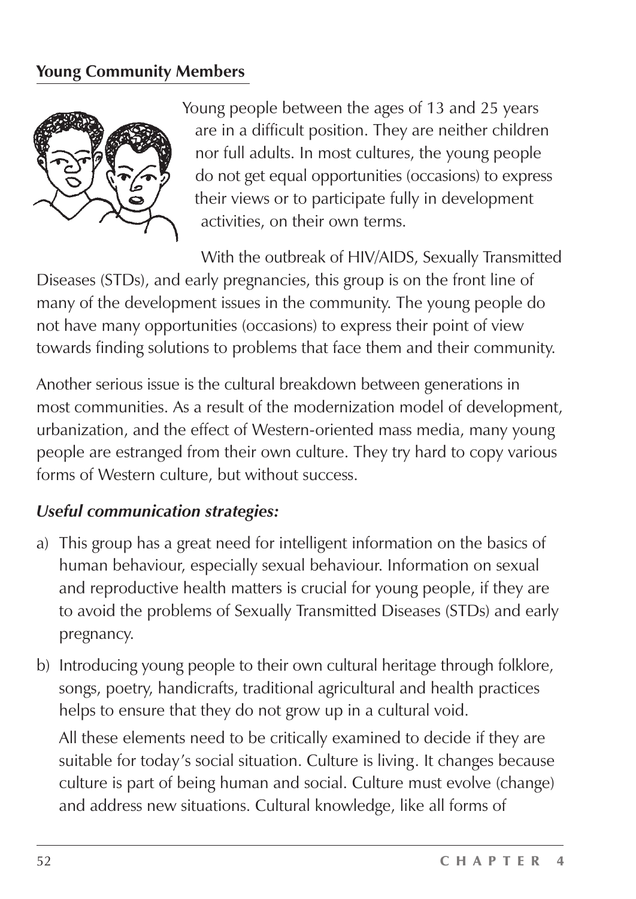**Young Community Members**

Young people between the ages of 13 and 25 years are in a difficult position. They are neither children nor full adults. In most cultures, the young people do not get equal opportunities (occasions) to express their views or to participate fully in development activities, on their own terms.

With the outbreak of HIV/AIDS, Sexually Transmitted Diseases (STDs), and early pregnancies, this group is on the front line of many of the development issues in the community. The young people do not have many opportunities (occasions) to express their point of view towards finding solutions to problems that face them and their community.

Another serious issue is the cultural breakdown between generations in most communities. As a result of the modernization model of development, urbanization, and the effect of Western-oriented mass media, many young people are estranged from their own culture. They try hard to copy various forms of Western culture, but without success.

***Useful communication strategies:***

a) This group has a great need for intelligent information on the basics of human behaviour, especially sexual behaviour. Information on sexual and reproductive health matters is crucial for young people, if they are to avoid the problems of Sexually Transmitted Diseases (STDs) and early pregnancy.

b) Introducing young people to their own cultural heritage through folklore, songs, poetry, handicrafts, traditional agricultural and health practices helps to ensure that they do not grow up in a cultural void.

   All these elements need to be critically examined to decide if they are suitable for today's social situation. Culture is living. It changes because culture is part of being human and social. Culture must evolve (change) and address new situations. Cultural knowledge, like all forms of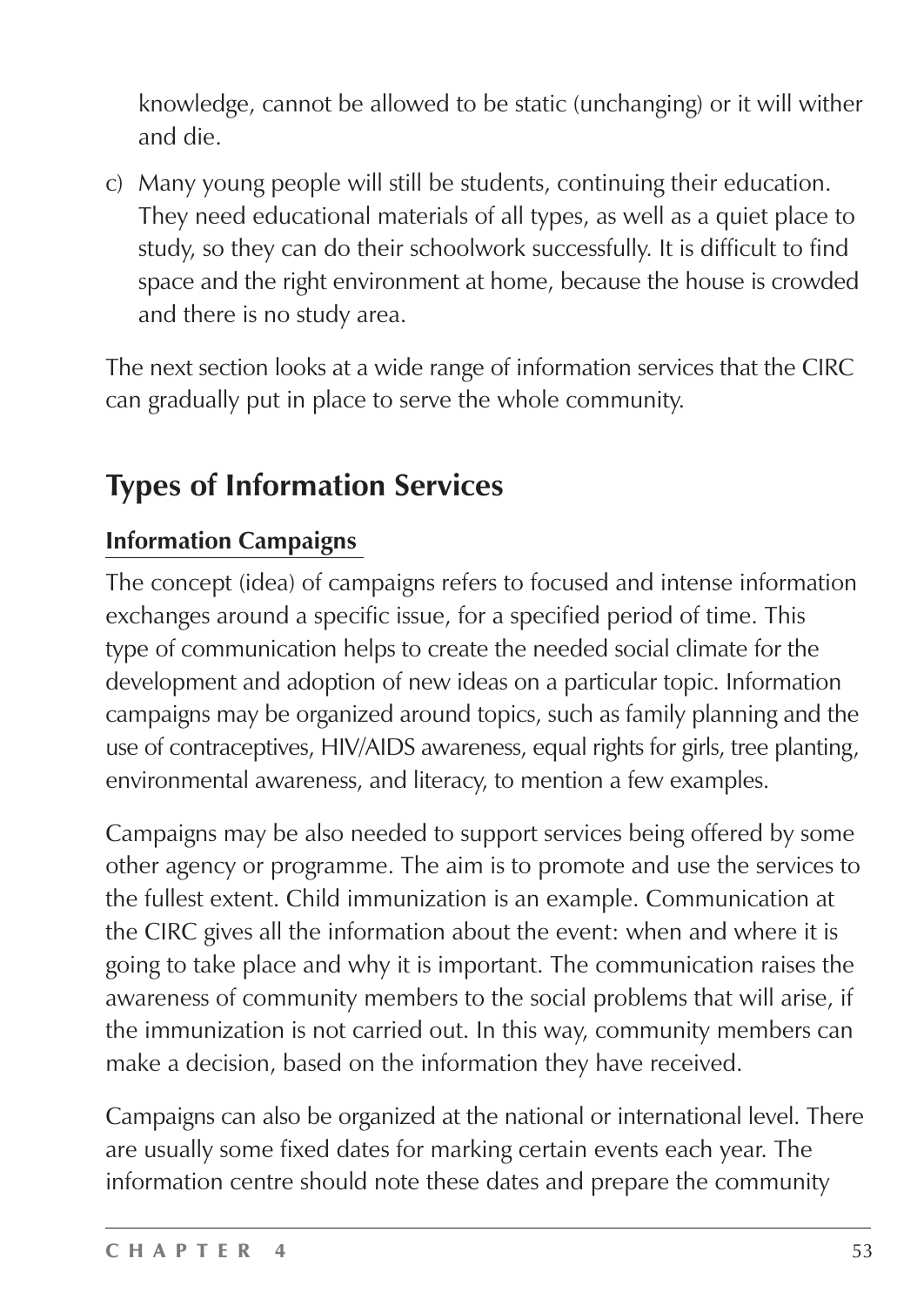knowledge, cannot be allowed to be static (unchanging) or it will wither and die.

c) Many young people will still be students, continuing their education. They need educational materials of all types, as well as a quiet place to study, so they can do their schoolwork successfully. It is difficult to find space and the right environment at home, because the house is crowded and there is no study area.

The next section looks at a wide range of information services that the CIRC can gradually put in place to serve the whole community.

## Types of Information Services

### Information Campaigns

The concept (idea) of campaigns refers to focused and intense information exchanges around a specific issue, for a specified period of time. This type of communication helps to create the needed social climate for the development and adoption of new ideas on a particular topic. Information campaigns may be organized around topics, such as family planning and the use of contraceptives, HIV/AIDS awareness, equal rights for girls, tree planting, environmental awareness, and literacy, to mention a few examples.

Campaigns may be also needed to support services being offered by some other agency or programme. The aim is to promote and use the services to the fullest extent. Child immunization is an example. Communication at the CIRC gives all the information about the event: when and where it is going to take place and why it is important. The communication raises the awareness of community members to the social problems that will arise, if the immunization is not carried out. In this way, community members can make a decision, based on the information they have received.

Campaigns can also be organized at the national or international level. There are usually some fixed dates for marking certain events each year. The information centre should note these dates and prepare the community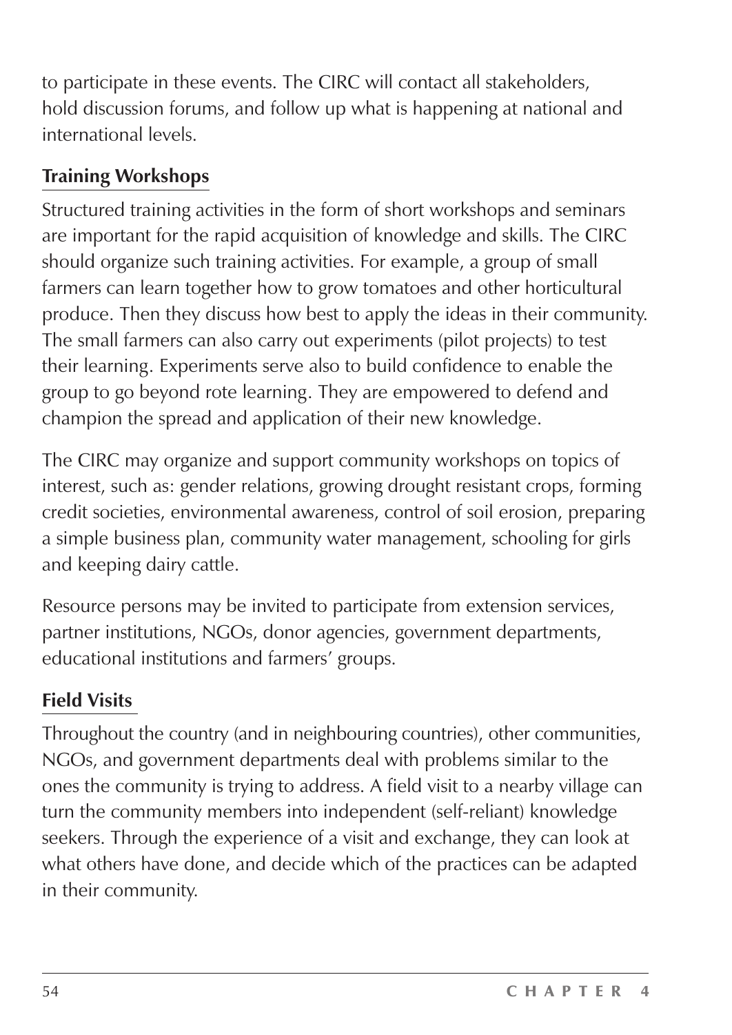to participate in these events. The CIRC will contact all stakeholders, hold discussion forums, and follow up what is happening at national and international levels.

## Training Workshops

Structured training activities in the form of short workshops and seminars are important for the rapid acquisition of knowledge and skills. The CIRC should organize such training activities. For example, a group of small farmers can learn together how to grow tomatoes and other horticultural produce. Then they discuss how best to apply the ideas in their community. The small farmers can also carry out experiments (pilot projects) to test their learning. Experiments serve also to build confidence to enable the group to go beyond rote learning. They are empowered to defend and champion the spread and application of their new knowledge.

The CIRC may organize and support community workshops on topics of interest, such as: gender relations, growing drought resistant crops, forming credit societies, environmental awareness, control of soil erosion, preparing a simple business plan, community water management, schooling for girls and keeping dairy cattle.

Resource persons may be invited to participate from extension services, partner institutions, NGOs, donor agencies, government departments, educational institutions and farmers' groups.

## Field Visits

Throughout the country (and in neighbouring countries), other communities, NGOs, and government departments deal with problems similar to the ones the community is trying to address. A field visit to a nearby village can turn the community members into independent (self-reliant) knowledge seekers. Through the experience of a visit and exchange, they can look at what others have done, and decide which of the practices can be adapted in their community.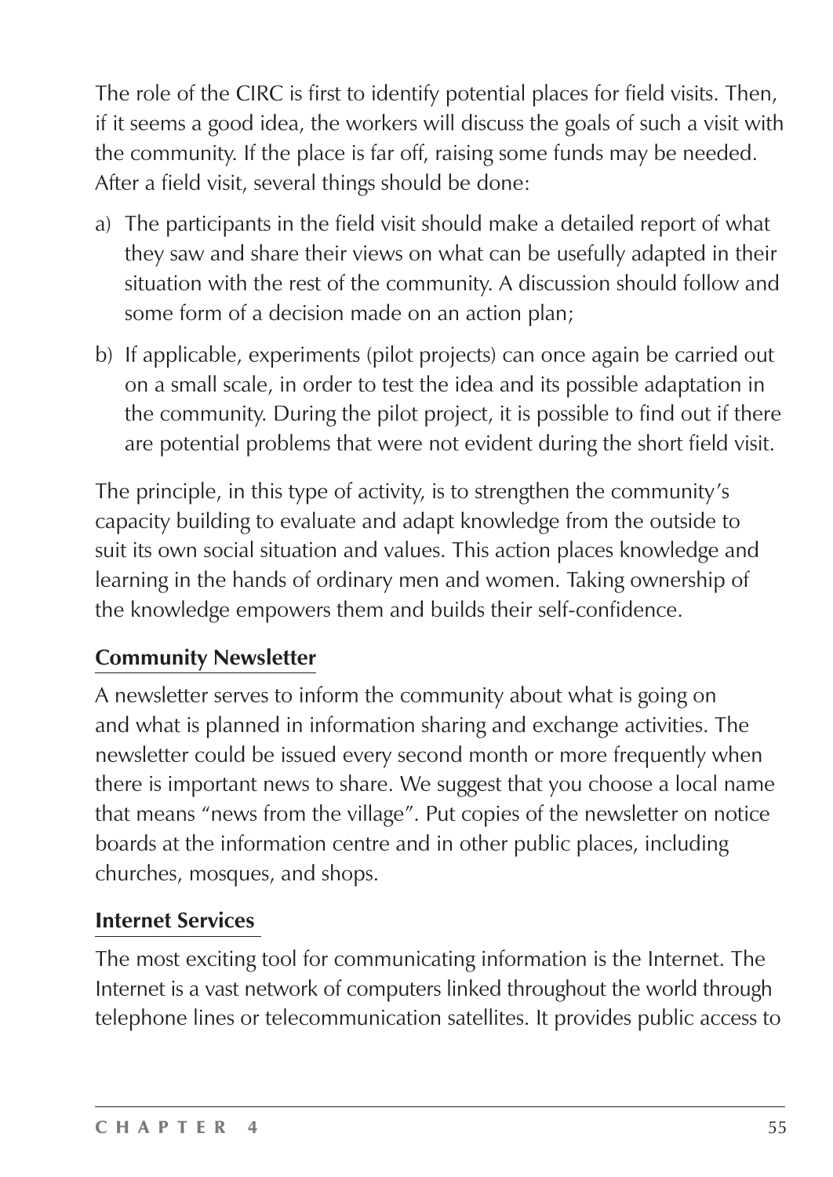The role of the CIRC is first to identify potential places for field visits. Then, if it seems a good idea, the workers will discuss the goals of such a visit with the community. If the place is far off, raising some funds may be needed. After a field visit, several things should be done:

a) The participants in the field visit should make a detailed report of what they saw and share their views on what can be usefully adapted in their situation with the rest of the community. A discussion should follow and some form of a decision made on an action plan;

b) If applicable, experiments (pilot projects) can once again be carried out on a small scale, in order to test the idea and its possible adaptation in the community. During the pilot project, it is possible to find out if there are potential problems that were not evident during the short field visit.

The principle, in this type of activity, is to strengthen the community's capacity building to evaluate and adapt knowledge from the outside to suit its own social situation and values. This action places knowledge and learning in the hands of ordinary men and women. Taking ownership of the knowledge empowers them and builds their self-confidence.

### Community Newsletter

A newsletter serves to inform the community about what is going on and what is planned in information sharing and exchange activities. The newsletter could be issued every second month or more frequently when there is important news to share. We suggest that you choose a local name that means "news from the village". Put copies of the newsletter on notice boards at the information centre and in other public places, including churches, mosques, and shops.

### Internet Services

The most exciting tool for communicating information is the Internet. The Internet is a vast network of computers linked throughout the world through telephone lines or telecommunication satellites. It provides public access to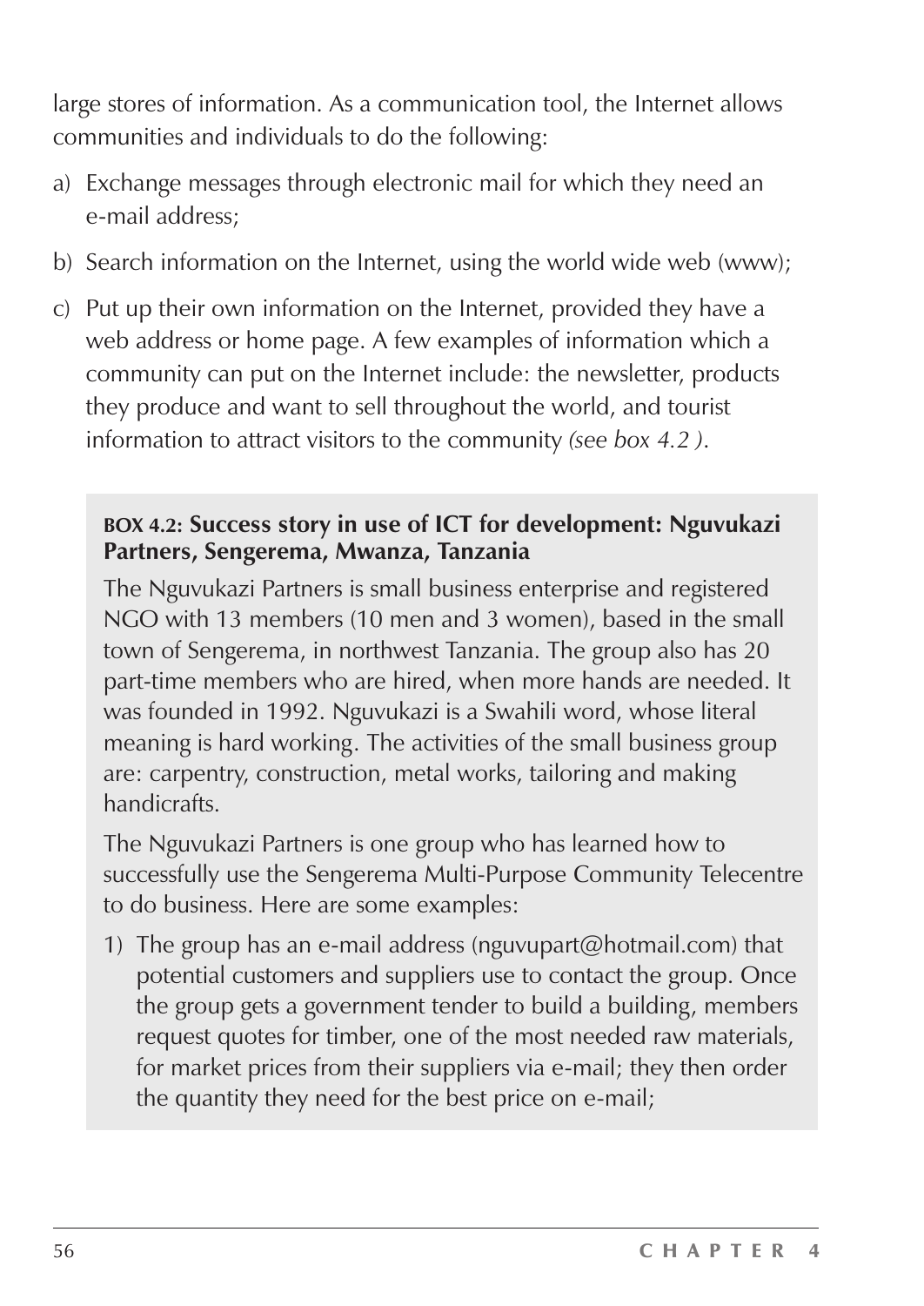large stores of information. As a communication tool, the Internet allows communities and individuals to do the following:

a) Exchange messages through electronic mail for which they need an e-mail address;

b) Search information on the Internet, using the world wide web (www);

c) Put up their own information on the Internet, provided they have a web address or home page. A few examples of information which a community can put on the Internet include: the newsletter, products they produce and want to sell throughout the world, and tourist information to attract visitors to the community *(see box 4.2 )*.

> **BOX 4.2: Success story in use of ICT for development: Nguvukazi Partners, Sengerema, Mwanza, Tanzania**
>
> The Nguvukazi Partners is small business enterprise and registered NGO with 13 members (10 men and 3 women), based in the small town of Sengerema, in northwest Tanzania. The group also has 20 part-time members who are hired, when more hands are needed. It was founded in 1992. Nguvukazi is a Swahili word, whose literal meaning is hard working. The activities of the small business group are: carpentry, construction, metal works, tailoring and making handicrafts.
>
> The Nguvukazi Partners is one group who has learned how to successfully use the Sengerema Multi-Purpose Community Telecentre to do business. Here are some examples:
>
> 1) The group has an e-mail address (nguvupart@hotmail.com) that potential customers and suppliers use to contact the group. Once the group gets a government tender to build a building, members request quotes for timber, one of the most needed raw materials, for market prices from their suppliers via e-mail; they then order the quantity they need for the best price on e-mail;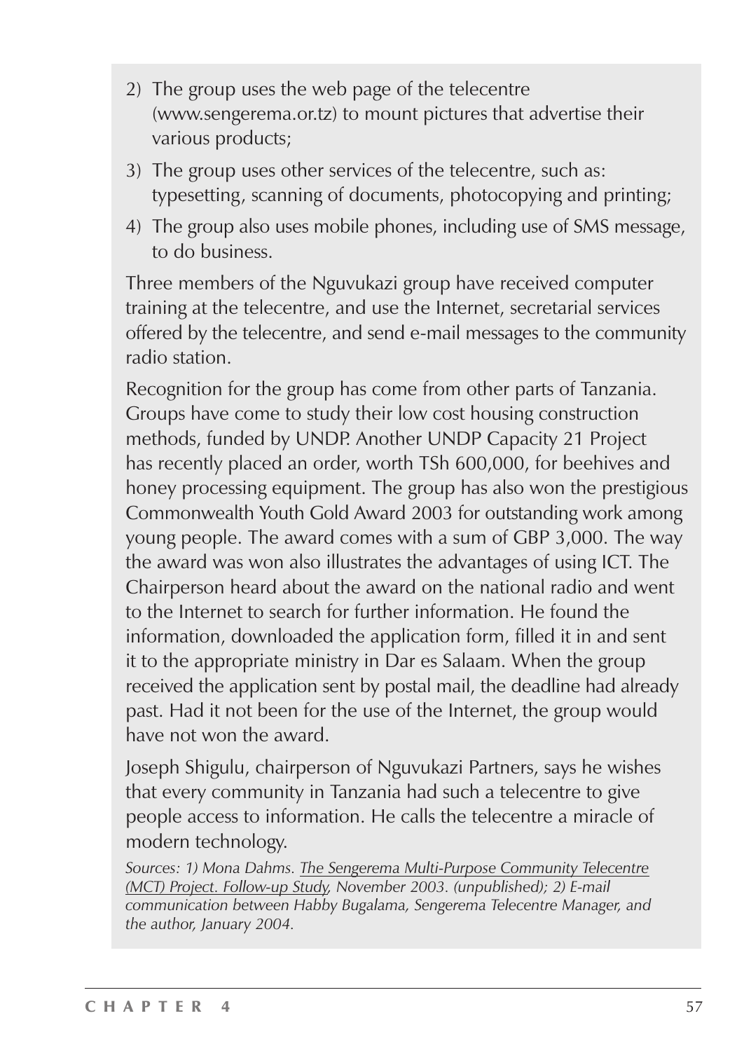2) The group uses the web page of the telecentre (www.sengerema.or.tz) to mount pictures that advertise their various products;
3) The group uses other services of the telecentre, such as: typesetting, scanning of documents, photocopying and printing;
4) The group also uses mobile phones, including use of SMS message, to do business.

Three members of the Nguvukazi group have received computer training at the telecentre, and use the Internet, secretarial services offered by the telecentre, and send e-mail messages to the community radio station.

Recognition for the group has come from other parts of Tanzania. Groups have come to study their low cost housing construction methods, funded by UNDP. Another UNDP Capacity 21 Project has recently placed an order, worth TSh 600,000, for beehives and honey processing equipment. The group has also won the prestigious Commonwealth Youth Gold Award 2003 for outstanding work among young people. The award comes with a sum of GBP 3,000. The way the award was won also illustrates the advantages of using ICT. The Chairperson heard about the award on the national radio and went to the Internet to search for further information. He found the information, downloaded the application form, filled it in and sent it to the appropriate ministry in Dar es Salaam. When the group received the application sent by postal mail, the deadline had already past. Had it not been for the use of the Internet, the group would have not won the award.

Joseph Shigulu, chairperson of Nguvukazi Partners, says he wishes that every community in Tanzania had such a telecentre to give people access to information. He calls the telecentre a miracle of modern technology.

*Sources: 1) Mona Dahms. The Sengerema Multi-Purpose Community Telecentre (MCT) Project. Follow-up Study, November 2003. (unpublished); 2) E-mail communication between Habby Bugalama, Sengerema Telecentre Manager, and the author, January 2004.*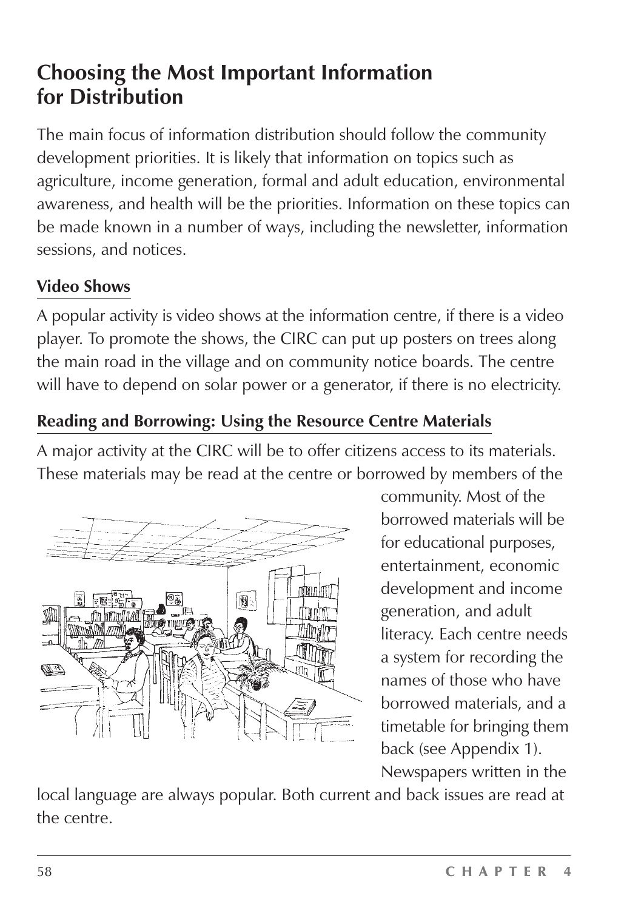## Choosing the Most Important Information for Distribution

The main focus of information distribution should follow the community development priorities. It is likely that information on topics such as agriculture, income generation, formal and adult education, environmental awareness, and health will be the priorities. Information on these topics can be made known in a number of ways, including the newsletter, information sessions, and notices.

### Video Shows

A popular activity is video shows at the information centre, if there is a video player. To promote the shows, the CIRC can put up posters on trees along the main road in the village and on community notice boards. The centre will have to depend on solar power or a generator, if there is no electricity.

### Reading and Borrowing: Using the Resource Centre Materials

A major activity at the CIRC will be to offer citizens access to its materials. These materials may be read at the centre or borrowed by members of the community. Most of the borrowed materials will be for educational purposes, entertainment, economic development and income generation, and adult literacy. Each centre needs a system for recording the names of those who have borrowed materials, and a timetable for bringing them back (see Appendix 1). Newspapers written in the local language are always popular. Both current and back issues are read at the centre.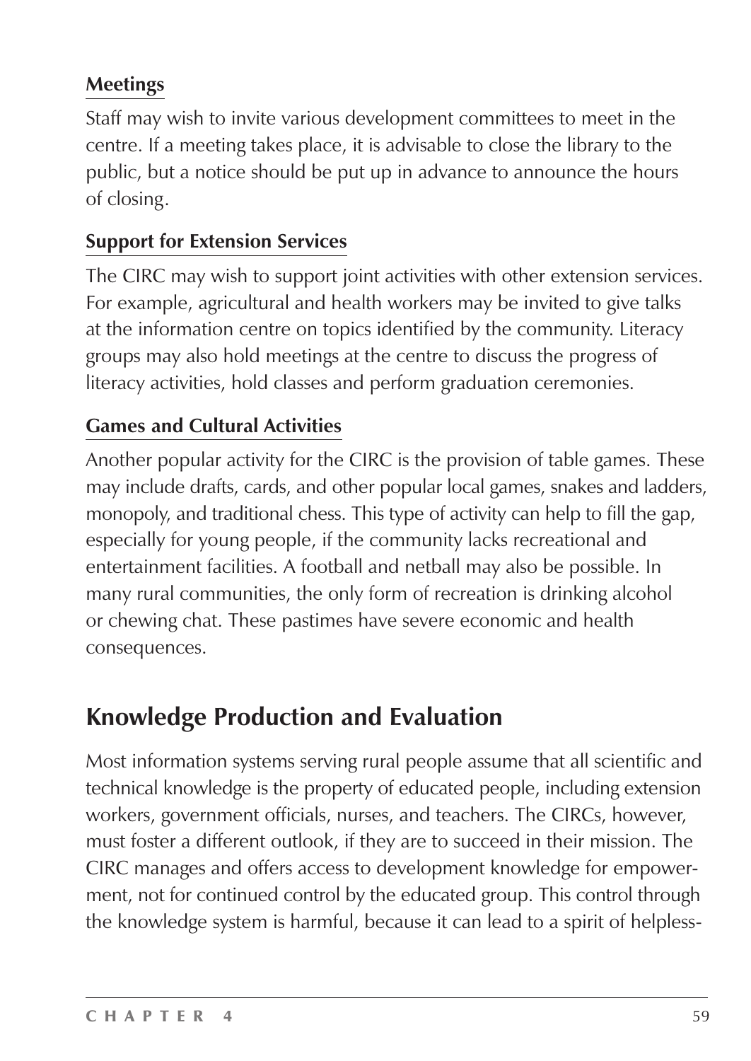### Meetings

Staff may wish to invite various development committees to meet in the centre. If a meeting takes place, it is advisable to close the library to the public, but a notice should be put up in advance to announce the hours of closing.

### Support for Extension Services

The CIRC may wish to support joint activities with other extension services. For example, agricultural and health workers may be invited to give talks at the information centre on topics identified by the community. Literacy groups may also hold meetings at the centre to discuss the progress of literacy activities, hold classes and perform graduation ceremonies.

### Games and Cultural Activities

Another popular activity for the CIRC is the provision of table games. These may include drafts, cards, and other popular local games, snakes and ladders, monopoly, and traditional chess. This type of activity can help to fill the gap, especially for young people, if the community lacks recreational and entertainment facilities. A football and netball may also be possible. In many rural communities, the only form of recreation is drinking alcohol or chewing chat. These pastimes have severe economic and health consequences.

## Knowledge Production and Evaluation

Most information systems serving rural people assume that all scientific and technical knowledge is the property of educated people, including extension workers, government officials, nurses, and teachers. The CIRCs, however, must foster a different outlook, if they are to succeed in their mission. The CIRC manages and offers access to development knowledge for empowerment, not for continued control by the educated group. This control through the knowledge system is harmful, because it can lead to a spirit of helpless-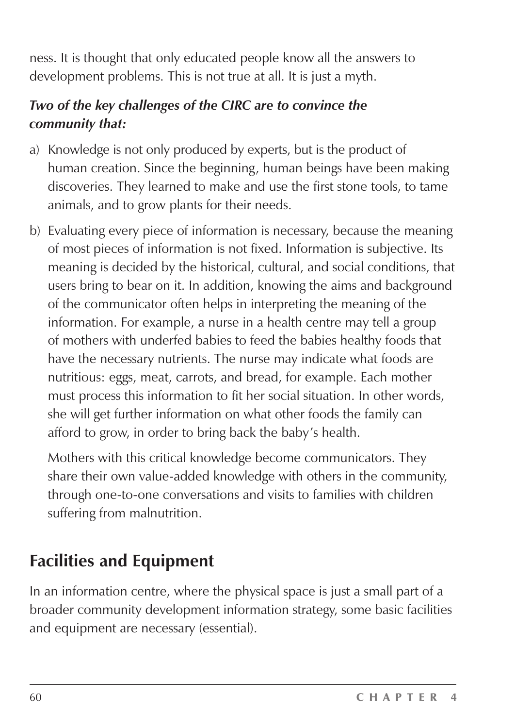ness. It is thought that only educated people know all the answers to development problems. This is not true at all. It is just a myth.

***Two of the key challenges of the CIRC are to convince the community that:***

a) Knowledge is not only produced by experts, but is the product of human creation. Since the beginning, human beings have been making discoveries. They learned to make and use the first stone tools, to tame animals, and to grow plants for their needs.

b) Evaluating every piece of information is necessary, because the meaning of most pieces of information is not fixed. Information is subjective. Its meaning is decided by the historical, cultural, and social conditions, that users bring to bear on it. In addition, knowing the aims and background of the communicator often helps in interpreting the meaning of the information. For example, a nurse in a health centre may tell a group of mothers with underfed babies to feed the babies healthy foods that have the necessary nutrients. The nurse may indicate what foods are nutritious: eggs, meat, carrots, and bread, for example. Each mother must process this information to fit her social situation. In other words, she will get further information on what other foods the family can afford to grow, in order to bring back the baby's health.

   Mothers with this critical knowledge become communicators. They share their own value-added knowledge with others in the community, through one-to-one conversations and visits to families with children suffering from malnutrition.

## Facilities and Equipment

In an information centre, where the physical space is just a small part of a broader community development information strategy, some basic facilities and equipment are necessary (essential).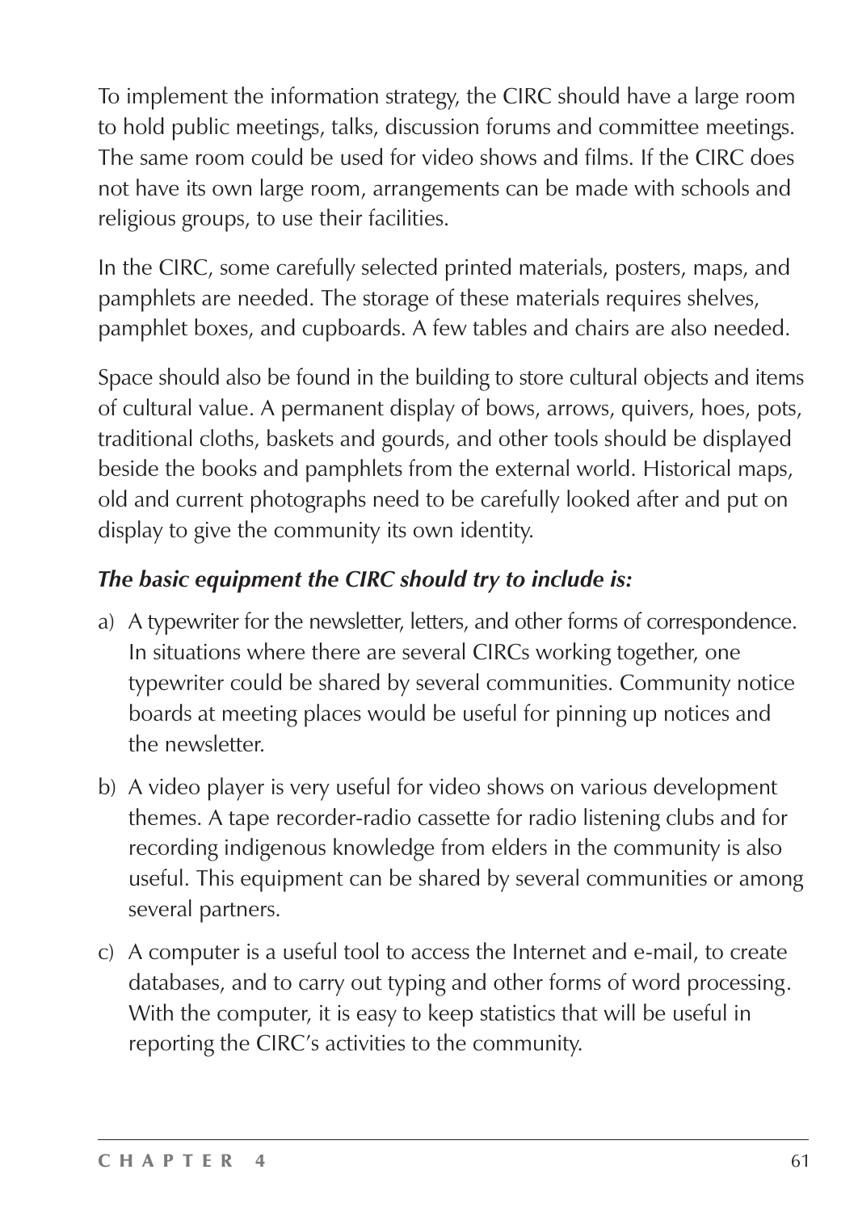To implement the information strategy, the CIRC should have a large room to hold public meetings, talks, discussion forums and committee meetings. The same room could be used for video shows and films. If the CIRC does not have its own large room, arrangements can be made with schools and religious groups, to use their facilities.

In the CIRC, some carefully selected printed materials, posters, maps, and pamphlets are needed. The storage of these materials requires shelves, pamphlet boxes, and cupboards. A few tables and chairs are also needed.

Space should also be found in the building to store cultural objects and items of cultural value. A permanent display of bows, arrows, quivers, hoes, pots, traditional cloths, baskets and gourds, and other tools should be displayed beside the books and pamphlets from the external world. Historical maps, old and current photographs need to be carefully looked after and put on display to give the community its own identity.

***The basic equipment the CIRC should try to include is:***

a) A typewriter for the newsletter, letters, and other forms of correspondence. In situations where there are several CIRCs working together, one typewriter could be shared by several communities. Community notice boards at meeting places would be useful for pinning up notices and the newsletter.

b) A video player is very useful for video shows on various development themes. A tape recorder-radio cassette for radio listening clubs and for recording indigenous knowledge from elders in the community is also useful. This equipment can be shared by several communities or among several partners.

c) A computer is a useful tool to access the Internet and e-mail, to create databases, and to carry out typing and other forms of word processing. With the computer, it is easy to keep statistics that will be useful in reporting the CIRC's activities to the community.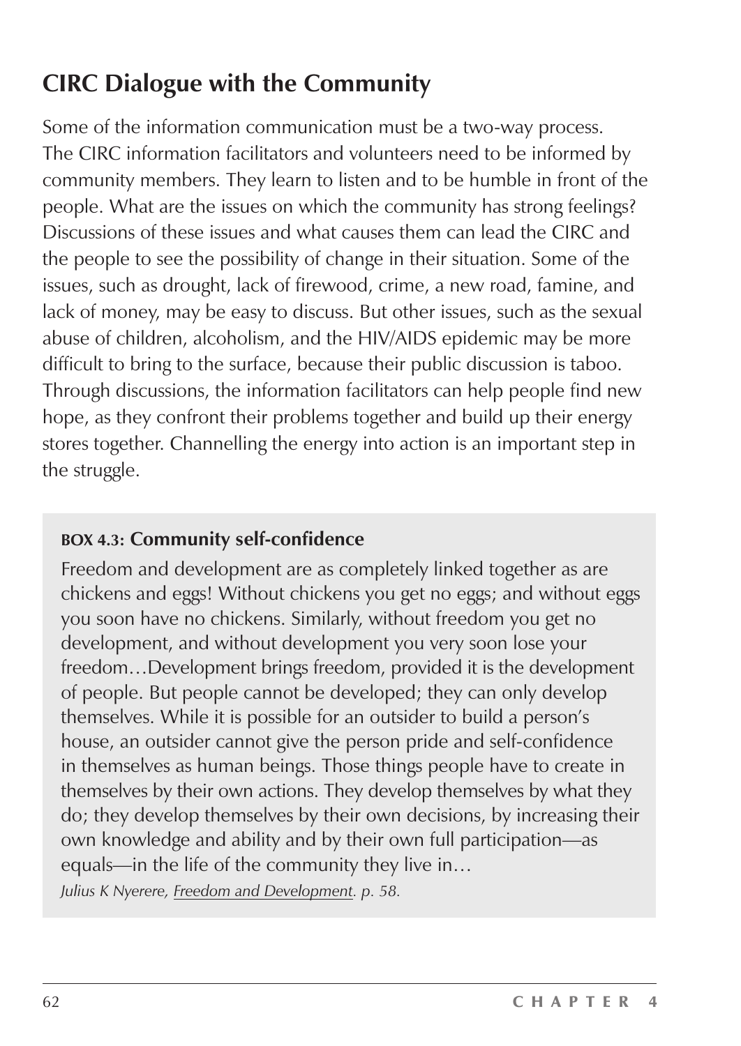## CIRC Dialogue with the Community

Some of the information communication must be a two-way process. The CIRC information facilitators and volunteers need to be informed by community members. They learn to listen and to be humble in front of the people. What are the issues on which the community has strong feelings? Discussions of these issues and what causes them can lead the CIRC and the people to see the possibility of change in their situation. Some of the issues, such as drought, lack of firewood, crime, a new road, famine, and lack of money, may be easy to discuss. But other issues, such as the sexual abuse of children, alcoholism, and the HIV/AIDS epidemic may be more difficult to bring to the surface, because their public discussion is taboo. Through discussions, the information facilitators can help people find new hope, as they confront their problems together and build up their energy stores together. Channelling the energy into action is an important step in the struggle.

> **BOX 4.3: Community self-confidence**
>
> Freedom and development are as completely linked together as are chickens and eggs! Without chickens you get no eggs; and without eggs you soon have no chickens. Similarly, without freedom you get no development, and without development you very soon lose your freedom…Development brings freedom, provided it is the development of people. But people cannot be developed; they can only develop themselves. While it is possible for an outsider to build a person's house, an outsider cannot give the person pride and self-confidence in themselves as human beings. Those things people have to create in themselves by their own actions. They develop themselves by what they do; they develop themselves by their own decisions, by increasing their own knowledge and ability and by their own full participation—as equals—in the life of the community they live in…
>
> *Julius K Nyerere, Freedom and Development. p. 58.*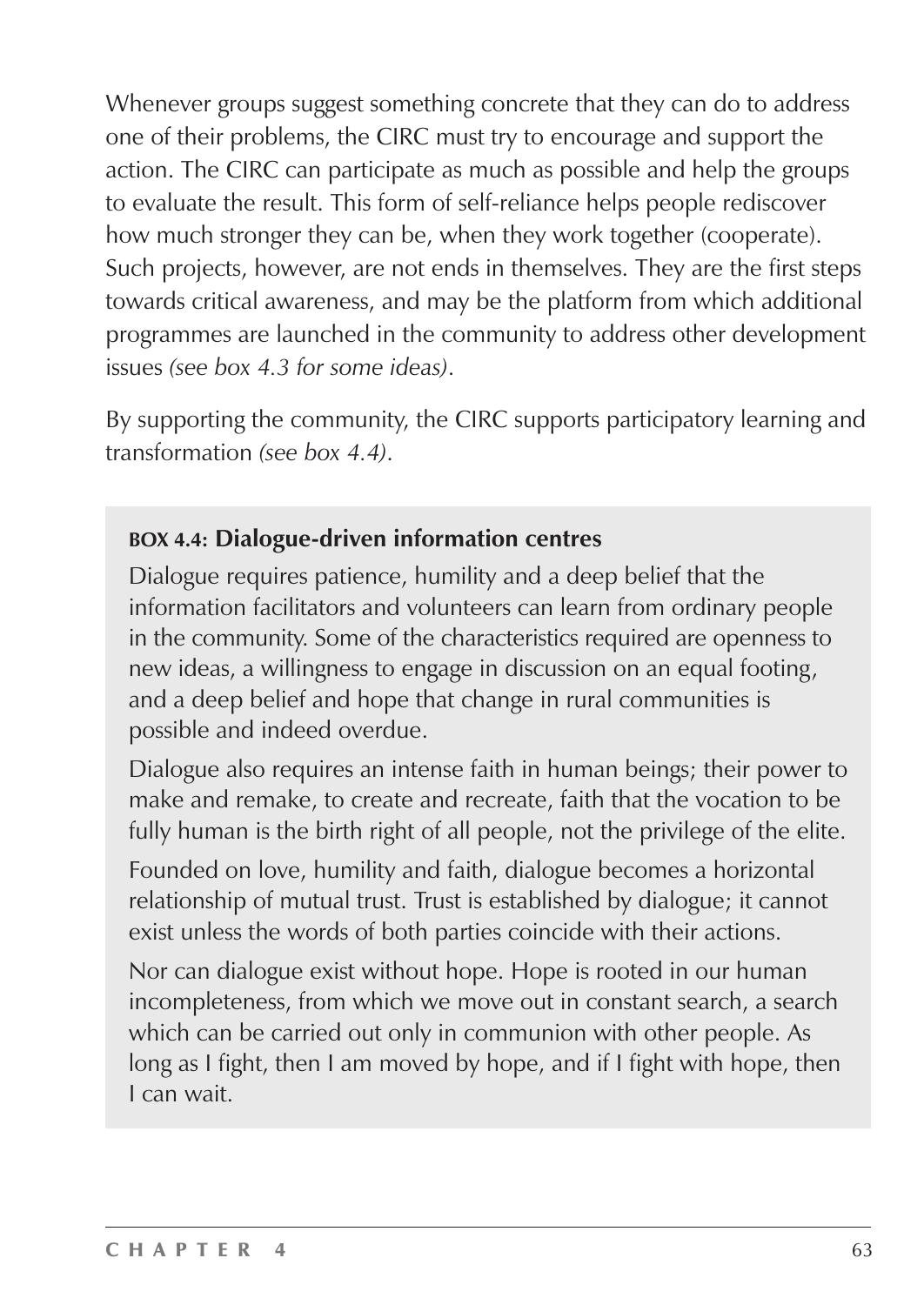Whenever groups suggest something concrete that they can do to address one of their problems, the CIRC must try to encourage and support the action. The CIRC can participate as much as possible and help the groups to evaluate the result. This form of self-reliance helps people rediscover how much stronger they can be, when they work together (cooperate). Such projects, however, are not ends in themselves. They are the first steps towards critical awareness, and may be the platform from which additional programmes are launched in the community to address other development issues *(see box 4.3 for some ideas)*.

By supporting the community, the CIRC supports participatory learning and transformation *(see box 4.4)*.

> **BOX 4.4: Dialogue-driven information centres**
>
> Dialogue requires patience, humility and a deep belief that the information facilitators and volunteers can learn from ordinary people in the community. Some of the characteristics required are openness to new ideas, a willingness to engage in discussion on an equal footing, and a deep belief and hope that change in rural communities is possible and indeed overdue.
>
> Dialogue also requires an intense faith in human beings; their power to make and remake, to create and recreate, faith that the vocation to be fully human is the birth right of all people, not the privilege of the elite.
>
> Founded on love, humility and faith, dialogue becomes a horizontal relationship of mutual trust. Trust is established by dialogue; it cannot exist unless the words of both parties coincide with their actions.
>
> Nor can dialogue exist without hope. Hope is rooted in our human incompleteness, from which we move out in constant search, a search which can be carried out only in communion with other people. As long as I fight, then I am moved by hope, and if I fight with hope, then I can wait.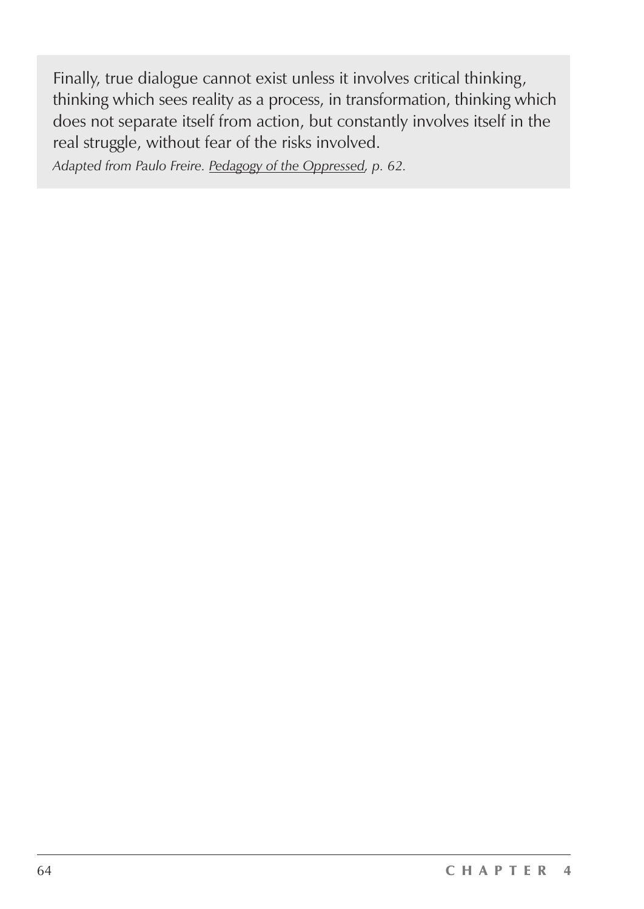> Finally, true dialogue cannot exist unless it involves critical thinking, thinking which sees reality as a process, in transformation, thinking which does not separate itself from action, but constantly involves itself in the real struggle, without fear of the risks involved.
>
> *Adapted from Paulo Freire. Pedagogy of the Oppressed, p. 62.*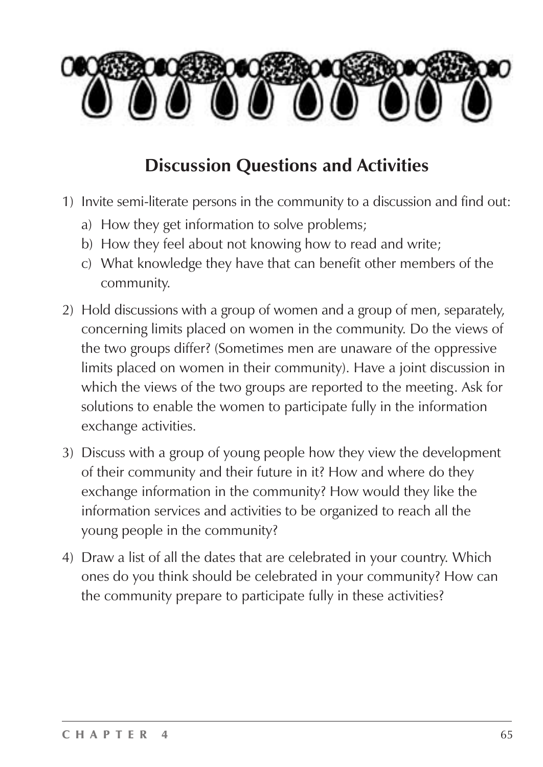## Discussion Questions and Activities

1) Invite semi-literate persons in the community to a discussion and find out:
   a) How they get information to solve problems;
   b) How they feel about not knowing how to read and write;
   c) What knowledge they have that can benefit other members of the community.

2) Hold discussions with a group of women and a group of men, separately, concerning limits placed on women in the community. Do the views of the two groups differ? (Sometimes men are unaware of the oppressive limits placed on women in their community). Have a joint discussion in which the views of the two groups are reported to the meeting. Ask for solutions to enable the women to participate fully in the information exchange activities.

3) Discuss with a group of young people how they view the development of their community and their future in it? How and where do they exchange information in the community? How would they like the information services and activities to be organized to reach all the young people in the community?

4) Draw a list of all the dates that are celebrated in your country. Which ones do you think should be celebrated in your community? How can the community prepare to participate fully in these activities?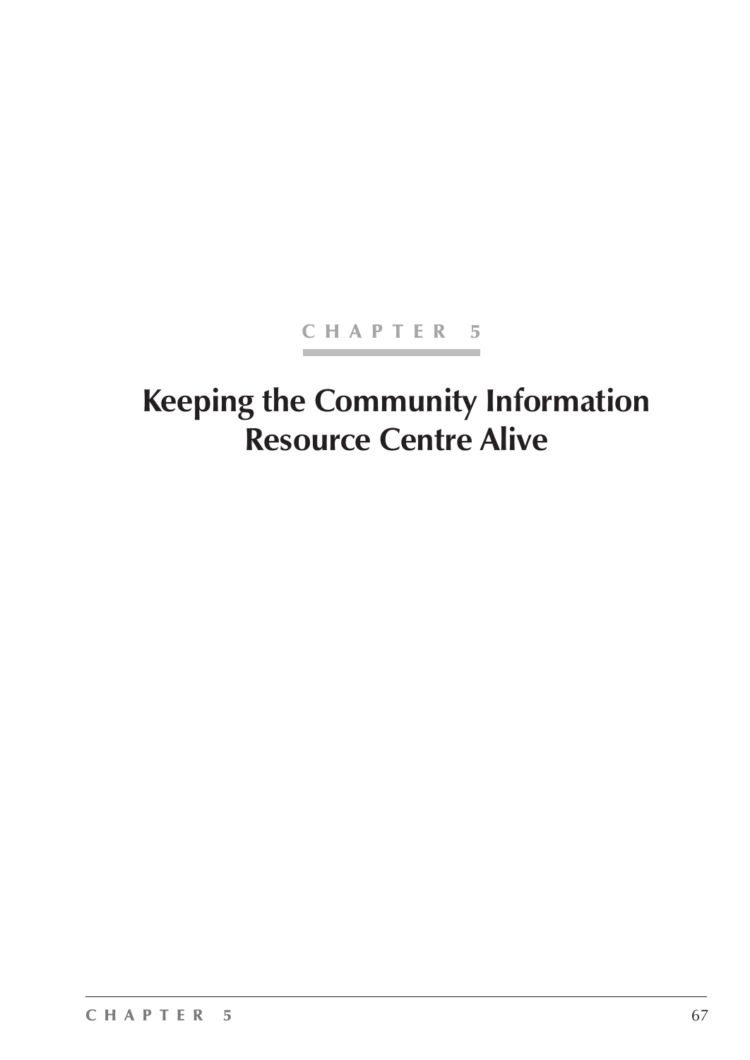CHAPTER 5

# Keeping the Community Information Resource Centre Alive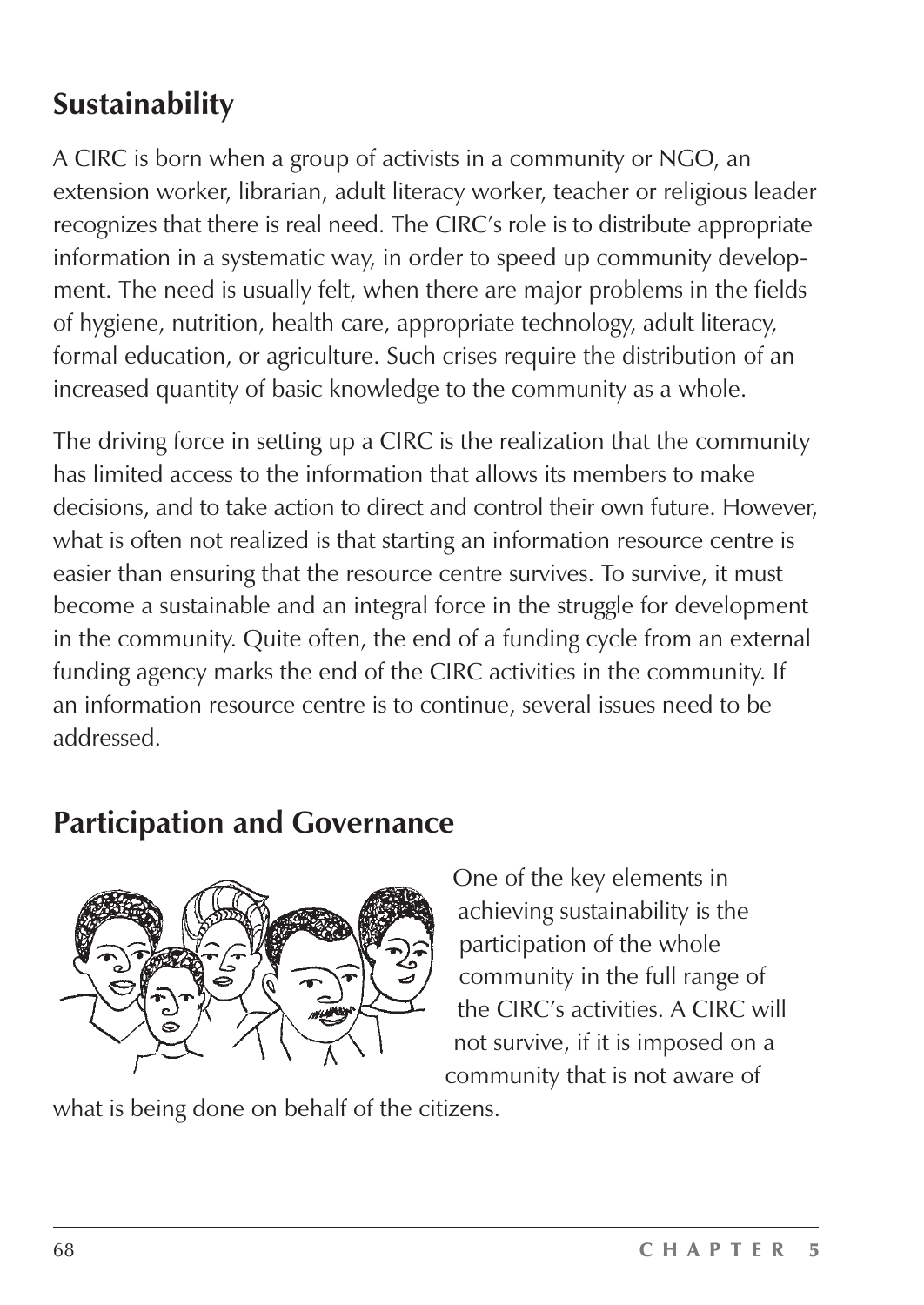## Sustainability

A CIRC is born when a group of activists in a community or NGO, an extension worker, librarian, adult literacy worker, teacher or religious leader recognizes that there is real need. The CIRC's role is to distribute appropriate information in a systematic way, in order to speed up community development. The need is usually felt, when there are major problems in the fields of hygiene, nutrition, health care, appropriate technology, adult literacy, formal education, or agriculture. Such crises require the distribution of an increased quantity of basic knowledge to the community as a whole.

The driving force in setting up a CIRC is the realization that the community has limited access to the information that allows its members to make decisions, and to take action to direct and control their own future. However, what is often not realized is that starting an information resource centre is easier than ensuring that the resource centre survives. To survive, it must become a sustainable and an integral force in the struggle for development in the community. Quite often, the end of a funding cycle from an external funding agency marks the end of the CIRC activities in the community. If an information resource centre is to continue, several issues need to be addressed.

## Participation and Governance

One of the key elements in achieving sustainability is the participation of the whole community in the full range of the CIRC's activities. A CIRC will not survive, if it is imposed on a community that is not aware of what is being done on behalf of the citizens.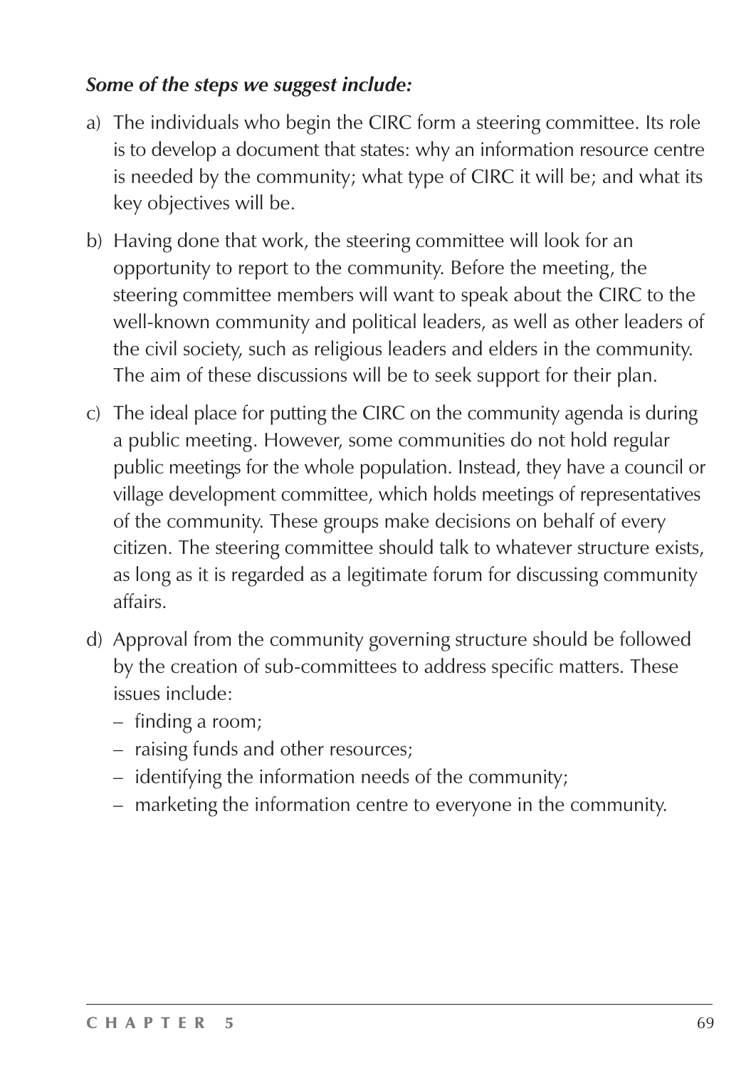***Some of the steps we suggest include:***

a) The individuals who begin the CIRC form a steering committee. Its role is to develop a document that states: why an information resource centre is needed by the community; what type of CIRC it will be; and what its key objectives will be.

b) Having done that work, the steering committee will look for an opportunity to report to the community. Before the meeting, the steering committee members will want to speak about the CIRC to the well-known community and political leaders, as well as other leaders of the civil society, such as religious leaders and elders in the community. The aim of these discussions will be to seek support for their plan.

c) The ideal place for putting the CIRC on the community agenda is during a public meeting. However, some communities do not hold regular public meetings for the whole population. Instead, they have a council or village development committee, which holds meetings of representatives of the community. These groups make decisions on behalf of every citizen. The steering committee should talk to whatever structure exists, as long as it is regarded as a legitimate forum for discussing community affairs.

d) Approval from the community governing structure should be followed by the creation of sub-committees to address specific matters. These issues include:
   - finding a room;
   - raising funds and other resources;
   - identifying the information needs of the community;
   - marketing the information centre to everyone in the community.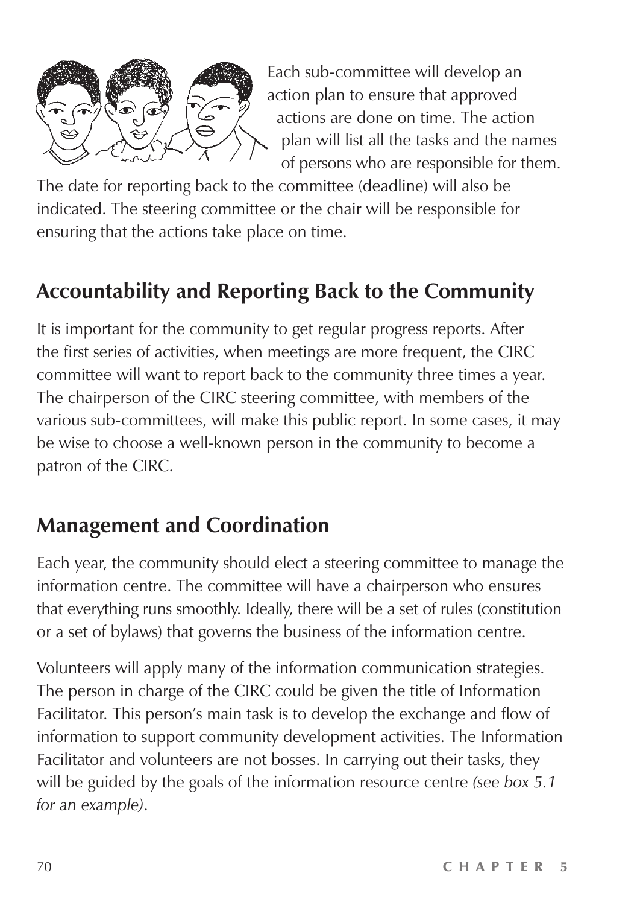Each sub-committee will develop an action plan to ensure that approved actions are done on time. The action plan will list all the tasks and the names of persons who are responsible for them. The date for reporting back to the committee (deadline) will also be indicated. The steering committee or the chair will be responsible for ensuring that the actions take place on time.

## Accountability and Reporting Back to the Community

It is important for the community to get regular progress reports. After the first series of activities, when meetings are more frequent, the CIRC committee will want to report back to the community three times a year. The chairperson of the CIRC steering committee, with members of the various sub-committees, will make this public report. In some cases, it may be wise to choose a well-known person in the community to become a patron of the CIRC.

## Management and Coordination

Each year, the community should elect a steering committee to manage the information centre. The committee will have a chairperson who ensures that everything runs smoothly. Ideally, there will be a set of rules (constitution or a set of bylaws) that governs the business of the information centre.

Volunteers will apply many of the information communication strategies. The person in charge of the CIRC could be given the title of Information Facilitator. This person's main task is to develop the exchange and flow of information to support community development activities. The Information Facilitator and volunteers are not bosses. In carrying out their tasks, they will be guided by the goals of the information resource centre *(see box 5.1 for an example)*.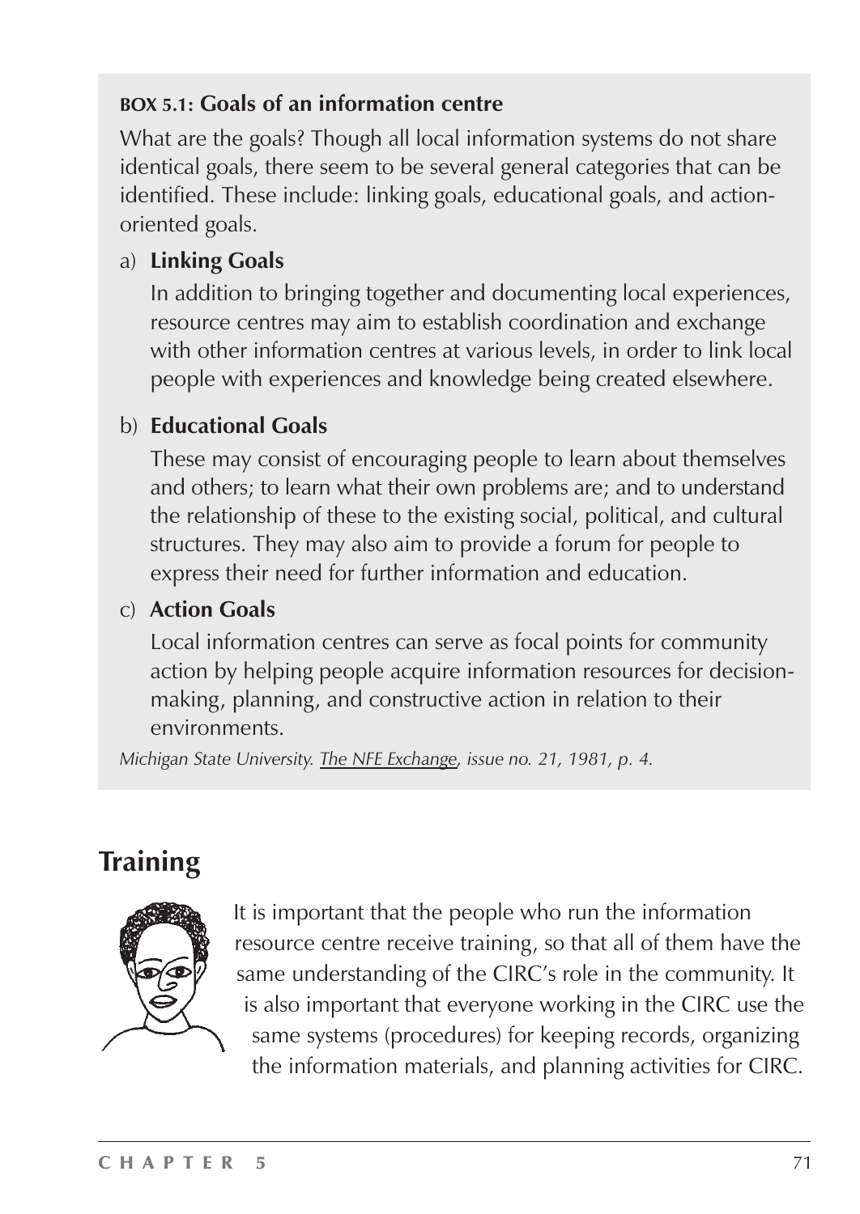**BOX 5.1: Goals of an information centre**

What are the goals? Though all local information systems do not share identical goals, there seem to be several general categories that can be identified. These include: linking goals, educational goals, and action-oriented goals.

a) **Linking Goals**

In addition to bringing together and documenting local experiences, resource centres may aim to establish coordination and exchange with other information centres at various levels, in order to link local people with experiences and knowledge being created elsewhere.

b) **Educational Goals**

These may consist of encouraging people to learn about themselves and others; to learn what their own problems are; and to understand the relationship of these to the existing social, political, and cultural structures. They may also aim to provide a forum for people to express their need for further information and education.

c) **Action Goals**

Local information centres can serve as focal points for community action by helping people acquire information resources for decision-making, planning, and constructive action in relation to their environments.

*Michigan State University. The NFE Exchange, issue no. 21, 1981, p. 4.*

## Training

It is important that the people who run the information resource centre receive training, so that all of them have the same understanding of the CIRC's role in the community. It is also important that everyone working in the CIRC use the same systems (procedures) for keeping records, organizing the information materials, and planning activities for CIRC.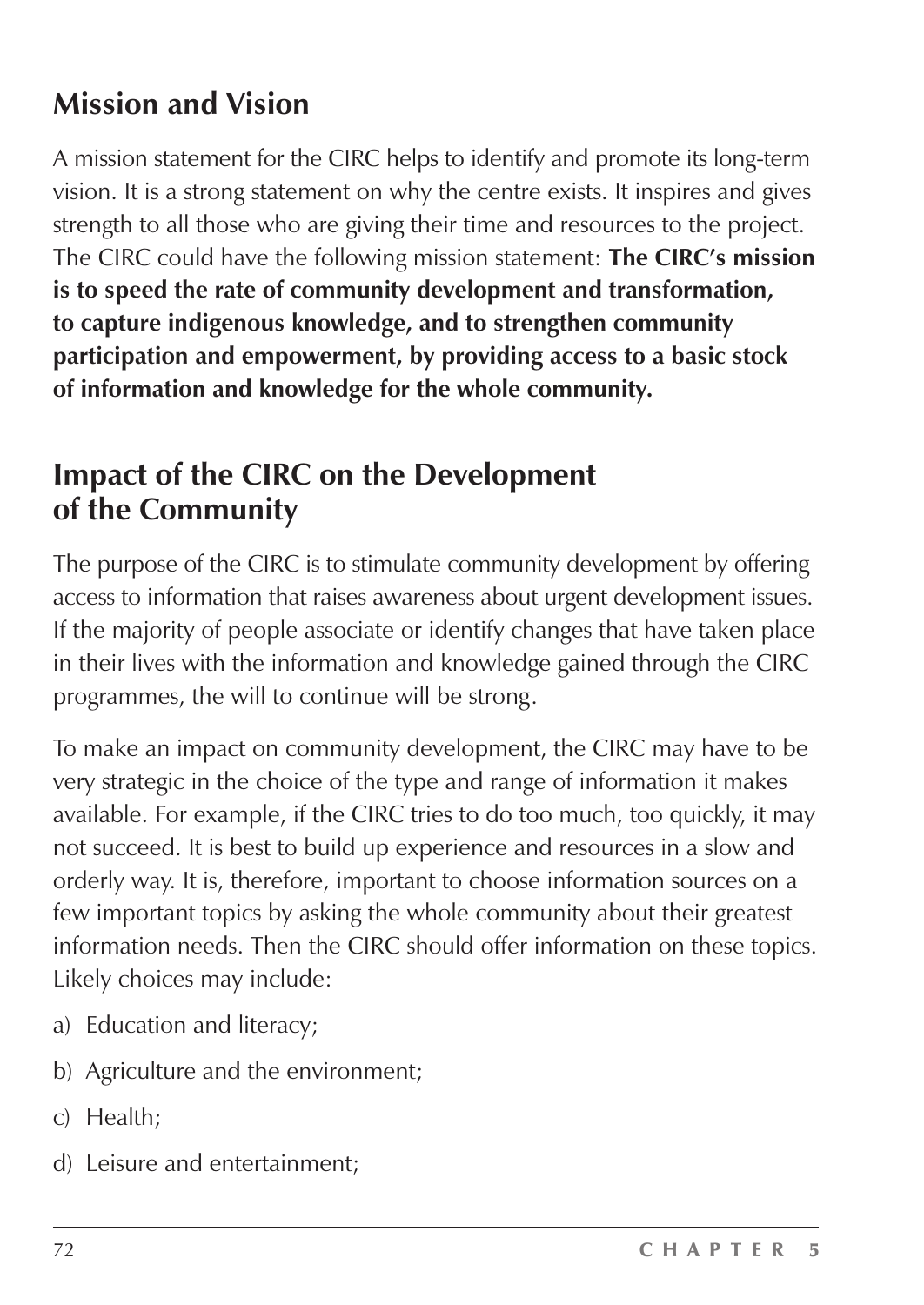## Mission and Vision

A mission statement for the CIRC helps to identify and promote its long-term vision. It is a strong statement on why the centre exists. It inspires and gives strength to all those who are giving their time and resources to the project. The CIRC could have the following mission statement: **The CIRC's mission is to speed the rate of community development and transformation, to capture indigenous knowledge, and to strengthen community participation and empowerment, by providing access to a basic stock of information and knowledge for the whole community.**

## Impact of the CIRC on the Development of the Community

The purpose of the CIRC is to stimulate community development by offering access to information that raises awareness about urgent development issues. If the majority of people associate or identify changes that have taken place in their lives with the information and knowledge gained through the CIRC programmes, the will to continue will be strong.

To make an impact on community development, the CIRC may have to be very strategic in the choice of the type and range of information it makes available. For example, if the CIRC tries to do too much, too quickly, it may not succeed. It is best to build up experience and resources in a slow and orderly way. It is, therefore, important to choose information sources on a few important topics by asking the whole community about their greatest information needs. Then the CIRC should offer information on these topics. Likely choices may include:

a) Education and literacy;

b) Agriculture and the environment;

c) Health;

d) Leisure and entertainment;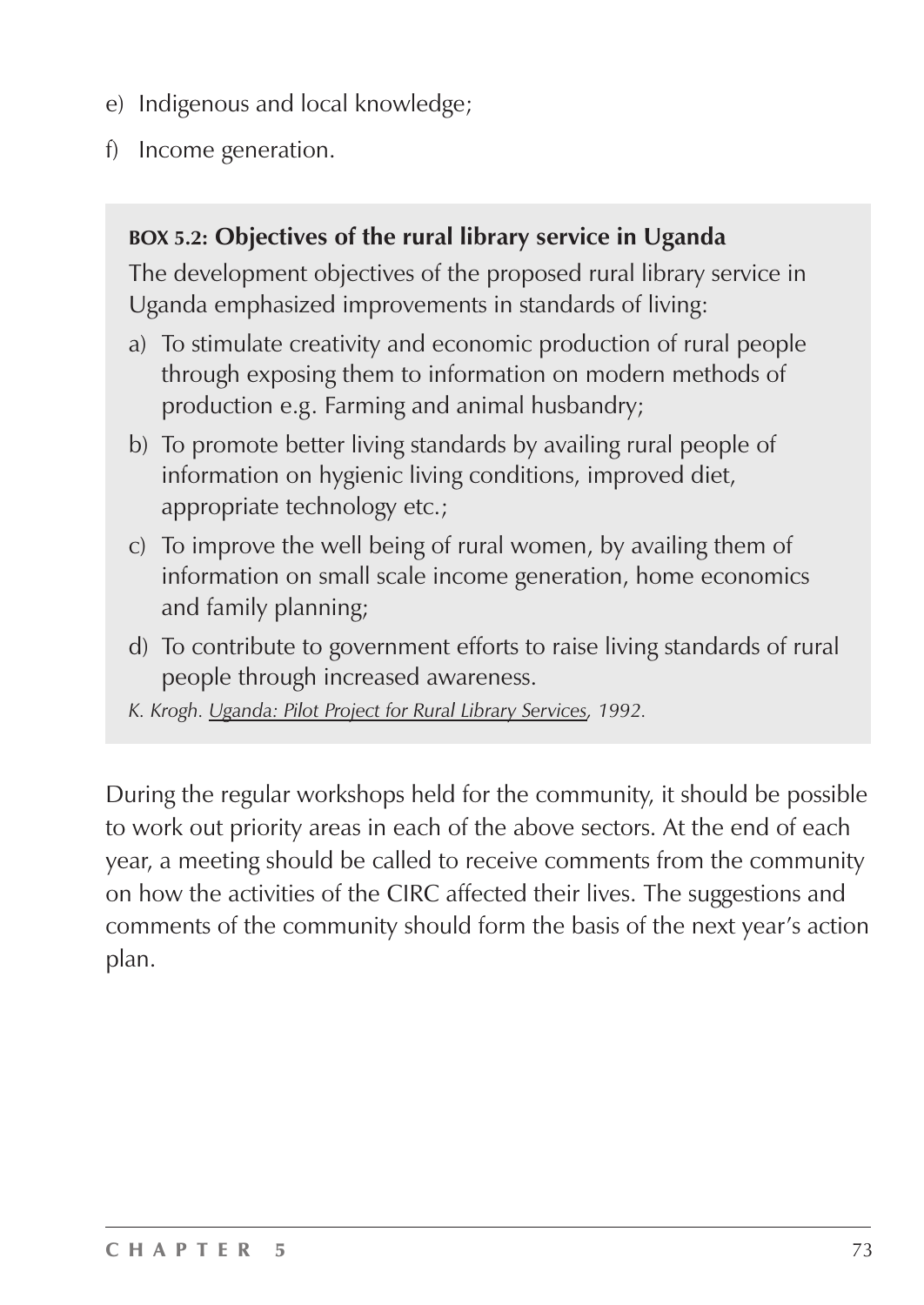e) Indigenous and local knowledge;

f) Income generation.

> **BOX 5.2: Objectives of the rural library service in Uganda**
>
> The development objectives of the proposed rural library service in Uganda emphasized improvements in standards of living:
>
> a) To stimulate creativity and economic production of rural people through exposing them to information on modern methods of production e.g. Farming and animal husbandry;
>
> b) To promote better living standards by availing rural people of information on hygienic living conditions, improved diet, appropriate technology etc.;
>
> c) To improve the well being of rural women, by availing them of information on small scale income generation, home economics and family planning;
>
> d) To contribute to government efforts to raise living standards of rural people through increased awareness.
>
> *K. Krogh. Uganda: Pilot Project for Rural Library Services, 1992.*

During the regular workshops held for the community, it should be possible to work out priority areas in each of the above sectors. At the end of each year, a meeting should be called to receive comments from the community on how the activities of the CIRC affected their lives. The suggestions and comments of the community should form the basis of the next year's action plan.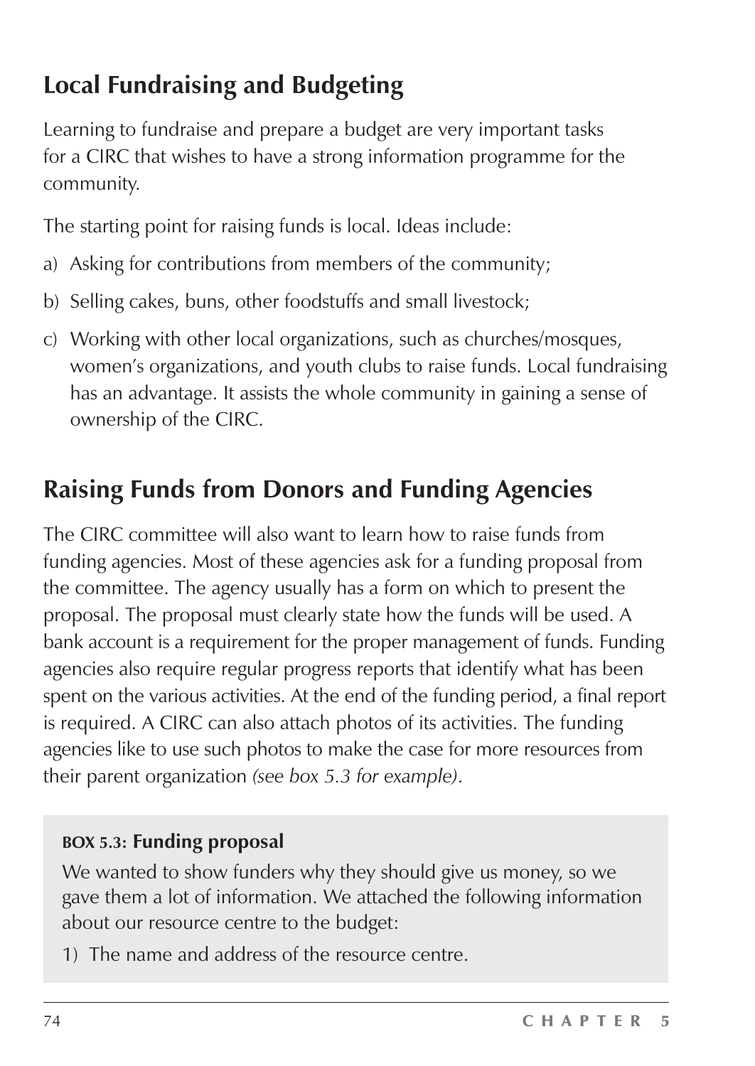## Local Fundraising and Budgeting

Learning to fundraise and prepare a budget are very important tasks for a CIRC that wishes to have a strong information programme for the community.

The starting point for raising funds is local. Ideas include:

a) Asking for contributions from members of the community;

b) Selling cakes, buns, other foodstuffs and small livestock;

c) Working with other local organizations, such as churches/mosques, women's organizations, and youth clubs to raise funds. Local fundraising has an advantage. It assists the whole community in gaining a sense of ownership of the CIRC.

## Raising Funds from Donors and Funding Agencies

The CIRC committee will also want to learn how to raise funds from funding agencies. Most of these agencies ask for a funding proposal from the committee. The agency usually has a form on which to present the proposal. The proposal must clearly state how the funds will be used. A bank account is a requirement for the proper management of funds. Funding agencies also require regular progress reports that identify what has been spent on the various activities. At the end of the funding period, a final report is required. A CIRC can also attach photos of its activities. The funding agencies like to use such photos to make the case for more resources from their parent organization *(see box 5.3 for example)*.

> **BOX 5.3: Funding proposal**
>
> We wanted to show funders why they should give us money, so we gave them a lot of information. We attached the following information about our resource centre to the budget:
>
> 1) The name and address of the resource centre.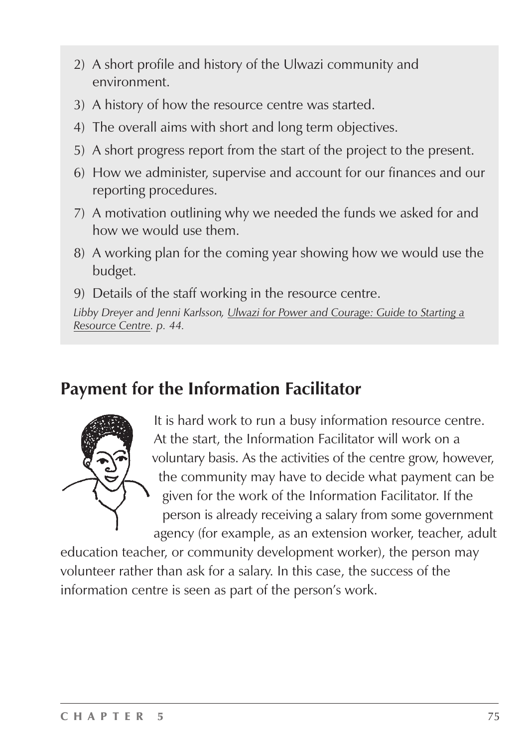2) A short profile and history of the Ulwazi community and environment.
3) A history of how the resource centre was started.
4) The overall aims with short and long term objectives.
5) A short progress report from the start of the project to the present.
6) How we administer, supervise and account for our finances and our reporting procedures.
7) A motivation outlining why we needed the funds we asked for and how we would use them.
8) A working plan for the coming year showing how we would use the budget.
9) Details of the staff working in the resource centre.

*Libby Dreyer and Jenni Karlsson, Ulwazi for Power and Courage: Guide to Starting a Resource Centre. p. 44.*

## Payment for the Information Facilitator

It is hard work to run a busy information resource centre. At the start, the Information Facilitator will work on a voluntary basis. As the activities of the centre grow, however, the community may have to decide what payment can be given for the work of the Information Facilitator. If the person is already receiving a salary from some government agency (for example, as an extension worker, teacher, adult education teacher, or community development worker), the person may volunteer rather than ask for a salary. In this case, the success of the information centre is seen as part of the person's work.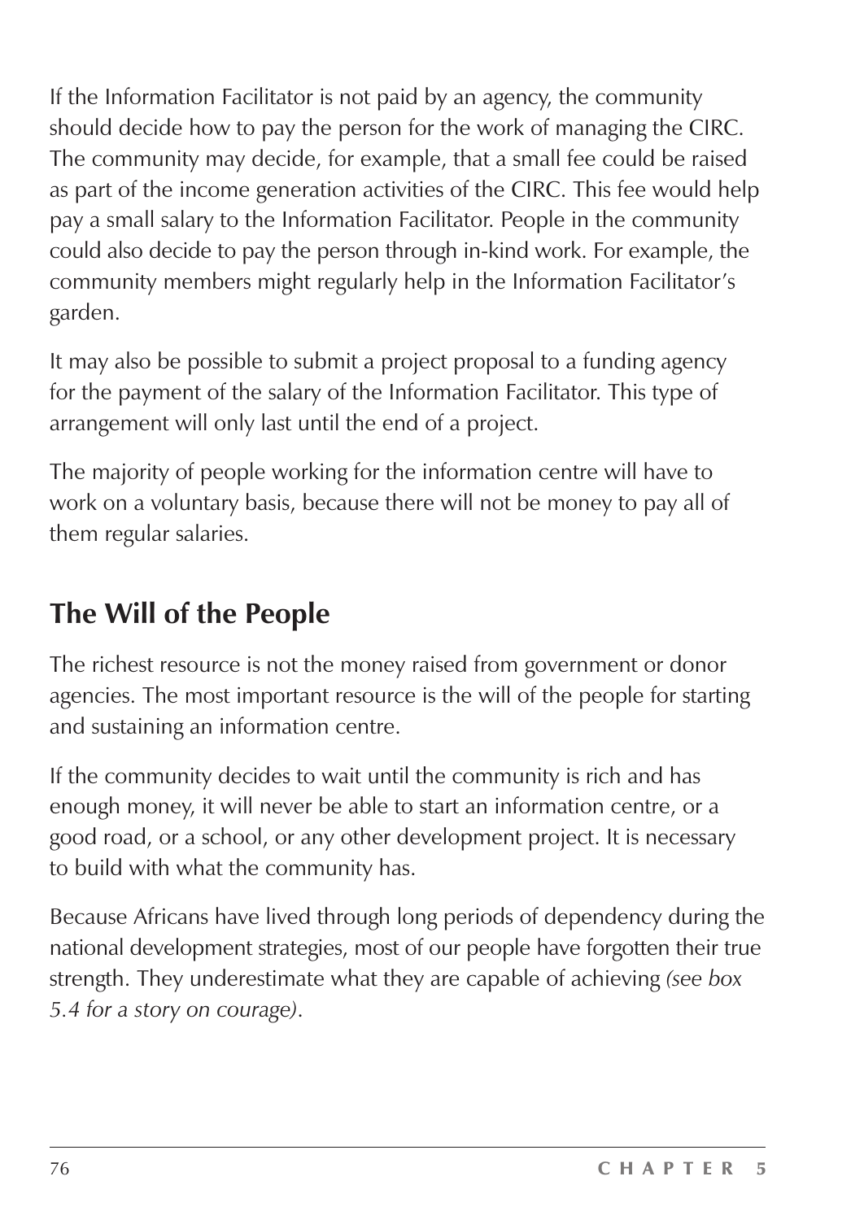If the Information Facilitator is not paid by an agency, the community should decide how to pay the person for the work of managing the CIRC. The community may decide, for example, that a small fee could be raised as part of the income generation activities of the CIRC. This fee would help pay a small salary to the Information Facilitator. People in the community could also decide to pay the person through in-kind work. For example, the community members might regularly help in the Information Facilitator's garden.

It may also be possible to submit a project proposal to a funding agency for the payment of the salary of the Information Facilitator. This type of arrangement will only last until the end of a project.

The majority of people working for the information centre will have to work on a voluntary basis, because there will not be money to pay all of them regular salaries.

## The Will of the People

The richest resource is not the money raised from government or donor agencies. The most important resource is the will of the people for starting and sustaining an information centre.

If the community decides to wait until the community is rich and has enough money, it will never be able to start an information centre, or a good road, or a school, or any other development project. It is necessary to build with what the community has.

Because Africans have lived through long periods of dependency during the national development strategies, most of our people have forgotten their true strength. They underestimate what they are capable of achieving *(see box 5.4 for a story on courage)*.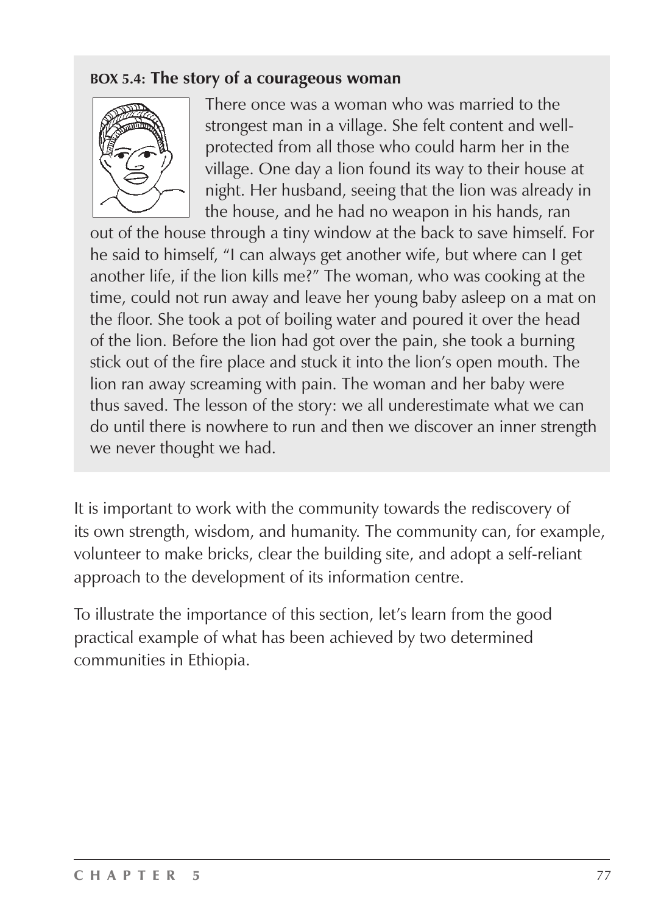**BOX 5.4: The story of a courageous woman**

There once was a woman who was married to the strongest man in a village. She felt content and well-protected from all those who could harm her in the village. One day a lion found its way to their house at night. Her husband, seeing that the lion was already in the house, and he had no weapon in his hands, ran out of the house through a tiny window at the back to save himself. For he said to himself, "I can always get another wife, but where can I get another life, if the lion kills me?" The woman, who was cooking at the time, could not run away and leave her young baby asleep on a mat on the floor. She took a pot of boiling water and poured it over the head of the lion. Before the lion had got over the pain, she took a burning stick out of the fire place and stuck it into the lion's open mouth. The lion ran away screaming with pain. The woman and her baby were thus saved. The lesson of the story: we all underestimate what we can do until there is nowhere to run and then we discover an inner strength we never thought we had.

It is important to work with the community towards the rediscovery of its own strength, wisdom, and humanity. The community can, for example, volunteer to make bricks, clear the building site, and adopt a self-reliant approach to the development of its information centre.

To illustrate the importance of this section, let's learn from the good practical example of what has been achieved by two determined communities in Ethiopia.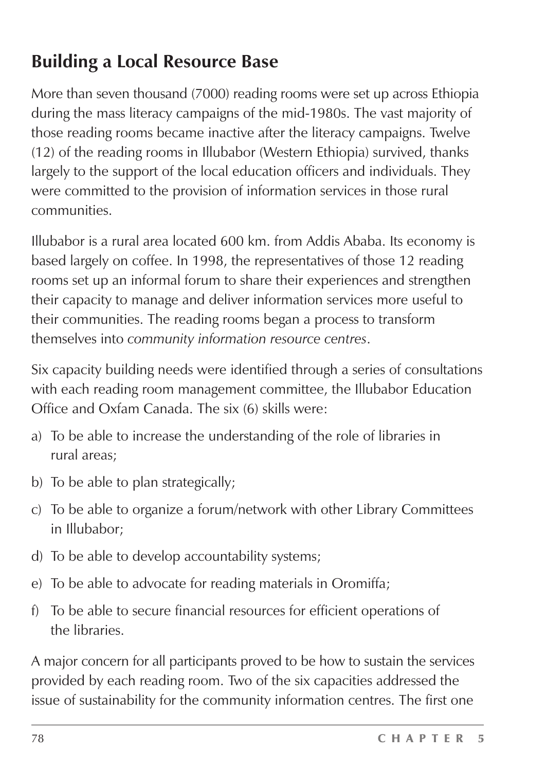## Building a Local Resource Base

More than seven thousand (7000) reading rooms were set up across Ethiopia during the mass literacy campaigns of the mid-1980s. The vast majority of those reading rooms became inactive after the literacy campaigns. Twelve (12) of the reading rooms in Illubabor (Western Ethiopia) survived, thanks largely to the support of the local education officers and individuals. They were committed to the provision of information services in those rural communities.

Illubabor is a rural area located 600 km. from Addis Ababa. Its economy is based largely on coffee. In 1998, the representatives of those 12 reading rooms set up an informal forum to share their experiences and strengthen their capacity to manage and deliver information services more useful to their communities. The reading rooms began a process to transform themselves into *community information resource centres*.

Six capacity building needs were identified through a series of consultations with each reading room management committee, the Illubabor Education Office and Oxfam Canada. The six (6) skills were:

a) To be able to increase the understanding of the role of libraries in rural areas;

b) To be able to plan strategically;

c) To be able to organize a forum/network with other Library Committees in Illubabor;

d) To be able to develop accountability systems;

e) To be able to advocate for reading materials in Oromiffa;

f) To be able to secure financial resources for efficient operations of the libraries.

A major concern for all participants proved to be how to sustain the services provided by each reading room. Two of the six capacities addressed the issue of sustainability for the community information centres. The first one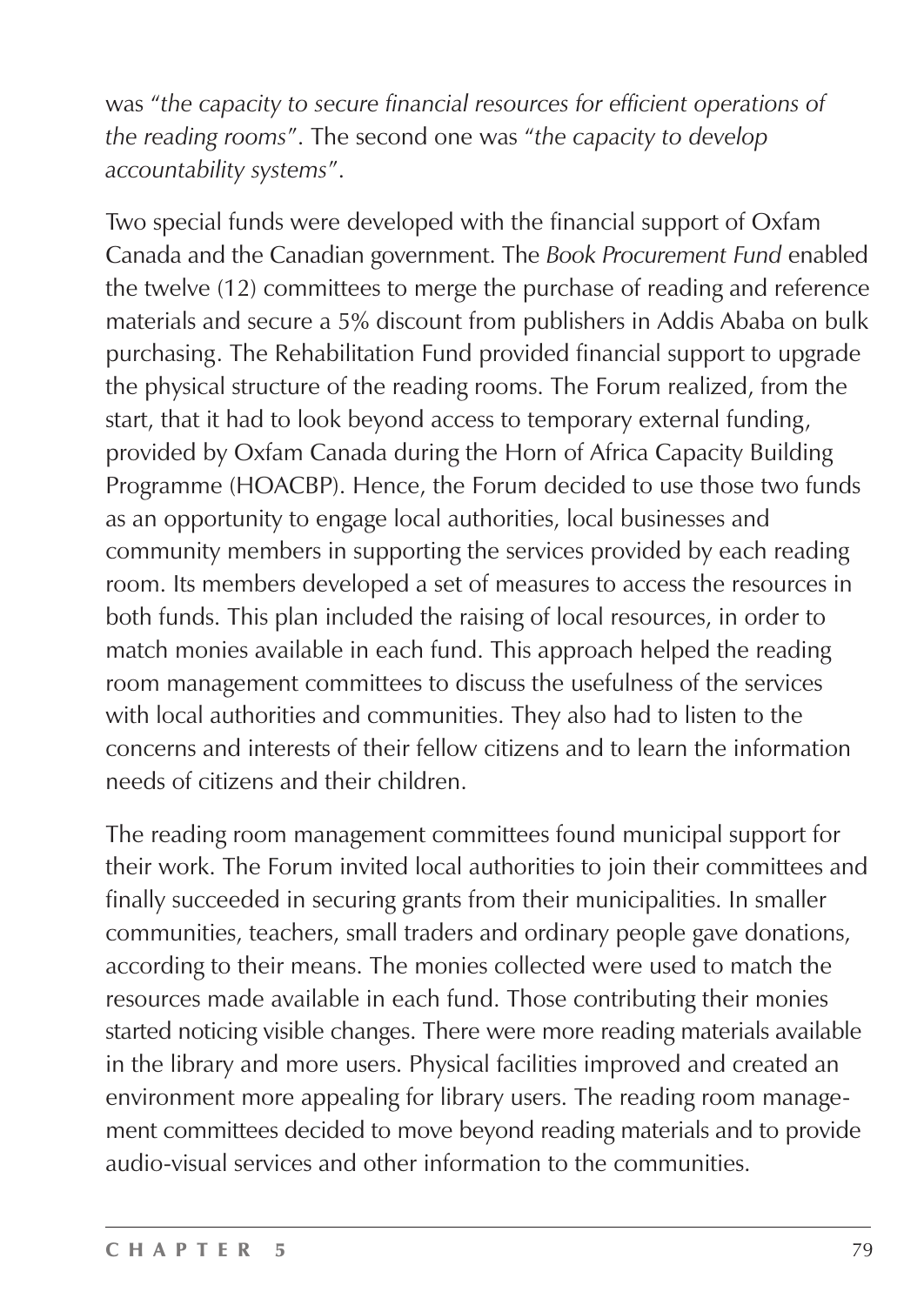was "*the capacity to secure financial resources for efficient operations of the reading rooms*". The second one was "*the capacity to develop accountability systems*".

Two special funds were developed with the financial support of Oxfam Canada and the Canadian government. The *Book Procurement Fund* enabled the twelve (12) committees to merge the purchase of reading and reference materials and secure a 5% discount from publishers in Addis Ababa on bulk purchasing. The Rehabilitation Fund provided financial support to upgrade the physical structure of the reading rooms. The Forum realized, from the start, that it had to look beyond access to temporary external funding, provided by Oxfam Canada during the Horn of Africa Capacity Building Programme (HOACBP). Hence, the Forum decided to use those two funds as an opportunity to engage local authorities, local businesses and community members in supporting the services provided by each reading room. Its members developed a set of measures to access the resources in both funds. This plan included the raising of local resources, in order to match monies available in each fund. This approach helped the reading room management committees to discuss the usefulness of the services with local authorities and communities. They also had to listen to the concerns and interests of their fellow citizens and to learn the information needs of citizens and their children.

The reading room management committees found municipal support for their work. The Forum invited local authorities to join their committees and finally succeeded in securing grants from their municipalities. In smaller communities, teachers, small traders and ordinary people gave donations, according to their means. The monies collected were used to match the resources made available in each fund. Those contributing their monies started noticing visible changes. There were more reading materials available in the library and more users. Physical facilities improved and created an environment more appealing for library users. The reading room management committees decided to move beyond reading materials and to provide audio-visual services and other information to the communities.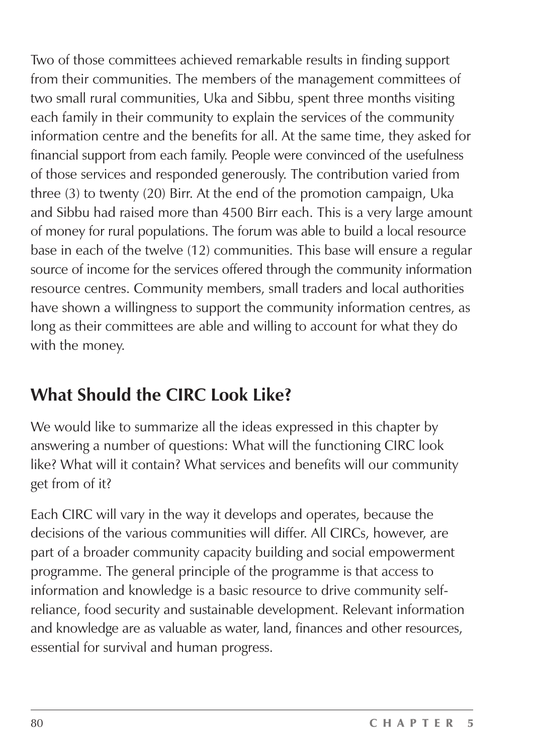Two of those committees achieved remarkable results in finding support from their communities. The members of the management committees of two small rural communities, Uka and Sibbu, spent three months visiting each family in their community to explain the services of the community information centre and the benefits for all. At the same time, they asked for financial support from each family. People were convinced of the usefulness of those services and responded generously. The contribution varied from three (3) to twenty (20) Birr. At the end of the promotion campaign, Uka and Sibbu had raised more than 4500 Birr each. This is a very large amount of money for rural populations. The forum was able to build a local resource base in each of the twelve (12) communities. This base will ensure a regular source of income for the services offered through the community information resource centres. Community members, small traders and local authorities have shown a willingness to support the community information centres, as long as their committees are able and willing to account for what they do with the money.

## What Should the CIRC Look Like?

We would like to summarize all the ideas expressed in this chapter by answering a number of questions: What will the functioning CIRC look like? What will it contain? What services and benefits will our community get from of it?

Each CIRC will vary in the way it develops and operates, because the decisions of the various communities will differ. All CIRCs, however, are part of a broader community capacity building and social empowerment programme. The general principle of the programme is that access to information and knowledge is a basic resource to drive community self-reliance, food security and sustainable development. Relevant information and knowledge are as valuable as water, land, finances and other resources, essential for survival and human progress.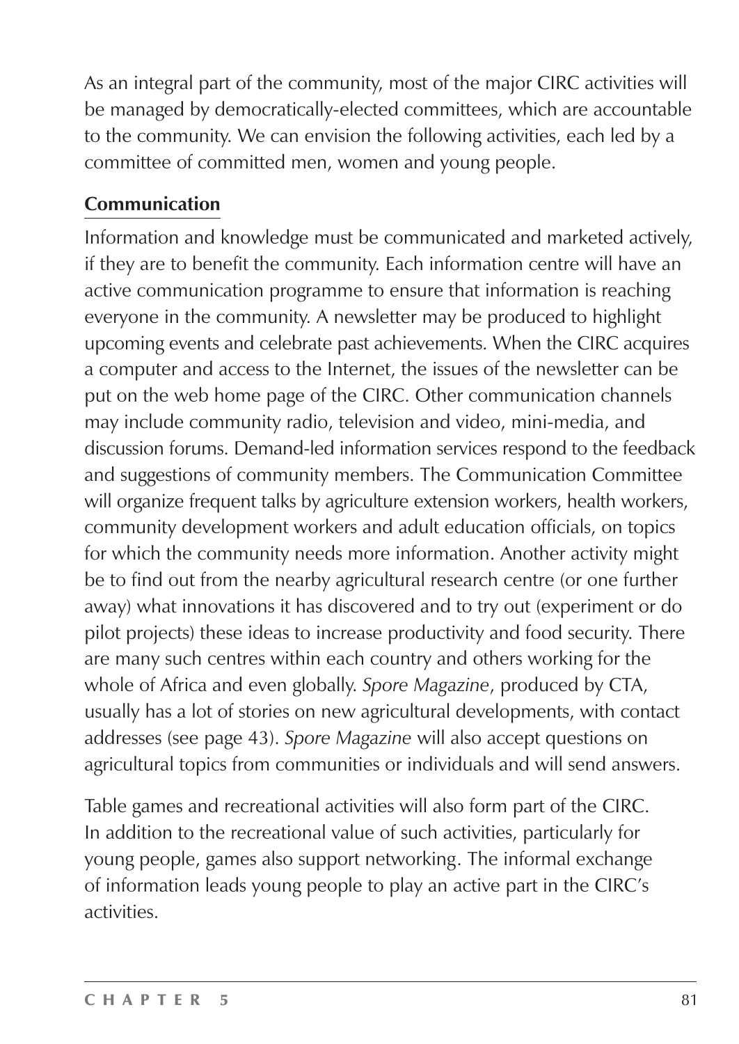As an integral part of the community, most of the major CIRC activities will be managed by democratically-elected committees, which are accountable to the community. We can envision the following activities, each led by a committee of committed men, women and young people.

### Communication

Information and knowledge must be communicated and marketed actively, if they are to benefit the community. Each information centre will have an active communication programme to ensure that information is reaching everyone in the community. A newsletter may be produced to highlight upcoming events and celebrate past achievements. When the CIRC acquires a computer and access to the Internet, the issues of the newsletter can be put on the web home page of the CIRC. Other communication channels may include community radio, television and video, mini-media, and discussion forums. Demand-led information services respond to the feedback and suggestions of community members. The Communication Committee will organize frequent talks by agriculture extension workers, health workers, community development workers and adult education officials, on topics for which the community needs more information. Another activity might be to find out from the nearby agricultural research centre (or one further away) what innovations it has discovered and to try out (experiment or do pilot projects) these ideas to increase productivity and food security. There are many such centres within each country and others working for the whole of Africa and even globally. *Spore Magazine*, produced by CTA, usually has a lot of stories on new agricultural developments, with contact addresses (see page 43). *Spore Magazine* will also accept questions on agricultural topics from communities or individuals and will send answers.

Table games and recreational activities will also form part of the CIRC. In addition to the recreational value of such activities, particularly for young people, games also support networking. The informal exchange of information leads young people to play an active part in the CIRC's activities.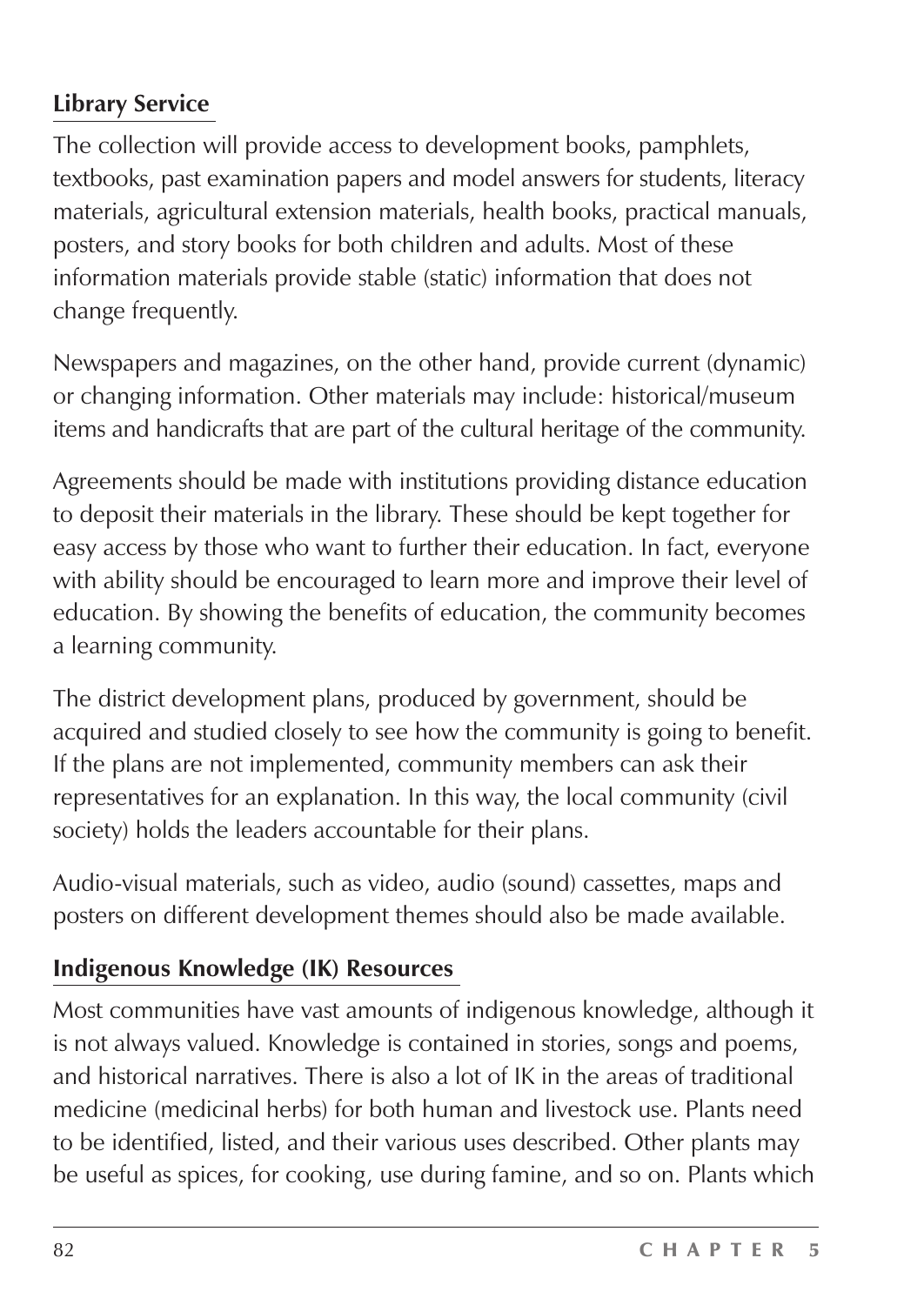**Library Service**

The collection will provide access to development books, pamphlets, textbooks, past examination papers and model answers for students, literacy materials, agricultural extension materials, health books, practical manuals, posters, and story books for both children and adults. Most of these information materials provide stable (static) information that does not change frequently.

Newspapers and magazines, on the other hand, provide current (dynamic) or changing information. Other materials may include: historical/museum items and handicrafts that are part of the cultural heritage of the community.

Agreements should be made with institutions providing distance education to deposit their materials in the library. These should be kept together for easy access by those who want to further their education. In fact, everyone with ability should be encouraged to learn more and improve their level of education. By showing the benefits of education, the community becomes a learning community.

The district development plans, produced by government, should be acquired and studied closely to see how the community is going to benefit. If the plans are not implemented, community members can ask their representatives for an explanation. In this way, the local community (civil society) holds the leaders accountable for their plans.

Audio-visual materials, such as video, audio (sound) cassettes, maps and posters on different development themes should also be made available.

**Indigenous Knowledge (IK) Resources**

Most communities have vast amounts of indigenous knowledge, although it is not always valued. Knowledge is contained in stories, songs and poems, and historical narratives. There is also a lot of IK in the areas of traditional medicine (medicinal herbs) for both human and livestock use. Plants need to be identified, listed, and their various uses described. Other plants may be useful as spices, for cooking, use during famine, and so on. Plants which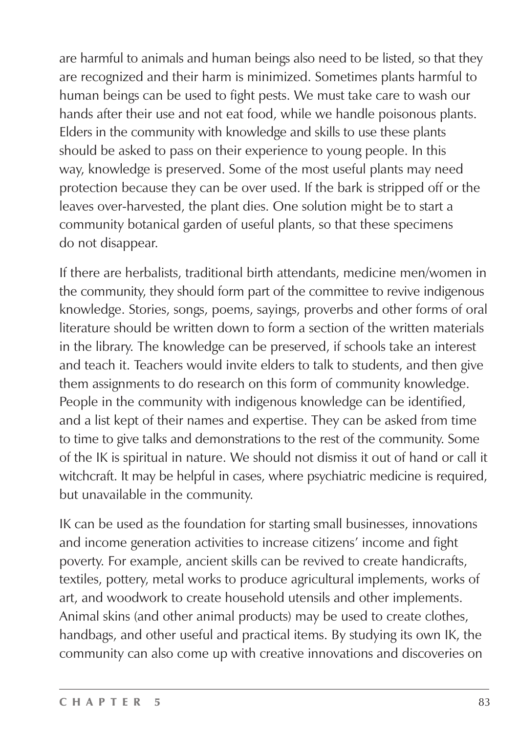are harmful to animals and human beings also need to be listed, so that they are recognized and their harm is minimized. Sometimes plants harmful to human beings can be used to fight pests. We must take care to wash our hands after their use and not eat food, while we handle poisonous plants. Elders in the community with knowledge and skills to use these plants should be asked to pass on their experience to young people. In this way, knowledge is preserved. Some of the most useful plants may need protection because they can be over used. If the bark is stripped off or the leaves over-harvested, the plant dies. One solution might be to start a community botanical garden of useful plants, so that these specimens do not disappear.

If there are herbalists, traditional birth attendants, medicine men/women in the community, they should form part of the committee to revive indigenous knowledge. Stories, songs, poems, sayings, proverbs and other forms of oral literature should be written down to form a section of the written materials in the library. The knowledge can be preserved, if schools take an interest and teach it. Teachers would invite elders to talk to students, and then give them assignments to do research on this form of community knowledge. People in the community with indigenous knowledge can be identified, and a list kept of their names and expertise. They can be asked from time to time to give talks and demonstrations to the rest of the community. Some of the IK is spiritual in nature. We should not dismiss it out of hand or call it witchcraft. It may be helpful in cases, where psychiatric medicine is required, but unavailable in the community.

IK can be used as the foundation for starting small businesses, innovations and income generation activities to increase citizens' income and fight poverty. For example, ancient skills can be revived to create handicrafts, textiles, pottery, metal works to produce agricultural implements, works of art, and woodwork to create household utensils and other implements. Animal skins (and other animal products) may be used to create clothes, handbags, and other useful and practical items. By studying its own IK, the community can also come up with creative innovations and discoveries on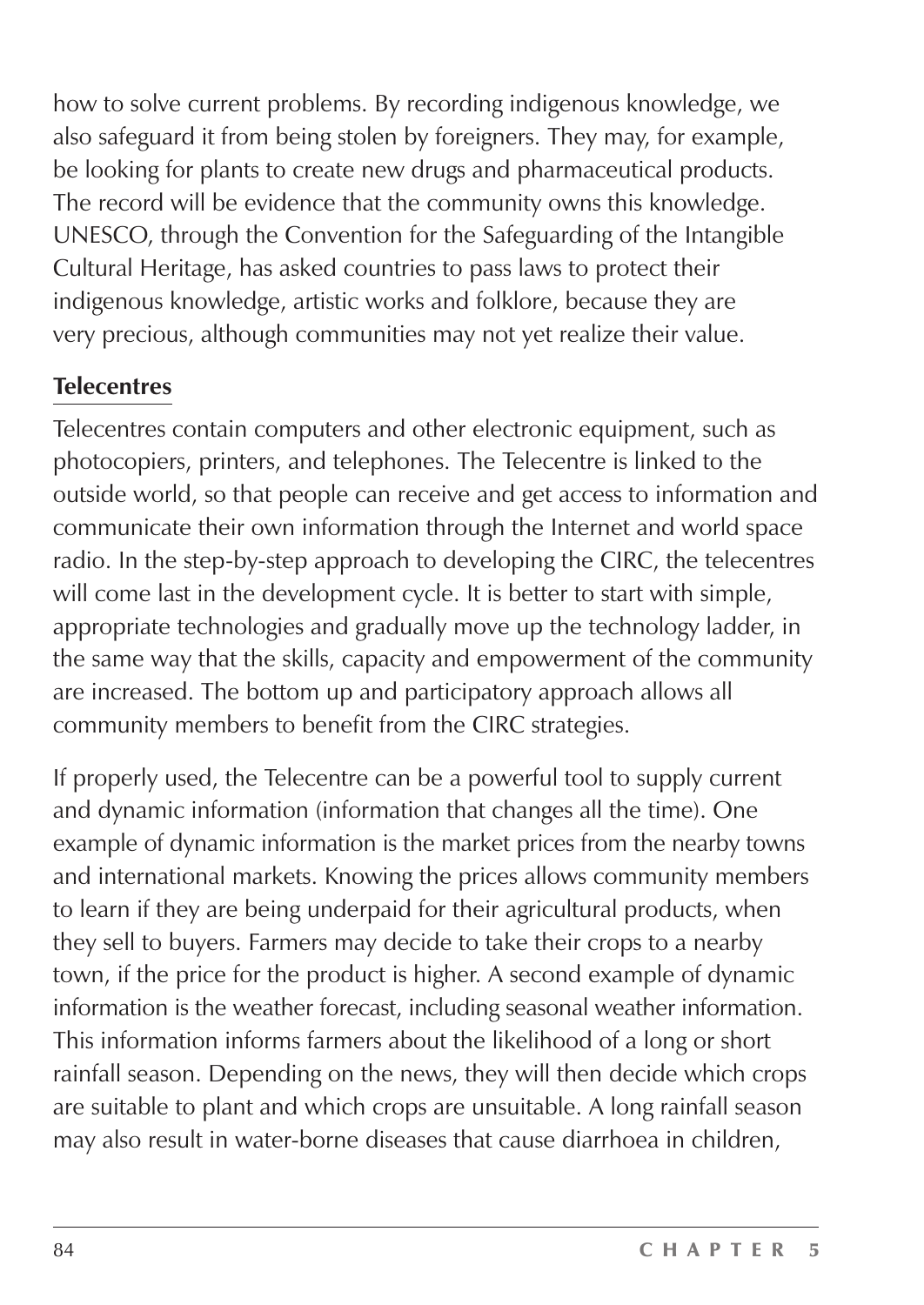how to solve current problems. By recording indigenous knowledge, we also safeguard it from being stolen by foreigners. They may, for example, be looking for plants to create new drugs and pharmaceutical products. The record will be evidence that the community owns this knowledge. UNESCO, through the Convention for the Safeguarding of the Intangible Cultural Heritage, has asked countries to pass laws to protect their indigenous knowledge, artistic works and folklore, because they are very precious, although communities may not yet realize their value.

## Telecentres

Telecentres contain computers and other electronic equipment, such as photocopiers, printers, and telephones. The Telecentre is linked to the outside world, so that people can receive and get access to information and communicate their own information through the Internet and world space radio. In the step-by-step approach to developing the CIRC, the telecentres will come last in the development cycle. It is better to start with simple, appropriate technologies and gradually move up the technology ladder, in the same way that the skills, capacity and empowerment of the community are increased. The bottom up and participatory approach allows all community members to benefit from the CIRC strategies.

If properly used, the Telecentre can be a powerful tool to supply current and dynamic information (information that changes all the time). One example of dynamic information is the market prices from the nearby towns and international markets. Knowing the prices allows community members to learn if they are being underpaid for their agricultural products, when they sell to buyers. Farmers may decide to take their crops to a nearby town, if the price for the product is higher. A second example of dynamic information is the weather forecast, including seasonal weather information. This information informs farmers about the likelihood of a long or short rainfall season. Depending on the news, they will then decide which crops are suitable to plant and which crops are unsuitable. A long rainfall season may also result in water-borne diseases that cause diarrhoea in children,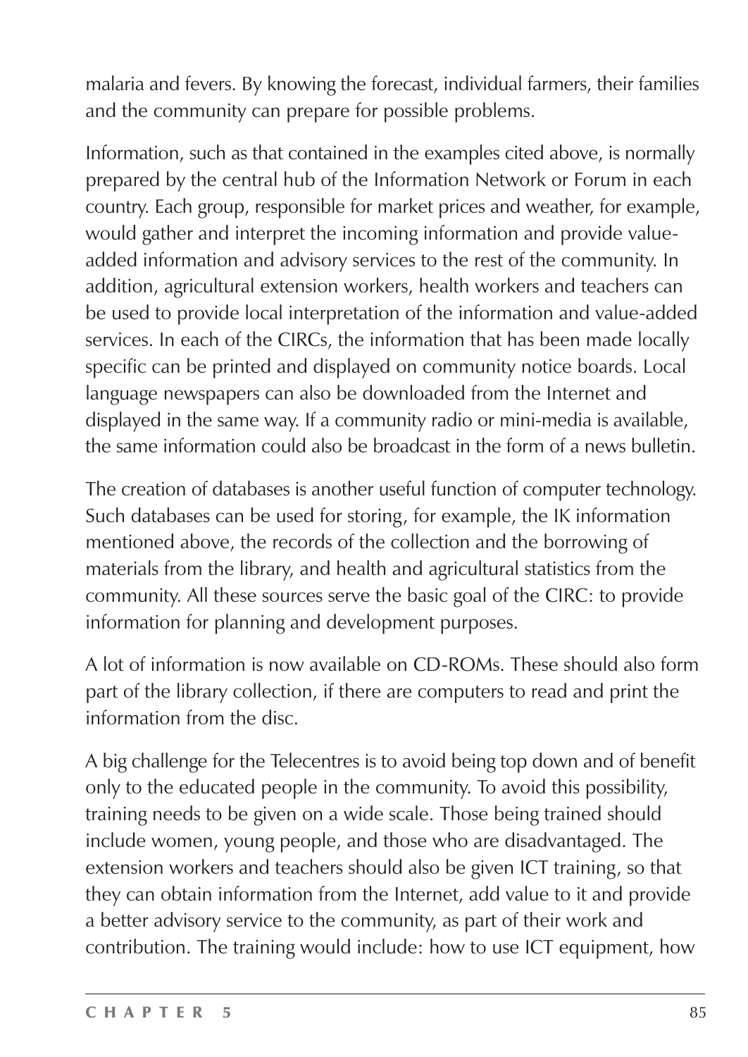malaria and fevers. By knowing the forecast, individual farmers, their families and the community can prepare for possible problems.

Information, such as that contained in the examples cited above, is normally prepared by the central hub of the Information Network or Forum in each country. Each group, responsible for market prices and weather, for example, would gather and interpret the incoming information and provide value-added information and advisory services to the rest of the community. In addition, agricultural extension workers, health workers and teachers can be used to provide local interpretation of the information and value-added services. In each of the CIRCs, the information that has been made locally specific can be printed and displayed on community notice boards. Local language newspapers can also be downloaded from the Internet and displayed in the same way. If a community radio or mini-media is available, the same information could also be broadcast in the form of a news bulletin.

The creation of databases is another useful function of computer technology. Such databases can be used for storing, for example, the IK information mentioned above, the records of the collection and the borrowing of materials from the library, and health and agricultural statistics from the community. All these sources serve the basic goal of the CIRC: to provide information for planning and development purposes.

A lot of information is now available on CD-ROMs. These should also form part of the library collection, if there are computers to read and print the information from the disc.

A big challenge for the Telecentres is to avoid being top down and of benefit only to the educated people in the community. To avoid this possibility, training needs to be given on a wide scale. Those being trained should include women, young people, and those who are disadvantaged. The extension workers and teachers should also be given ICT training, so that they can obtain information from the Internet, add value to it and provide a better advisory service to the community, as part of their work and contribution. The training would include: how to use ICT equipment, how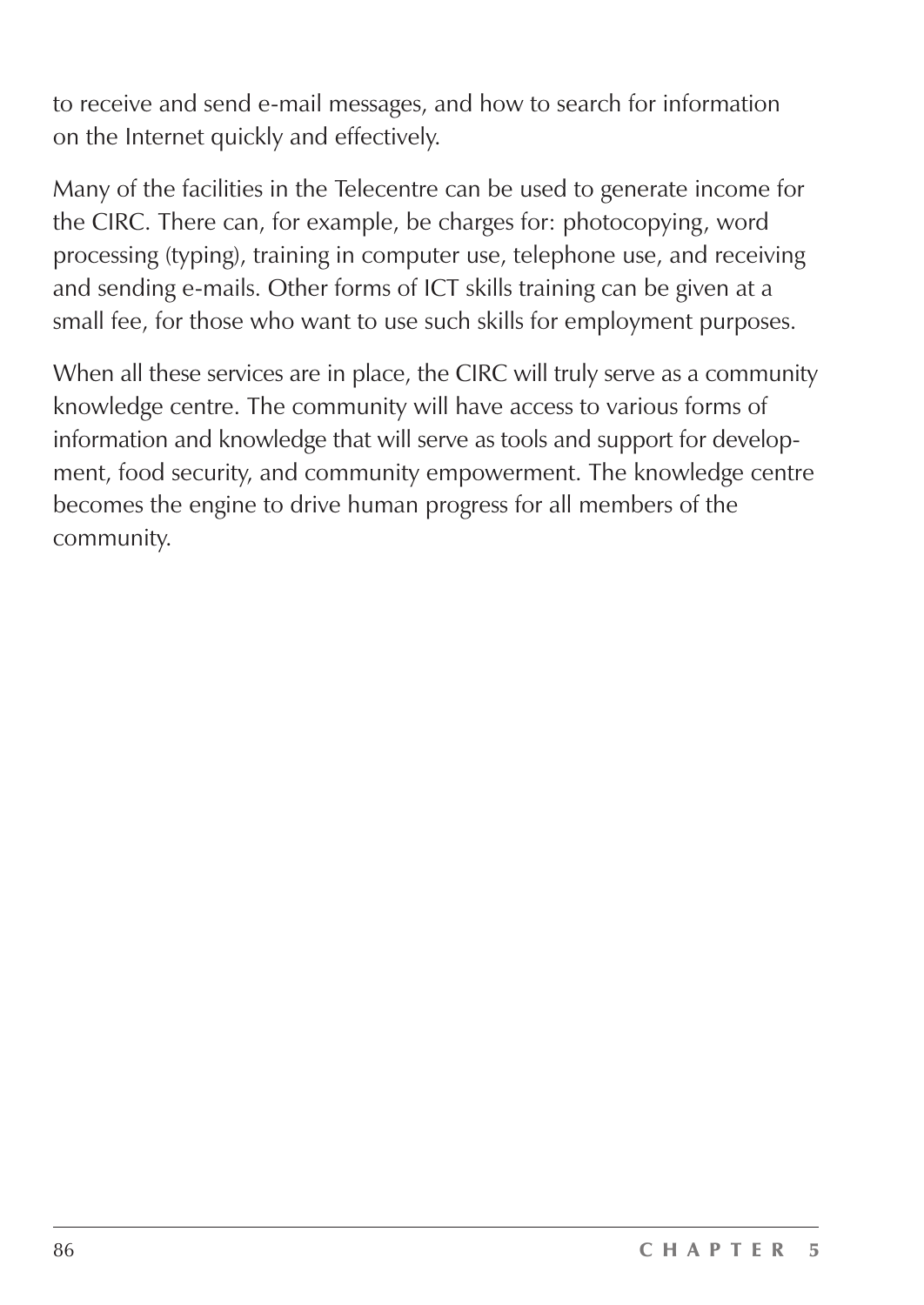to receive and send e-mail messages, and how to search for information on the Internet quickly and effectively.

Many of the facilities in the Telecentre can be used to generate income for the CIRC. There can, for example, be charges for: photocopying, word processing (typing), training in computer use, telephone use, and receiving and sending e-mails. Other forms of ICT skills training can be given at a small fee, for those who want to use such skills for employment purposes.

When all these services are in place, the CIRC will truly serve as a community knowledge centre. The community will have access to various forms of information and knowledge that will serve as tools and support for development, food security, and community empowerment. The knowledge centre becomes the engine to drive human progress for all members of the community.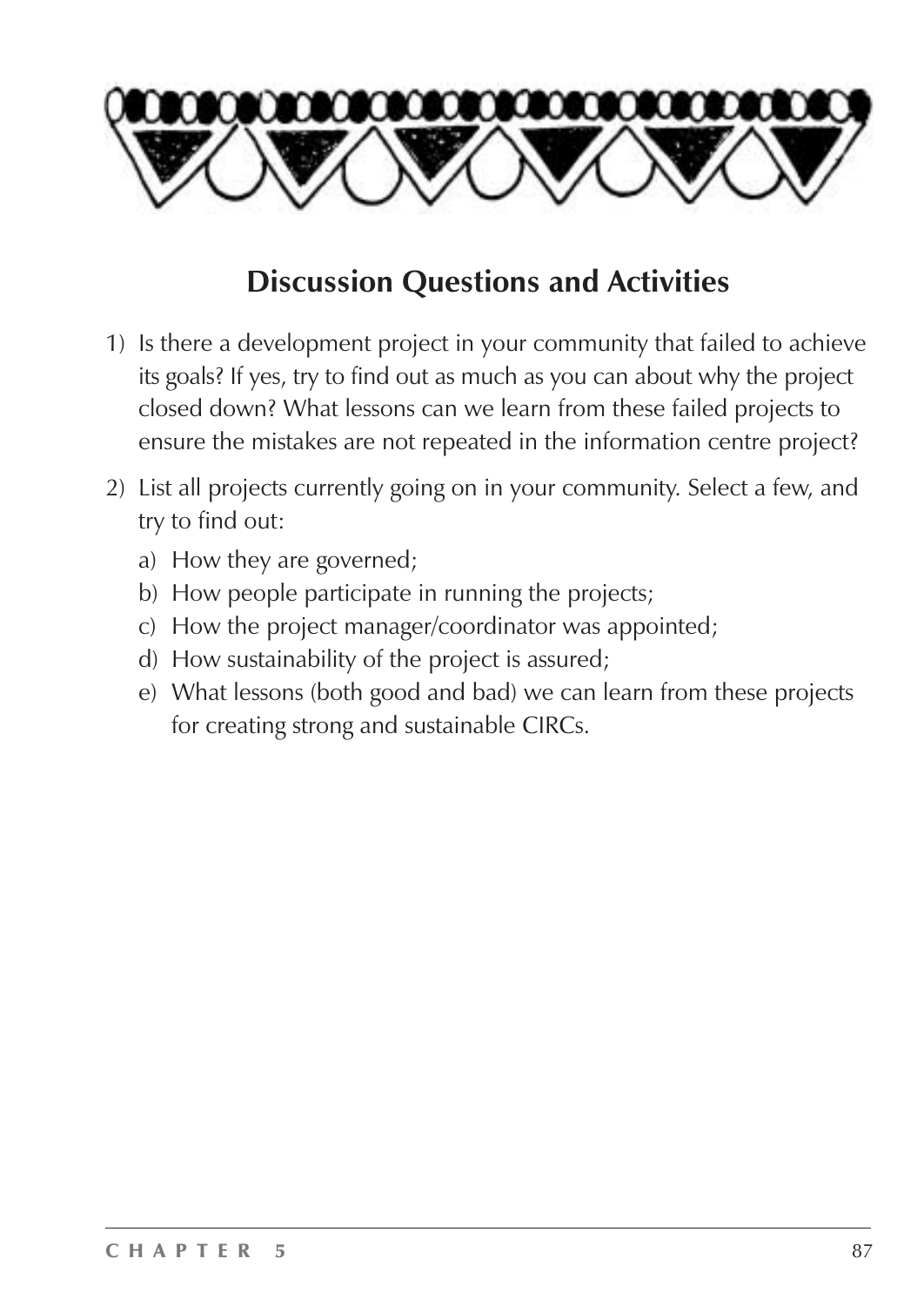## Discussion Questions and Activities

1) Is there a development project in your community that failed to achieve its goals? If yes, try to find out as much as you can about why the project closed down? What lessons can we learn from these failed projects to ensure the mistakes are not repeated in the information centre project?

2) List all projects currently going on in your community. Select a few, and try to find out:

   a) How they are governed;
   b) How people participate in running the projects;
   c) How the project manager/coordinator was appointed;
   d) How sustainability of the project is assured;
   e) What lessons (both good and bad) we can learn from these projects for creating strong and sustainable CIRCs.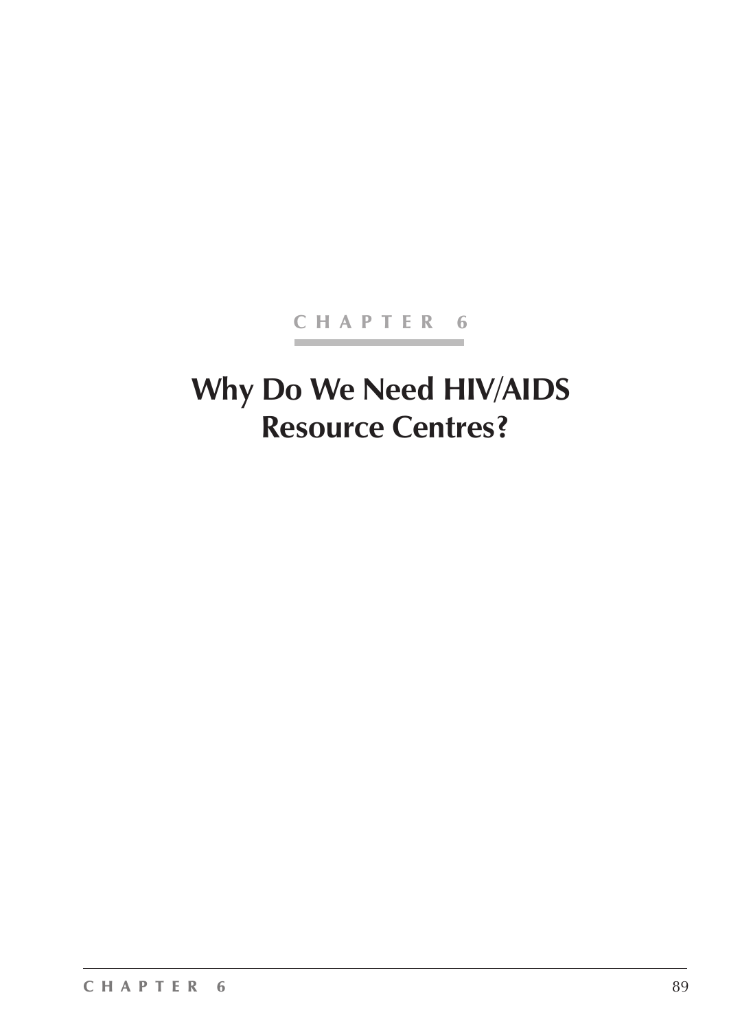CHAPTER 6

# Why Do We Need HIV/AIDS Resource Centres?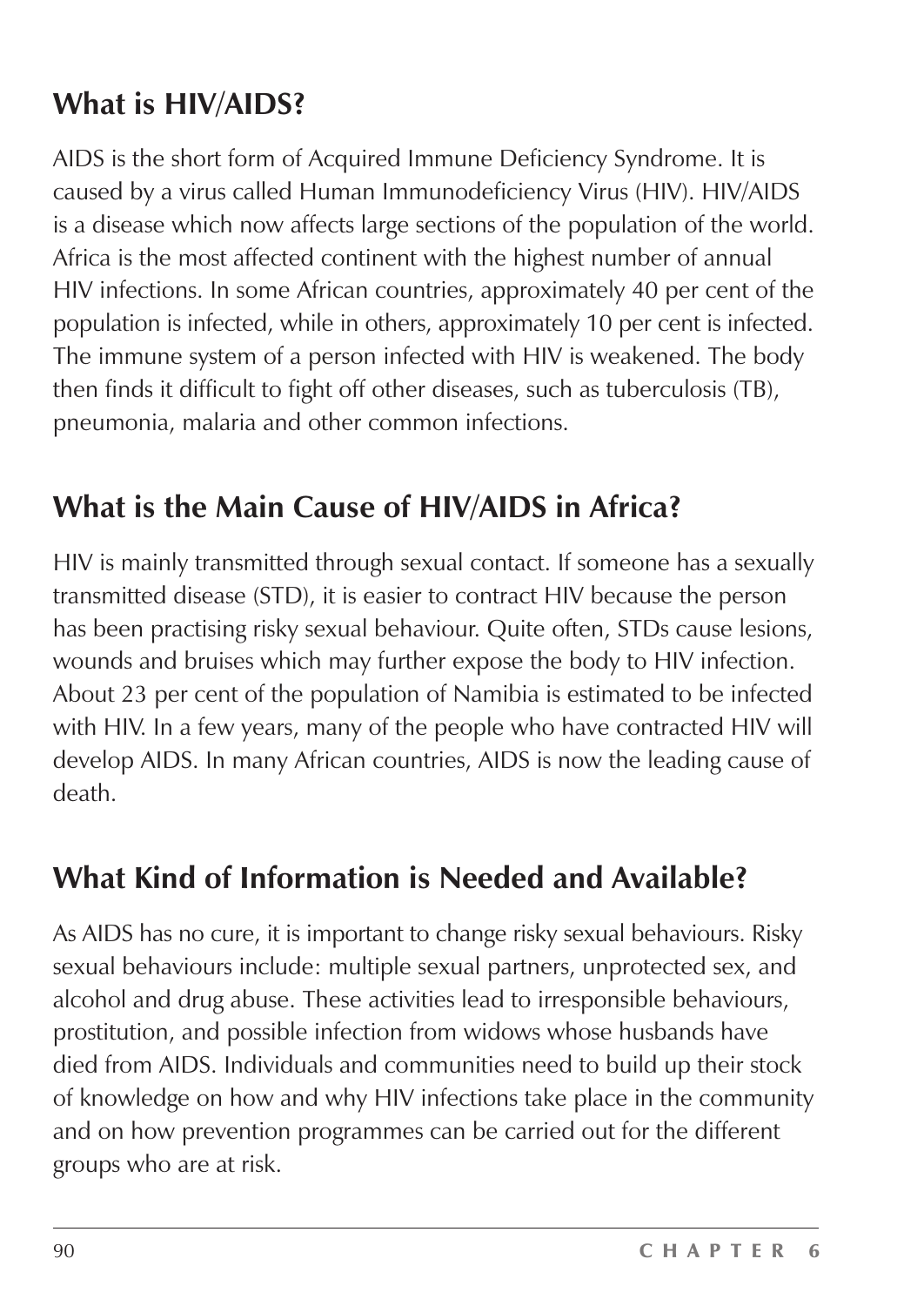## What is HIV/AIDS?

AIDS is the short form of Acquired Immune Deficiency Syndrome. It is caused by a virus called Human Immunodeficiency Virus (HIV). HIV/AIDS is a disease which now affects large sections of the population of the world. Africa is the most affected continent with the highest number of annual HIV infections. In some African countries, approximately 40 per cent of the population is infected, while in others, approximately 10 per cent is infected. The immune system of a person infected with HIV is weakened. The body then finds it difficult to fight off other diseases, such as tuberculosis (TB), pneumonia, malaria and other common infections.

## What is the Main Cause of HIV/AIDS in Africa?

HIV is mainly transmitted through sexual contact. If someone has a sexually transmitted disease (STD), it is easier to contract HIV because the person has been practising risky sexual behaviour. Quite often, STDs cause lesions, wounds and bruises which may further expose the body to HIV infection. About 23 per cent of the population of Namibia is estimated to be infected with HIV. In a few years, many of the people who have contracted HIV will develop AIDS. In many African countries, AIDS is now the leading cause of death.

## What Kind of Information is Needed and Available?

As AIDS has no cure, it is important to change risky sexual behaviours. Risky sexual behaviours include: multiple sexual partners, unprotected sex, and alcohol and drug abuse. These activities lead to irresponsible behaviours, prostitution, and possible infection from widows whose husbands have died from AIDS. Individuals and communities need to build up their stock of knowledge on how and why HIV infections take place in the community and on how prevention programmes can be carried out for the different groups who are at risk.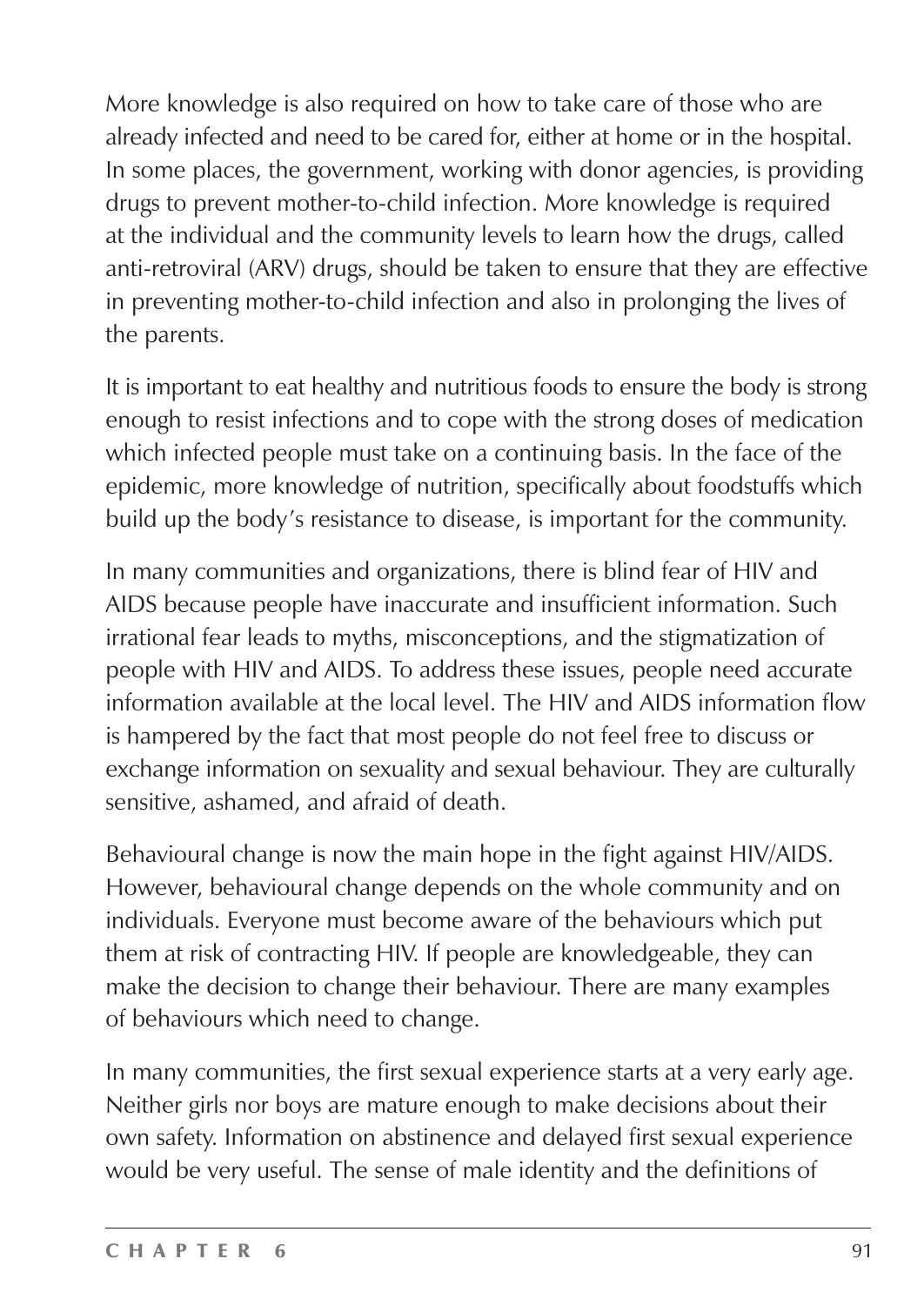More knowledge is also required on how to take care of those who are already infected and need to be cared for, either at home or in the hospital. In some places, the government, working with donor agencies, is providing drugs to prevent mother-to-child infection. More knowledge is required at the individual and the community levels to learn how the drugs, called anti-retroviral (ARV) drugs, should be taken to ensure that they are effective in preventing mother-to-child infection and also in prolonging the lives of the parents.

It is important to eat healthy and nutritious foods to ensure the body is strong enough to resist infections and to cope with the strong doses of medication which infected people must take on a continuing basis. In the face of the epidemic, more knowledge of nutrition, specifically about foodstuffs which build up the body's resistance to disease, is important for the community.

In many communities and organizations, there is blind fear of HIV and AIDS because people have inaccurate and insufficient information. Such irrational fear leads to myths, misconceptions, and the stigmatization of people with HIV and AIDS. To address these issues, people need accurate information available at the local level. The HIV and AIDS information flow is hampered by the fact that most people do not feel free to discuss or exchange information on sexuality and sexual behaviour. They are culturally sensitive, ashamed, and afraid of death.

Behavioural change is now the main hope in the fight against HIV/AIDS. However, behavioural change depends on the whole community and on individuals. Everyone must become aware of the behaviours which put them at risk of contracting HIV. If people are knowledgeable, they can make the decision to change their behaviour. There are many examples of behaviours which need to change.

In many communities, the first sexual experience starts at a very early age. Neither girls nor boys are mature enough to make decisions about their own safety. Information on abstinence and delayed first sexual experience would be very useful. The sense of male identity and the definitions of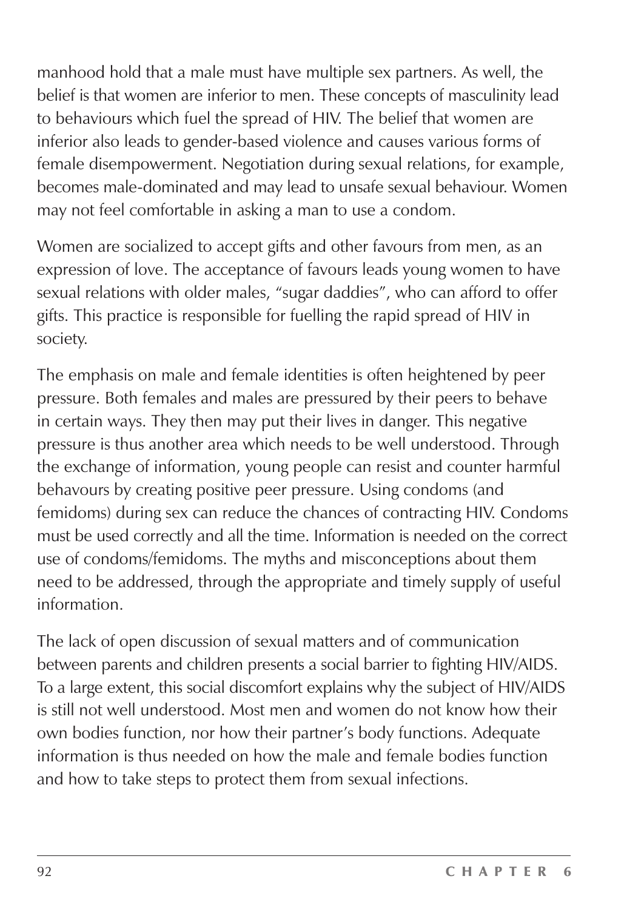manhood hold that a male must have multiple sex partners. As well, the belief is that women are inferior to men. These concepts of masculinity lead to behaviours which fuel the spread of HIV. The belief that women are inferior also leads to gender-based violence and causes various forms of female disempowerment. Negotiation during sexual relations, for example, becomes male-dominated and may lead to unsafe sexual behaviour. Women may not feel comfortable in asking a man to use a condom.

Women are socialized to accept gifts and other favours from men, as an expression of love. The acceptance of favours leads young women to have sexual relations with older males, "sugar daddies", who can afford to offer gifts. This practice is responsible for fuelling the rapid spread of HIV in society.

The emphasis on male and female identities is often heightened by peer pressure. Both females and males are pressured by their peers to behave in certain ways. They then may put their lives in danger. This negative pressure is thus another area which needs to be well understood. Through the exchange of information, young people can resist and counter harmful behaviours by creating positive peer pressure. Using condoms (and femidoms) during sex can reduce the chances of contracting HIV. Condoms must be used correctly and all the time. Information is needed on the correct use of condoms/femidoms. The myths and misconceptions about them need to be addressed, through the appropriate and timely supply of useful information.

The lack of open discussion of sexual matters and of communication between parents and children presents a social barrier to fighting HIV/AIDS. To a large extent, this social discomfort explains why the subject of HIV/AIDS is still not well understood. Most men and women do not know how their own bodies function, nor how their partner's body functions. Adequate information is thus needed on how the male and female bodies function and how to take steps to protect them from sexual infections.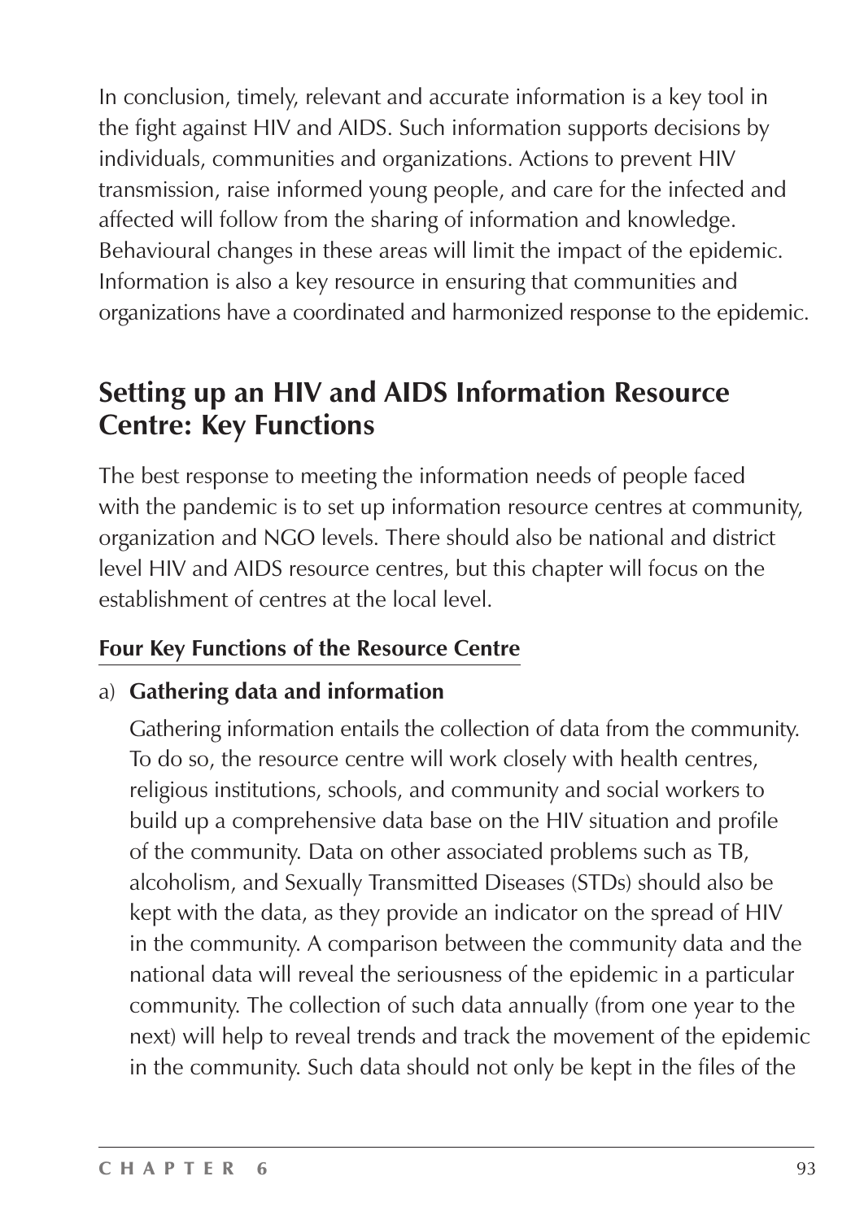In conclusion, timely, relevant and accurate information is a key tool in the fight against HIV and AIDS. Such information supports decisions by individuals, communities and organizations. Actions to prevent HIV transmission, raise informed young people, and care for the infected and affected will follow from the sharing of information and knowledge. Behavioural changes in these areas will limit the impact of the epidemic. Information is also a key resource in ensuring that communities and organizations have a coordinated and harmonized response to the epidemic.

## Setting up an HIV and AIDS Information Resource Centre: Key Functions

The best response to meeting the information needs of people faced with the pandemic is to set up information resource centres at community, organization and NGO levels. There should also be national and district level HIV and AIDS resource centres, but this chapter will focus on the establishment of centres at the local level.

### Four Key Functions of the Resource Centre

a) **Gathering data and information**

Gathering information entails the collection of data from the community. To do so, the resource centre will work closely with health centres, religious institutions, schools, and community and social workers to build up a comprehensive data base on the HIV situation and profile of the community. Data on other associated problems such as TB, alcoholism, and Sexually Transmitted Diseases (STDs) should also be kept with the data, as they provide an indicator on the spread of HIV in the community. A comparison between the community data and the national data will reveal the seriousness of the epidemic in a particular community. The collection of such data annually (from one year to the next) will help to reveal trends and track the movement of the epidemic in the community. Such data should not only be kept in the files of the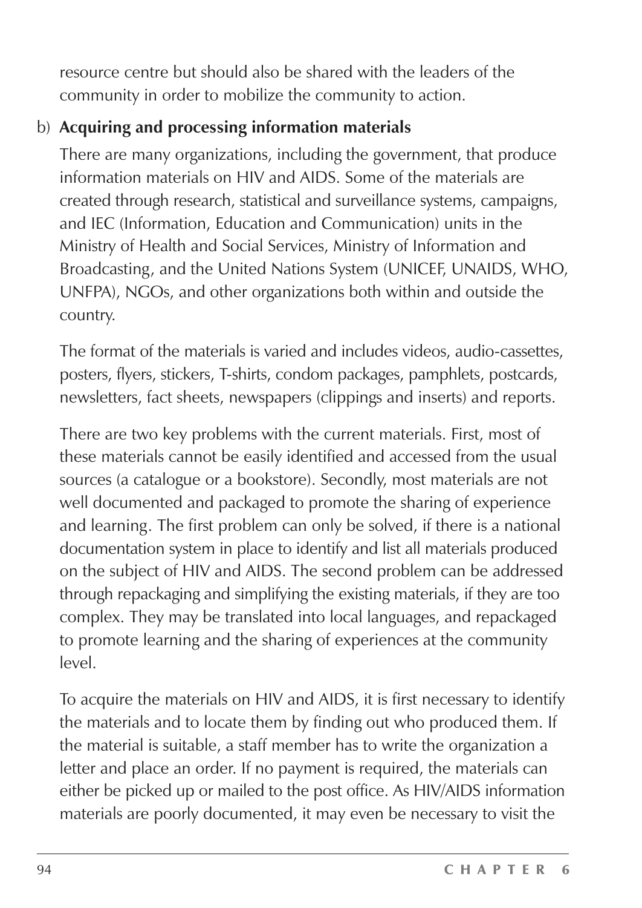resource centre but should also be shared with the leaders of the community in order to mobilize the community to action.

b) **Acquiring and processing information materials**

There are many organizations, including the government, that produce information materials on HIV and AIDS. Some of the materials are created through research, statistical and surveillance systems, campaigns, and IEC (Information, Education and Communication) units in the Ministry of Health and Social Services, Ministry of Information and Broadcasting, and the United Nations System (UNICEF, UNAIDS, WHO, UNFPA), NGOs, and other organizations both within and outside the country.

The format of the materials is varied and includes videos, audio-cassettes, posters, flyers, stickers, T-shirts, condom packages, pamphlets, postcards, newsletters, fact sheets, newspapers (clippings and inserts) and reports.

There are two key problems with the current materials. First, most of these materials cannot be easily identified and accessed from the usual sources (a catalogue or a bookstore). Secondly, most materials are not well documented and packaged to promote the sharing of experience and learning. The first problem can only be solved, if there is a national documentation system in place to identify and list all materials produced on the subject of HIV and AIDS. The second problem can be addressed through repackaging and simplifying the existing materials, if they are too complex. They may be translated into local languages, and repackaged to promote learning and the sharing of experiences at the community level.

To acquire the materials on HIV and AIDS, it is first necessary to identify the materials and to locate them by finding out who produced them. If the material is suitable, a staff member has to write the organization a letter and place an order. If no payment is required, the materials can either be picked up or mailed to the post office. As HIV/AIDS information materials are poorly documented, it may even be necessary to visit the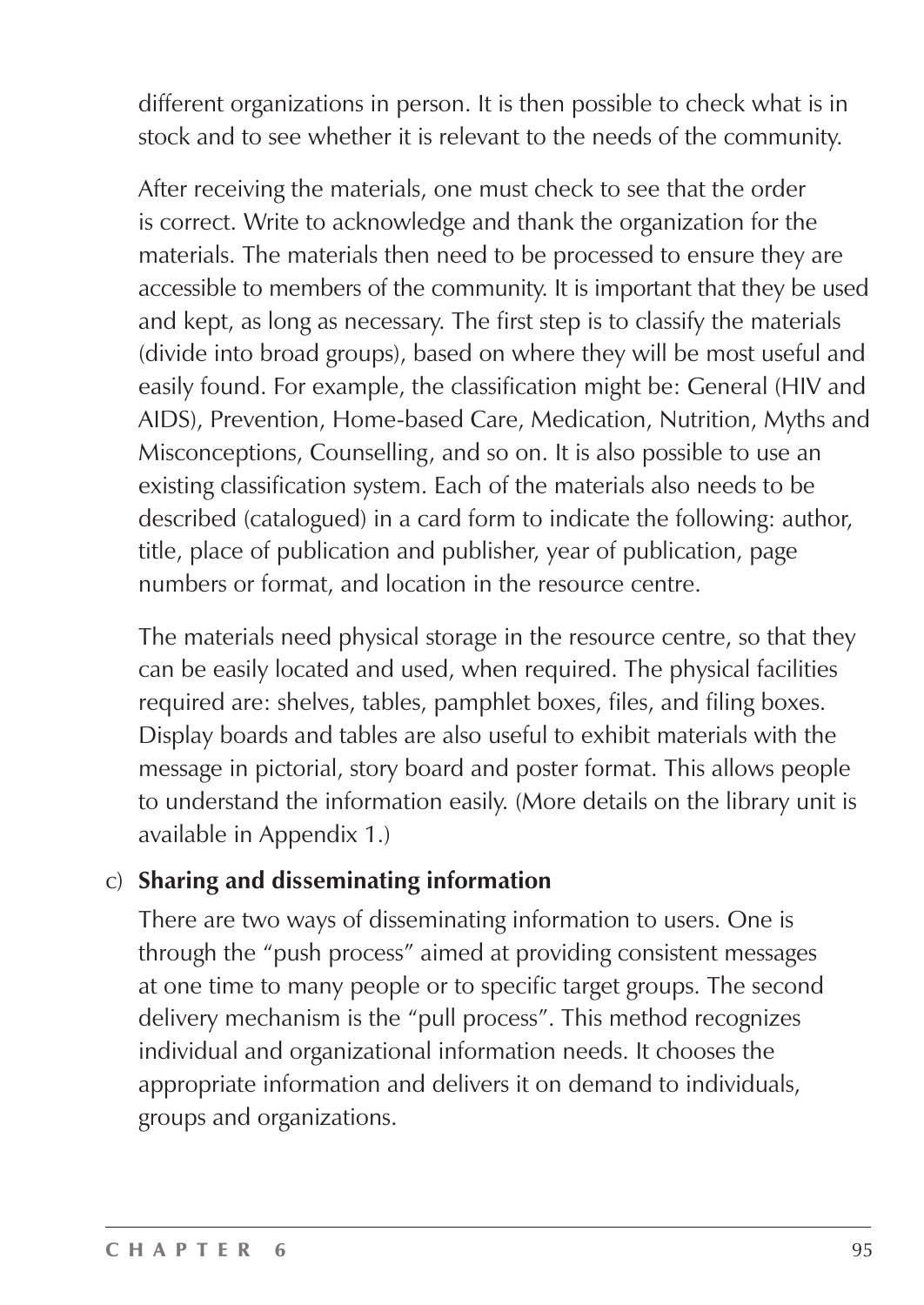different organizations in person. It is then possible to check what is in stock and to see whether it is relevant to the needs of the community.

After receiving the materials, one must check to see that the order is correct. Write to acknowledge and thank the organization for the materials. The materials then need to be processed to ensure they are accessible to members of the community. It is important that they be used and kept, as long as necessary. The first step is to classify the materials (divide into broad groups), based on where they will be most useful and easily found. For example, the classification might be: General (HIV and AIDS), Prevention, Home-based Care, Medication, Nutrition, Myths and Misconceptions, Counselling, and so on. It is also possible to use an existing classification system. Each of the materials also needs to be described (catalogued) in a card form to indicate the following: author, title, place of publication and publisher, year of publication, page numbers or format, and location in the resource centre.

The materials need physical storage in the resource centre, so that they can be easily located and used, when required. The physical facilities required are: shelves, tables, pamphlet boxes, files, and filing boxes. Display boards and tables are also useful to exhibit materials with the message in pictorial, story board and poster format. This allows people to understand the information easily. (More details on the library unit is available in Appendix 1.)

c) **Sharing and disseminating information**

There are two ways of disseminating information to users. One is through the "push process" aimed at providing consistent messages at one time to many people or to specific target groups. The second delivery mechanism is the "pull process". This method recognizes individual and organizational information needs. It chooses the appropriate information and delivers it on demand to individuals, groups and organizations.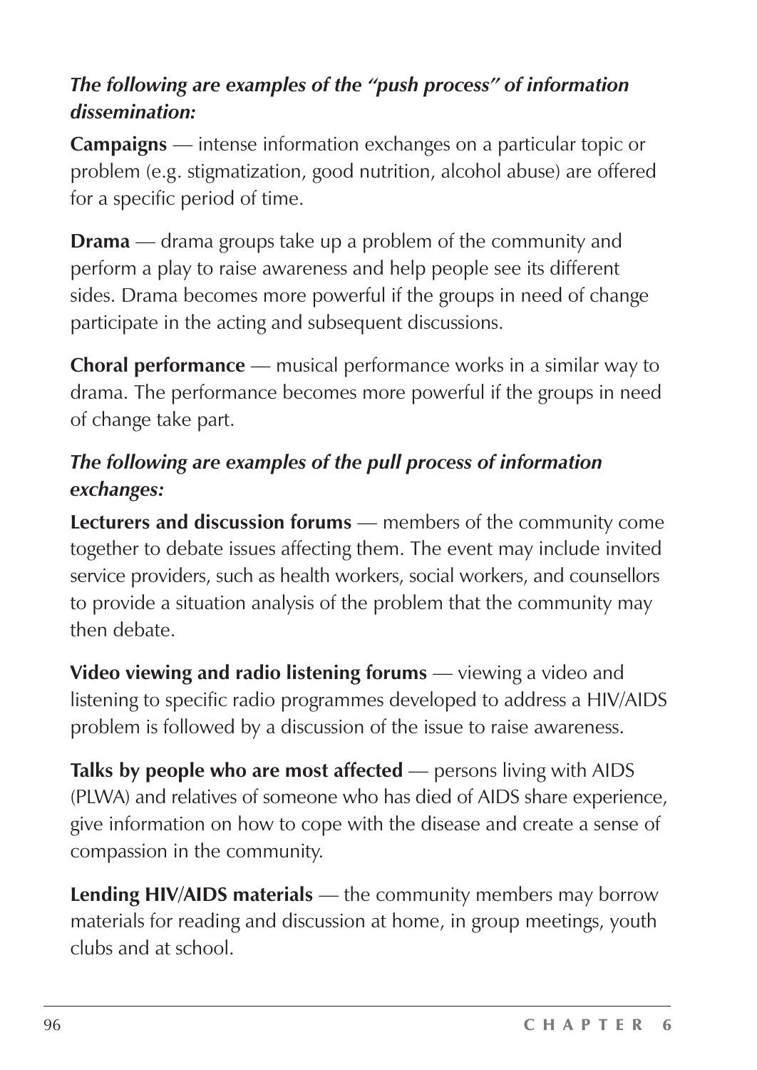***The following are examples of the "push process" of information dissemination:***

**Campaigns** — intense information exchanges on a particular topic or problem (e.g. stigmatization, good nutrition, alcohol abuse) are offered for a specific period of time.

**Drama** — drama groups take up a problem of the community and perform a play to raise awareness and help people see its different sides. Drama becomes more powerful if the groups in need of change participate in the acting and subsequent discussions.

**Choral performance** — musical performance works in a similar way to drama. The performance becomes more powerful if the groups in need of change take part.

***The following are examples of the pull process of information exchanges:***

**Lecturers and discussion forums** — members of the community come together to debate issues affecting them. The event may include invited service providers, such as health workers, social workers, and counsellors to provide a situation analysis of the problem that the community may then debate.

**Video viewing and radio listening forums** — viewing a video and listening to specific radio programmes developed to address a HIV/AIDS problem is followed by a discussion of the issue to raise awareness.

**Talks by people who are most affected** — persons living with AIDS (PLWA) and relatives of someone who has died of AIDS share experience, give information on how to cope with the disease and create a sense of compassion in the community.

**Lending HIV/AIDS materials** — the community members may borrow materials for reading and discussion at home, in group meetings, youth clubs and at school.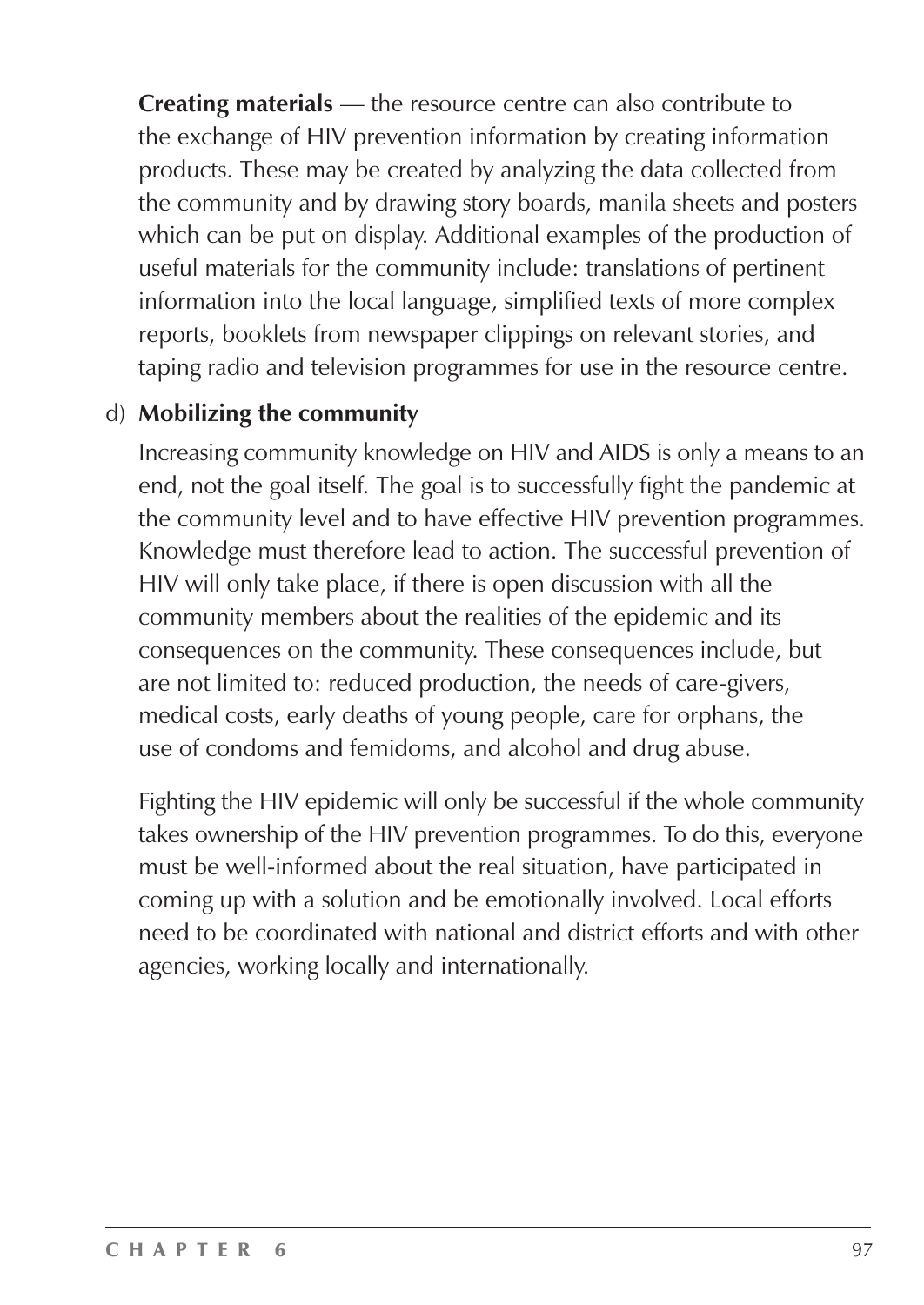**Creating materials** — the resource centre can also contribute to the exchange of HIV prevention information by creating information products. These may be created by analyzing the data collected from the community and by drawing story boards, manila sheets and posters which can be put on display. Additional examples of the production of useful materials for the community include: translations of pertinent information into the local language, simplified texts of more complex reports, booklets from newspaper clippings on relevant stories, and taping radio and television programmes for use in the resource centre.

d) **Mobilizing the community**

Increasing community knowledge on HIV and AIDS is only a means to an end, not the goal itself. The goal is to successfully fight the pandemic at the community level and to have effective HIV prevention programmes. Knowledge must therefore lead to action. The successful prevention of HIV will only take place, if there is open discussion with all the community members about the realities of the epidemic and its consequences on the community. These consequences include, but are not limited to: reduced production, the needs of care-givers, medical costs, early deaths of young people, care for orphans, the use of condoms and femidoms, and alcohol and drug abuse.

Fighting the HIV epidemic will only be successful if the whole community takes ownership of the HIV prevention programmes. To do this, everyone must be well-informed about the real situation, have participated in coming up with a solution and be emotionally involved. Local efforts need to be coordinated with national and district efforts and with other agencies, working locally and internationally.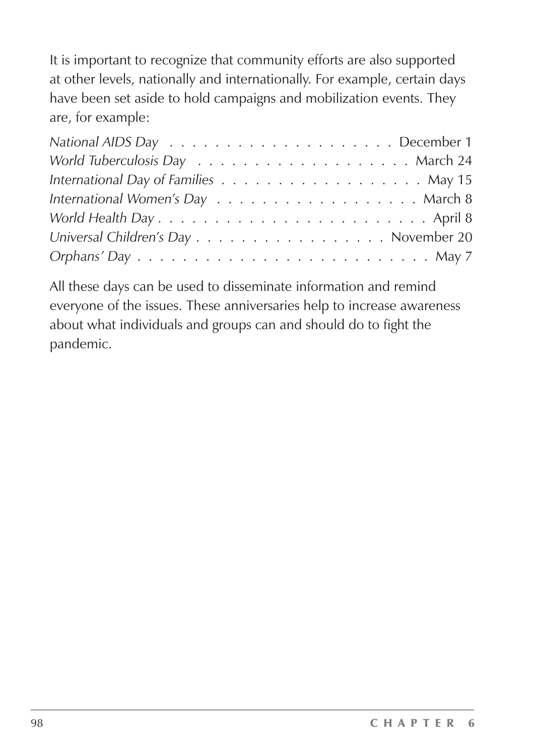It is important to recognize that community efforts are also supported at other levels, nationally and internationally. For example, certain days have been set aside to hold campaigns and mobilization events. They are, for example:

| | |
|---|---|
| *National AIDS Day* | December 1 |
| *World Tuberculosis Day* | March 24 |
| *International Day of Families* | May 15 |
| *International Women's Day* | March 8 |
| *World Health Day* | April 8 |
| *Universal Children's Day* | November 20 |
| *Orphans' Day* | May 7 |

All these days can be used to disseminate information and remind everyone of the issues. These anniversaries help to increase awareness about what individuals and groups can and should do to fight the pandemic.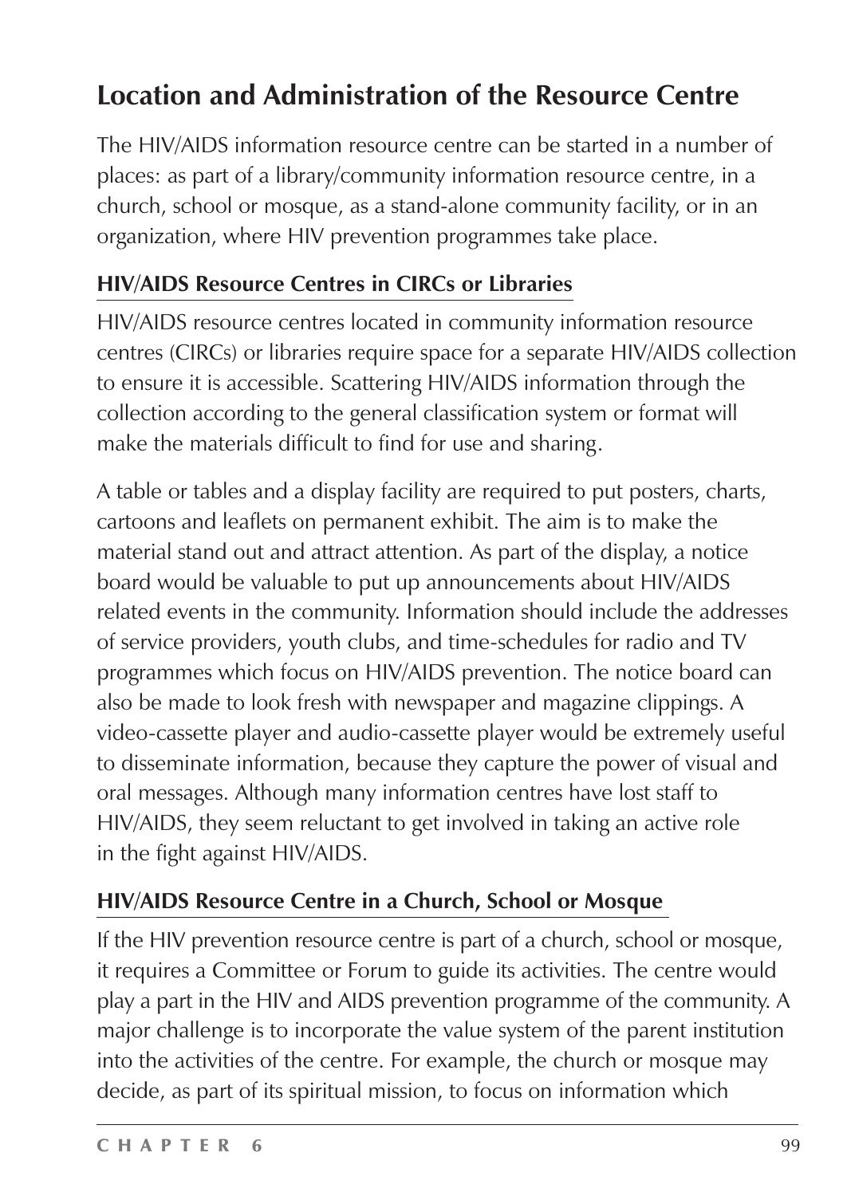## Location and Administration of the Resource Centre

The HIV/AIDS information resource centre can be started in a number of places: as part of a library/community information resource centre, in a church, school or mosque, as a stand-alone community facility, or in an organization, where HIV prevention programmes take place.

### HIV/AIDS Resource Centres in CIRCs or Libraries

HIV/AIDS resource centres located in community information resource centres (CIRCs) or libraries require space for a separate HIV/AIDS collection to ensure it is accessible. Scattering HIV/AIDS information through the collection according to the general classification system or format will make the materials difficult to find for use and sharing.

A table or tables and a display facility are required to put posters, charts, cartoons and leaflets on permanent exhibit. The aim is to make the material stand out and attract attention. As part of the display, a notice board would be valuable to put up announcements about HIV/AIDS related events in the community. Information should include the addresses of service providers, youth clubs, and time-schedules for radio and TV programmes which focus on HIV/AIDS prevention. The notice board can also be made to look fresh with newspaper and magazine clippings. A video-cassette player and audio-cassette player would be extremely useful to disseminate information, because they capture the power of visual and oral messages. Although many information centres have lost staff to HIV/AIDS, they seem reluctant to get involved in taking an active role in the fight against HIV/AIDS.

### HIV/AIDS Resource Centre in a Church, School or Mosque

If the HIV prevention resource centre is part of a church, school or mosque, it requires a Committee or Forum to guide its activities. The centre would play a part in the HIV and AIDS prevention programme of the community. A major challenge is to incorporate the value system of the parent institution into the activities of the centre. For example, the church or mosque may decide, as part of its spiritual mission, to focus on information which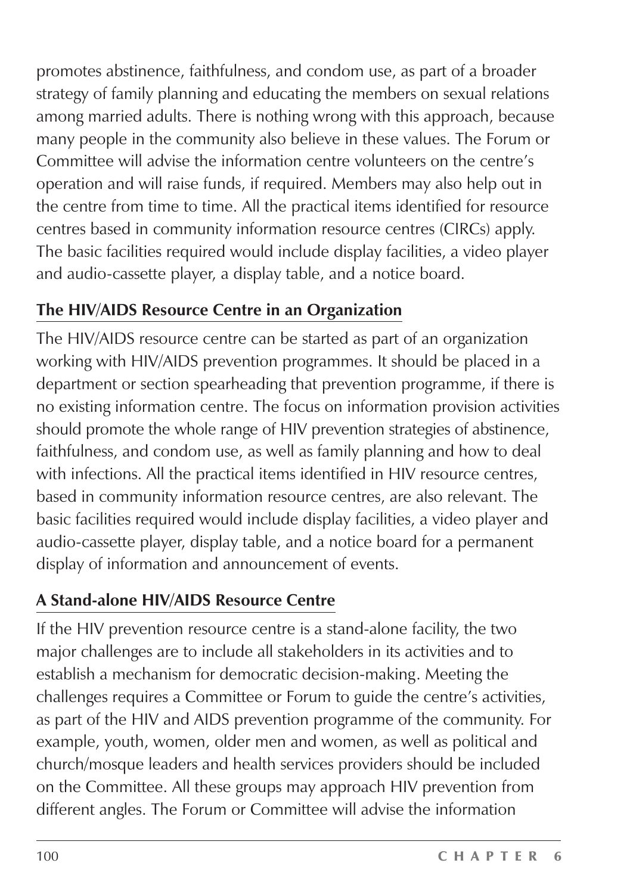promotes abstinence, faithfulness, and condom use, as part of a broader strategy of family planning and educating the members on sexual relations among married adults. There is nothing wrong with this approach, because many people in the community also believe in these values. The Forum or Committee will advise the information centre volunteers on the centre's operation and will raise funds, if required. Members may also help out in the centre from time to time. All the practical items identified for resource centres based in community information resource centres (CIRCs) apply. The basic facilities required would include display facilities, a video player and audio-cassette player, a display table, and a notice board.

### The HIV/AIDS Resource Centre in an Organization

The HIV/AIDS resource centre can be started as part of an organization working with HIV/AIDS prevention programmes. It should be placed in a department or section spearheading that prevention programme, if there is no existing information centre. The focus on information provision activities should promote the whole range of HIV prevention strategies of abstinence, faithfulness, and condom use, as well as family planning and how to deal with infections. All the practical items identified in HIV resource centres, based in community information resource centres, are also relevant. The basic facilities required would include display facilities, a video player and audio-cassette player, display table, and a notice board for a permanent display of information and announcement of events.

### A Stand-alone HIV/AIDS Resource Centre

If the HIV prevention resource centre is a stand-alone facility, the two major challenges are to include all stakeholders in its activities and to establish a mechanism for democratic decision-making. Meeting the challenges requires a Committee or Forum to guide the centre's activities, as part of the HIV and AIDS prevention programme of the community. For example, youth, women, older men and women, as well as political and church/mosque leaders and health services providers should be included on the Committee. All these groups may approach HIV prevention from different angles. The Forum or Committee will advise the information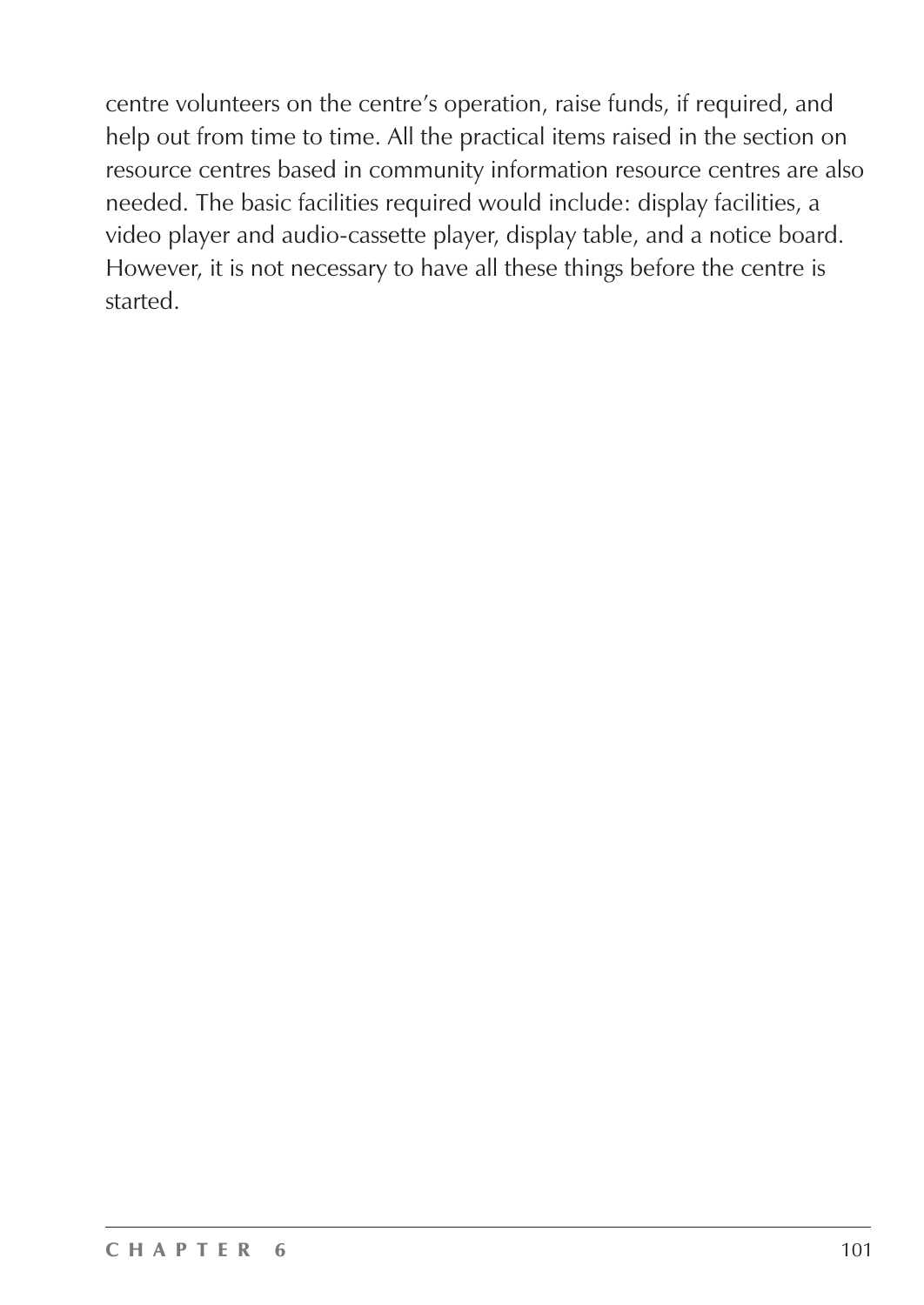centre volunteers on the centre's operation, raise funds, if required, and help out from time to time. All the practical items raised in the section on resource centres based in community information resource centres are also needed. The basic facilities required would include: display facilities, a video player and audio-cassette player, display table, and a notice board. However, it is not necessary to have all these things before the centre is started.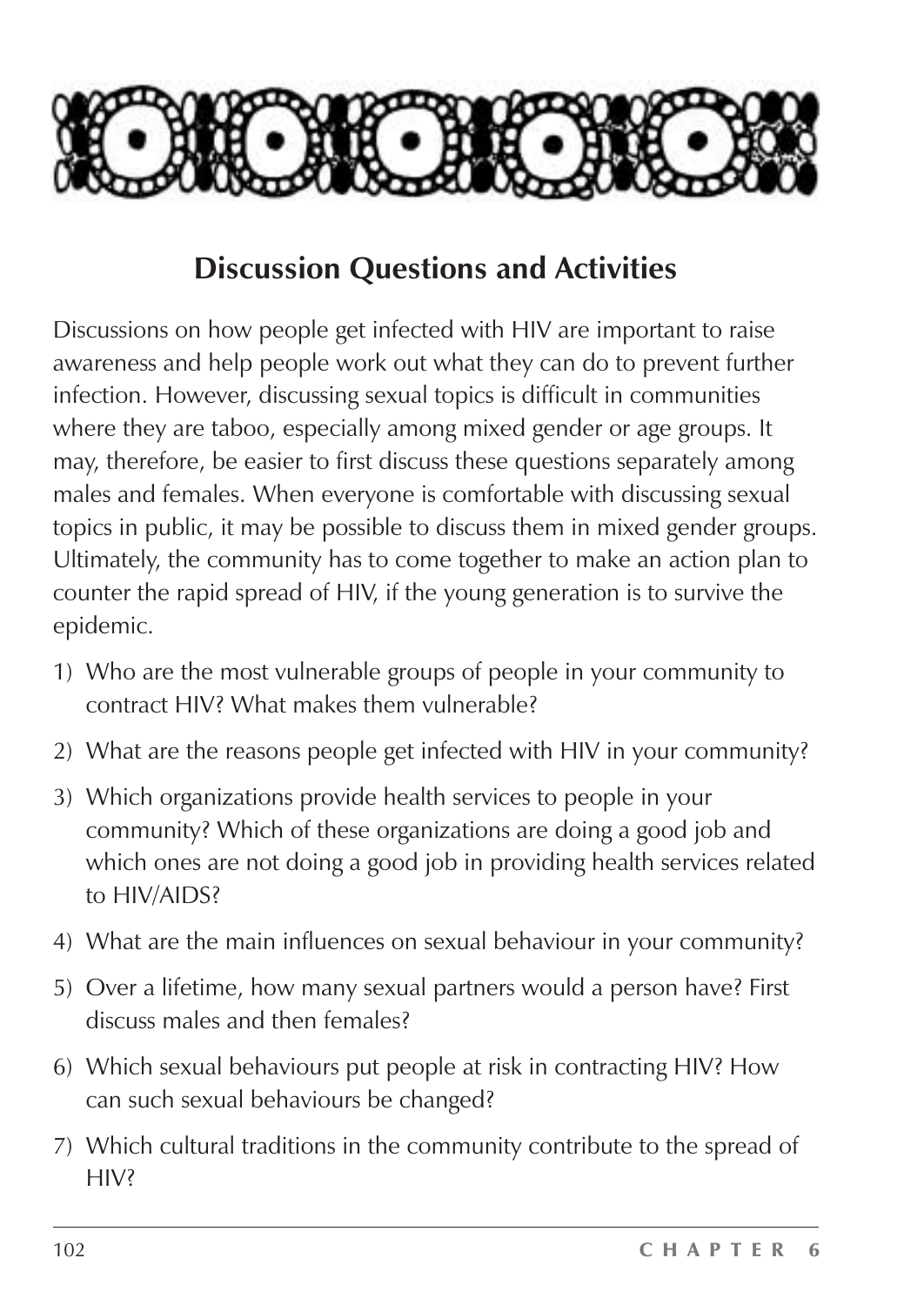## Discussion Questions and Activities

Discussions on how people get infected with HIV are important to raise awareness and help people work out what they can do to prevent further infection. However, discussing sexual topics is difficult in communities where they are taboo, especially among mixed gender or age groups. It may, therefore, be easier to first discuss these questions separately among males and females. When everyone is comfortable with discussing sexual topics in public, it may be possible to discuss them in mixed gender groups. Ultimately, the community has to come together to make an action plan to counter the rapid spread of HIV, if the young generation is to survive the epidemic.

1) Who are the most vulnerable groups of people in your community to contract HIV? What makes them vulnerable?
2) What are the reasons people get infected with HIV in your community?
3) Which organizations provide health services to people in your community? Which of these organizations are doing a good job and which ones are not doing a good job in providing health services related to HIV/AIDS?
4) What are the main influences on sexual behaviour in your community?
5) Over a lifetime, how many sexual partners would a person have? First discuss males and then females?
6) Which sexual behaviours put people at risk in contracting HIV? How can such sexual behaviours be changed?
7) Which cultural traditions in the community contribute to the spread of HIV?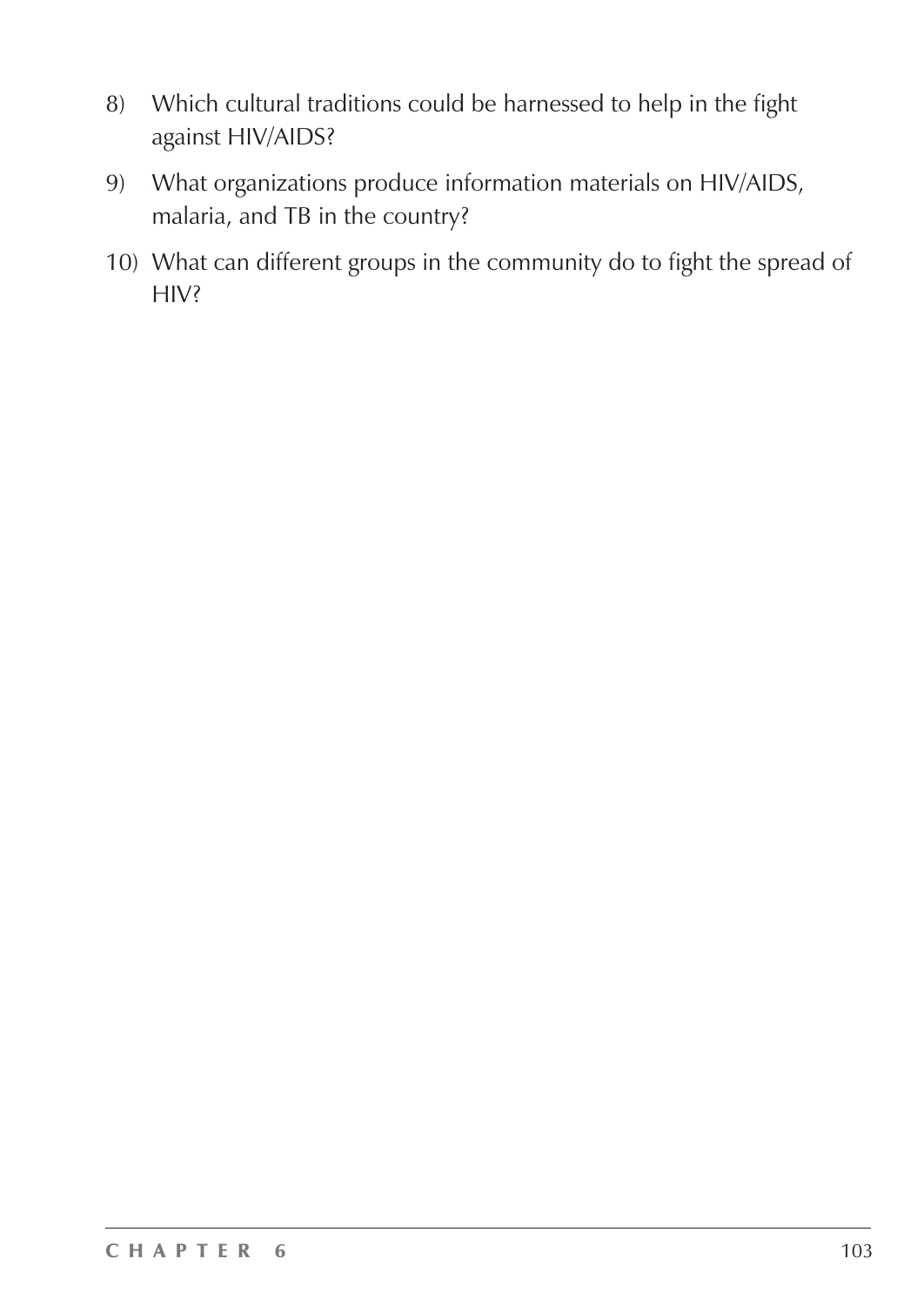8) Which cultural traditions could be harnessed to help in the fight against HIV/AIDS?
9) What organizations produce information materials on HIV/AIDS, malaria, and TB in the country?
10) What can different groups in the community do to fight the spread of HIV?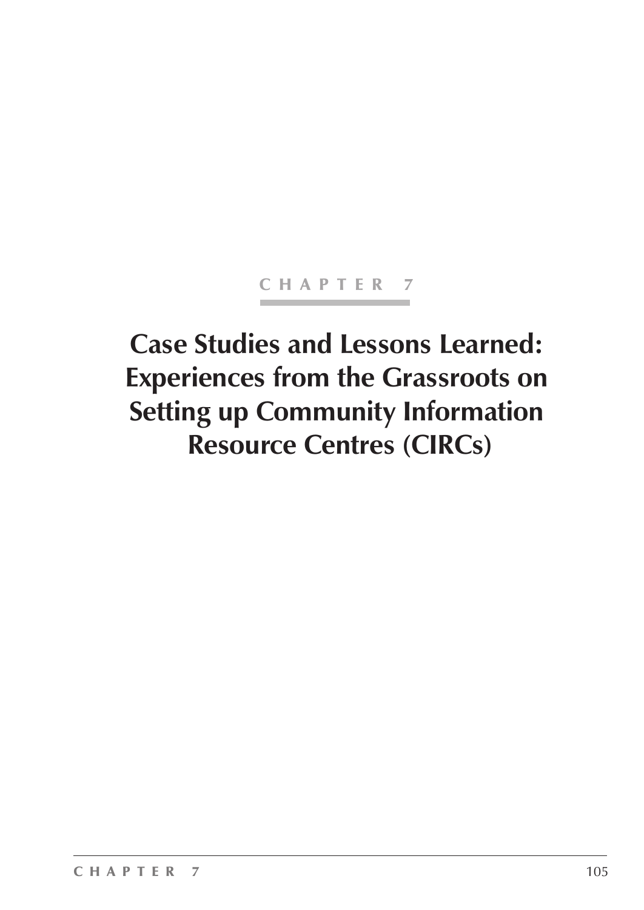# CHAPTER 7

# Case Studies and Lessons Learned: Experiences from the Grassroots on Setting up Community Information Resource Centres (CIRCs)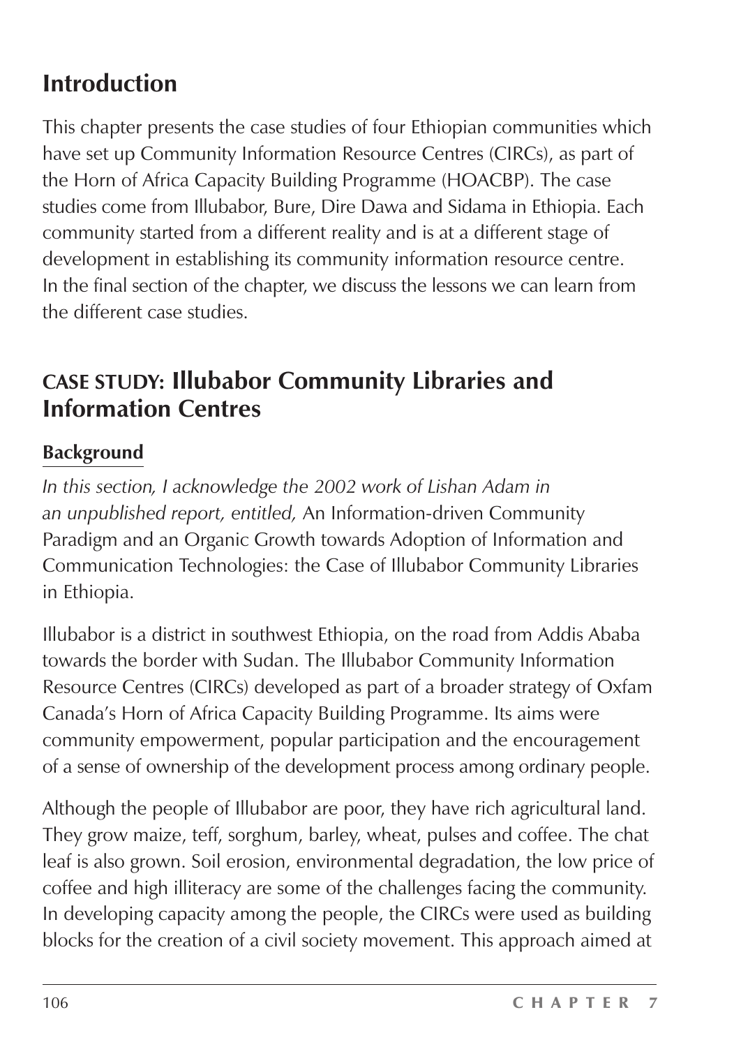## Introduction

This chapter presents the case studies of four Ethiopian communities which have set up Community Information Resource Centres (CIRCs), as part of the Horn of Africa Capacity Building Programme (HOACBP). The case studies come from Illubabor, Bure, Dire Dawa and Sidama in Ethiopia. Each community started from a different reality and is at a different stage of development in establishing its community information resource centre. In the final section of the chapter, we discuss the lessons we can learn from the different case studies.

## CASE STUDY: Illubabor Community Libraries and Information Centres

### Background

*In this section, I acknowledge the 2002 work of Lishan Adam in an unpublished report, entitled,* An Information-driven Community Paradigm and an Organic Growth towards Adoption of Information and Communication Technologies: the Case of Illubabor Community Libraries in Ethiopia.

Illubabor is a district in southwest Ethiopia, on the road from Addis Ababa towards the border with Sudan. The Illubabor Community Information Resource Centres (CIRCs) developed as part of a broader strategy of Oxfam Canada's Horn of Africa Capacity Building Programme. Its aims were community empowerment, popular participation and the encouragement of a sense of ownership of the development process among ordinary people.

Although the people of Illubabor are poor, they have rich agricultural land. They grow maize, teff, sorghum, barley, wheat, pulses and coffee. The chat leaf is also grown. Soil erosion, environmental degradation, the low price of coffee and high illiteracy are some of the challenges facing the community. In developing capacity among the people, the CIRCs were used as building blocks for the creation of a civil society movement. This approach aimed at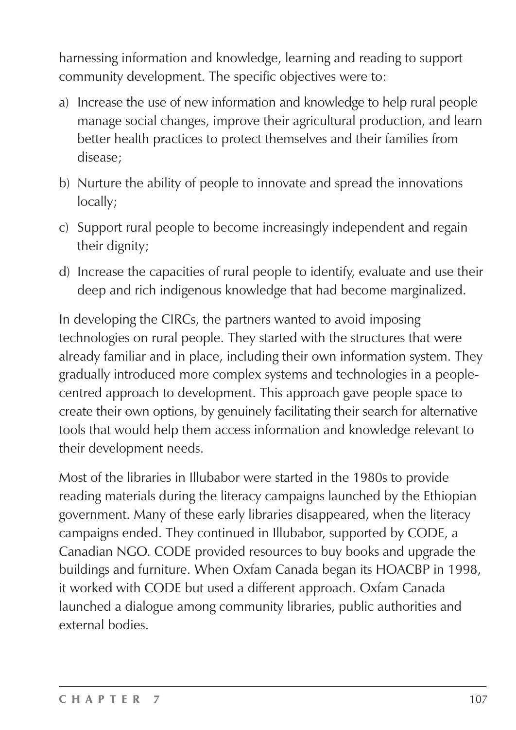harnessing information and knowledge, learning and reading to support community development. The specific objectives were to:

a) Increase the use of new information and knowledge to help rural people manage social changes, improve their agricultural production, and learn better health practices to protect themselves and their families from disease;

b) Nurture the ability of people to innovate and spread the innovations locally;

c) Support rural people to become increasingly independent and regain their dignity;

d) Increase the capacities of rural people to identify, evaluate and use their deep and rich indigenous knowledge that had become marginalized.

In developing the CIRCs, the partners wanted to avoid imposing technologies on rural people. They started with the structures that were already familiar and in place, including their own information system. They gradually introduced more complex systems and technologies in a people-centred approach to development. This approach gave people space to create their own options, by genuinely facilitating their search for alternative tools that would help them access information and knowledge relevant to their development needs.

Most of the libraries in Illubabor were started in the 1980s to provide reading materials during the literacy campaigns launched by the Ethiopian government. Many of these early libraries disappeared, when the literacy campaigns ended. They continued in Illubabor, supported by CODE, a Canadian NGO. CODE provided resources to buy books and upgrade the buildings and furniture. When Oxfam Canada began its HOACBP in 1998, it worked with CODE but used a different approach. Oxfam Canada launched a dialogue among community libraries, public authorities and external bodies.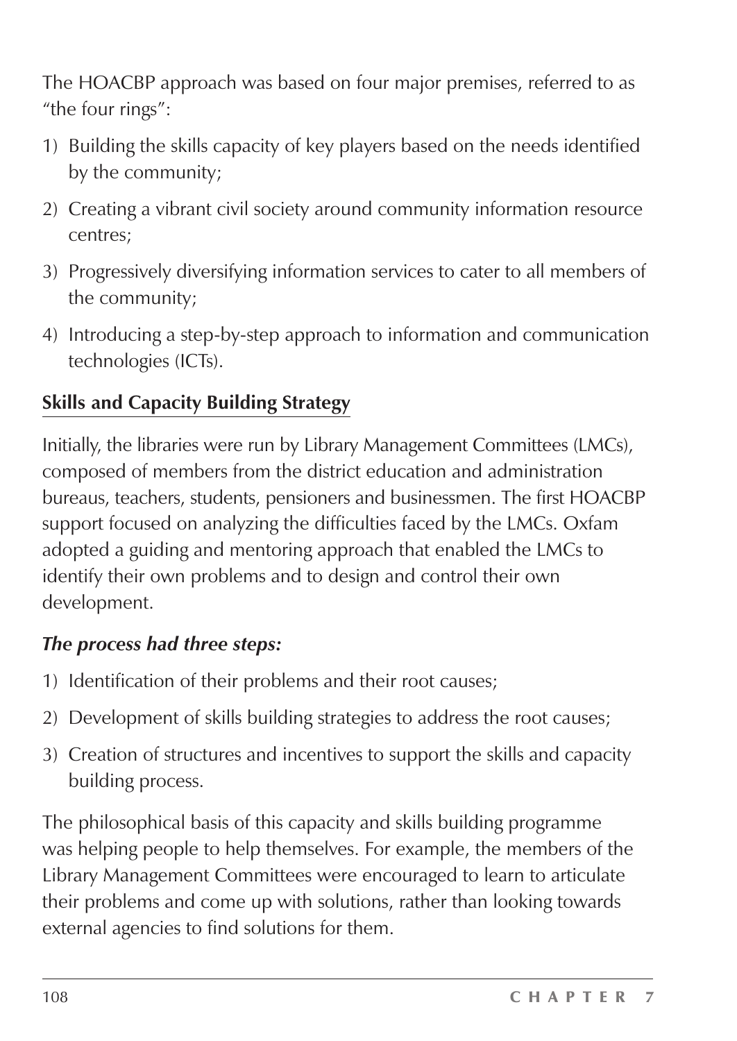The HOACBP approach was based on four major premises, referred to as "the four rings":

1) Building the skills capacity of key players based on the needs identified by the community;
2) Creating a vibrant civil society around community information resource centres;
3) Progressively diversifying information services to cater to all members of the community;
4) Introducing a step-by-step approach to information and communication technologies (ICTs).

## Skills and Capacity Building Strategy

Initially, the libraries were run by Library Management Committees (LMCs), composed of members from the district education and administration bureaus, teachers, students, pensioners and businessmen. The first HOACBP support focused on analyzing the difficulties faced by the LMCs. Oxfam adopted a guiding and mentoring approach that enabled the LMCs to identify their own problems and to design and control their own development.

***The process had three steps:***

1) Identification of their problems and their root causes;
2) Development of skills building strategies to address the root causes;
3) Creation of structures and incentives to support the skills and capacity building process.

The philosophical basis of this capacity and skills building programme was helping people to help themselves. For example, the members of the Library Management Committees were encouraged to learn to articulate their problems and come up with solutions, rather than looking towards external agencies to find solutions for them.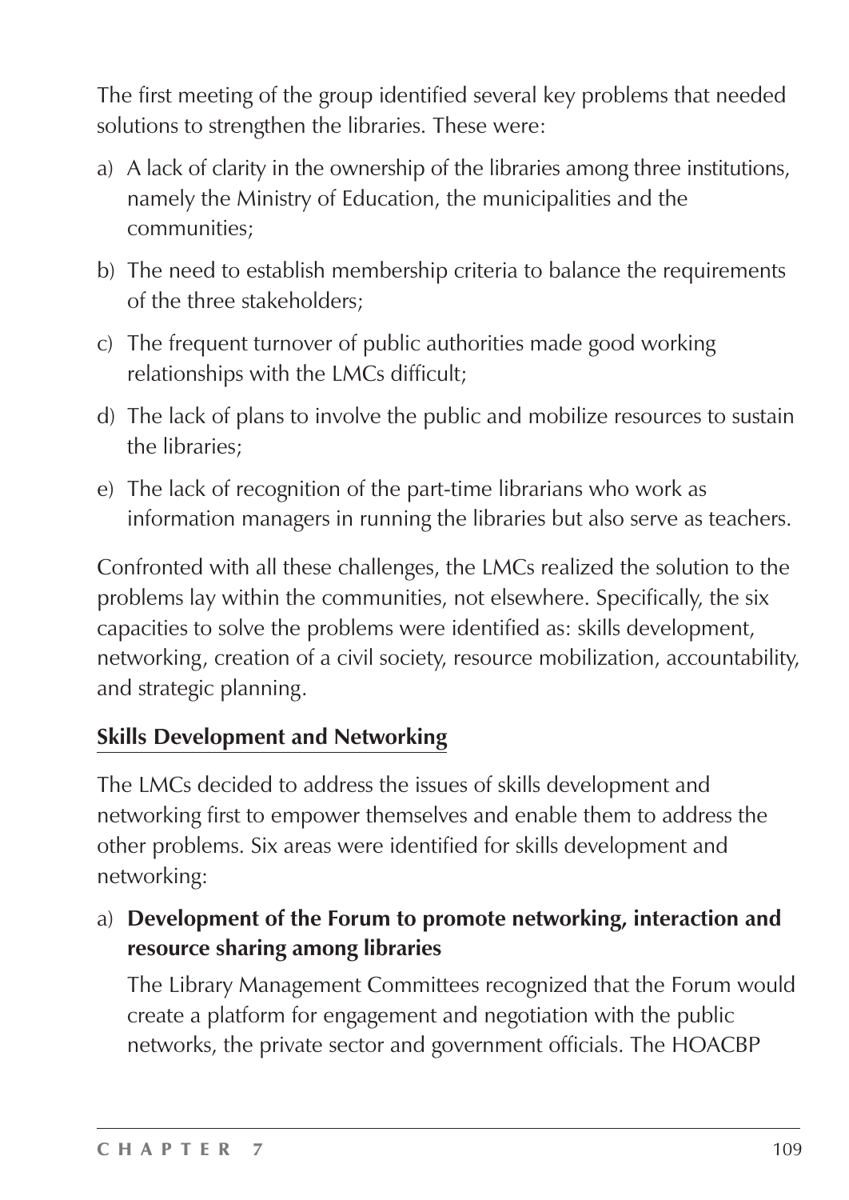The first meeting of the group identified several key problems that needed solutions to strengthen the libraries. These were:

a) A lack of clarity in the ownership of the libraries among three institutions, namely the Ministry of Education, the municipalities and the communities;

b) The need to establish membership criteria to balance the requirements of the three stakeholders;

c) The frequent turnover of public authorities made good working relationships with the LMCs difficult;

d) The lack of plans to involve the public and mobilize resources to sustain the libraries;

e) The lack of recognition of the part-time librarians who work as information managers in running the libraries but also serve as teachers.

Confronted with all these challenges, the LMCs realized the solution to the problems lay within the communities, not elsewhere. Specifically, the six capacities to solve the problems were identified as: skills development, networking, creation of a civil society, resource mobilization, accountability, and strategic planning.

## Skills Development and Networking

The LMCs decided to address the issues of skills development and networking first to empower themselves and enable them to address the other problems. Six areas were identified for skills development and networking:

a) **Development of the Forum to promote networking, interaction and resource sharing among libraries**

The Library Management Committees recognized that the Forum would create a platform for engagement and negotiation with the public networks, the private sector and government officials. The HOACBP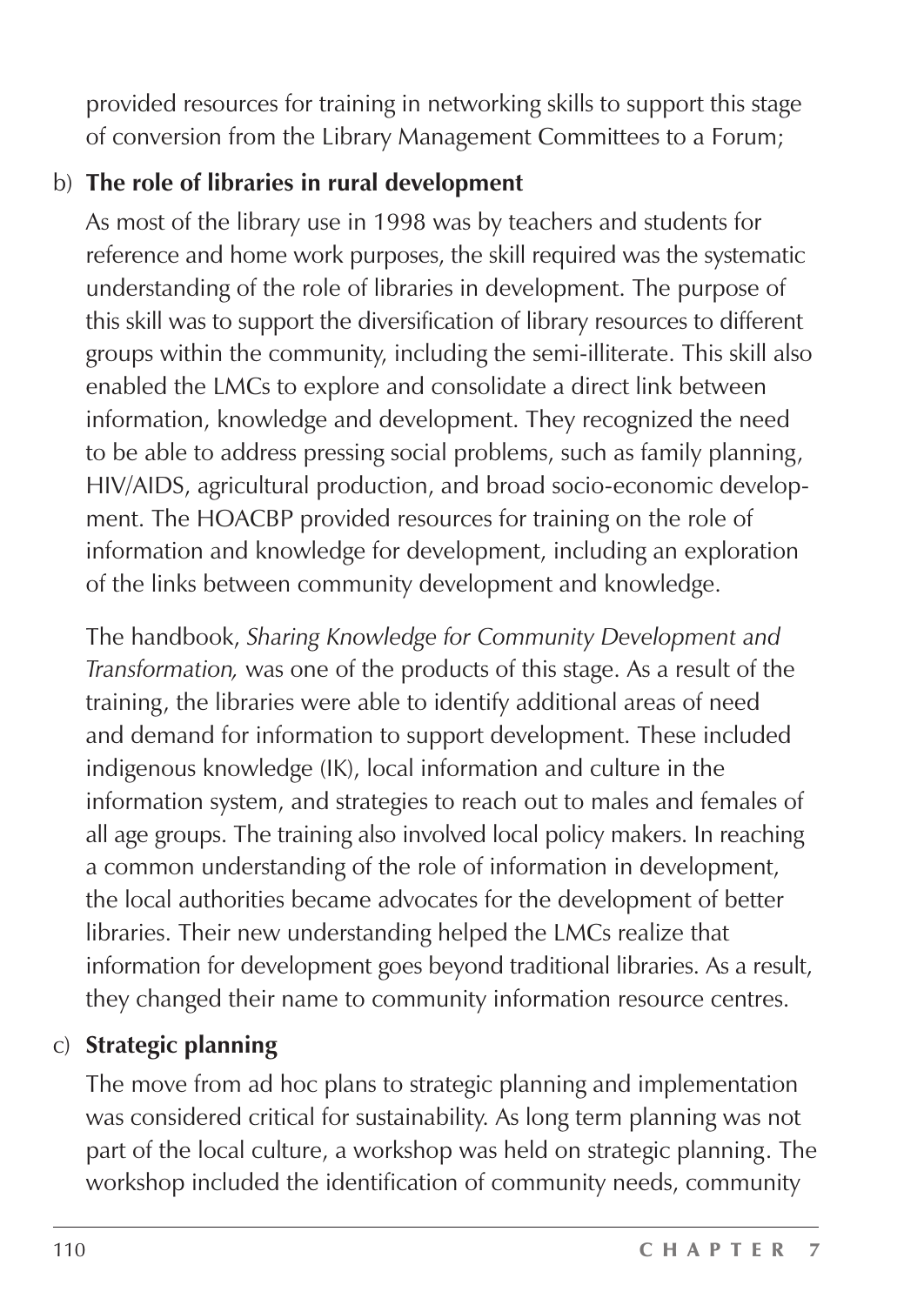provided resources for training in networking skills to support this stage of conversion from the Library Management Committees to a Forum;

b) **The role of libraries in rural development**

As most of the library use in 1998 was by teachers and students for reference and home work purposes, the skill required was the systematic understanding of the role of libraries in development. The purpose of this skill was to support the diversification of library resources to different groups within the community, including the semi-illiterate. This skill also enabled the LMCs to explore and consolidate a direct link between information, knowledge and development. They recognized the need to be able to address pressing social problems, such as family planning, HIV/AIDS, agricultural production, and broad socio-economic development. The HOACBP provided resources for training on the role of information and knowledge for development, including an exploration of the links between community development and knowledge.

The handbook, *Sharing Knowledge for Community Development and Transformation,* was one of the products of this stage. As a result of the training, the libraries were able to identify additional areas of need and demand for information to support development. These included indigenous knowledge (IK), local information and culture in the information system, and strategies to reach out to males and females of all age groups. The training also involved local policy makers. In reaching a common understanding of the role of information in development, the local authorities became advocates for the development of better libraries. Their new understanding helped the LMCs realize that information for development goes beyond traditional libraries. As a result, they changed their name to community information resource centres.

c) **Strategic planning**

The move from ad hoc plans to strategic planning and implementation was considered critical for sustainability. As long term planning was not part of the local culture, a workshop was held on strategic planning. The workshop included the identification of community needs, community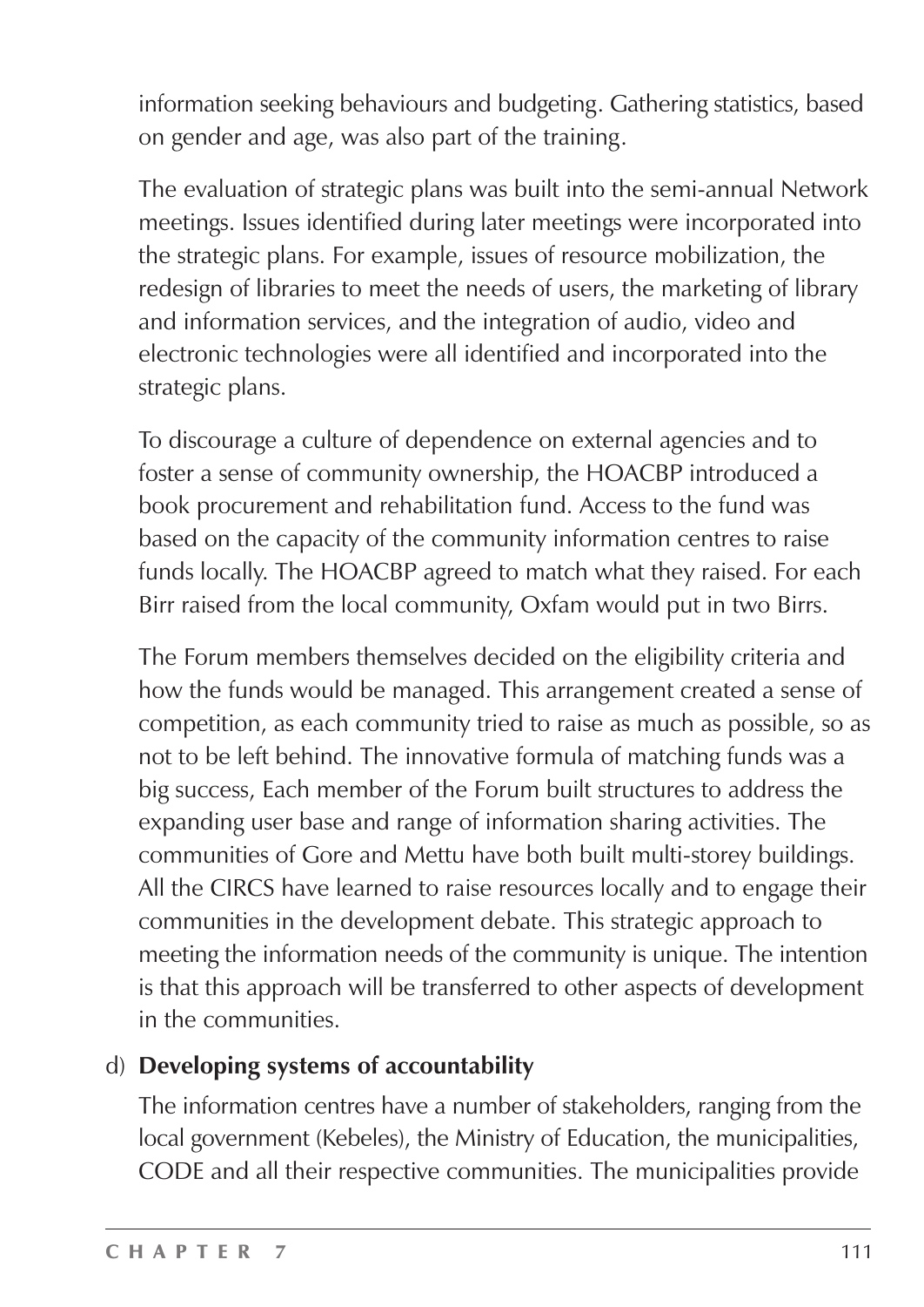information seeking behaviours and budgeting. Gathering statistics, based on gender and age, was also part of the training.

The evaluation of strategic plans was built into the semi-annual Network meetings. Issues identified during later meetings were incorporated into the strategic plans. For example, issues of resource mobilization, the redesign of libraries to meet the needs of users, the marketing of library and information services, and the integration of audio, video and electronic technologies were all identified and incorporated into the strategic plans.

To discourage a culture of dependence on external agencies and to foster a sense of community ownership, the HOACBP introduced a book procurement and rehabilitation fund. Access to the fund was based on the capacity of the community information centres to raise funds locally. The HOACBP agreed to match what they raised. For each Birr raised from the local community, Oxfam would put in two Birrs.

The Forum members themselves decided on the eligibility criteria and how the funds would be managed. This arrangement created a sense of competition, as each community tried to raise as much as possible, so as not to be left behind. The innovative formula of matching funds was a big success, Each member of the Forum built structures to address the expanding user base and range of information sharing activities. The communities of Gore and Mettu have both built multi-storey buildings. All the CIRCS have learned to raise resources locally and to engage their communities in the development debate. This strategic approach to meeting the information needs of the community is unique. The intention is that this approach will be transferred to other aspects of development in the communities.

d) **Developing systems of accountability**

The information centres have a number of stakeholders, ranging from the local government (Kebeles), the Ministry of Education, the municipalities, CODE and all their respective communities. The municipalities provide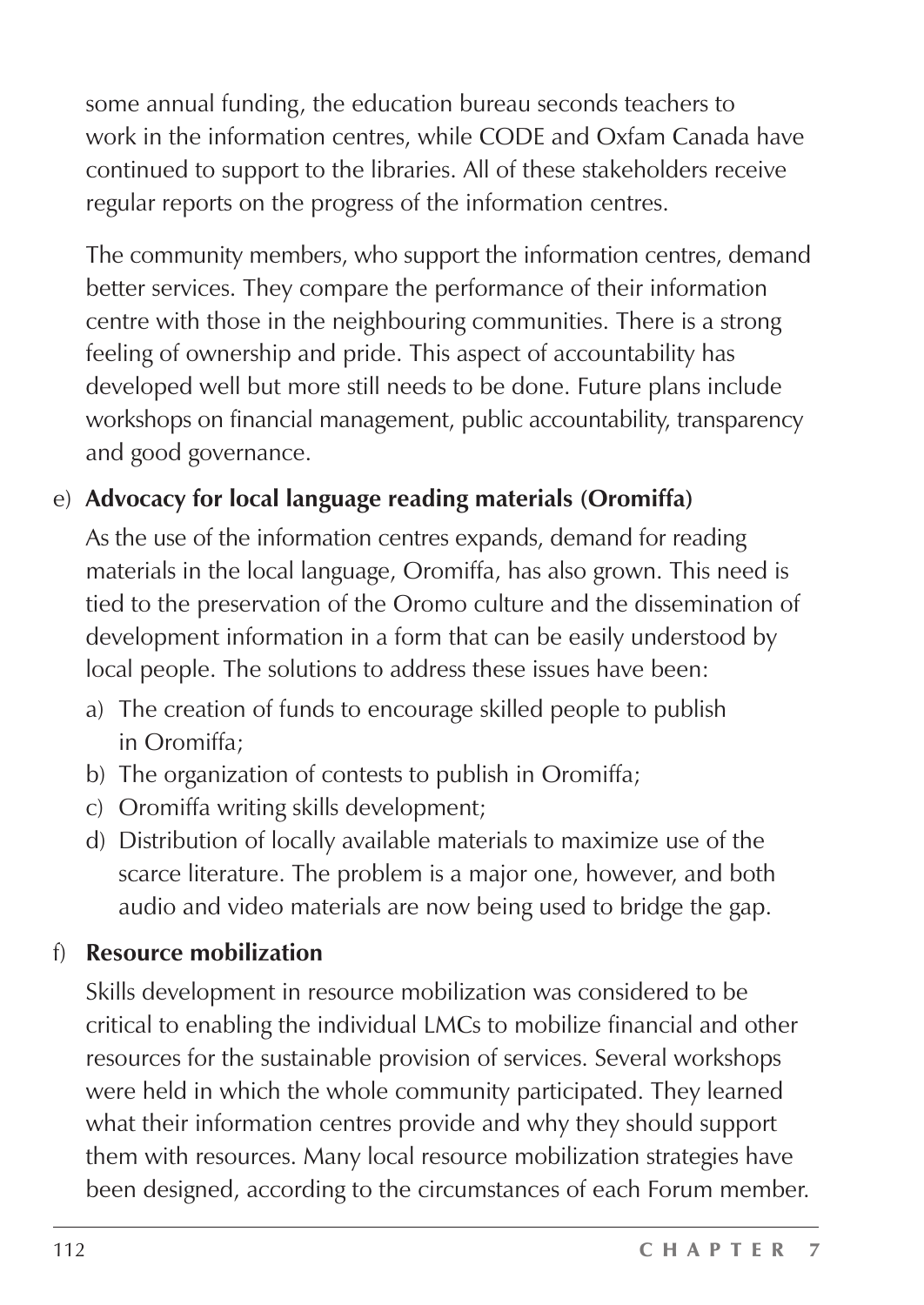some annual funding, the education bureau seconds teachers to work in the information centres, while CODE and Oxfam Canada have continued to support to the libraries. All of these stakeholders receive regular reports on the progress of the information centres.

The community members, who support the information centres, demand better services. They compare the performance of their information centre with those in the neighbouring communities. There is a strong feeling of ownership and pride. This aspect of accountability has developed well but more still needs to be done. Future plans include workshops on financial management, public accountability, transparency and good governance.

e) **Advocacy for local language reading materials (Oromiffa)**

As the use of the information centres expands, demand for reading materials in the local language, Oromiffa, has also grown. This need is tied to the preservation of the Oromo culture and the dissemination of development information in a form that can be easily understood by local people. The solutions to address these issues have been:

a) The creation of funds to encourage skilled people to publish in Oromiffa;
b) The organization of contests to publish in Oromiffa;
c) Oromiffa writing skills development;
d) Distribution of locally available materials to maximize use of the scarce literature. The problem is a major one, however, and both audio and video materials are now being used to bridge the gap.

f) **Resource mobilization**

Skills development in resource mobilization was considered to be critical to enabling the individual LMCs to mobilize financial and other resources for the sustainable provision of services. Several workshops were held in which the whole community participated. They learned what their information centres provide and why they should support them with resources. Many local resource mobilization strategies have been designed, according to the circumstances of each Forum member.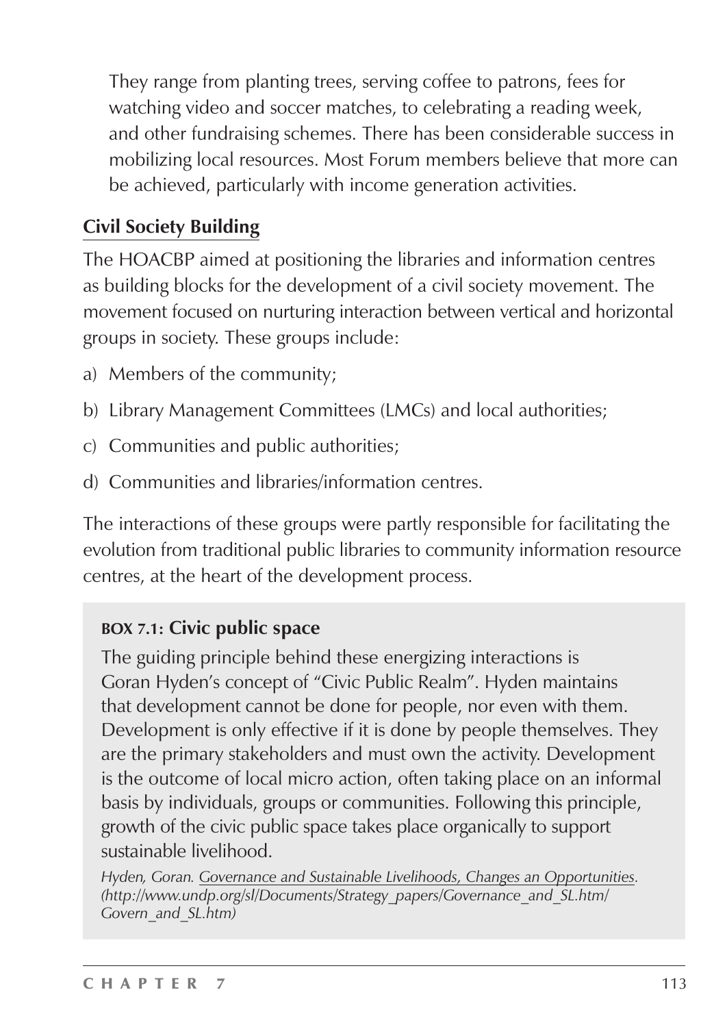They range from planting trees, serving coffee to patrons, fees for watching video and soccer matches, to celebrating a reading week, and other fundraising schemes. There has been considerable success in mobilizing local resources. Most Forum members believe that more can be achieved, particularly with income generation activities.

## Civil Society Building

The HOACBP aimed at positioning the libraries and information centres as building blocks for the development of a civil society movement. The movement focused on nurturing interaction between vertical and horizontal groups in society. These groups include:

a) Members of the community;

b) Library Management Committees (LMCs) and local authorities;

c) Communities and public authorities;

d) Communities and libraries/information centres.

The interactions of these groups were partly responsible for facilitating the evolution from traditional public libraries to community information resource centres, at the heart of the development process.

> **BOX 7.1: Civic public space**
>
> The guiding principle behind these energizing interactions is Goran Hyden's concept of "Civic Public Realm". Hyden maintains that development cannot be done for people, nor even with them. Development is only effective if it is done by people themselves. They are the primary stakeholders and must own the activity. Development is the outcome of local micro action, often taking place on an informal basis by individuals, groups or communities. Following this principle, growth of the civic public space takes place organically to support sustainable livelihood.
>
> *Hyden, Goran. Governance and Sustainable Livelihoods, Changes an Opportunities. (http://www.undp.org/sl/Documents/Strategy_papers/Governance_and_SL.htm/Govern_and_SL.htm)*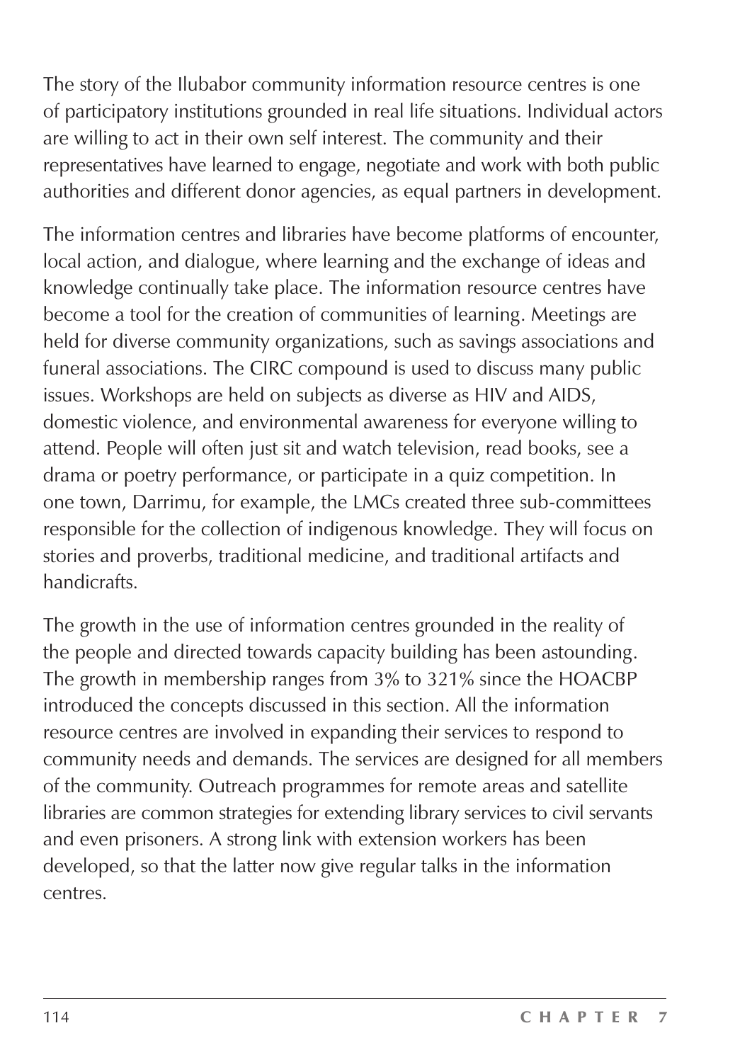The story of the Ilubabor community information resource centres is one of participatory institutions grounded in real life situations. Individual actors are willing to act in their own self interest. The community and their representatives have learned to engage, negotiate and work with both public authorities and different donor agencies, as equal partners in development.

The information centres and libraries have become platforms of encounter, local action, and dialogue, where learning and the exchange of ideas and knowledge continually take place. The information resource centres have become a tool for the creation of communities of learning. Meetings are held for diverse community organizations, such as savings associations and funeral associations. The CIRC compound is used to discuss many public issues. Workshops are held on subjects as diverse as HIV and AIDS, domestic violence, and environmental awareness for everyone willing to attend. People will often just sit and watch television, read books, see a drama or poetry performance, or participate in a quiz competition. In one town, Darrimu, for example, the LMCs created three sub-committees responsible for the collection of indigenous knowledge. They will focus on stories and proverbs, traditional medicine, and traditional artifacts and handicrafts.

The growth in the use of information centres grounded in the reality of the people and directed towards capacity building has been astounding. The growth in membership ranges from 3% to 321% since the HOACBP introduced the concepts discussed in this section. All the information resource centres are involved in expanding their services to respond to community needs and demands. The services are designed for all members of the community. Outreach programmes for remote areas and satellite libraries are common strategies for extending library services to civil servants and even prisoners. A strong link with extension workers has been developed, so that the latter now give regular talks in the information centres.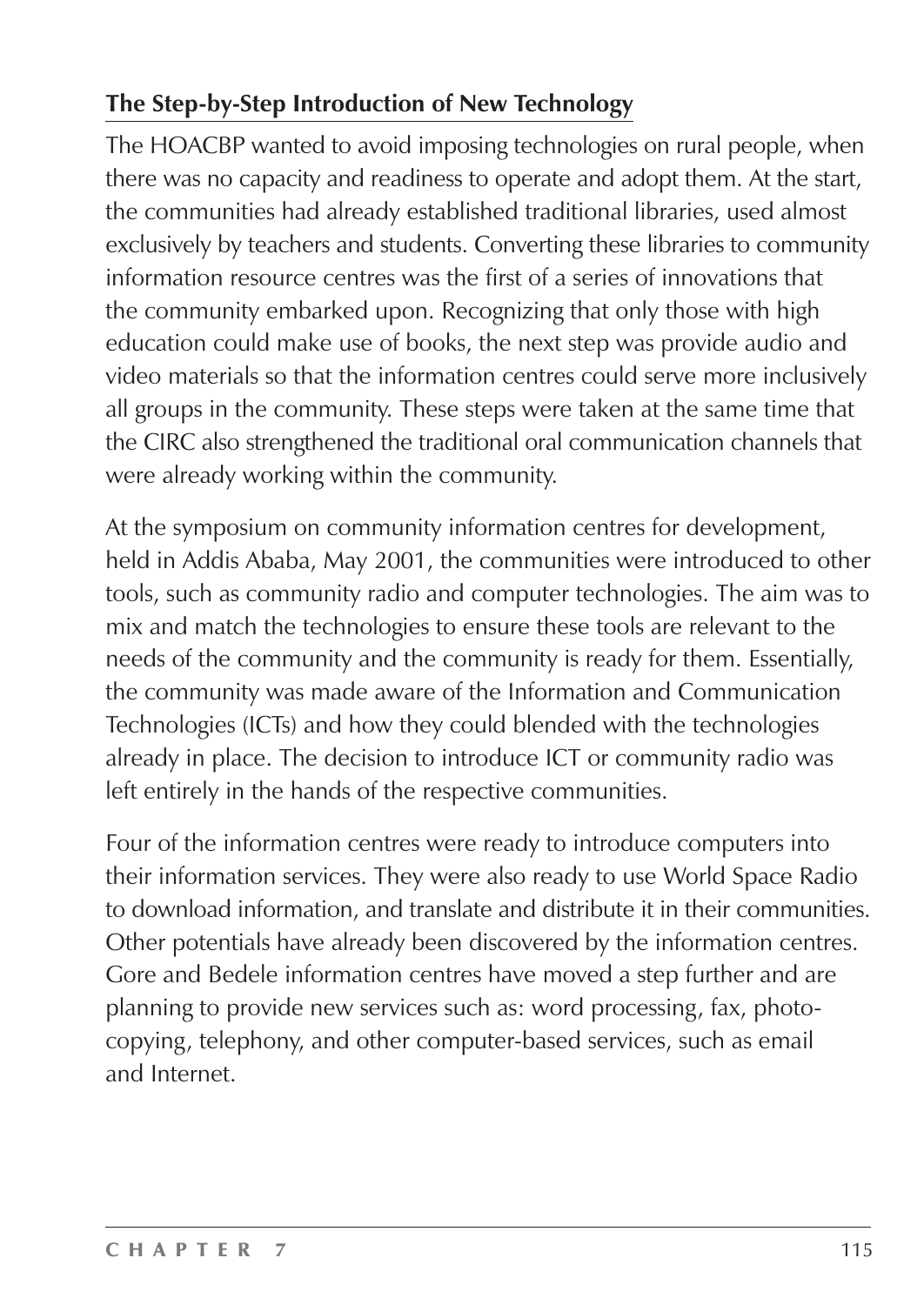## The Step-by-Step Introduction of New Technology

The HOACBP wanted to avoid imposing technologies on rural people, when there was no capacity and readiness to operate and adopt them. At the start, the communities had already established traditional libraries, used almost exclusively by teachers and students. Converting these libraries to community information resource centres was the first of a series of innovations that the community embarked upon. Recognizing that only those with high education could make use of books, the next step was provide audio and video materials so that the information centres could serve more inclusively all groups in the community. These steps were taken at the same time that the CIRC also strengthened the traditional oral communication channels that were already working within the community.

At the symposium on community information centres for development, held in Addis Ababa, May 2001, the communities were introduced to other tools, such as community radio and computer technologies. The aim was to mix and match the technologies to ensure these tools are relevant to the needs of the community and the community is ready for them. Essentially, the community was made aware of the Information and Communication Technologies (ICTs) and how they could blended with the technologies already in place. The decision to introduce ICT or community radio was left entirely in the hands of the respective communities.

Four of the information centres were ready to introduce computers into their information services. They were also ready to use World Space Radio to download information, and translate and distribute it in their communities. Other potentials have already been discovered by the information centres. Gore and Bedele information centres have moved a step further and are planning to provide new services such as: word processing, fax, photo-copying, telephony, and other computer-based services, such as email and Internet.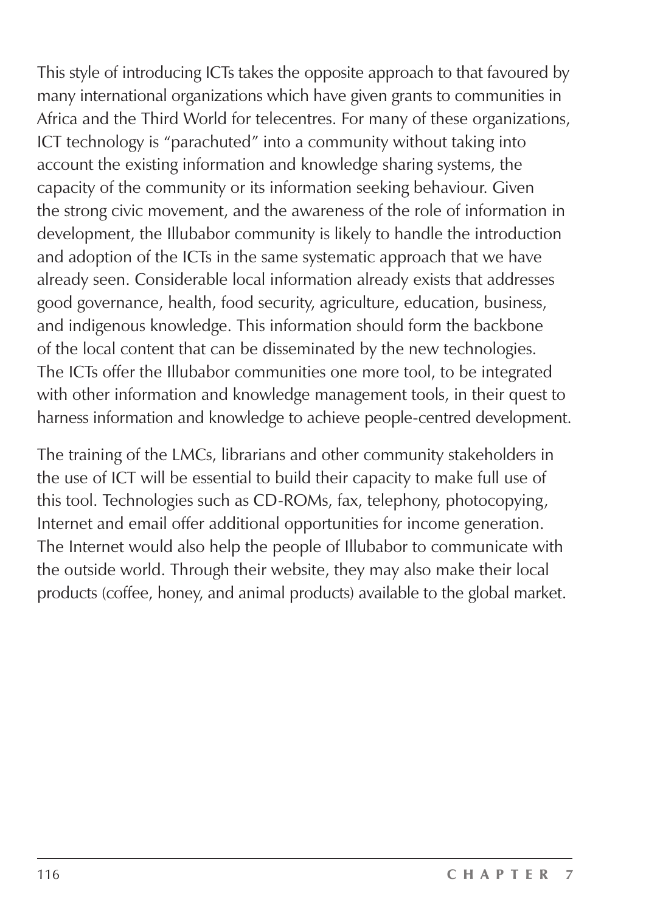This style of introducing ICTs takes the opposite approach to that favoured by many international organizations which have given grants to communities in Africa and the Third World for telecentres. For many of these organizations, ICT technology is "parachuted" into a community without taking into account the existing information and knowledge sharing systems, the capacity of the community or its information seeking behaviour. Given the strong civic movement, and the awareness of the role of information in development, the Illubabor community is likely to handle the introduction and adoption of the ICTs in the same systematic approach that we have already seen. Considerable local information already exists that addresses good governance, health, food security, agriculture, education, business, and indigenous knowledge. This information should form the backbone of the local content that can be disseminated by the new technologies. The ICTs offer the Illubabor communities one more tool, to be integrated with other information and knowledge management tools, in their quest to harness information and knowledge to achieve people-centred development.

The training of the LMCs, librarians and other community stakeholders in the use of ICT will be essential to build their capacity to make full use of this tool. Technologies such as CD-ROMs, fax, telephony, photocopying, Internet and email offer additional opportunities for income generation. The Internet would also help the people of Illubabor to communicate with the outside world. Through their website, they may also make their local products (coffee, honey, and animal products) available to the global market.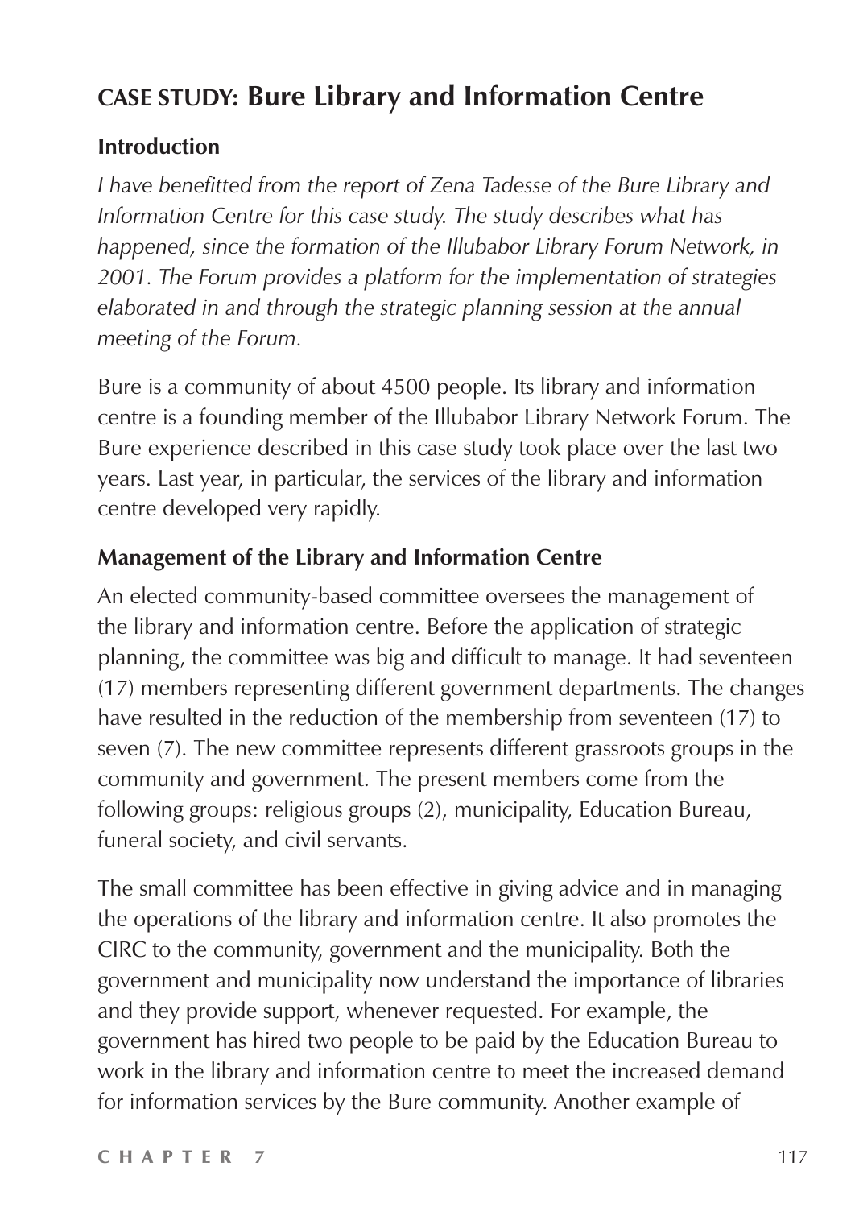## CASE STUDY: Bure Library and Information Centre

### Introduction

*I have benefitted from the report of Zena Tadesse of the Bure Library and Information Centre for this case study. The study describes what has happened, since the formation of the Illubabor Library Forum Network, in 2001. The Forum provides a platform for the implementation of strategies elaborated in and through the strategic planning session at the annual meeting of the Forum.*

Bure is a community of about 4500 people. Its library and information centre is a founding member of the Illubabor Library Network Forum. The Bure experience described in this case study took place over the last two years. Last year, in particular, the services of the library and information centre developed very rapidly.

### Management of the Library and Information Centre

An elected community-based committee oversees the management of the library and information centre. Before the application of strategic planning, the committee was big and difficult to manage. It had seventeen (17) members representing different government departments. The changes have resulted in the reduction of the membership from seventeen (17) to seven (7). The new committee represents different grassroots groups in the community and government. The present members come from the following groups: religious groups (2), municipality, Education Bureau, funeral society, and civil servants.

The small committee has been effective in giving advice and in managing the operations of the library and information centre. It also promotes the CIRC to the community, government and the municipality. Both the government and municipality now understand the importance of libraries and they provide support, whenever requested. For example, the government has hired two people to be paid by the Education Bureau to work in the library and information centre to meet the increased demand for information services by the Bure community. Another example of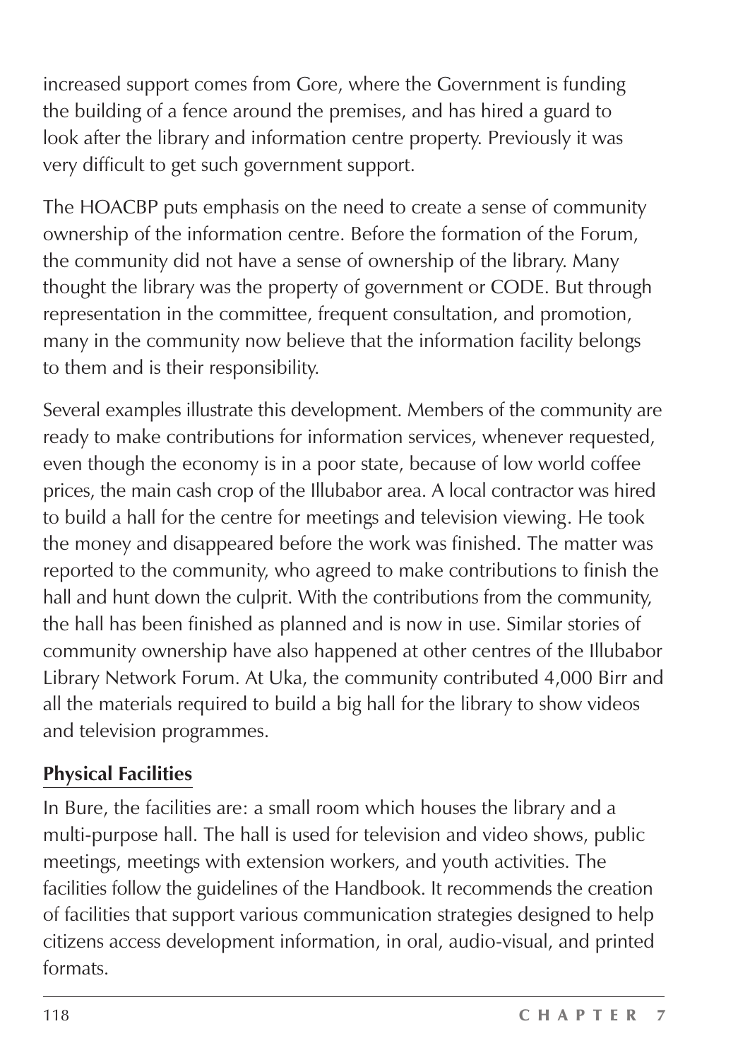increased support comes from Gore, where the Government is funding the building of a fence around the premises, and has hired a guard to look after the library and information centre property. Previously it was very difficult to get such government support.

The HOACBP puts emphasis on the need to create a sense of community ownership of the information centre. Before the formation of the Forum, the community did not have a sense of ownership of the library. Many thought the library was the property of government or CODE. But through representation in the committee, frequent consultation, and promotion, many in the community now believe that the information facility belongs to them and is their responsibility.

Several examples illustrate this development. Members of the community are ready to make contributions for information services, whenever requested, even though the economy is in a poor state, because of low world coffee prices, the main cash crop of the Illubabor area. A local contractor was hired to build a hall for the centre for meetings and television viewing. He took the money and disappeared before the work was finished. The matter was reported to the community, who agreed to make contributions to finish the hall and hunt down the culprit. With the contributions from the community, the hall has been finished as planned and is now in use. Similar stories of community ownership have also happened at other centres of the Illubabor Library Network Forum. At Uka, the community contributed 4,000 Birr and all the materials required to build a big hall for the library to show videos and television programmes.

## Physical Facilities

In Bure, the facilities are: a small room which houses the library and a multi-purpose hall. The hall is used for television and video shows, public meetings, meetings with extension workers, and youth activities. The facilities follow the guidelines of the Handbook. It recommends the creation of facilities that support various communication strategies designed to help citizens access development information, in oral, audio-visual, and printed formats.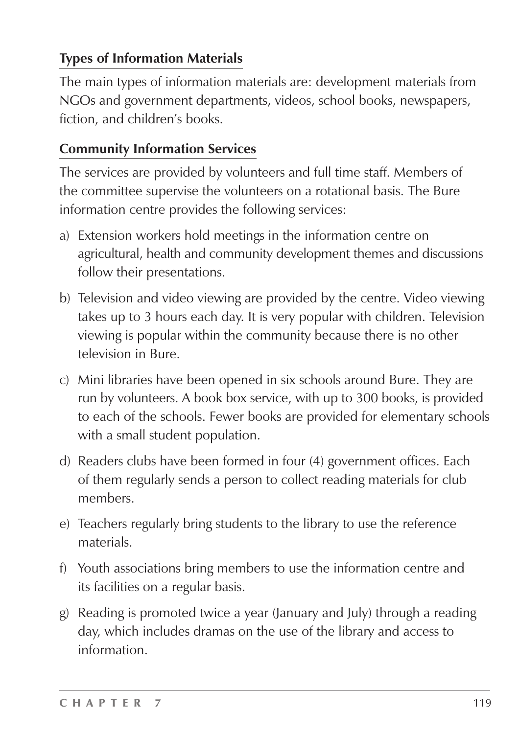### Types of Information Materials

The main types of information materials are: development materials from NGOs and government departments, videos, school books, newspapers, fiction, and children's books.

### Community Information Services

The services are provided by volunteers and full time staff. Members of the committee supervise the volunteers on a rotational basis. The Bure information centre provides the following services:

a) Extension workers hold meetings in the information centre on agricultural, health and community development themes and discussions follow their presentations.

b) Television and video viewing are provided by the centre. Video viewing takes up to 3 hours each day. It is very popular with children. Television viewing is popular within the community because there is no other television in Bure.

c) Mini libraries have been opened in six schools around Bure. They are run by volunteers. A book box service, with up to 300 books, is provided to each of the schools. Fewer books are provided for elementary schools with a small student population.

d) Readers clubs have been formed in four (4) government offices. Each of them regularly sends a person to collect reading materials for club members.

e) Teachers regularly bring students to the library to use the reference materials.

f) Youth associations bring members to use the information centre and its facilities on a regular basis.

g) Reading is promoted twice a year (January and July) through a reading day, which includes dramas on the use of the library and access to information.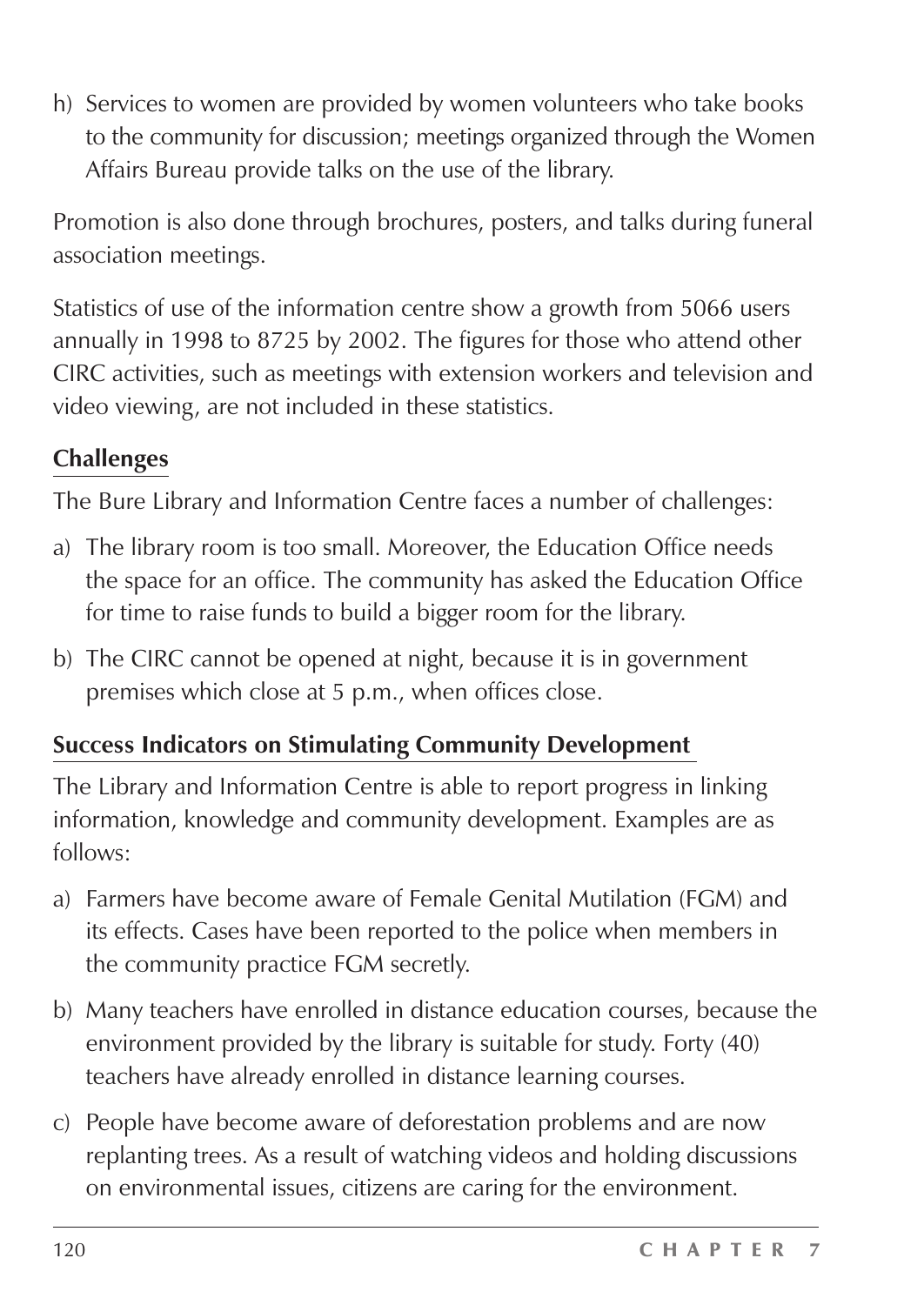h) Services to women are provided by women volunteers who take books to the community for discussion; meetings organized through the Women Affairs Bureau provide talks on the use of the library.

Promotion is also done through brochures, posters, and talks during funeral association meetings.

Statistics of use of the information centre show a growth from 5066 users annually in 1998 to 8725 by 2002. The figures for those who attend other CIRC activities, such as meetings with extension workers and television and video viewing, are not included in these statistics.

## Challenges

The Bure Library and Information Centre faces a number of challenges:

a) The library room is too small. Moreover, the Education Office needs the space for an office. The community has asked the Education Office for time to raise funds to build a bigger room for the library.

b) The CIRC cannot be opened at night, because it is in government premises which close at 5 p.m., when offices close.

## Success Indicators on Stimulating Community Development

The Library and Information Centre is able to report progress in linking information, knowledge and community development. Examples are as follows:

a) Farmers have become aware of Female Genital Mutilation (FGM) and its effects. Cases have been reported to the police when members in the community practice FGM secretly.

b) Many teachers have enrolled in distance education courses, because the environment provided by the library is suitable for study. Forty (40) teachers have already enrolled in distance learning courses.

c) People have become aware of deforestation problems and are now replanting trees. As a result of watching videos and holding discussions on environmental issues, citizens are caring for the environment.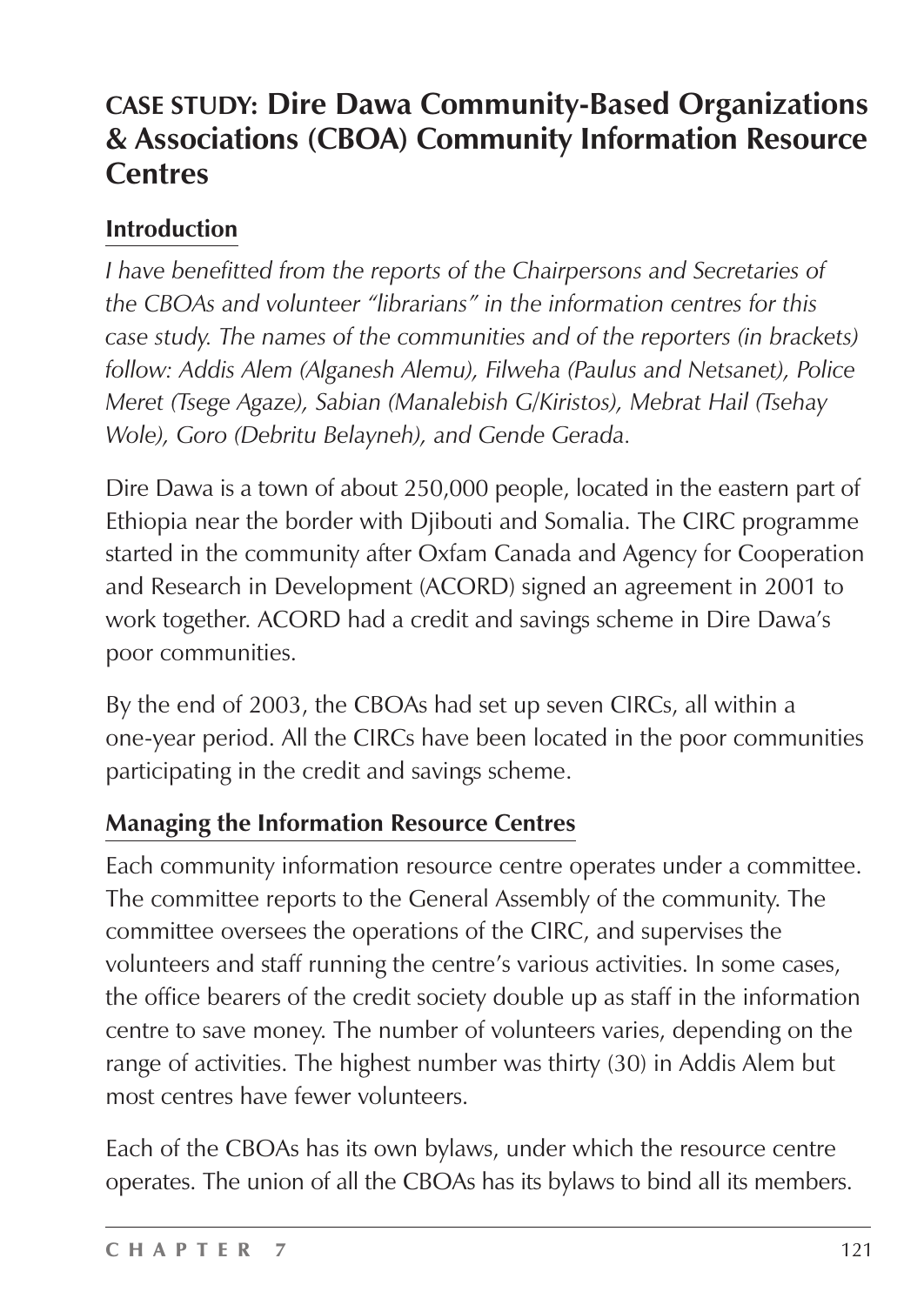## **CASE STUDY:** Dire Dawa Community-Based Organizations & Associations (CBOA) Community Information Resource Centres

### Introduction

*I have benefitted from the reports of the Chairpersons and Secretaries of the CBOAs and volunteer "librarians" in the information centres for this case study. The names of the communities and of the reporters (in brackets) follow: Addis Alem (Alganesh Alemu), Filweha (Paulus and Netsanet), Police Meret (Tsege Agaze), Sabian (Manalebish G/Kiristos), Mebrat Hail (Tsehay Wole), Goro (Debritu Belayneh), and Gende Gerada.*

Dire Dawa is a town of about 250,000 people, located in the eastern part of Ethiopia near the border with Djibouti and Somalia. The CIRC programme started in the community after Oxfam Canada and Agency for Cooperation and Research in Development (ACORD) signed an agreement in 2001 to work together. ACORD had a credit and savings scheme in Dire Dawa's poor communities.

By the end of 2003, the CBOAs had set up seven CIRCs, all within a one-year period. All the CIRCs have been located in the poor communities participating in the credit and savings scheme.

### Managing the Information Resource Centres

Each community information resource centre operates under a committee. The committee reports to the General Assembly of the community. The committee oversees the operations of the CIRC, and supervises the volunteers and staff running the centre's various activities. In some cases, the office bearers of the credit society double up as staff in the information centre to save money. The number of volunteers varies, depending on the range of activities. The highest number was thirty (30) in Addis Alem but most centres have fewer volunteers.

Each of the CBOAs has its own bylaws, under which the resource centre operates. The union of all the CBOAs has its bylaws to bind all its members.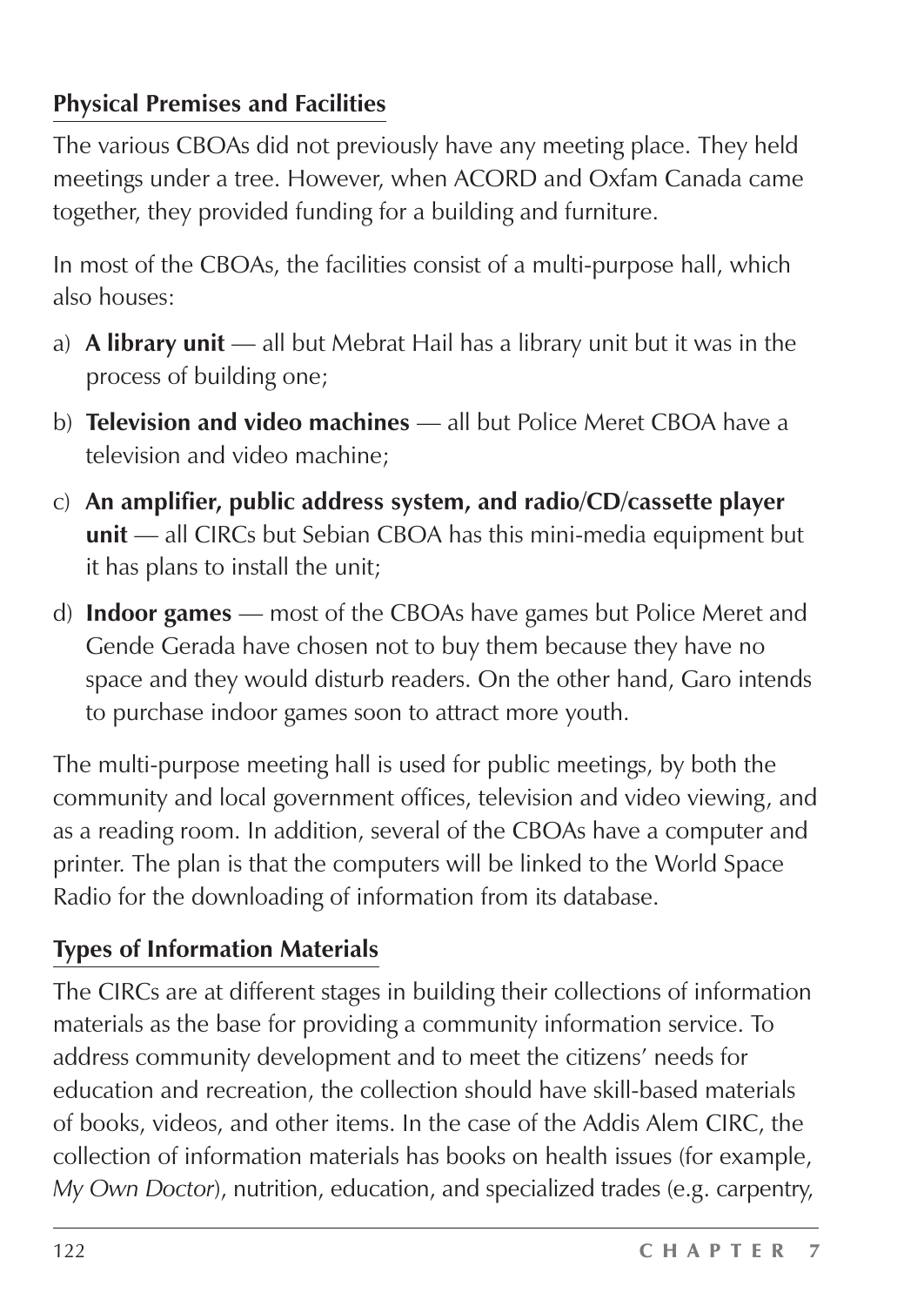**Physical Premises and Facilities**

The various CBOAs did not previously have any meeting place. They held meetings under a tree. However, when ACORD and Oxfam Canada came together, they provided funding for a building and furniture.

In most of the CBOAs, the facilities consist of a multi-purpose hall, which also houses:

a) **A library unit** — all but Mebrat Hail has a library unit but it was in the process of building one;

b) **Television and video machines** — all but Police Meret CBOA have a television and video machine;

c) **An amplifier, public address system, and radio/CD/cassette player unit** — all CIRCs but Sebian CBOA has this mini-media equipment but it has plans to install the unit;

d) **Indoor games** — most of the CBOAs have games but Police Meret and Gende Gerada have chosen not to buy them because they have no space and they would disturb readers. On the other hand, Garo intends to purchase indoor games soon to attract more youth.

The multi-purpose meeting hall is used for public meetings, by both the community and local government offices, television and video viewing, and as a reading room. In addition, several of the CBOAs have a computer and printer. The plan is that the computers will be linked to the World Space Radio for the downloading of information from its database.

**Types of Information Materials**

The CIRCs are at different stages in building their collections of information materials as the base for providing a community information service. To address community development and to meet the citizens' needs for education and recreation, the collection should have skill-based materials of books, videos, and other items. In the case of the Addis Alem CIRC, the collection of information materials has books on health issues (for example, *My Own Doctor*), nutrition, education, and specialized trades (e.g. carpentry,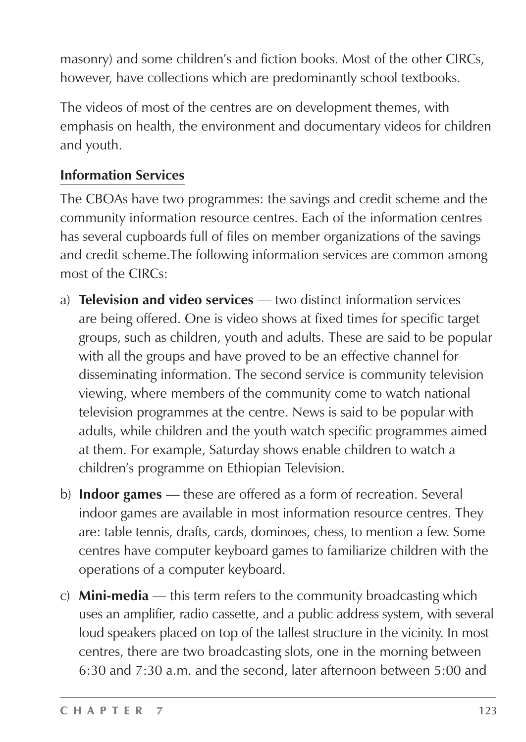masonry) and some children's and fiction books. Most of the other CIRCs, however, have collections which are predominantly school textbooks.

The videos of most of the centres are on development themes, with emphasis on health, the environment and documentary videos for children and youth.

### Information Services

The CBOAs have two programmes: the savings and credit scheme and the community information resource centres. Each of the information centres has several cupboards full of files on member organizations of the savings and credit scheme.The following information services are common among most of the CIRCs:

a) **Television and video services** — two distinct information services are being offered. One is video shows at fixed times for specific target groups, such as children, youth and adults. These are said to be popular with all the groups and have proved to be an effective channel for disseminating information. The second service is community television viewing, where members of the community come to watch national television programmes at the centre. News is said to be popular with adults, while children and the youth watch specific programmes aimed at them. For example, Saturday shows enable children to watch a children's programme on Ethiopian Television.

b) **Indoor games** — these are offered as a form of recreation. Several indoor games are available in most information resource centres. They are: table tennis, drafts, cards, dominoes, chess, to mention a few. Some centres have computer keyboard games to familiarize children with the operations of a computer keyboard.

c) **Mini-media** — this term refers to the community broadcasting which uses an amplifier, radio cassette, and a public address system, with several loud speakers placed on top of the tallest structure in the vicinity. In most centres, there are two broadcasting slots, one in the morning between 6:30 and 7:30 a.m. and the second, later afternoon between 5:00 and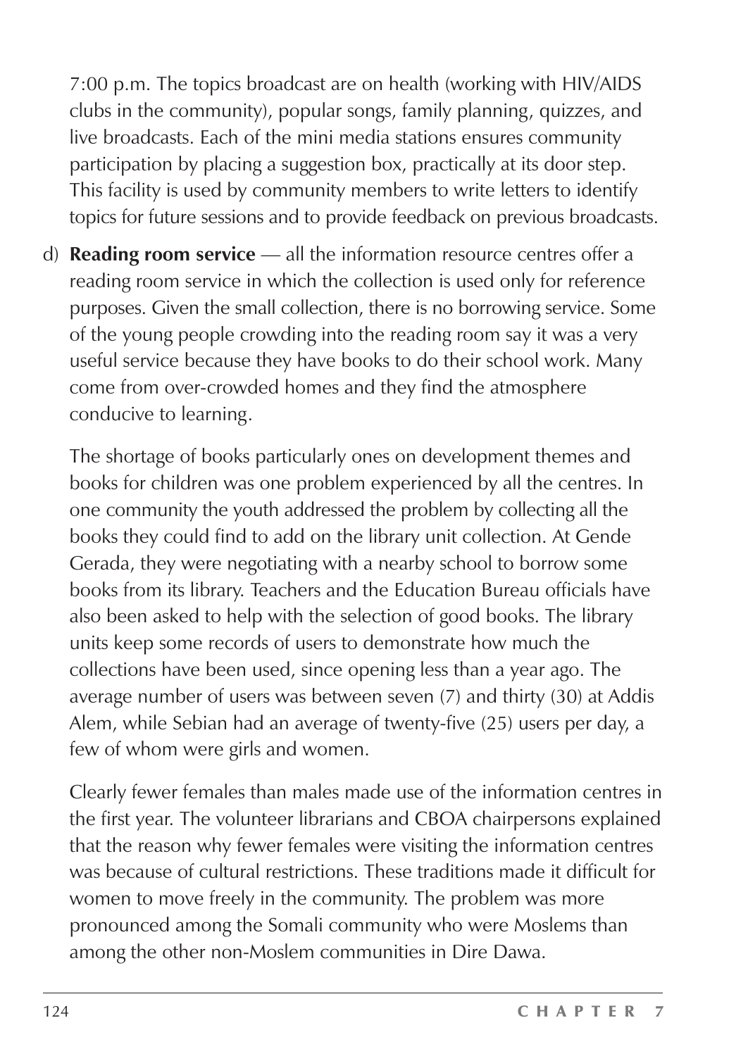7:00 p.m. The topics broadcast are on health (working with HIV/AIDS clubs in the community), popular songs, family planning, quizzes, and live broadcasts. Each of the mini media stations ensures community participation by placing a suggestion box, practically at its door step. This facility is used by community members to write letters to identify topics for future sessions and to provide feedback on previous broadcasts.

d) **Reading room service** — all the information resource centres offer a reading room service in which the collection is used only for reference purposes. Given the small collection, there is no borrowing service. Some of the young people crowding into the reading room say it was a very useful service because they have books to do their school work. Many come from over-crowded homes and they find the atmosphere conducive to learning.

   The shortage of books particularly ones on development themes and books for children was one problem experienced by all the centres. In one community the youth addressed the problem by collecting all the books they could find to add on the library unit collection. At Gende Gerada, they were negotiating with a nearby school to borrow some books from its library. Teachers and the Education Bureau officials have also been asked to help with the selection of good books. The library units keep some records of users to demonstrate how much the collections have been used, since opening less than a year ago. The average number of users was between seven (7) and thirty (30) at Addis Alem, while Sebian had an average of twenty-five (25) users per day, a few of whom were girls and women.

   Clearly fewer females than males made use of the information centres in the first year. The volunteer librarians and CBOA chairpersons explained that the reason why fewer females were visiting the information centres was because of cultural restrictions. These traditions made it difficult for women to move freely in the community. The problem was more pronounced among the Somali community who were Moslems than among the other non-Moslem communities in Dire Dawa.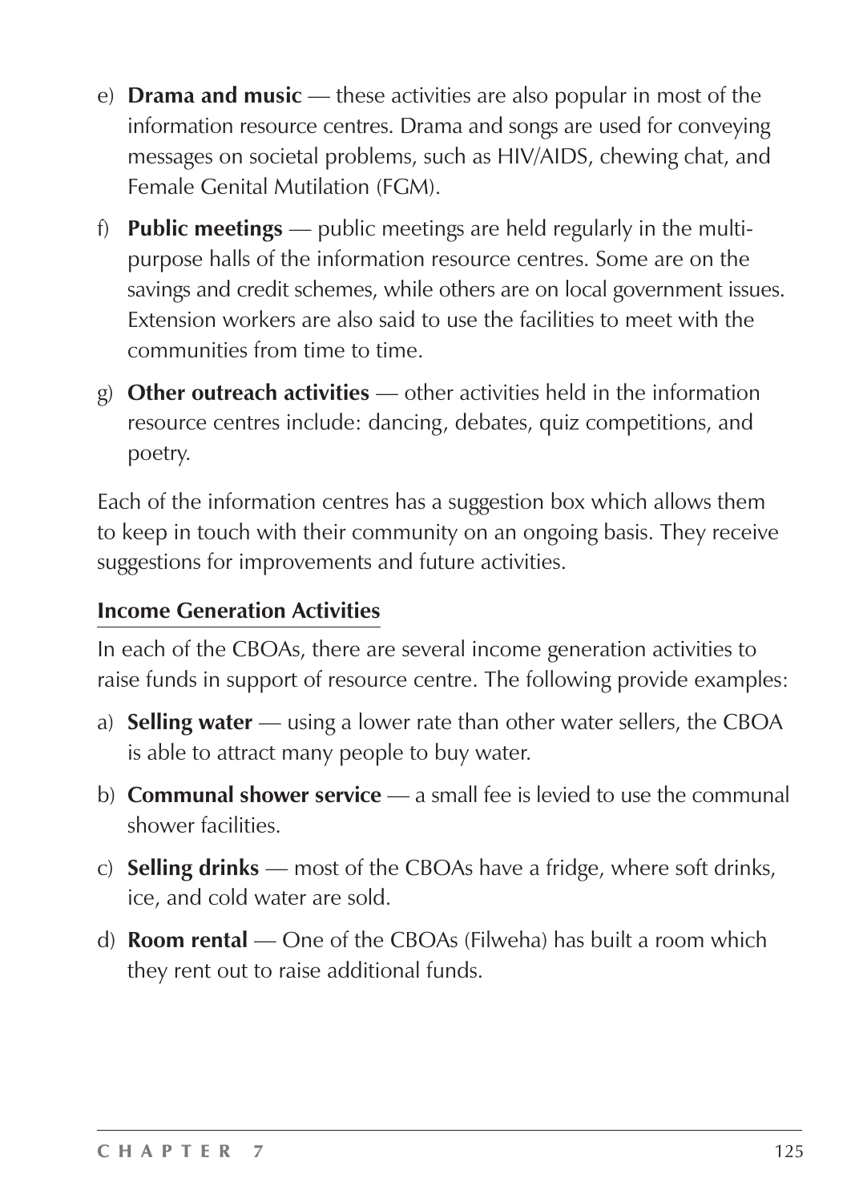e) **Drama and music** — these activities are also popular in most of the information resource centres. Drama and songs are used for conveying messages on societal problems, such as HIV/AIDS, chewing chat, and Female Genital Mutilation (FGM).

f) **Public meetings** — public meetings are held regularly in the multi-purpose halls of the information resource centres. Some are on the savings and credit schemes, while others are on local government issues. Extension workers are also said to use the facilities to meet with the communities from time to time.

g) **Other outreach activities** — other activities held in the information resource centres include: dancing, debates, quiz competitions, and poetry.

Each of the information centres has a suggestion box which allows them to keep in touch with their community on an ongoing basis. They receive suggestions for improvements and future activities.

### Income Generation Activities

In each of the CBOAs, there are several income generation activities to raise funds in support of resource centre. The following provide examples:

a) **Selling water** — using a lower rate than other water sellers, the CBOA is able to attract many people to buy water.

b) **Communal shower service** — a small fee is levied to use the communal shower facilities.

c) **Selling drinks** — most of the CBOAs have a fridge, where soft drinks, ice, and cold water are sold.

d) **Room rental** — One of the CBOAs (Filweha) has built a room which they rent out to raise additional funds.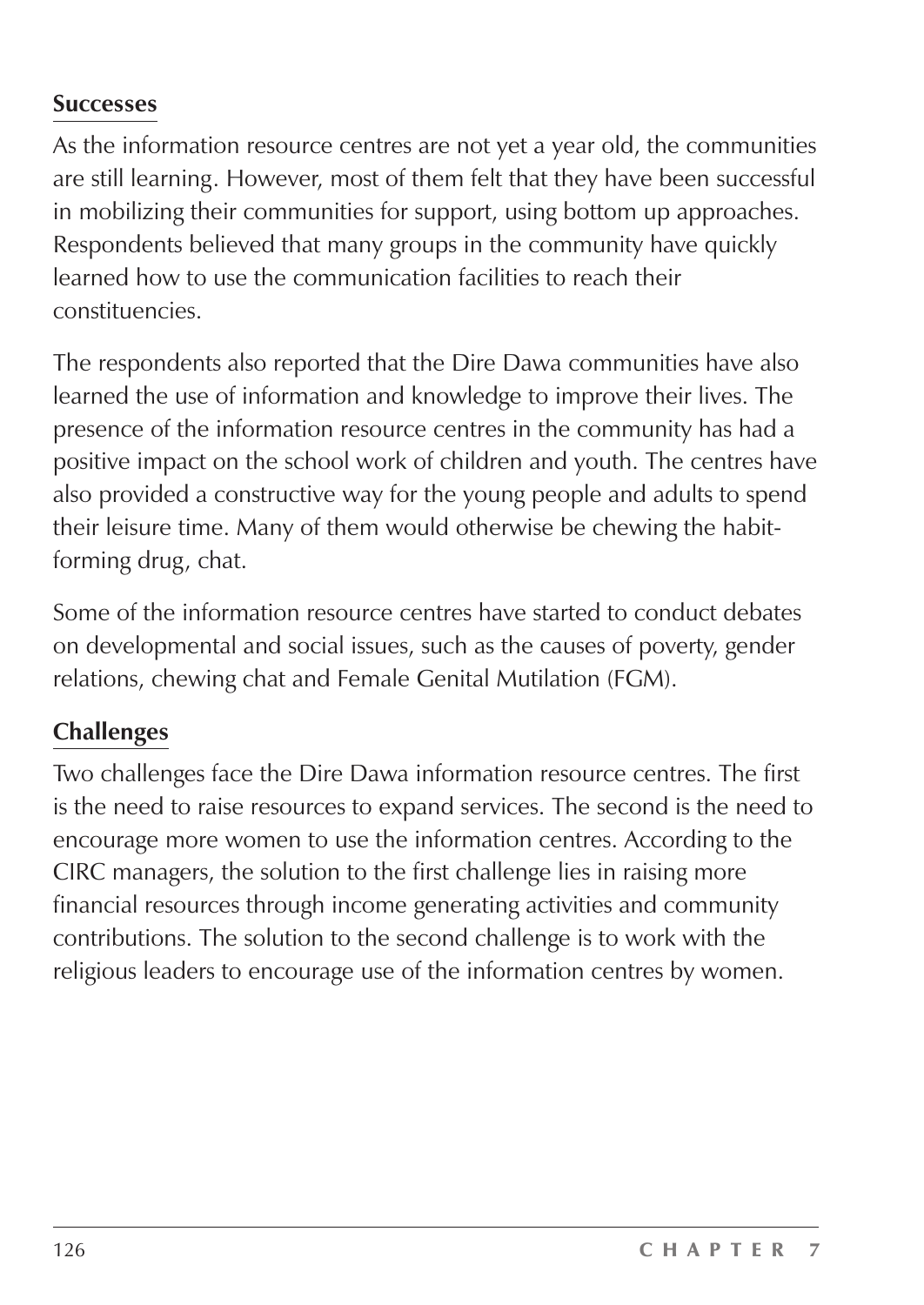### Successes

As the information resource centres are not yet a year old, the communities are still learning. However, most of them felt that they have been successful in mobilizing their communities for support, using bottom up approaches. Respondents believed that many groups in the community have quickly learned how to use the communication facilities to reach their constituencies.

The respondents also reported that the Dire Dawa communities have also learned the use of information and knowledge to improve their lives. The presence of the information resource centres in the community has had a positive impact on the school work of children and youth. The centres have also provided a constructive way for the young people and adults to spend their leisure time. Many of them would otherwise be chewing the habit-forming drug, chat.

Some of the information resource centres have started to conduct debates on developmental and social issues, such as the causes of poverty, gender relations, chewing chat and Female Genital Mutilation (FGM).

### Challenges

Two challenges face the Dire Dawa information resource centres. The first is the need to raise resources to expand services. The second is the need to encourage more women to use the information centres. According to the CIRC managers, the solution to the first challenge lies in raising more financial resources through income generating activities and community contributions. The solution to the second challenge is to work with the religious leaders to encourage use of the information centres by women.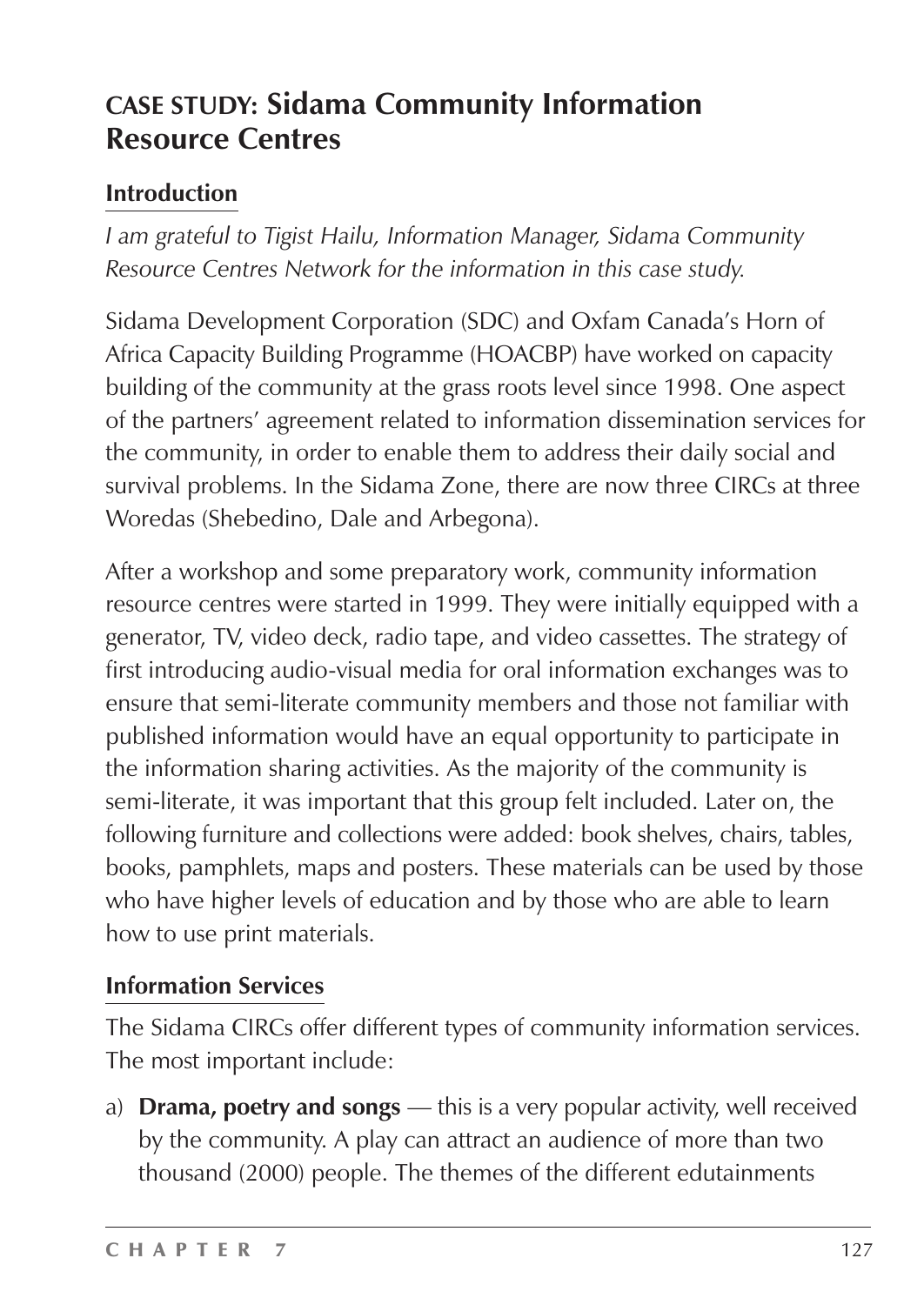## **CASE STUDY:** Sidama Community Information Resource Centres

### Introduction

*I am grateful to Tigist Hailu, Information Manager, Sidama Community Resource Centres Network for the information in this case study.*

Sidama Development Corporation (SDC) and Oxfam Canada's Horn of Africa Capacity Building Programme (HOACBP) have worked on capacity building of the community at the grass roots level since 1998. One aspect of the partners' agreement related to information dissemination services for the community, in order to enable them to address their daily social and survival problems. In the Sidama Zone, there are now three CIRCs at three Woredas (Shebedino, Dale and Arbegona).

After a workshop and some preparatory work, community information resource centres were started in 1999. They were initially equipped with a generator, TV, video deck, radio tape, and video cassettes. The strategy of first introducing audio-visual media for oral information exchanges was to ensure that semi-literate community members and those not familiar with published information would have an equal opportunity to participate in the information sharing activities. As the majority of the community is semi-literate, it was important that this group felt included. Later on, the following furniture and collections were added: book shelves, chairs, tables, books, pamphlets, maps and posters. These materials can be used by those who have higher levels of education and by those who are able to learn how to use print materials.

### Information Services

The Sidama CIRCs offer different types of community information services. The most important include:

a) **Drama, poetry and songs** — this is a very popular activity, well received by the community. A play can attract an audience of more than two thousand (2000) people. The themes of the different edutainments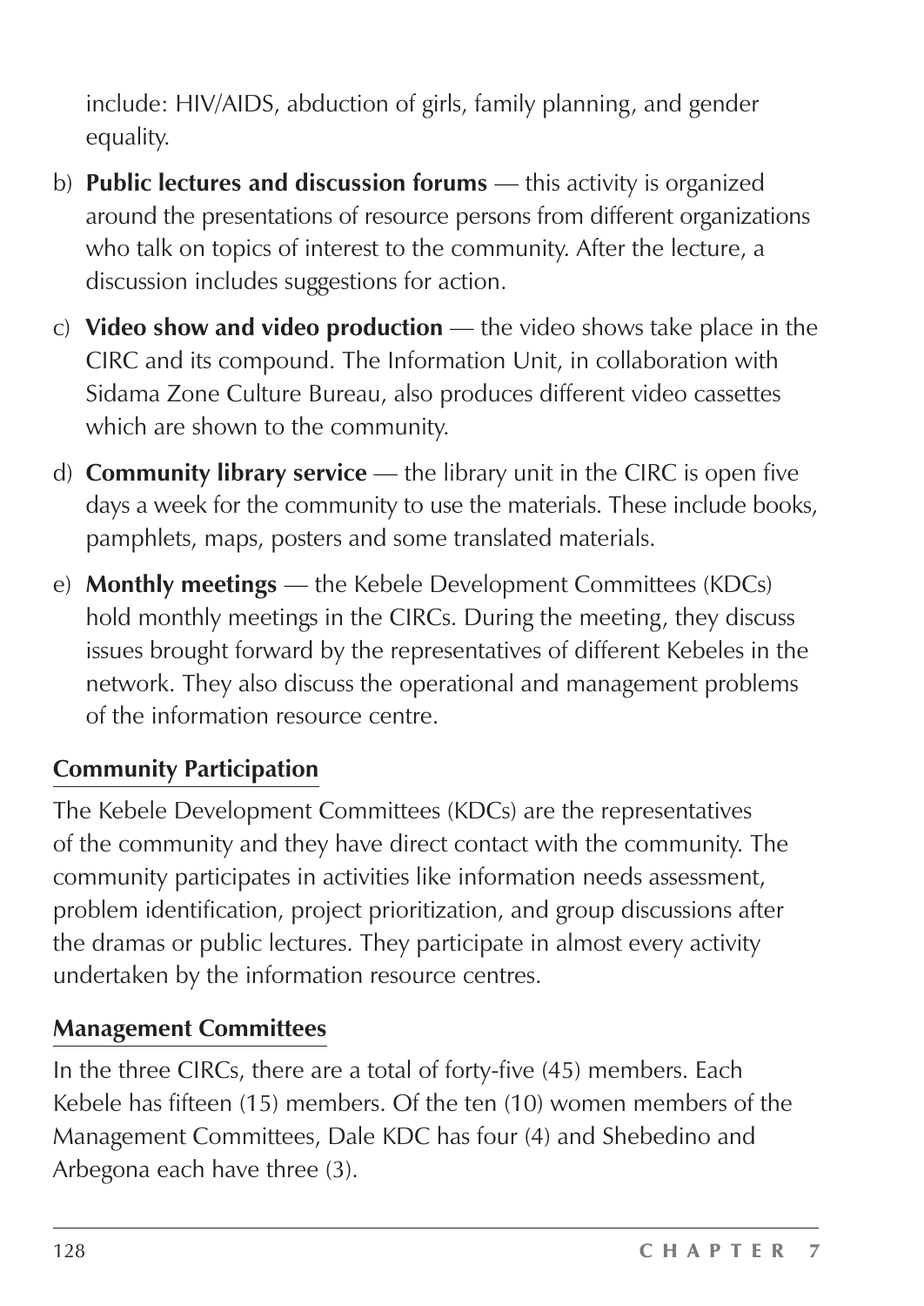include: HIV/AIDS, abduction of girls, family planning, and gender equality.

b) **Public lectures and discussion forums** — this activity is organized around the presentations of resource persons from different organizations who talk on topics of interest to the community. After the lecture, a discussion includes suggestions for action.

c) **Video show and video production** — the video shows take place in the CIRC and its compound. The Information Unit, in collaboration with Sidama Zone Culture Bureau, also produces different video cassettes which are shown to the community.

d) **Community library service** — the library unit in the CIRC is open five days a week for the community to use the materials. These include books, pamphlets, maps, posters and some translated materials.

e) **Monthly meetings** — the Kebele Development Committees (KDCs) hold monthly meetings in the CIRCs. During the meeting, they discuss issues brought forward by the representatives of different Kebeles in the network. They also discuss the operational and management problems of the information resource centre.

### Community Participation

The Kebele Development Committees (KDCs) are the representatives of the community and they have direct contact with the community. The community participates in activities like information needs assessment, problem identification, project prioritization, and group discussions after the dramas or public lectures. They participate in almost every activity undertaken by the information resource centres.

### Management Committees

In the three CIRCs, there are a total of forty-five (45) members. Each Kebele has fifteen (15) members. Of the ten (10) women members of the Management Committees, Dale KDC has four (4) and Shebedino and Arbegona each have three (3).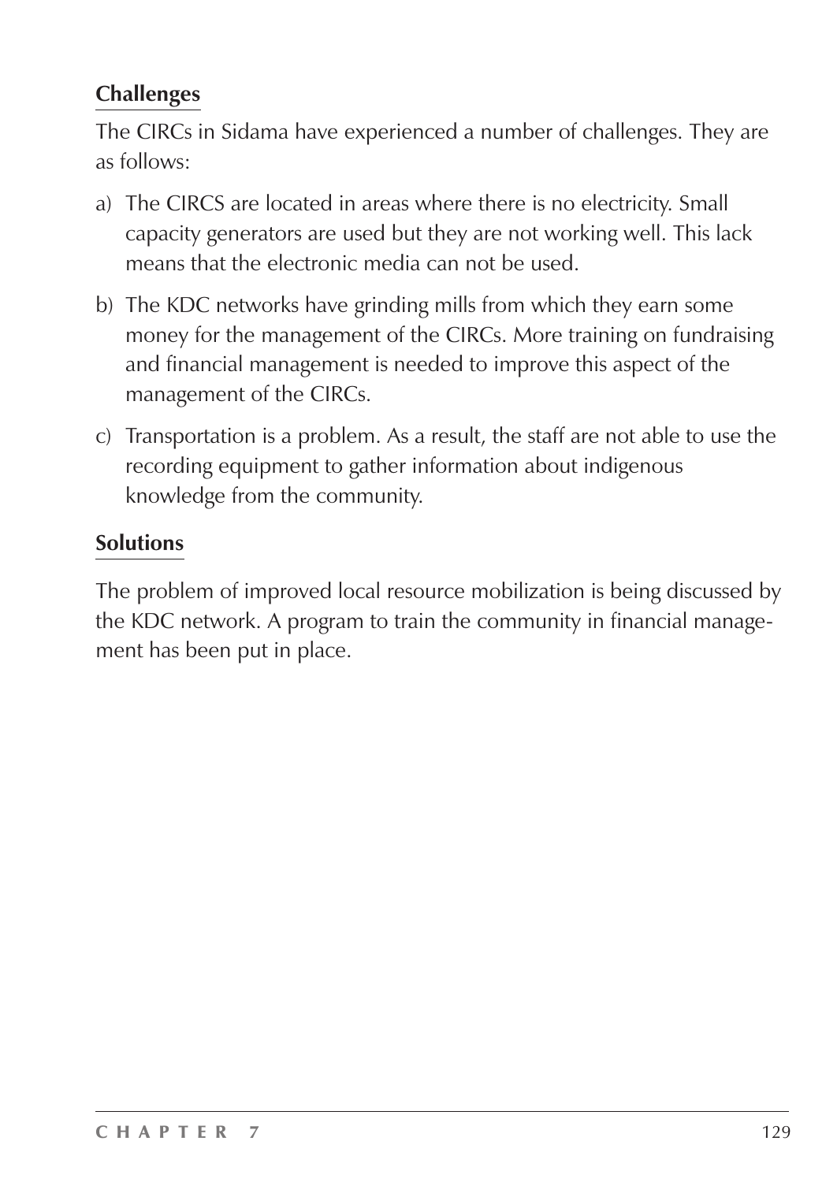**Challenges**

The CIRCs in Sidama have experienced a number of challenges. They are as follows:

a) The CIRCS are located in areas where there is no electricity. Small capacity generators are used but they are not working well. This lack means that the electronic media can not be used.

b) The KDC networks have grinding mills from which they earn some money for the management of the CIRCs. More training on fundraising and financial management is needed to improve this aspect of the management of the CIRCs.

c) Transportation is a problem. As a result, the staff are not able to use the recording equipment to gather information about indigenous knowledge from the community.

**Solutions**

The problem of improved local resource mobilization is being discussed by the KDC network. A program to train the community in financial management has been put in place.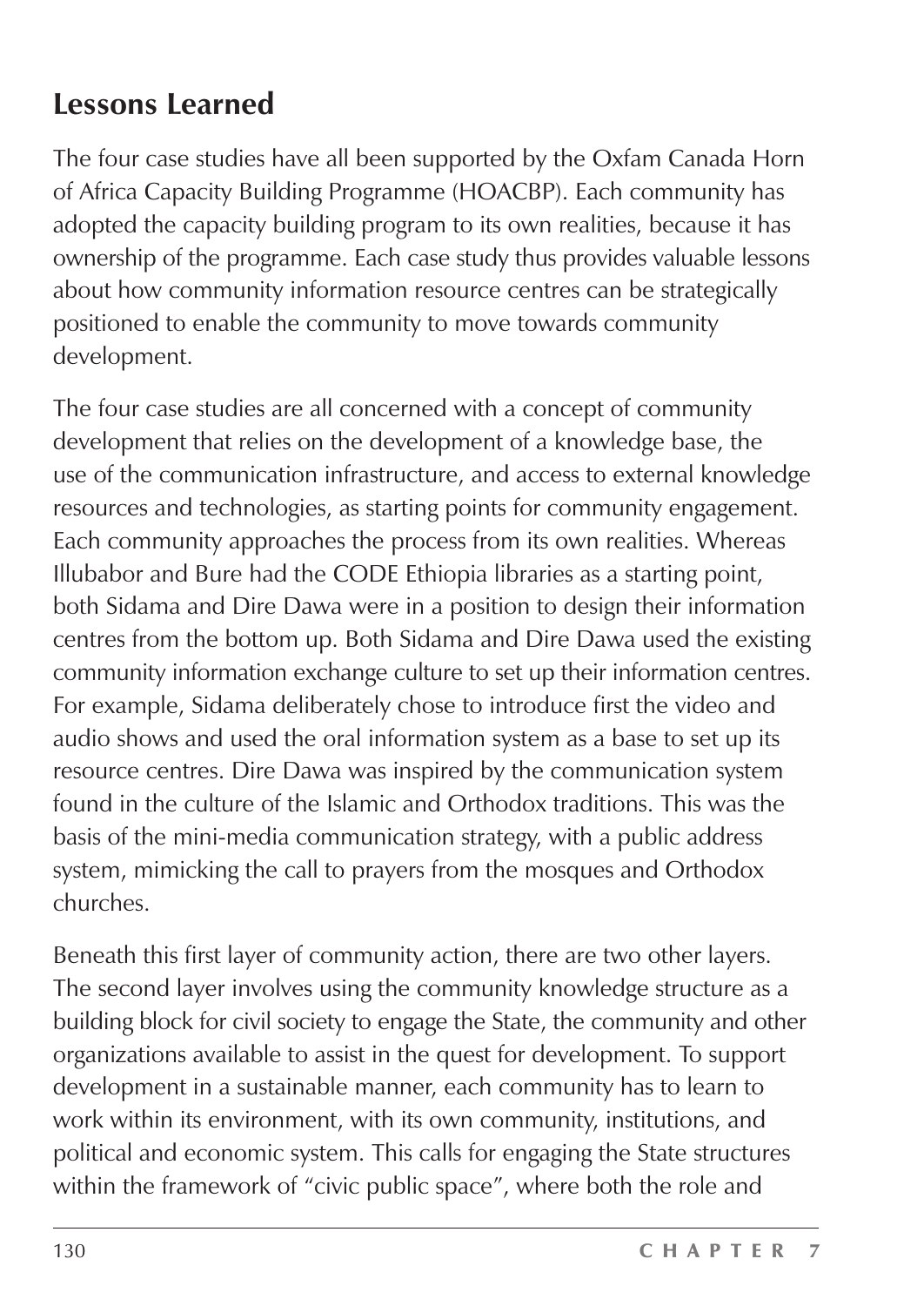## Lessons Learned

The four case studies have all been supported by the Oxfam Canada Horn of Africa Capacity Building Programme (HOACBP). Each community has adopted the capacity building program to its own realities, because it has ownership of the programme. Each case study thus provides valuable lessons about how community information resource centres can be strategically positioned to enable the community to move towards community development.

The four case studies are all concerned with a concept of community development that relies on the development of a knowledge base, the use of the communication infrastructure, and access to external knowledge resources and technologies, as starting points for community engagement. Each community approaches the process from its own realities. Whereas Illubabor and Bure had the CODE Ethiopia libraries as a starting point, both Sidama and Dire Dawa were in a position to design their information centres from the bottom up. Both Sidama and Dire Dawa used the existing community information exchange culture to set up their information centres. For example, Sidama deliberately chose to introduce first the video and audio shows and used the oral information system as a base to set up its resource centres. Dire Dawa was inspired by the communication system found in the culture of the Islamic and Orthodox traditions. This was the basis of the mini-media communication strategy, with a public address system, mimicking the call to prayers from the mosques and Orthodox churches.

Beneath this first layer of community action, there are two other layers. The second layer involves using the community knowledge structure as a building block for civil society to engage the State, the community and other organizations available to assist in the quest for development. To support development in a sustainable manner, each community has to learn to work within its environment, with its own community, institutions, and political and economic system. This calls for engaging the State structures within the framework of "civic public space", where both the role and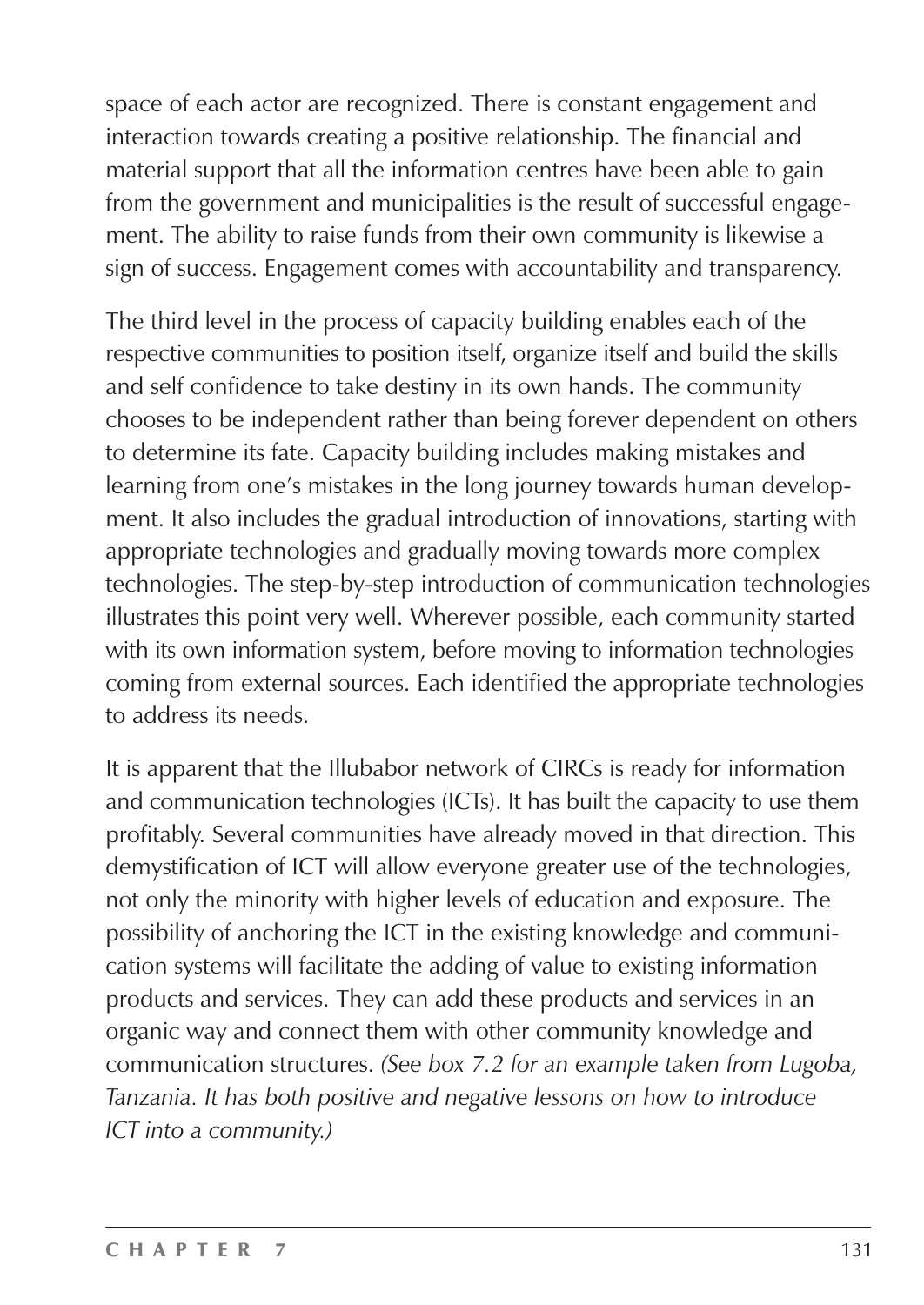space of each actor are recognized. There is constant engagement and interaction towards creating a positive relationship. The financial and material support that all the information centres have been able to gain from the government and municipalities is the result of successful engagement. The ability to raise funds from their own community is likewise a sign of success. Engagement comes with accountability and transparency.

The third level in the process of capacity building enables each of the respective communities to position itself, organize itself and build the skills and self confidence to take destiny in its own hands. The community chooses to be independent rather than being forever dependent on others to determine its fate. Capacity building includes making mistakes and learning from one's mistakes in the long journey towards human development. It also includes the gradual introduction of innovations, starting with appropriate technologies and gradually moving towards more complex technologies. The step-by-step introduction of communication technologies illustrates this point very well. Wherever possible, each community started with its own information system, before moving to information technologies coming from external sources. Each identified the appropriate technologies to address its needs.

It is apparent that the Illubabor network of CIRCs is ready for information and communication technologies (ICTs). It has built the capacity to use them profitably. Several communities have already moved in that direction. This demystification of ICT will allow everyone greater use of the technologies, not only the minority with higher levels of education and exposure. The possibility of anchoring the ICT in the existing knowledge and communication systems will facilitate the adding of value to existing information products and services. They can add these products and services in an organic way and connect them with other community knowledge and communication structures. *(See box 7.2 for an example taken from Lugoba, Tanzania. It has both positive and negative lessons on how to introduce ICT into a community.)*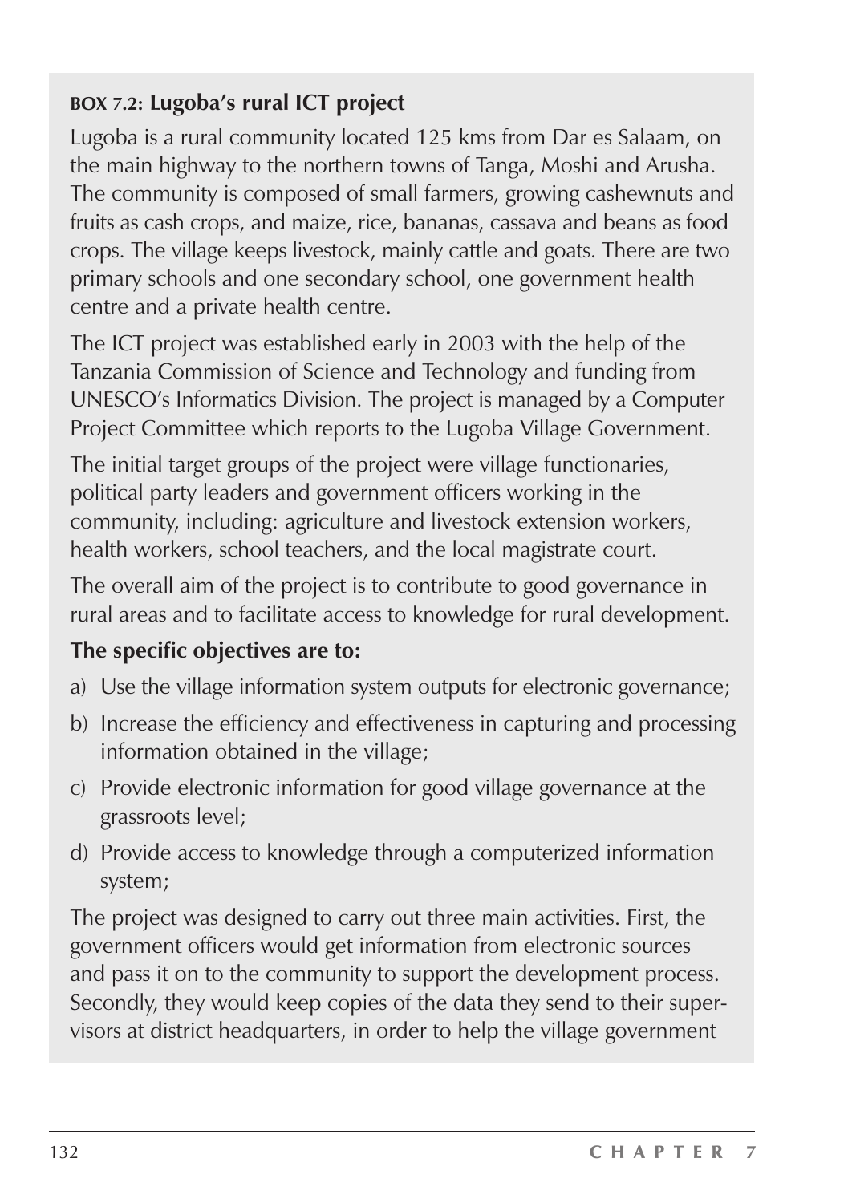**BOX 7.2: Lugoba's rural ICT project**

Lugoba is a rural community located 125 kms from Dar es Salaam, on the main highway to the northern towns of Tanga, Moshi and Arusha. The community is composed of small farmers, growing cashewnuts and fruits as cash crops, and maize, rice, bananas, cassava and beans as food crops. The village keeps livestock, mainly cattle and goats. There are two primary schools and one secondary school, one government health centre and a private health centre.

The ICT project was established early in 2003 with the help of the Tanzania Commission of Science and Technology and funding from UNESCO's Informatics Division. The project is managed by a Computer Project Committee which reports to the Lugoba Village Government.

The initial target groups of the project were village functionaries, political party leaders and government officers working in the community, including: agriculture and livestock extension workers, health workers, school teachers, and the local magistrate court.

The overall aim of the project is to contribute to good governance in rural areas and to facilitate access to knowledge for rural development.

**The specific objectives are to:**

a) Use the village information system outputs for electronic governance;
b) Increase the efficiency and effectiveness in capturing and processing information obtained in the village;
c) Provide electronic information for good village governance at the grassroots level;
d) Provide access to knowledge through a computerized information system;

The project was designed to carry out three main activities. First, the government officers would get information from electronic sources and pass it on to the community to support the development process. Secondly, they would keep copies of the data they send to their supervisors at district headquarters, in order to help the village government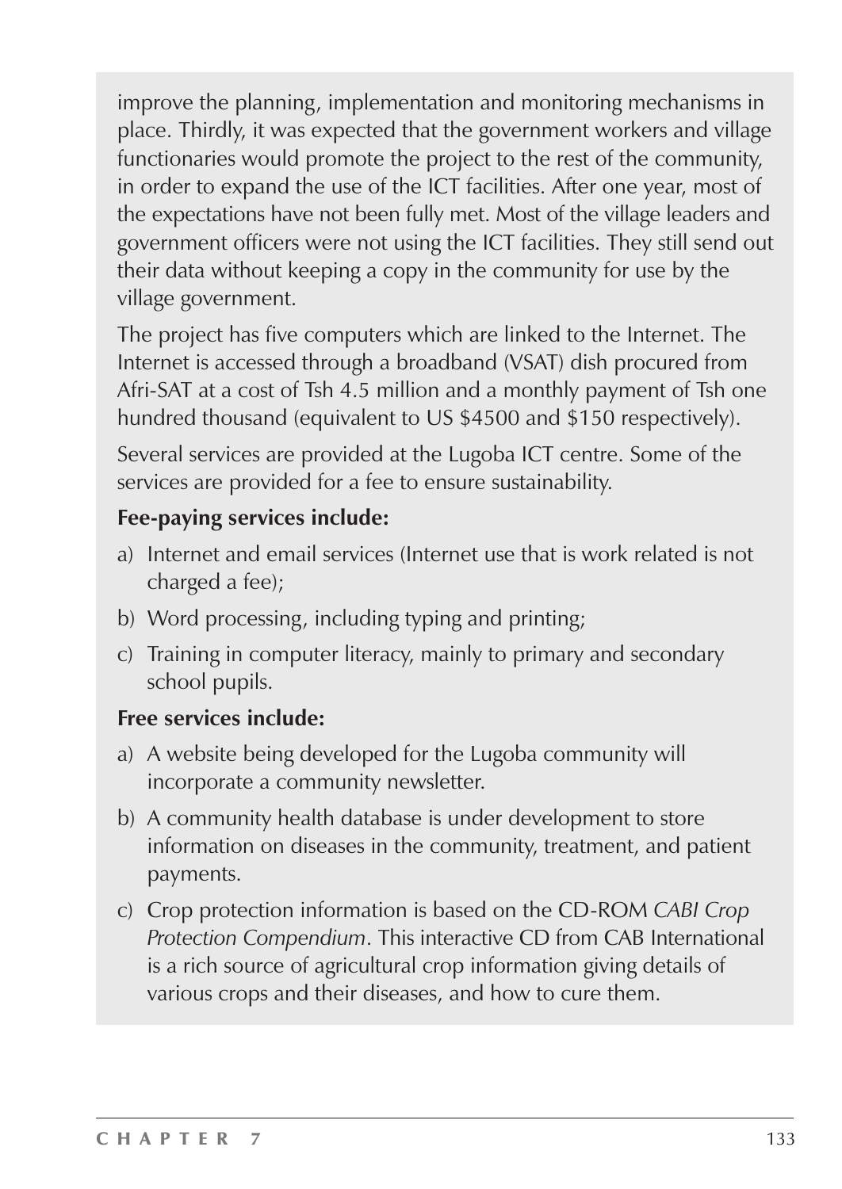improve the planning, implementation and monitoring mechanisms in place. Thirdly, it was expected that the government workers and village functionaries would promote the project to the rest of the community, in order to expand the use of the ICT facilities. After one year, most of the expectations have not been fully met. Most of the village leaders and government officers were not using the ICT facilities. They still send out their data without keeping a copy in the community for use by the village government.

The project has five computers which are linked to the Internet. The Internet is accessed through a broadband (VSAT) dish procured from Afri-SAT at a cost of Tsh 4.5 million and a monthly payment of Tsh one hundred thousand (equivalent to US $4500 and $150 respectively).

Several services are provided at the Lugoba ICT centre. Some of the services are provided for a fee to ensure sustainability.

**Fee-paying services include:**

a) Internet and email services (Internet use that is work related is not charged a fee);
b) Word processing, including typing and printing;
c) Training in computer literacy, mainly to primary and secondary school pupils.

**Free services include:**

a) A website being developed for the Lugoba community will incorporate a community newsletter.
b) A community health database is under development to store information on diseases in the community, treatment, and patient payments.
c) Crop protection information is based on the CD-ROM *CABI Crop Protection Compendium*. This interactive CD from CAB International is a rich source of agricultural crop information giving details of various crops and their diseases, and how to cure them.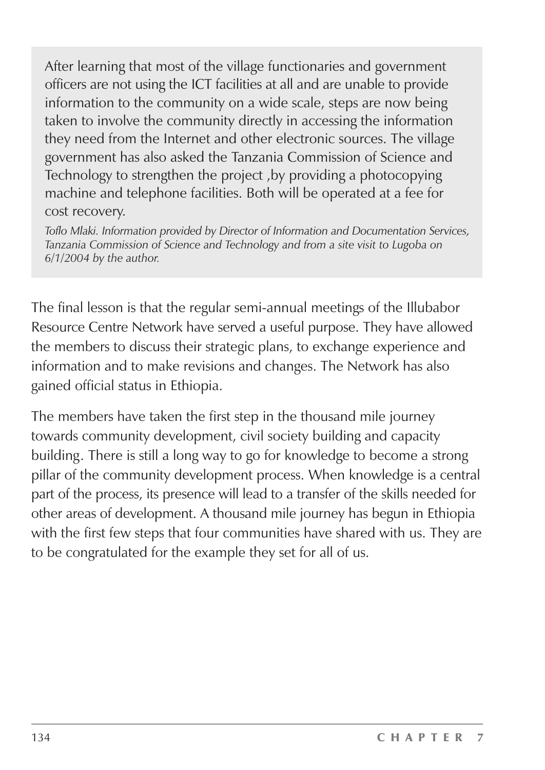After learning that most of the village functionaries and government officers are not using the ICT facilities at all and are unable to provide information to the community on a wide scale, steps are now being taken to involve the community directly in accessing the information they need from the Internet and other electronic sources. The village government has also asked the Tanzania Commission of Science and Technology to strengthen the project ,by providing a photocopying machine and telephone facilities. Both will be operated at a fee for cost recovery.

*Toflo Mlaki. Information provided by Director of Information and Documentation Services, Tanzania Commission of Science and Technology and from a site visit to Lugoba on 6/1/2004 by the author.*

The final lesson is that the regular semi-annual meetings of the Illubabor Resource Centre Network have served a useful purpose. They have allowed the members to discuss their strategic plans, to exchange experience and information and to make revisions and changes. The Network has also gained official status in Ethiopia.

The members have taken the first step in the thousand mile journey towards community development, civil society building and capacity building. There is still a long way to go for knowledge to become a strong pillar of the community development process. When knowledge is a central part of the process, its presence will lead to a transfer of the skills needed for other areas of development. A thousand mile journey has begun in Ethiopia with the first few steps that four communities have shared with us. They are to be congratulated for the example they set for all of us.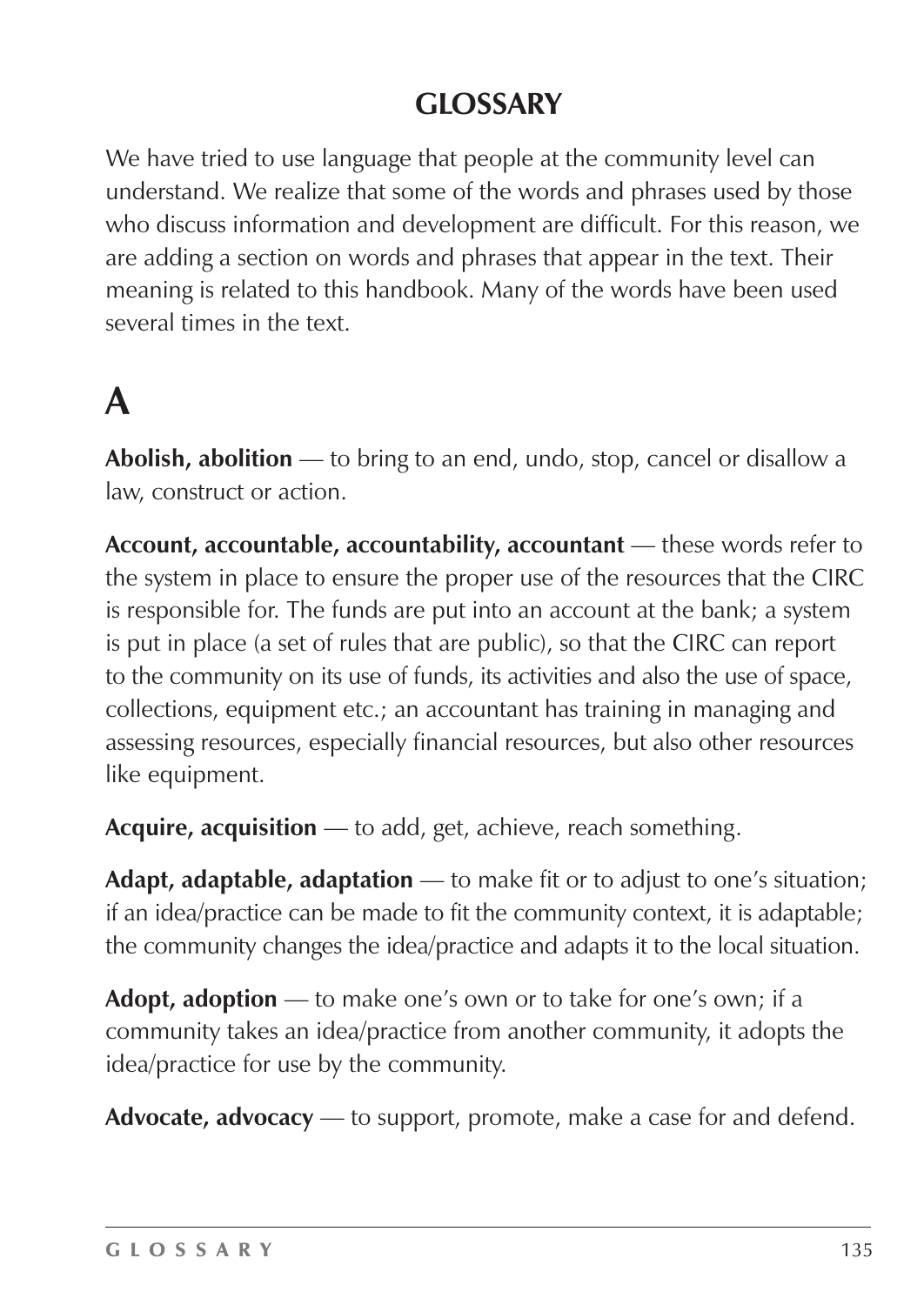# GLOSSARY

We have tried to use language that people at the community level can understand. We realize that some of the words and phrases used by those who discuss information and development are difficult. For this reason, we are adding a section on words and phrases that appear in the text. Their meaning is related to this handbook. Many of the words have been used several times in the text.

## A

**Abolish, abolition** — to bring to an end, undo, stop, cancel or disallow a law, construct or action.

**Account, accountable, accountability, accountant** — these words refer to the system in place to ensure the proper use of the resources that the CIRC is responsible for. The funds are put into an account at the bank; a system is put in place (a set of rules that are public), so that the CIRC can report to the community on its use of funds, its activities and also the use of space, collections, equipment etc.; an accountant has training in managing and assessing resources, especially financial resources, but also other resources like equipment.

**Acquire, acquisition** — to add, get, achieve, reach something.

**Adapt, adaptable, adaptation** — to make fit or to adjust to one's situation; if an idea/practice can be made to fit the community context, it is adaptable; the community changes the idea/practice and adapts it to the local situation.

**Adopt, adoption** — to make one's own or to take for one's own; if a community takes an idea/practice from another community, it adopts the idea/practice for use by the community.

**Advocate, advocacy** — to support, promote, make a case for and defend.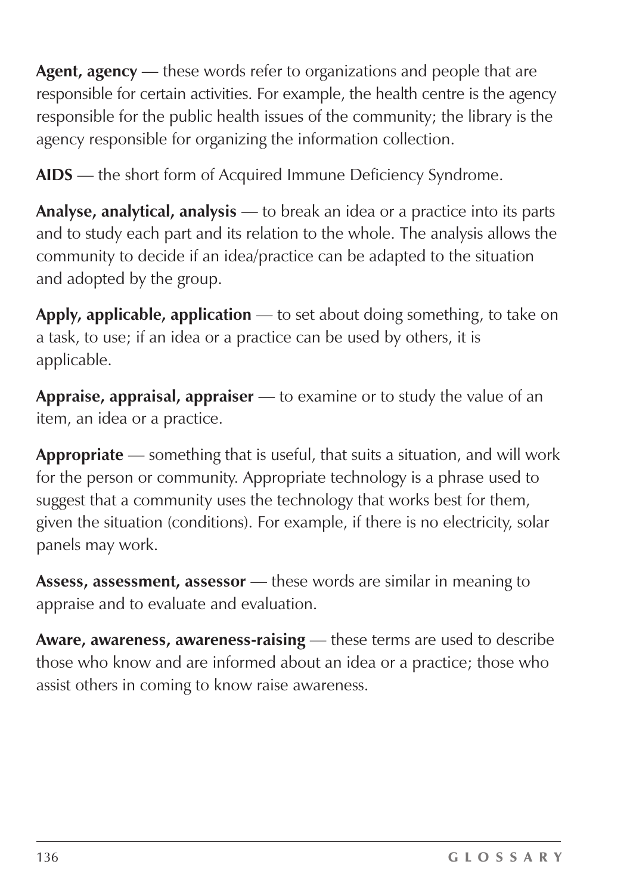**Agent, agency** — these words refer to organizations and people that are responsible for certain activities. For example, the health centre is the agency responsible for the public health issues of the community; the library is the agency responsible for organizing the information collection.

**AIDS** — the short form of Acquired Immune Deficiency Syndrome.

**Analyse, analytical, analysis** — to break an idea or a practice into its parts and to study each part and its relation to the whole. The analysis allows the community to decide if an idea/practice can be adapted to the situation and adopted by the group.

**Apply, applicable, application** — to set about doing something, to take on a task, to use; if an idea or a practice can be used by others, it is applicable.

**Appraise, appraisal, appraiser** — to examine or to study the value of an item, an idea or a practice.

**Appropriate** — something that is useful, that suits a situation, and will work for the person or community. Appropriate technology is a phrase used to suggest that a community uses the technology that works best for them, given the situation (conditions). For example, if there is no electricity, solar panels may work.

**Assess, assessment, assessor** — these words are similar in meaning to appraise and to evaluate and evaluation.

**Aware, awareness, awareness-raising** — these terms are used to describe those who know and are informed about an idea or a practice; those who assist others in coming to know raise awareness.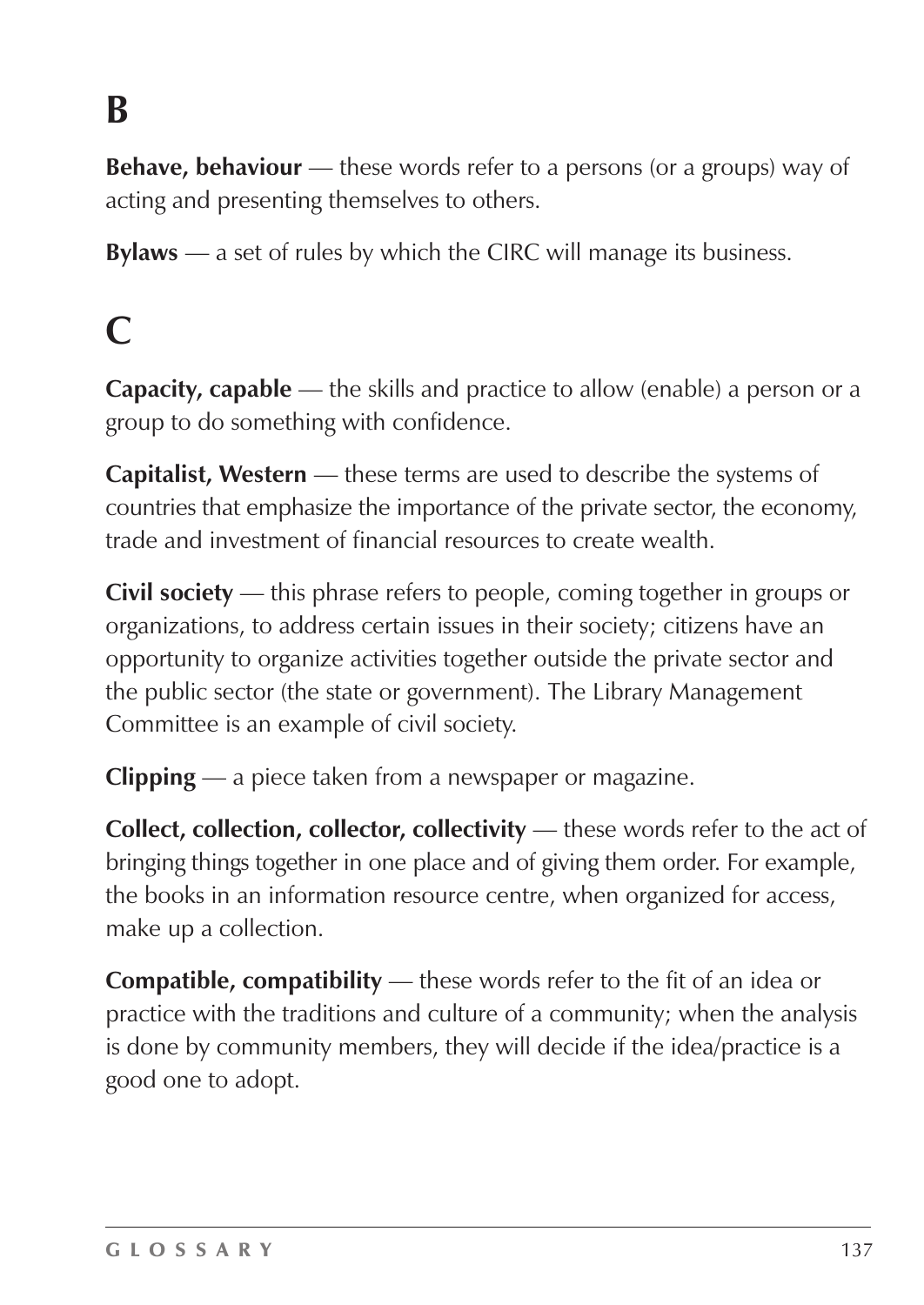# B

**Behave, behaviour** — these words refer to a persons (or a groups) way of acting and presenting themselves to others.

**Bylaws** — a set of rules by which the CIRC will manage its business.

# C

**Capacity, capable** — the skills and practice to allow (enable) a person or a group to do something with confidence.

**Capitalist, Western** — these terms are used to describe the systems of countries that emphasize the importance of the private sector, the economy, trade and investment of financial resources to create wealth.

**Civil society** — this phrase refers to people, coming together in groups or organizations, to address certain issues in their society; citizens have an opportunity to organize activities together outside the private sector and the public sector (the state or government). The Library Management Committee is an example of civil society.

**Clipping** — a piece taken from a newspaper or magazine.

**Collect, collection, collector, collectivity** — these words refer to the act of bringing things together in one place and of giving them order. For example, the books in an information resource centre, when organized for access, make up a collection.

**Compatible, compatibility** — these words refer to the fit of an idea or practice with the traditions and culture of a community; when the analysis is done by community members, they will decide if the idea/practice is a good one to adopt.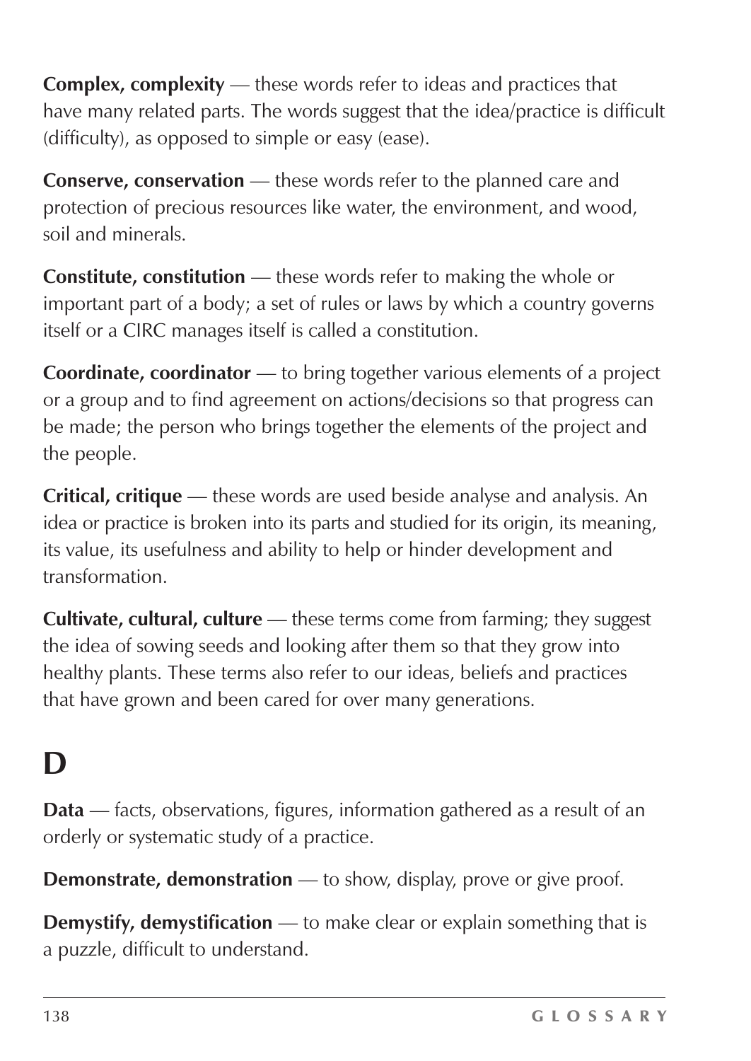**Complex, complexity** — these words refer to ideas and practices that have many related parts. The words suggest that the idea/practice is difficult (difficulty), as opposed to simple or easy (ease).

**Conserve, conservation** — these words refer to the planned care and protection of precious resources like water, the environment, and wood, soil and minerals.

**Constitute, constitution** — these words refer to making the whole or important part of a body; a set of rules or laws by which a country governs itself or a CIRC manages itself is called a constitution.

**Coordinate, coordinator** — to bring together various elements of a project or a group and to find agreement on actions/decisions so that progress can be made; the person who brings together the elements of the project and the people.

**Critical, critique** — these words are used beside analyse and analysis. An idea or practice is broken into its parts and studied for its origin, its meaning, its value, its usefulness and ability to help or hinder development and transformation.

**Cultivate, cultural, culture** — these terms come from farming; they suggest the idea of sowing seeds and looking after them so that they grow into healthy plants. These terms also refer to our ideas, beliefs and practices that have grown and been cared for over many generations.

# D

**Data** — facts, observations, figures, information gathered as a result of an orderly or systematic study of a practice.

**Demonstrate, demonstration** — to show, display, prove or give proof.

**Demystify, demystification** — to make clear or explain something that is a puzzle, difficult to understand.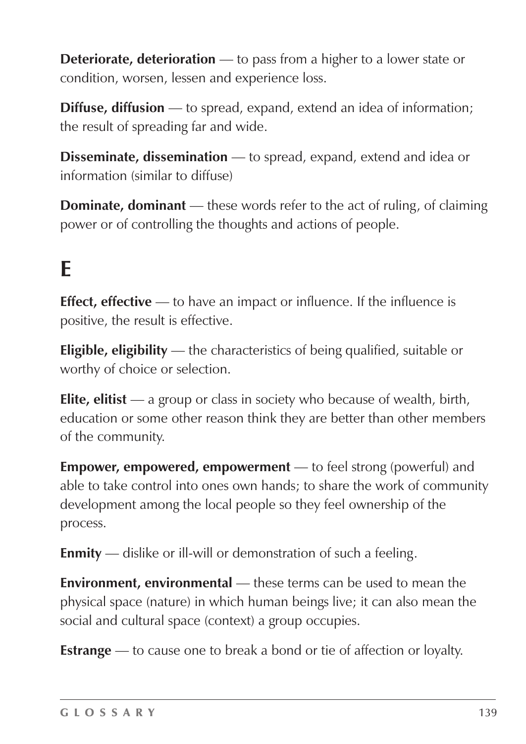**Deteriorate, deterioration** — to pass from a higher to a lower state or condition, worsen, lessen and experience loss.

**Diffuse, diffusion** — to spread, expand, extend an idea of information; the result of spreading far and wide.

**Disseminate, dissemination** — to spread, expand, extend and idea or information (similar to diffuse)

**Dominate, dominant** — these words refer to the act of ruling, of claiming power or of controlling the thoughts and actions of people.

# E

**Effect, effective** — to have an impact or influence. If the influence is positive, the result is effective.

**Eligible, eligibility** — the characteristics of being qualified, suitable or worthy of choice or selection.

**Elite, elitist** — a group or class in society who because of wealth, birth, education or some other reason think they are better than other members of the community.

**Empower, empowered, empowerment** — to feel strong (powerful) and able to take control into ones own hands; to share the work of community development among the local people so they feel ownership of the process.

**Enmity** — dislike or ill-will or demonstration of such a feeling.

**Environment, environmental** — these terms can be used to mean the physical space (nature) in which human beings live; it can also mean the social and cultural space (context) a group occupies.

**Estrange** — to cause one to break a bond or tie of affection or loyalty.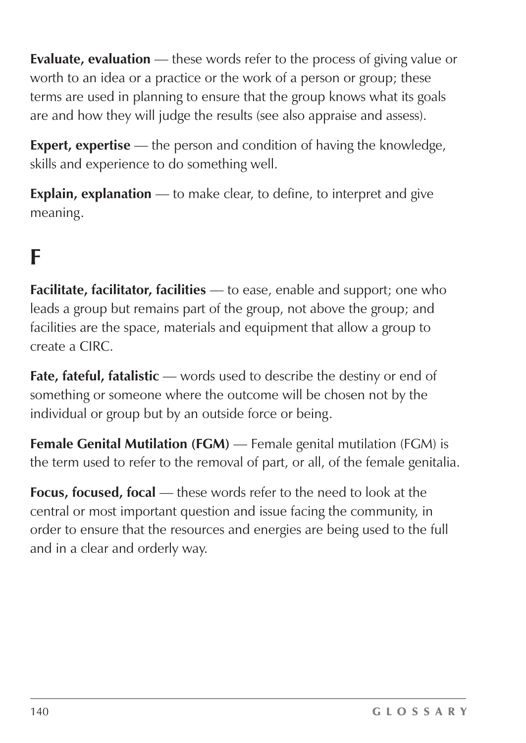**Evaluate, evaluation** — these words refer to the process of giving value or worth to an idea or a practice or the work of a person or group; these terms are used in planning to ensure that the group knows what its goals are and how they will judge the results (see also appraise and assess).

**Expert, expertise** — the person and condition of having the knowledge, skills and experience to do something well.

**Explain, explanation** — to make clear, to define, to interpret and give meaning.

# F

**Facilitate, facilitator, facilities** — to ease, enable and support; one who leads a group but remains part of the group, not above the group; and facilities are the space, materials and equipment that allow a group to create a CIRC.

**Fate, fateful, fatalistic** — words used to describe the destiny or end of something or someone where the outcome will be chosen not by the individual or group but by an outside force or being.

**Female Genital Mutilation (FGM)** — Female genital mutilation (FGM) is the term used to refer to the removal of part, or all, of the female genitalia.

**Focus, focused, focal** — these words refer to the need to look at the central or most important question and issue facing the community, in order to ensure that the resources and energies are being used to the full and in a clear and orderly way.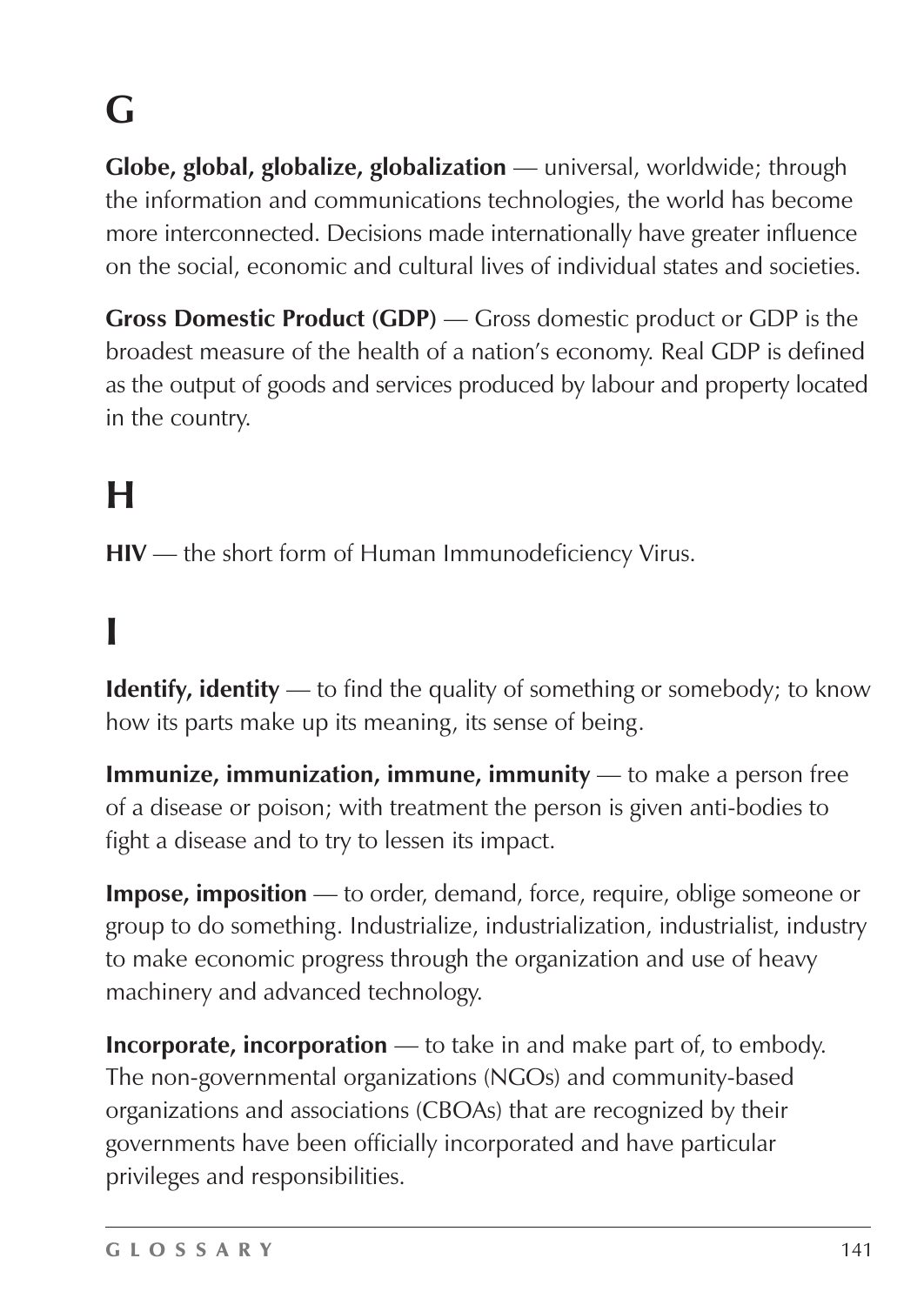# G

**Globe, global, globalize, globalization** — universal, worldwide; through the information and communications technologies, the world has become more interconnected. Decisions made internationally have greater influence on the social, economic and cultural lives of individual states and societies.

**Gross Domestic Product (GDP)** — Gross domestic product or GDP is the broadest measure of the health of a nation's economy. Real GDP is defined as the output of goods and services produced by labour and property located in the country.

# H

**HIV** — the short form of Human Immunodeficiency Virus.

# I

**Identify, identity** — to find the quality of something or somebody; to know how its parts make up its meaning, its sense of being.

**Immunize, immunization, immune, immunity** — to make a person free of a disease or poison; with treatment the person is given anti-bodies to fight a disease and to try to lessen its impact.

**Impose, imposition** — to order, demand, force, require, oblige someone or group to do something. Industrialize, industrialization, industrialist, industry to make economic progress through the organization and use of heavy machinery and advanced technology.

**Incorporate, incorporation** — to take in and make part of, to embody. The non-governmental organizations (NGOs) and community-based organizations and associations (CBOAs) that are recognized by their governments have been officially incorporated and have particular privileges and responsibilities.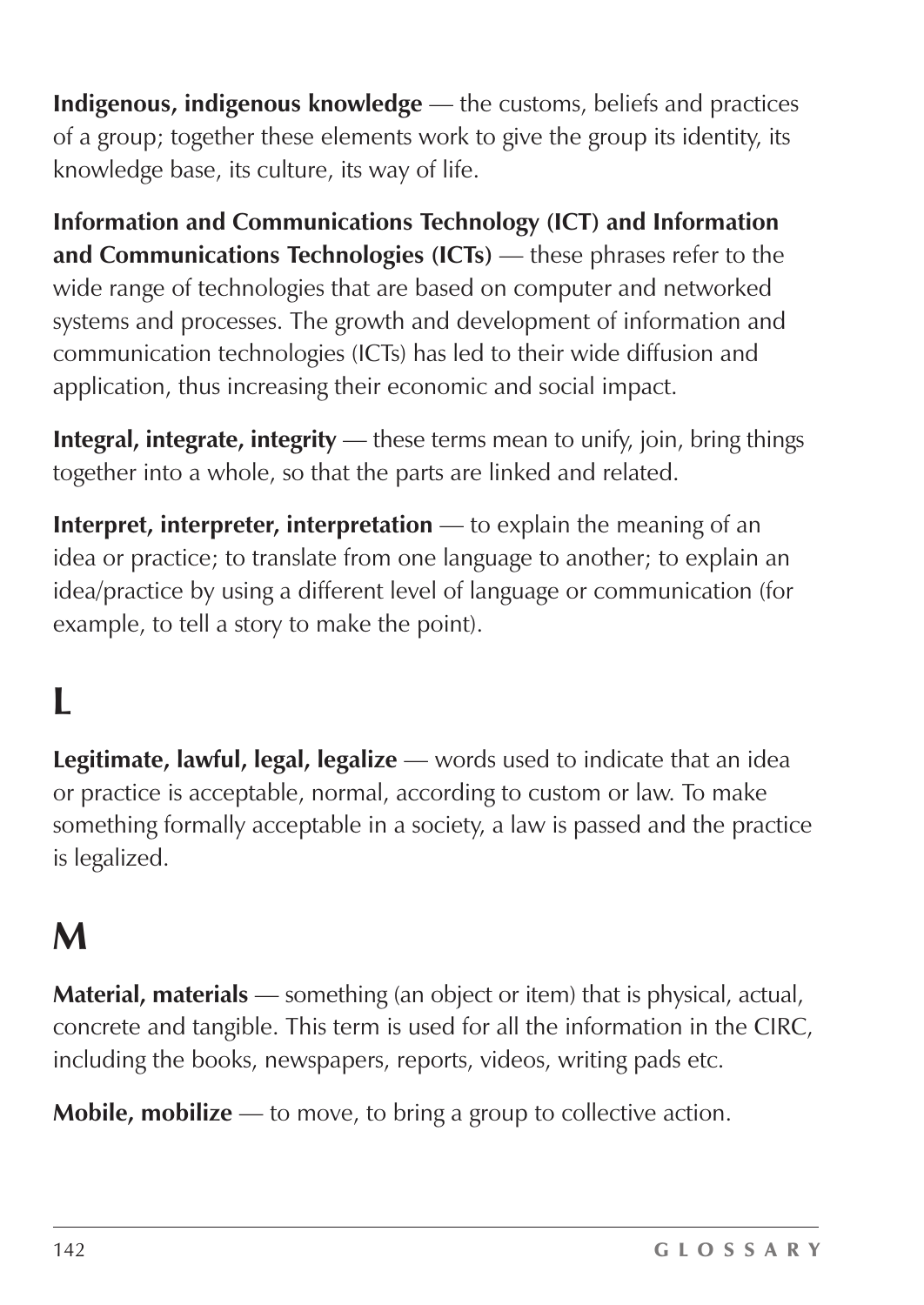**Indigenous, indigenous knowledge** — the customs, beliefs and practices of a group; together these elements work to give the group its identity, its knowledge base, its culture, its way of life.

**Information and Communications Technology (ICT) and Information and Communications Technologies (ICTs)** — these phrases refer to the wide range of technologies that are based on computer and networked systems and processes. The growth and development of information and communication technologies (ICTs) has led to their wide diffusion and application, thus increasing their economic and social impact.

**Integral, integrate, integrity** — these terms mean to unify, join, bring things together into a whole, so that the parts are linked and related.

**Interpret, interpreter, interpretation** — to explain the meaning of an idea or practice; to translate from one language to another; to explain an idea/practice by using a different level of language or communication (for example, to tell a story to make the point).

# L

**Legitimate, lawful, legal, legalize** — words used to indicate that an idea or practice is acceptable, normal, according to custom or law. To make something formally acceptable in a society, a law is passed and the practice is legalized.

# M

**Material, materials** — something (an object or item) that is physical, actual, concrete and tangible. This term is used for all the information in the CIRC, including the books, newspapers, reports, videos, writing pads etc.

**Mobile, mobilize** — to move, to bring a group to collective action.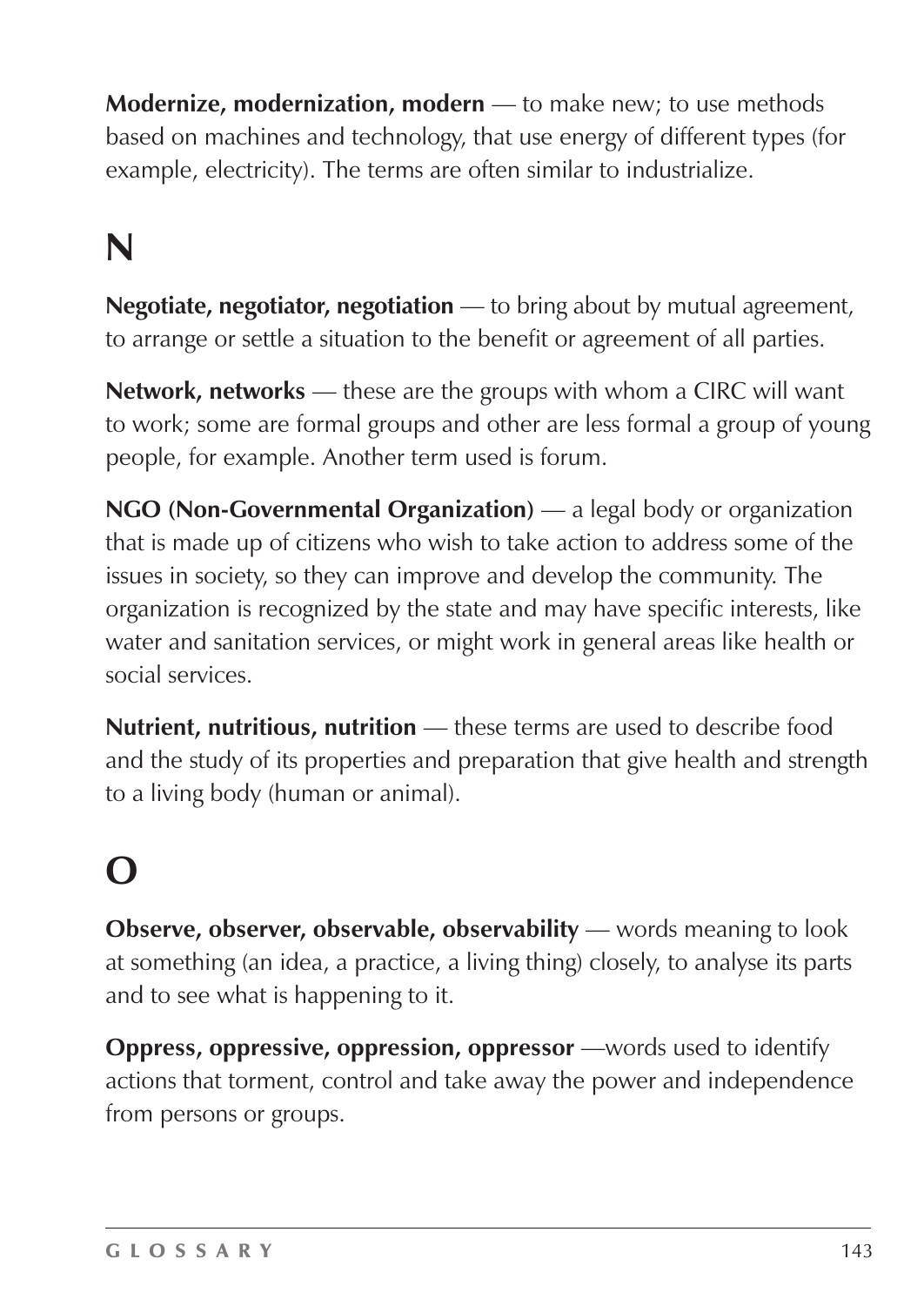**Modernize, modernization, modern** — to make new; to use methods based on machines and technology, that use energy of different types (for example, electricity). The terms are often similar to industrialize.

# N

**Negotiate, negotiator, negotiation** — to bring about by mutual agreement, to arrange or settle a situation to the benefit or agreement of all parties.

**Network, networks** — these are the groups with whom a CIRC will want to work; some are formal groups and other are less formal a group of young people, for example. Another term used is forum.

**NGO (Non-Governmental Organization)** — a legal body or organization that is made up of citizens who wish to take action to address some of the issues in society, so they can improve and develop the community. The organization is recognized by the state and may have specific interests, like water and sanitation services, or might work in general areas like health or social services.

**Nutrient, nutritious, nutrition** — these terms are used to describe food and the study of its properties and preparation that give health and strength to a living body (human or animal).

# O

**Observe, observer, observable, observability** — words meaning to look at something (an idea, a practice, a living thing) closely, to analyse its parts and to see what is happening to it.

**Oppress, oppressive, oppression, oppressor** —words used to identify actions that torment, control and take away the power and independence from persons or groups.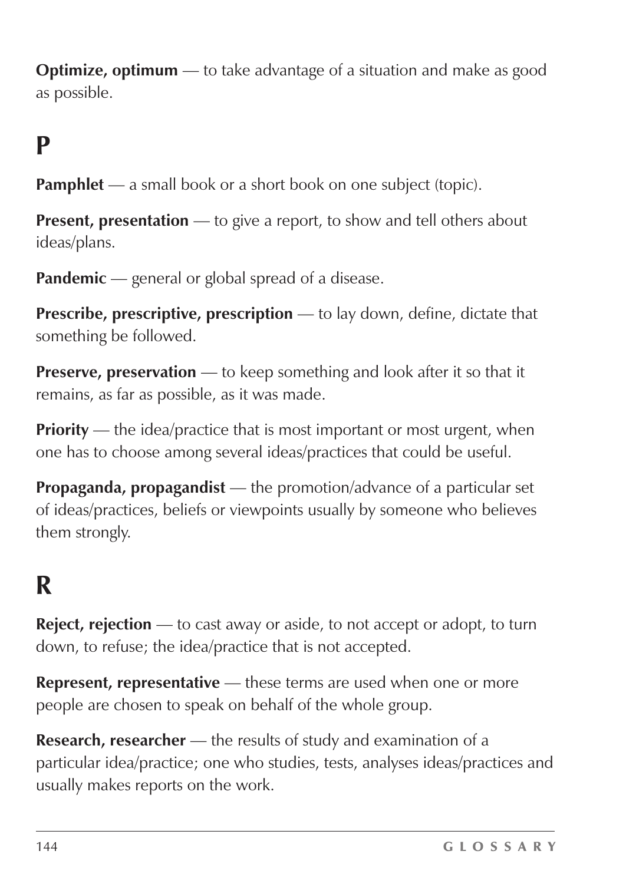**Optimize, optimum** — to take advantage of a situation and make as good as possible.

## P

**Pamphlet** — a small book or a short book on one subject (topic).

**Present, presentation** — to give a report, to show and tell others about ideas/plans.

**Pandemic** — general or global spread of a disease.

**Prescribe, prescriptive, prescription** — to lay down, define, dictate that something be followed.

**Preserve, preservation** — to keep something and look after it so that it remains, as far as possible, as it was made.

**Priority** — the idea/practice that is most important or most urgent, when one has to choose among several ideas/practices that could be useful.

**Propaganda, propagandist** — the promotion/advance of a particular set of ideas/practices, beliefs or viewpoints usually by someone who believes them strongly.

## R

**Reject, rejection** — to cast away or aside, to not accept or adopt, to turn down, to refuse; the idea/practice that is not accepted.

**Represent, representative** — these terms are used when one or more people are chosen to speak on behalf of the whole group.

**Research, researcher** — the results of study and examination of a particular idea/practice; one who studies, tests, analyses ideas/practices and usually makes reports on the work.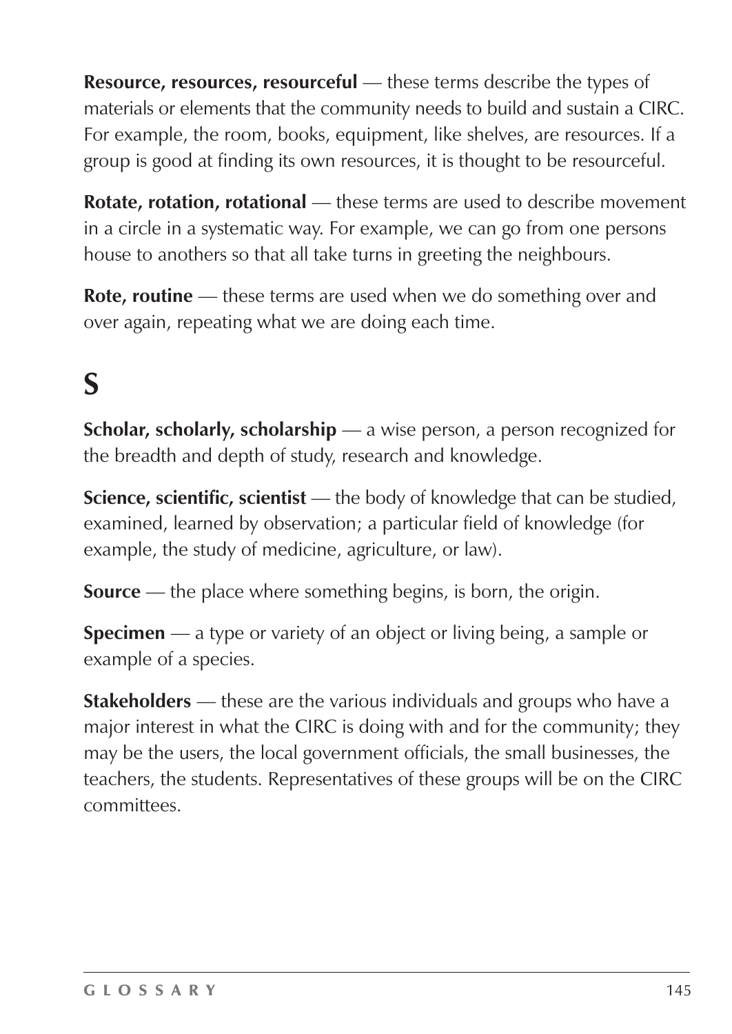**Resource, resources, resourceful** — these terms describe the types of materials or elements that the community needs to build and sustain a CIRC. For example, the room, books, equipment, like shelves, are resources. If a group is good at finding its own resources, it is thought to be resourceful.

**Rotate, rotation, rotational** — these terms are used to describe movement in a circle in a systematic way. For example, we can go from one persons house to anothers so that all take turns in greeting the neighbours.

**Rote, routine** — these terms are used when we do something over and over again, repeating what we are doing each time.

# S

**Scholar, scholarly, scholarship** — a wise person, a person recognized for the breadth and depth of study, research and knowledge.

**Science, scientific, scientist** — the body of knowledge that can be studied, examined, learned by observation; a particular field of knowledge (for example, the study of medicine, agriculture, or law).

**Source** — the place where something begins, is born, the origin.

**Specimen** — a type or variety of an object or living being, a sample or example of a species.

**Stakeholders** — these are the various individuals and groups who have a major interest in what the CIRC is doing with and for the community; they may be the users, the local government officials, the small businesses, the teachers, the students. Representatives of these groups will be on the CIRC committees.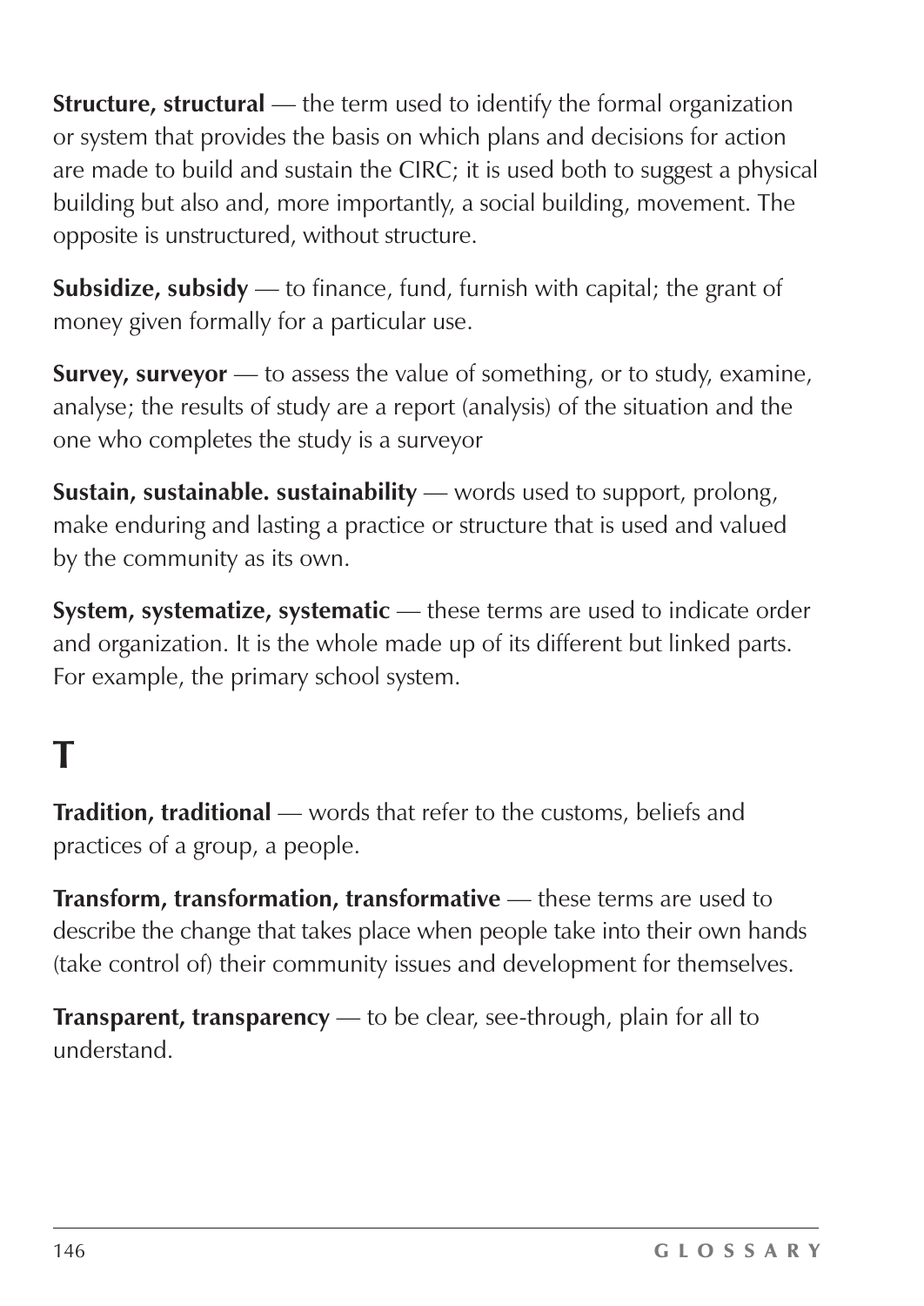**Structure, structural** — the term used to identify the formal organization or system that provides the basis on which plans and decisions for action are made to build and sustain the CIRC; it is used both to suggest a physical building but also and, more importantly, a social building, movement. The opposite is unstructured, without structure.

**Subsidize, subsidy** — to finance, fund, furnish with capital; the grant of money given formally for a particular use.

**Survey, surveyor** — to assess the value of something, or to study, examine, analyse; the results of study are a report (analysis) of the situation and the one who completes the study is a surveyor

**Sustain, sustainable. sustainability** — words used to support, prolong, make enduring and lasting a practice or structure that is used and valued by the community as its own.

**System, systematize, systematic** — these terms are used to indicate order and organization. It is the whole made up of its different but linked parts. For example, the primary school system.

# T

**Tradition, traditional** — words that refer to the customs, beliefs and practices of a group, a people.

**Transform, transformation, transformative** — these terms are used to describe the change that takes place when people take into their own hands (take control of) their community issues and development for themselves.

**Transparent, transparency** — to be clear, see-through, plain for all to understand.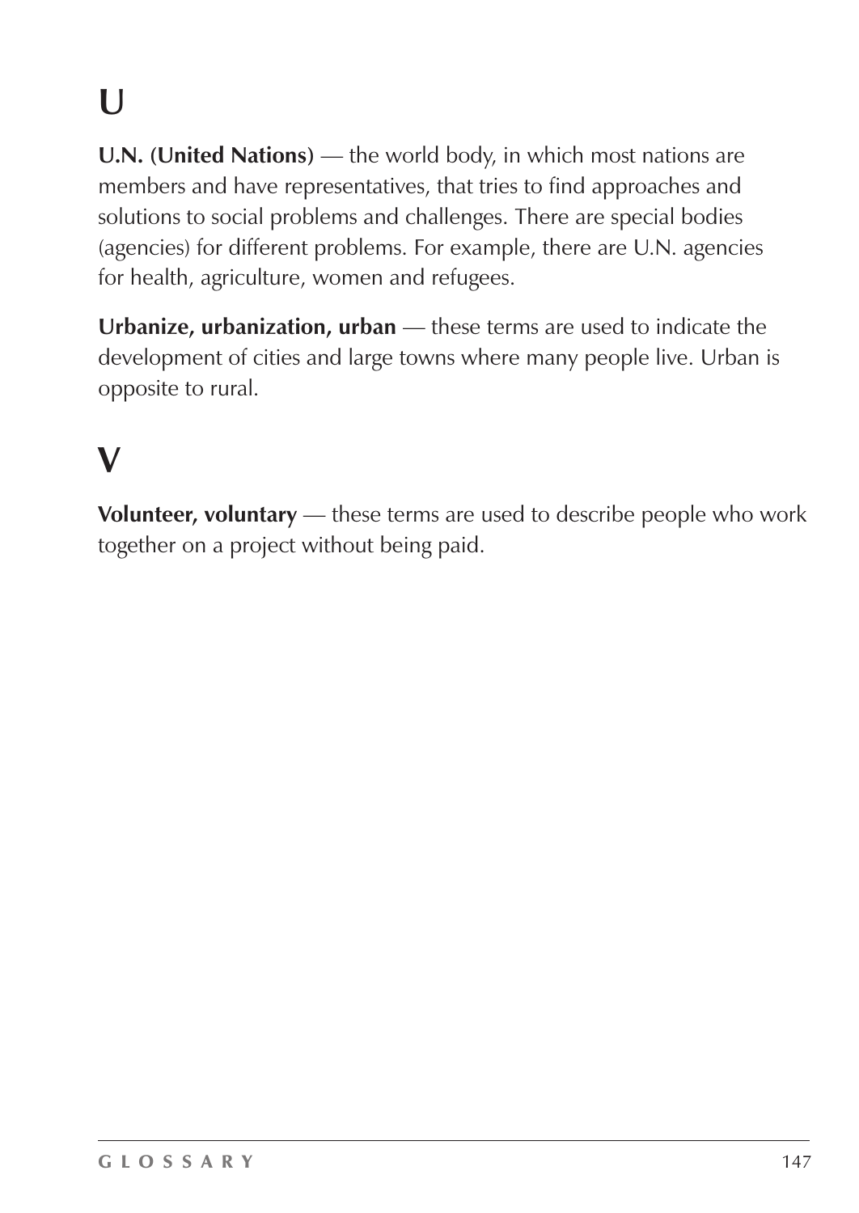# U

**U.N. (United Nations)** — the world body, in which most nations are members and have representatives, that tries to find approaches and solutions to social problems and challenges. There are special bodies (agencies) for different problems. For example, there are U.N. agencies for health, agriculture, women and refugees.

**Urbanize, urbanization, urban** — these terms are used to indicate the development of cities and large towns where many people live. Urban is opposite to rural.

# V

**Volunteer, voluntary** — these terms are used to describe people who work together on a project without being paid.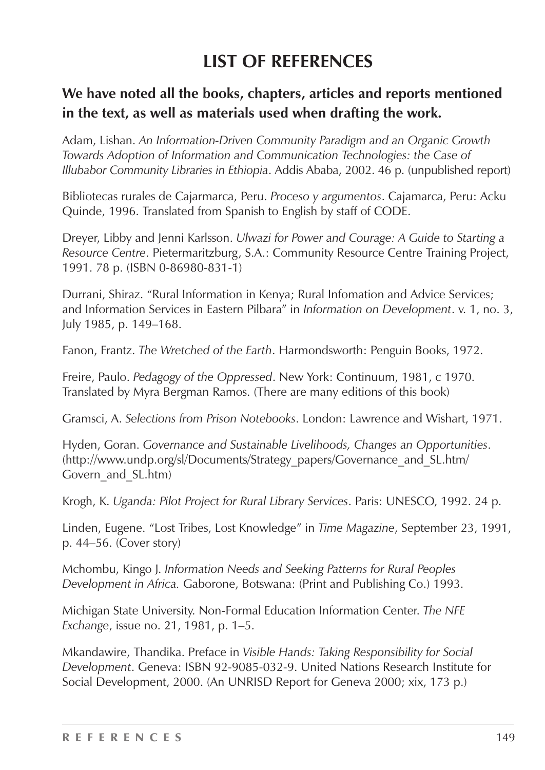# LIST OF REFERENCES

**We have noted all the books, chapters, articles and reports mentioned in the text, as well as materials used when drafting the work.**

Adam, Lishan. *An Information-Driven Community Paradigm and an Organic Growth Towards Adoption of Information and Communication Technologies: the Case of Illubabor Community Libraries in Ethiopia*. Addis Ababa, 2002. 46 p. (unpublished report)

Bibliotecas rurales de Cajarmarca, Peru. *Proceso y argumentos*. Cajamarca, Peru: Acku Quinde, 1996. Translated from Spanish to English by staff of CODE.

Dreyer, Libby and Jenni Karlsson. *Ulwazi for Power and Courage: A Guide to Starting a Resource Centre*. Pietermaritzburg, S.A.: Community Resource Centre Training Project, 1991. 78 p. (ISBN 0-86980-831-1)

Durrani, Shiraz. "Rural Information in Kenya; Rural Infomation and Advice Services; and Information Services in Eastern Pilbara" in *Information on Development*. v. 1, no. 3, July 1985, p. 149–168.

Fanon, Frantz. *The Wretched of the Earth*. Harmondsworth: Penguin Books, 1972.

Freire, Paulo. *Pedagogy of the Oppressed*. New York: Continuum, 1981, c 1970. Translated by Myra Bergman Ramos. (There are many editions of this book)

Gramsci, A. *Selections from Prison Notebooks*. London: Lawrence and Wishart, 1971.

Hyden, Goran. *Governance and Sustainable Livelihoods, Changes an Opportunities*. (http://www.undp.org/sl/Documents/Strategy_papers/Governance_and_SL.htm/Govern_and_SL.htm)

Krogh, K. *Uganda: Pilot Project for Rural Library Services*. Paris: UNESCO, 1992. 24 p.

Linden, Eugene. "Lost Tribes, Lost Knowledge" in *Time Magazine*, September 23, 1991, p. 44–56. (Cover story)

Mchombu, Kingo J. *Information Needs and Seeking Patterns for Rural Peoples Development in Africa.* Gaborone, Botswana: (Print and Publishing Co.) 1993.

Michigan State University. Non-Formal Education Information Center. *The NFE Exchange*, issue no. 21, 1981, p. 1–5.

Mkandawire, Thandika. Preface in *Visible Hands: Taking Responsibility for Social Development*. Geneva: ISBN 92-9085-032-9. United Nations Research Institute for Social Development, 2000. (An UNRISD Report for Geneva 2000; xix, 173 p.)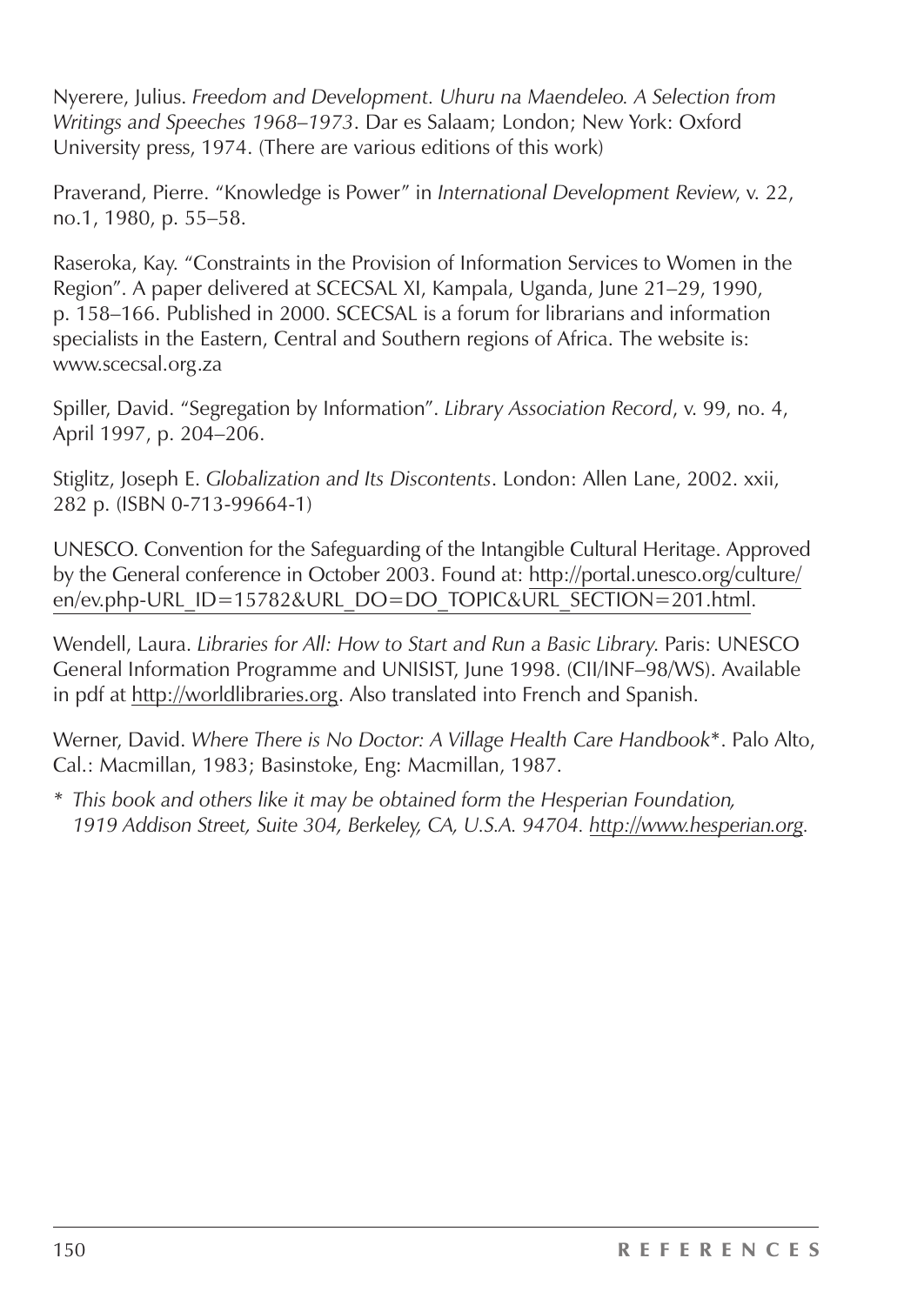Nyerere, Julius. *Freedom and Development. Uhuru na Maendeleo. A Selection from Writings and Speeches 1968–1973*. Dar es Salaam; London; New York: Oxford University press, 1974. (There are various editions of this work)

Praverand, Pierre. "Knowledge is Power" in *International Development Review*, v. 22, no.1, 1980, p. 55–58.

Raseroka, Kay. "Constraints in the Provision of Information Services to Women in the Region". A paper delivered at SCECSAL XI, Kampala, Uganda, June 21–29, 1990, p. 158–166. Published in 2000. SCECSAL is a forum for librarians and information specialists in the Eastern, Central and Southern regions of Africa. The website is: www.scecsal.org.za

Spiller, David. "Segregation by Information". *Library Association Record*, v. 99, no. 4, April 1997, p. 204–206.

Stiglitz, Joseph E. *Globalization and Its Discontents*. London: Allen Lane, 2002. xxii, 282 p. (ISBN 0-713-99664-1)

UNESCO. Convention for the Safeguarding of the Intangible Cultural Heritage. Approved by the General conference in October 2003. Found at: http://portal.unesco.org/culture/en/ev.php-URL_ID=15782&URL_DO=DO_TOPIC&URL_SECTION=201.html.

Wendell, Laura. *Libraries for All: How to Start and Run a Basic Library*. Paris: UNESCO General Information Programme and UNISIST, June 1998. (CII/INF–98/WS). Available in pdf at http://worldlibraries.org. Also translated into French and Spanish.

Werner, David. *Where There is No Doctor: A Village Health Care Handbook*\*. Palo Alto, Cal.: Macmillan, 1983; Basinstoke, Eng: Macmillan, 1987.

\* *This book and others like it may be obtained form the Hesperian Foundation, 1919 Addison Street, Suite 304, Berkeley, CA, U.S.A. 94704. http://www.hesperian.org.*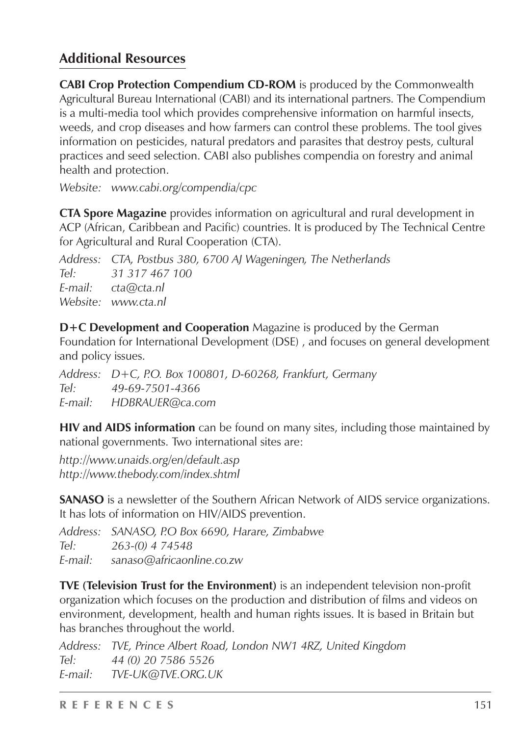## Additional Resources

**CABI Crop Protection Compendium CD-ROM** is produced by the Commonwealth Agricultural Bureau International (CABI) and its international partners. The Compendium is a multi-media tool which provides comprehensive information on harmful insects, weeds, and crop diseases and how farmers can control these problems. The tool gives information on pesticides, natural predators and parasites that destroy pests, cultural practices and seed selection. CABI also publishes compendia on forestry and animal health and protection.

*Website: www.cabi.org/compendia/cpc*

**CTA Spore Magazine** provides information on agricultural and rural development in ACP (African, Caribbean and Pacific) countries. It is produced by The Technical Centre for Agricultural and Rural Cooperation (CTA).

*Address: CTA, Postbus 380, 6700 AJ Wageningen, The Netherlands*
*Tel: 31 317 467 100*
*E-mail: cta@cta.nl*
*Website: www.cta.nl*

**D+C Development and Cooperation** Magazine is produced by the German Foundation for International Development (DSE) , and focuses on general development and policy issues.

*Address: D+C, P.O. Box 100801, D-60268, Frankfurt, Germany*
*Tel: 49-69-7501-4366*
*E-mail: HDBRAUER@ca.com*

**HIV and AIDS information** can be found on many sites, including those maintained by national governments. Two international sites are:

*http://www.unaids.org/en/default.asp*
*http://www.thebody.com/index.shtml*

**SANASO** is a newsletter of the Southern African Network of AIDS service organizations. It has lots of information on HIV/AIDS prevention.

*Address: SANASO, P.O Box 6690, Harare, Zimbabwe*
*Tel: 263-(0) 4 74548*
*E-mail: sanaso@africaonline.co.zw*

**TVE (Television Trust for the Environment)** is an independent television non-profit organization which focuses on the production and distribution of films and videos on environment, development, health and human rights issues. It is based in Britain but has branches throughout the world.

*Address: TVE, Prince Albert Road, London NW1 4RZ, United Kingdom*
*Tel: 44 (0) 20 7586 5526*
*E-mail: TVE-UK@TVE.ORG.UK*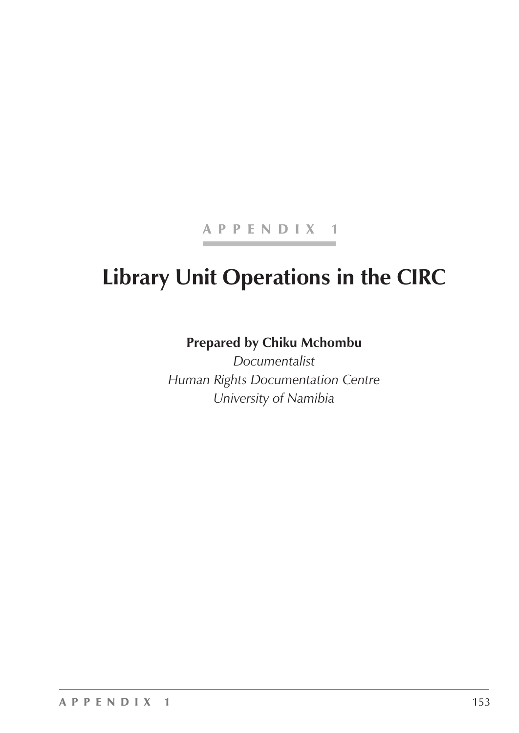APPENDIX 1

# Library Unit Operations in the CIRC

**Prepared by Chiku Mchombu**

*Documentalist*
*Human Rights Documentation Centre*
*University of Namibia*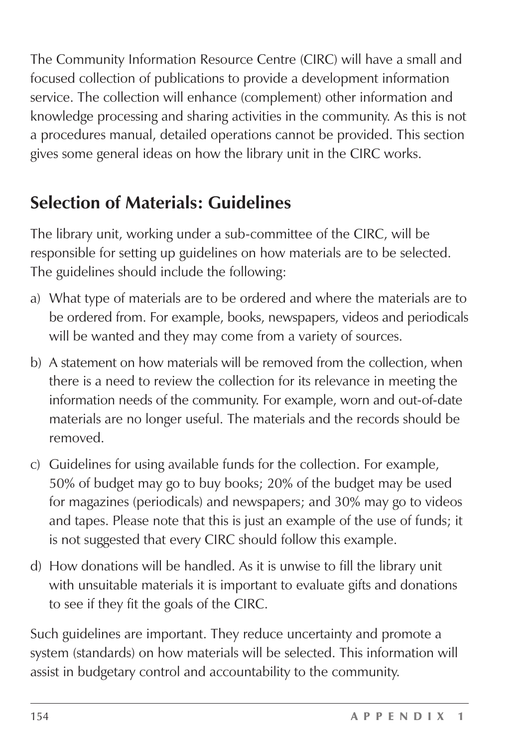The Community Information Resource Centre (CIRC) will have a small and focused collection of publications to provide a development information service. The collection will enhance (complement) other information and knowledge processing and sharing activities in the community. As this is not a procedures manual, detailed operations cannot be provided. This section gives some general ideas on how the library unit in the CIRC works.

## Selection of Materials: Guidelines

The library unit, working under a sub-committee of the CIRC, will be responsible for setting up guidelines on how materials are to be selected. The guidelines should include the following:

a) What type of materials are to be ordered and where the materials are to be ordered from. For example, books, newspapers, videos and periodicals will be wanted and they may come from a variety of sources.

b) A statement on how materials will be removed from the collection, when there is a need to review the collection for its relevance in meeting the information needs of the community. For example, worn and out-of-date materials are no longer useful. The materials and the records should be removed.

c) Guidelines for using available funds for the collection. For example, 50% of budget may go to buy books; 20% of the budget may be used for magazines (periodicals) and newspapers; and 30% may go to videos and tapes. Please note that this is just an example of the use of funds; it is not suggested that every CIRC should follow this example.

d) How donations will be handled. As it is unwise to fill the library unit with unsuitable materials it is important to evaluate gifts and donations to see if they fit the goals of the CIRC.

Such guidelines are important. They reduce uncertainty and promote a system (standards) on how materials will be selected. This information will assist in budgetary control and accountability to the community.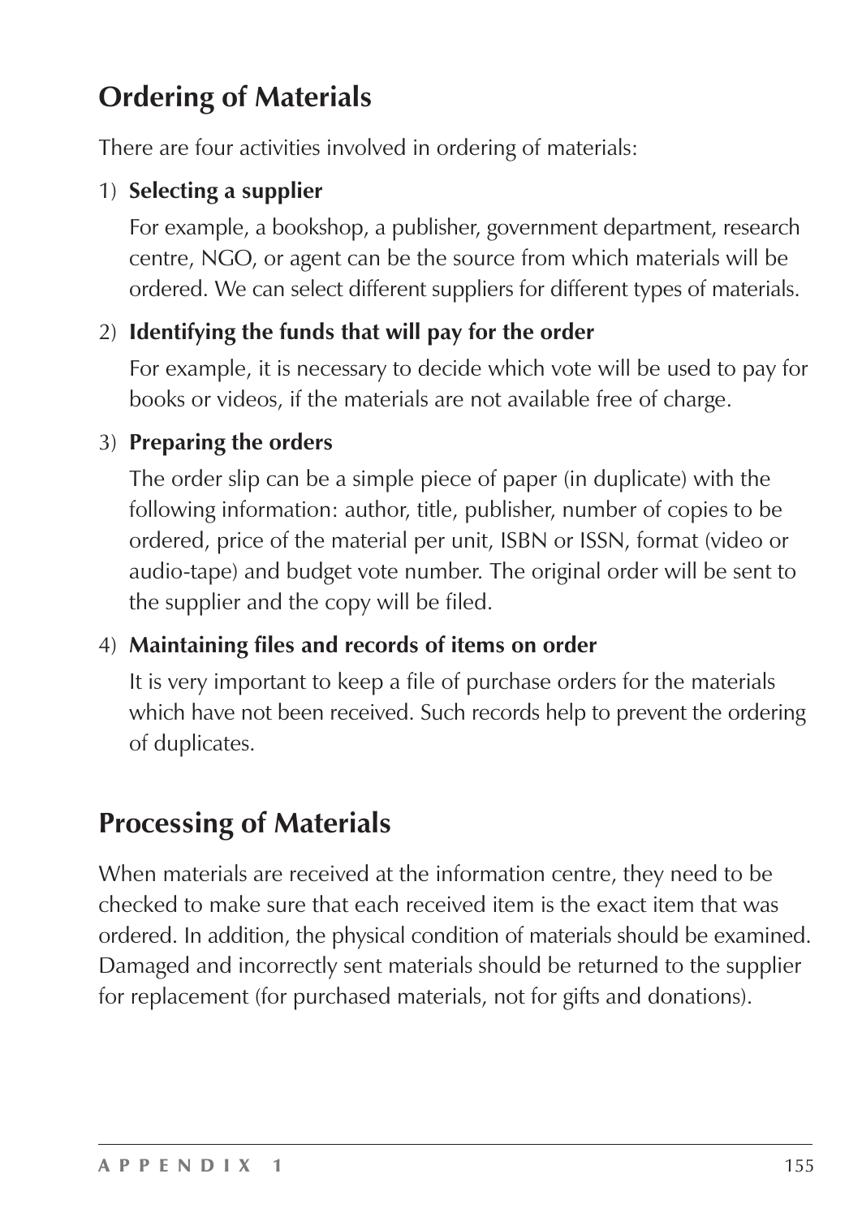## Ordering of Materials

There are four activities involved in ordering of materials:

1) **Selecting a supplier**

   For example, a bookshop, a publisher, government department, research centre, NGO, or agent can be the source from which materials will be ordered. We can select different suppliers for different types of materials.

2) **Identifying the funds that will pay for the order**

   For example, it is necessary to decide which vote will be used to pay for books or videos, if the materials are not available free of charge.

3) **Preparing the orders**

   The order slip can be a simple piece of paper (in duplicate) with the following information: author, title, publisher, number of copies to be ordered, price of the material per unit, ISBN or ISSN, format (video or audio-tape) and budget vote number. The original order will be sent to the supplier and the copy will be filed.

4) **Maintaining files and records of items on order**

   It is very important to keep a file of purchase orders for the materials which have not been received. Such records help to prevent the ordering of duplicates.

## Processing of Materials

When materials are received at the information centre, they need to be checked to make sure that each received item is the exact item that was ordered. In addition, the physical condition of materials should be examined. Damaged and incorrectly sent materials should be returned to the supplier for replacement (for purchased materials, not for gifts and donations).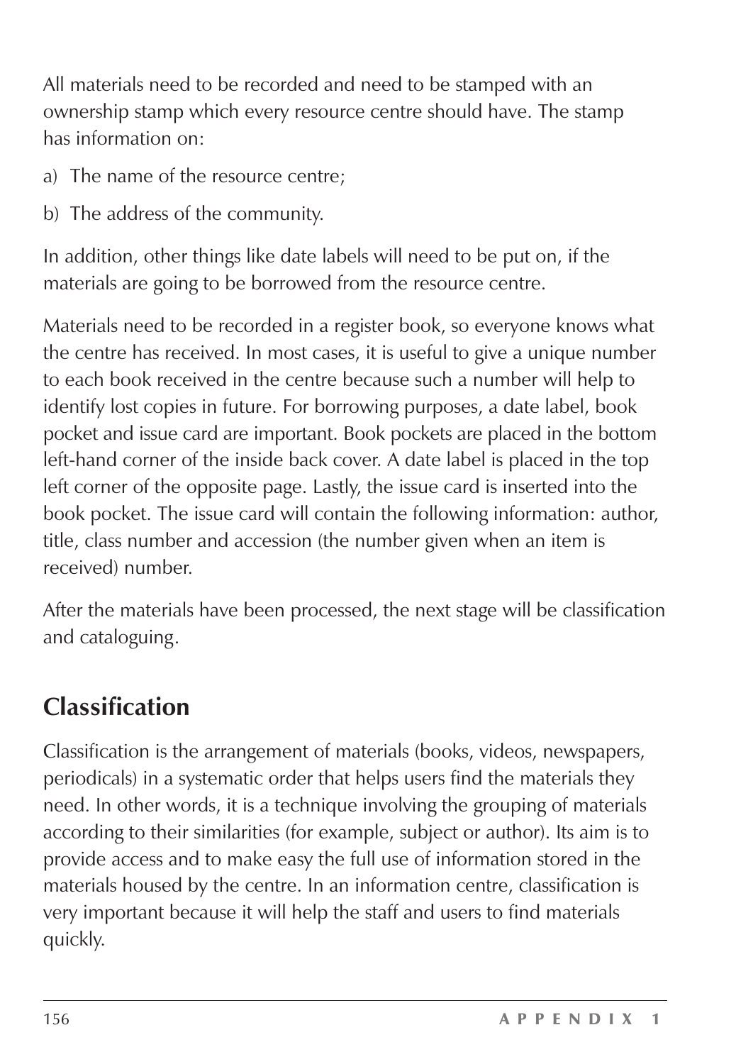All materials need to be recorded and need to be stamped with an ownership stamp which every resource centre should have. The stamp has information on:

a) The name of the resource centre;

b) The address of the community.

In addition, other things like date labels will need to be put on, if the materials are going to be borrowed from the resource centre.

Materials need to be recorded in a register book, so everyone knows what the centre has received. In most cases, it is useful to give a unique number to each book received in the centre because such a number will help to identify lost copies in future. For borrowing purposes, a date label, book pocket and issue card are important. Book pockets are placed in the bottom left-hand corner of the inside back cover. A date label is placed in the top left corner of the opposite page. Lastly, the issue card is inserted into the book pocket. The issue card will contain the following information: author, title, class number and accession (the number given when an item is received) number.

After the materials have been processed, the next stage will be classification and cataloguing.

## Classification

Classification is the arrangement of materials (books, videos, newspapers, periodicals) in a systematic order that helps users find the materials they need. In other words, it is a technique involving the grouping of materials according to their similarities (for example, subject or author). Its aim is to provide access and to make easy the full use of information stored in the materials housed by the centre. In an information centre, classification is very important because it will help the staff and users to find materials quickly.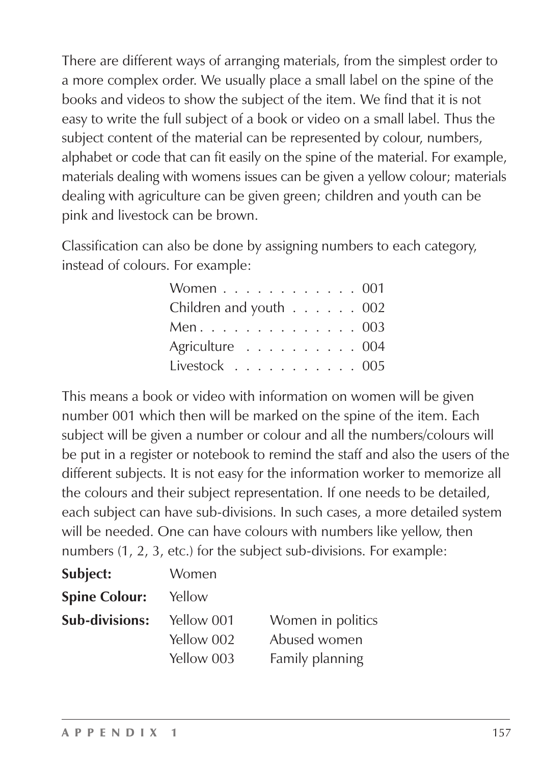There are different ways of arranging materials, from the simplest order to a more complex order. We usually place a small label on the spine of the books and videos to show the subject of the item. We find that it is not easy to write the full subject of a book or video on a small label. Thus the subject content of the material can be represented by colour, numbers, alphabet or code that can fit easily on the spine of the material. For example, materials dealing with womens issues can be given a yellow colour; materials dealing with agriculture can be given green; children and youth can be pink and livestock can be brown.

Classification can also be done by assigning numbers to each category, instead of colours. For example:

Women . . . . . . . . . . . . 001
Children and youth . . . . . . 002
Men . . . . . . . . . . . . . . 003
Agriculture . . . . . . . . . . 004
Livestock . . . . . . . . . . . 005

This means a book or video with information on women will be given number 001 which then will be marked on the spine of the item. Each subject will be given a number or colour and all the numbers/colours will be put in a register or notebook to remind the staff and also the users of the different subjects. It is not easy for the information worker to memorize all the colours and their subject representation. If one needs to be detailed, each subject can have sub-divisions. In such cases, a more detailed system will be needed. One can have colours with numbers like yellow, then numbers (1, 2, 3, etc.) for the subject sub-divisions. For example:

| | | |
|---|---|---|
| **Subject:** | Women | |
| **Spine Colour:** | Yellow | |
| **Sub-divisions:** | Yellow 001 | Women in politics |
| | Yellow 002 | Abused women |
| | Yellow 003 | Family planning |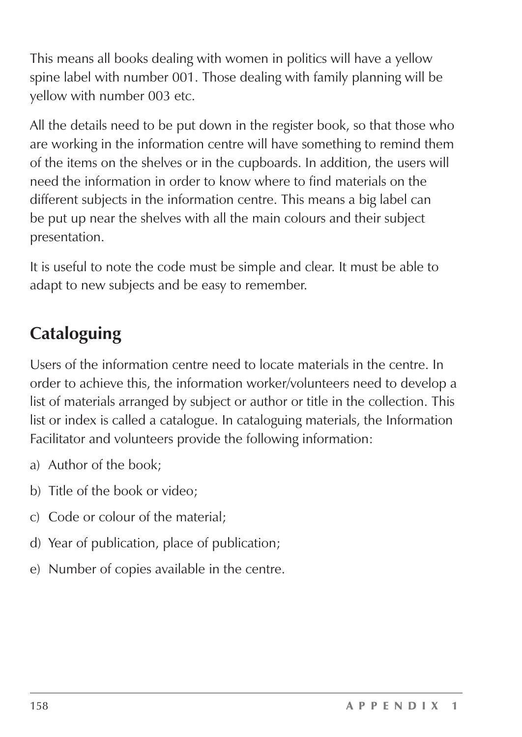This means all books dealing with women in politics will have a yellow spine label with number 001. Those dealing with family planning will be yellow with number 003 etc.

All the details need to be put down in the register book, so that those who are working in the information centre will have something to remind them of the items on the shelves or in the cupboards. In addition, the users will need the information in order to know where to find materials on the different subjects in the information centre. This means a big label can be put up near the shelves with all the main colours and their subject presentation.

It is useful to note the code must be simple and clear. It must be able to adapt to new subjects and be easy to remember.

## Cataloguing

Users of the information centre need to locate materials in the centre. In order to achieve this, the information worker/volunteers need to develop a list of materials arranged by subject or author or title in the collection. This list or index is called a catalogue. In cataloguing materials, the Information Facilitator and volunteers provide the following information:

a) Author of the book;

b) Title of the book or video;

c) Code or colour of the material;

d) Year of publication, place of publication;

e) Number of copies available in the centre.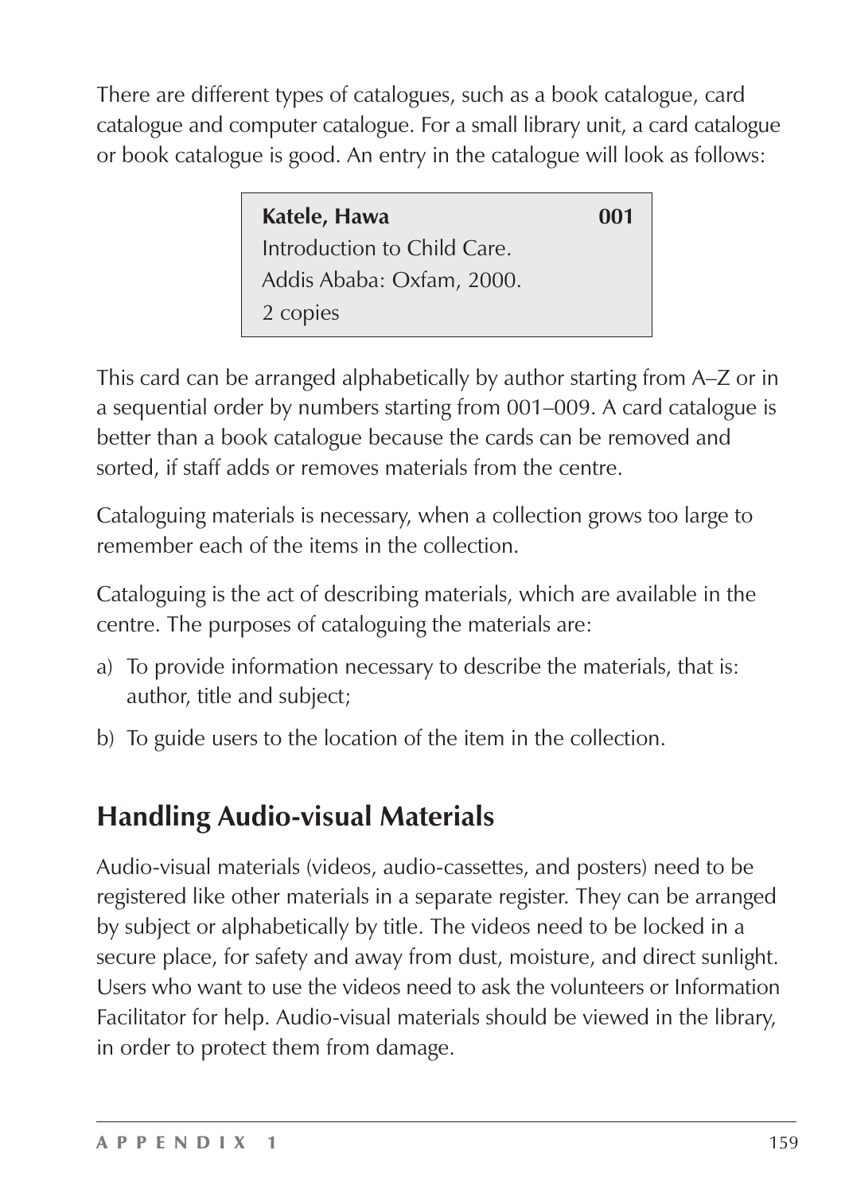There are different types of catalogues, such as a book catalogue, card catalogue and computer catalogue. For a small library unit, a card catalogue or book catalogue is good. An entry in the catalogue will look as follows:

| **Katele, Hawa** | **001** |
|---|---|
| Introduction to Child Care. | |
| Addis Ababa: Oxfam, 2000. | |
| 2 copies | |

This card can be arranged alphabetically by author starting from A–Z or in a sequential order by numbers starting from 001–009. A card catalogue is better than a book catalogue because the cards can be removed and sorted, if staff adds or removes materials from the centre.

Cataloguing materials is necessary, when a collection grows too large to remember each of the items in the collection.

Cataloguing is the act of describing materials, which are available in the centre. The purposes of cataloguing the materials are:

a) To provide information necessary to describe the materials, that is: author, title and subject;

b) To guide users to the location of the item in the collection.

## Handling Audio-visual Materials

Audio-visual materials (videos, audio-cassettes, and posters) need to be registered like other materials in a separate register. They can be arranged by subject or alphabetically by title. The videos need to be locked in a secure place, for safety and away from dust, moisture, and direct sunlight. Users who want to use the videos need to ask the volunteers or Information Facilitator for help. Audio-visual materials should be viewed in the library, in order to protect them from damage.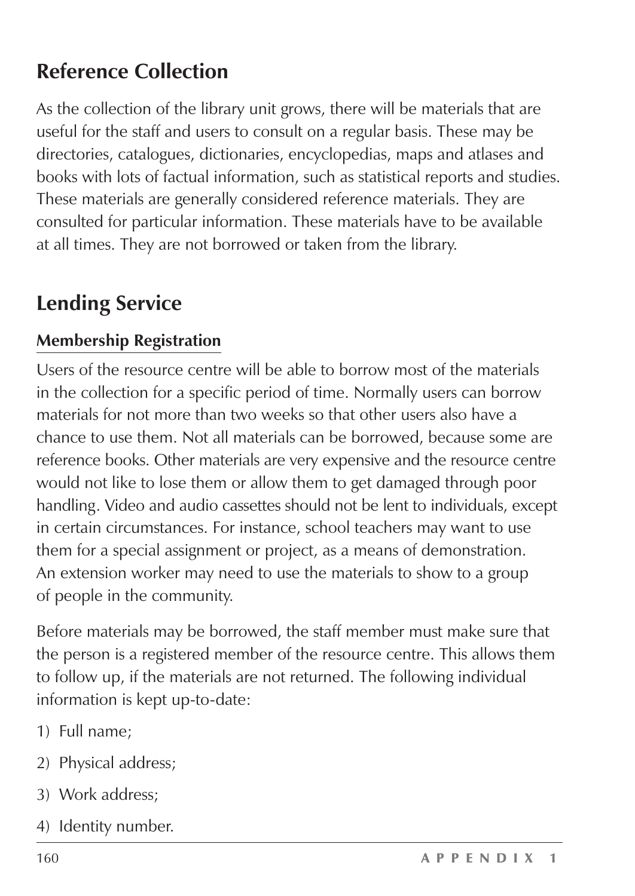## Reference Collection

As the collection of the library unit grows, there will be materials that are useful for the staff and users to consult on a regular basis. These may be directories, catalogues, dictionaries, encyclopedias, maps and atlases and books with lots of factual information, such as statistical reports and studies. These materials are generally considered reference materials. They are consulted for particular information. These materials have to be available at all times. They are not borrowed or taken from the library.

## Lending Service

### Membership Registration

Users of the resource centre will be able to borrow most of the materials in the collection for a specific period of time. Normally users can borrow materials for not more than two weeks so that other users also have a chance to use them. Not all materials can be borrowed, because some are reference books. Other materials are very expensive and the resource centre would not like to lose them or allow them to get damaged through poor handling. Video and audio cassettes should not be lent to individuals, except in certain circumstances. For instance, school teachers may want to use them for a special assignment or project, as a means of demonstration. An extension worker may need to use the materials to show to a group of people in the community.

Before materials may be borrowed, the staff member must make sure that the person is a registered member of the resource centre. This allows them to follow up, if the materials are not returned. The following individual information is kept up-to-date:

1) Full name;
2) Physical address;
3) Work address;
4) Identity number.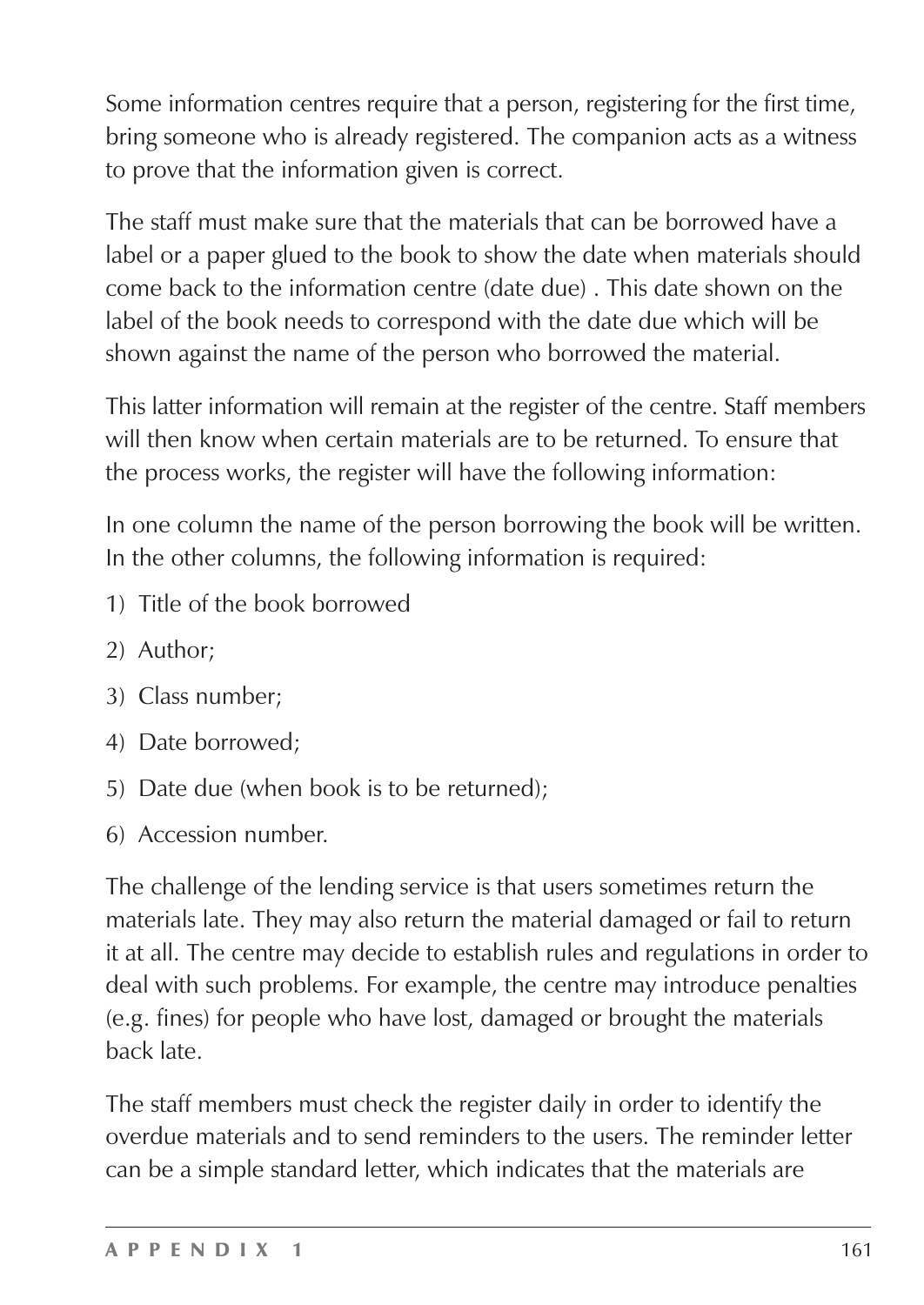Some information centres require that a person, registering for the first time, bring someone who is already registered. The companion acts as a witness to prove that the information given is correct.

The staff must make sure that the materials that can be borrowed have a label or a paper glued to the book to show the date when materials should come back to the information centre (date due) . This date shown on the label of the book needs to correspond with the date due which will be shown against the name of the person who borrowed the material.

This latter information will remain at the register of the centre. Staff members will then know when certain materials are to be returned. To ensure that the process works, the register will have the following information:

In one column the name of the person borrowing the book will be written. In the other columns, the following information is required:

1) Title of the book borrowed
2) Author;
3) Class number;
4) Date borrowed;
5) Date due (when book is to be returned);
6) Accession number.

The challenge of the lending service is that users sometimes return the materials late. They may also return the material damaged or fail to return it at all. The centre may decide to establish rules and regulations in order to deal with such problems. For example, the centre may introduce penalties (e.g. fines) for people who have lost, damaged or brought the materials back late.

The staff members must check the register daily in order to identify the overdue materials and to send reminders to the users. The reminder letter can be a simple standard letter, which indicates that the materials are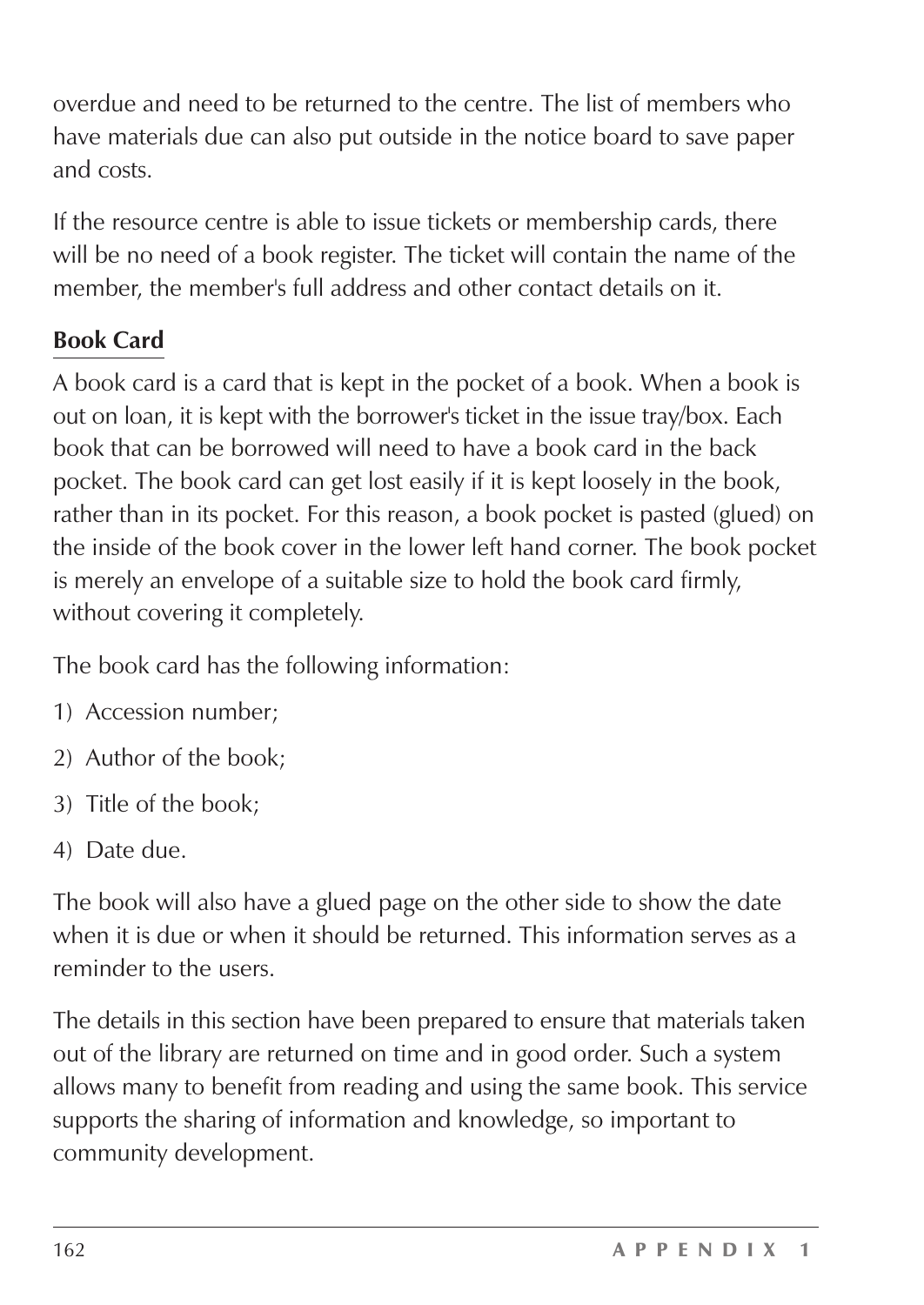overdue and need to be returned to the centre. The list of members who have materials due can also put outside in the notice board to save paper and costs.

If the resource centre is able to issue tickets or membership cards, there will be no need of a book register. The ticket will contain the name of the member, the member's full address and other contact details on it.

## Book Card

A book card is a card that is kept in the pocket of a book. When a book is out on loan, it is kept with the borrower's ticket in the issue tray/box. Each book that can be borrowed will need to have a book card in the back pocket. The book card can get lost easily if it is kept loosely in the book, rather than in its pocket. For this reason, a book pocket is pasted (glued) on the inside of the book cover in the lower left hand corner. The book pocket is merely an envelope of a suitable size to hold the book card firmly, without covering it completely.

The book card has the following information:

1) Accession number;
2) Author of the book;
3) Title of the book;
4) Date due.

The book will also have a glued page on the other side to show the date when it is due or when it should be returned. This information serves as a reminder to the users.

The details in this section have been prepared to ensure that materials taken out of the library are returned on time and in good order. Such a system allows many to benefit from reading and using the same book. This service supports the sharing of information and knowledge, so important to community development.